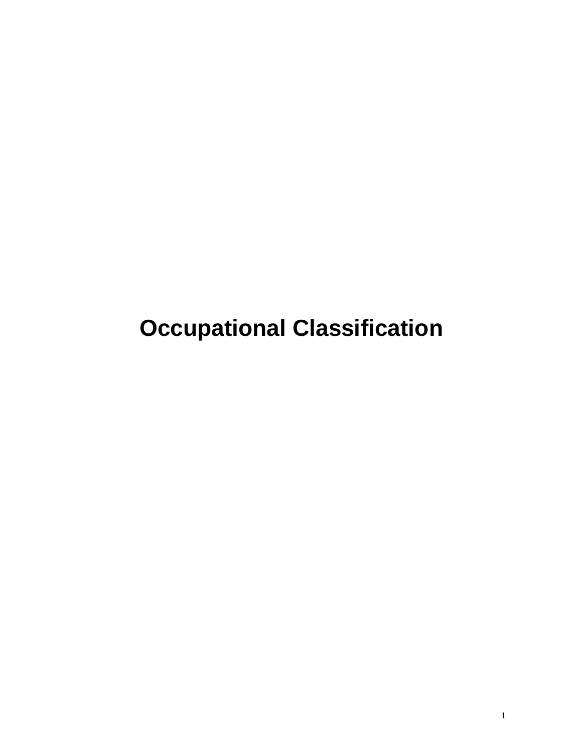# Occupational Classification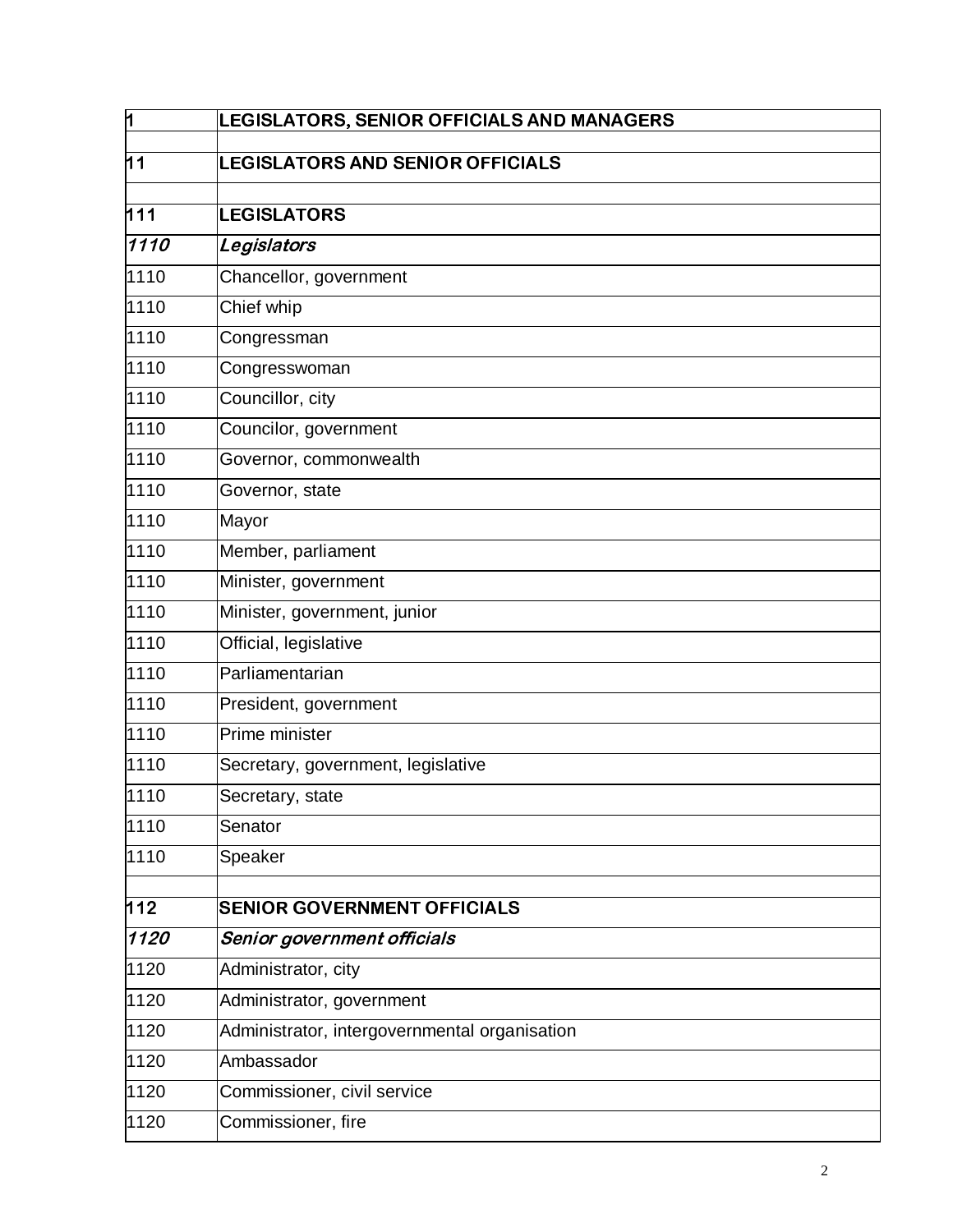| 1 | **LEGISLATORS, SENIOR OFFICIALS AND MANAGERS** |
|---|---|
| | |
| 11 | **LEGISLATORS AND SENIOR OFFICIALS** |
| | |
| 111 | **LEGISLATORS** |
| ***1110*** | ***Legislators*** |
| 1110 | Chancellor, government |
| 1110 | Chief whip |
| 1110 | Congressman |
| 1110 | Congresswoman |
| 1110 | Councillor, city |
| 1110 | Councilor, government |
| 1110 | Governor, commonwealth |
| 1110 | Governor, state |
| 1110 | Mayor |
| 1110 | Member, parliament |
| 1110 | Minister, government |
| 1110 | Minister, government, junior |
| 1110 | Official, legislative |
| 1110 | Parliamentarian |
| 1110 | President, government |
| 1110 | Prime minister |
| 1110 | Secretary, government, legislative |
| 1110 | Secretary, state |
| 1110 | Senator |
| 1110 | Speaker |
| | |
| 112 | **SENIOR GOVERNMENT OFFICIALS** |
| ***1120*** | ***Senior government officials*** |
| 1120 | Administrator, city |
| 1120 | Administrator, government |
| 1120 | Administrator, intergovernmental organisation |
| 1120 | Ambassador |
| 1120 | Commissioner, civil service |
| 1120 | Commissioner, fire |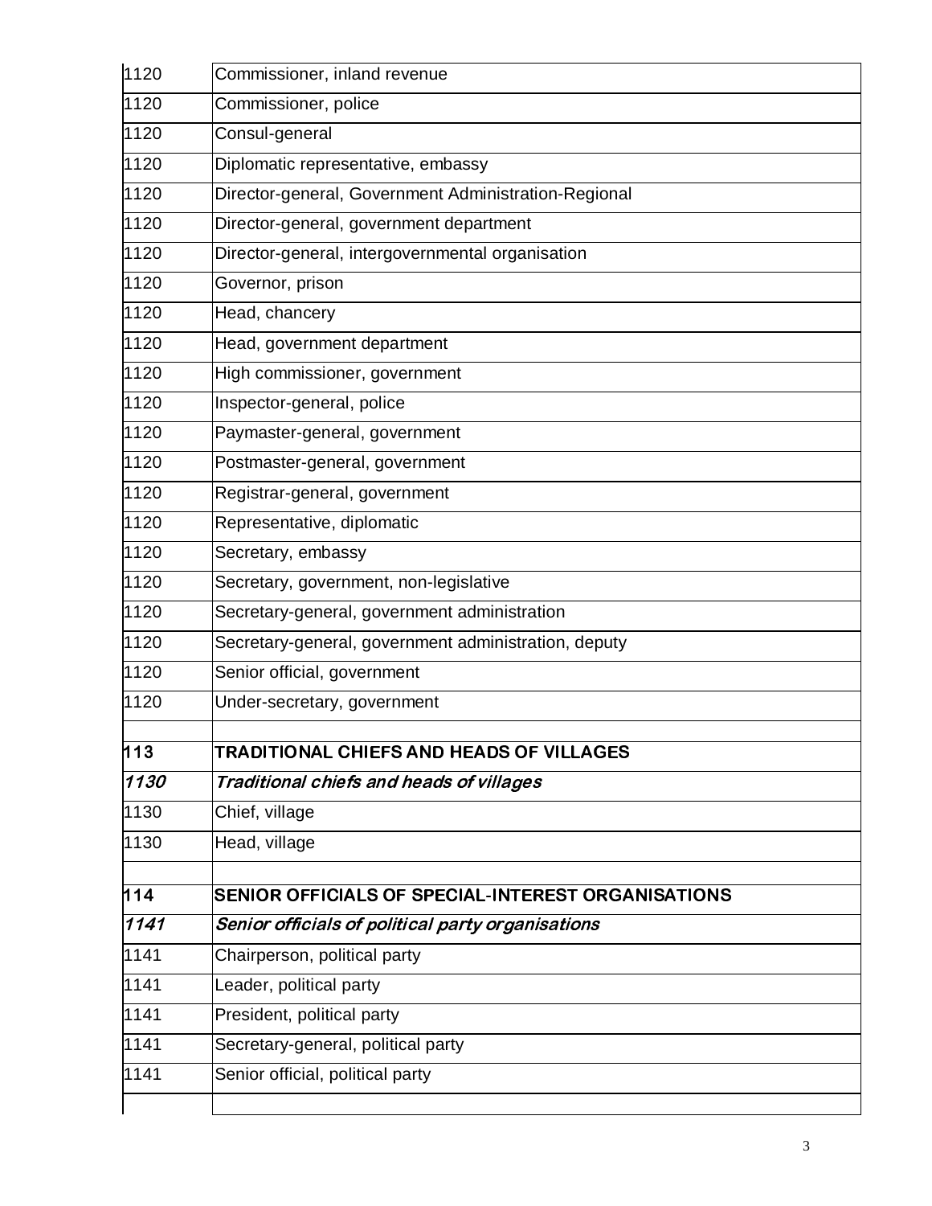| | |
|---|---|
| 1120 | Commissioner, inland revenue |
| 1120 | Commissioner, police |
| 1120 | Consul-general |
| 1120 | Diplomatic representative, embassy |
| 1120 | Director-general, Government Administration-Regional |
| 1120 | Director-general, government department |
| 1120 | Director-general, intergovernmental organisation |
| 1120 | Governor, prison |
| 1120 | Head, chancery |
| 1120 | Head, government department |
| 1120 | High commissioner, government |
| 1120 | Inspector-general, police |
| 1120 | Paymaster-general, government |
| 1120 | Postmaster-general, government |
| 1120 | Registrar-general, government |
| 1120 | Representative, diplomatic |
| 1120 | Secretary, embassy |
| 1120 | Secretary, government, non-legislative |
| 1120 | Secretary-general, government administration |
| 1120 | Secretary-general, government administration, deputy |
| 1120 | Senior official, government |
| 1120 | Under-secretary, government |
| | |
| **113** | **TRADITIONAL CHIEFS AND HEADS OF VILLAGES** |
| ***1130*** | ***Traditional chiefs and heads of villages*** |
| 1130 | Chief, village |
| 1130 | Head, village |
| | |
| **114** | **SENIOR OFFICIALS OF SPECIAL-INTEREST ORGANISATIONS** |
| ***1141*** | ***Senior officials of political party organisations*** |
| 1141 | Chairperson, political party |
| 1141 | Leader, political party |
| 1141 | President, political party |
| 1141 | Secretary-general, political party |
| 1141 | Senior official, political party |
| | |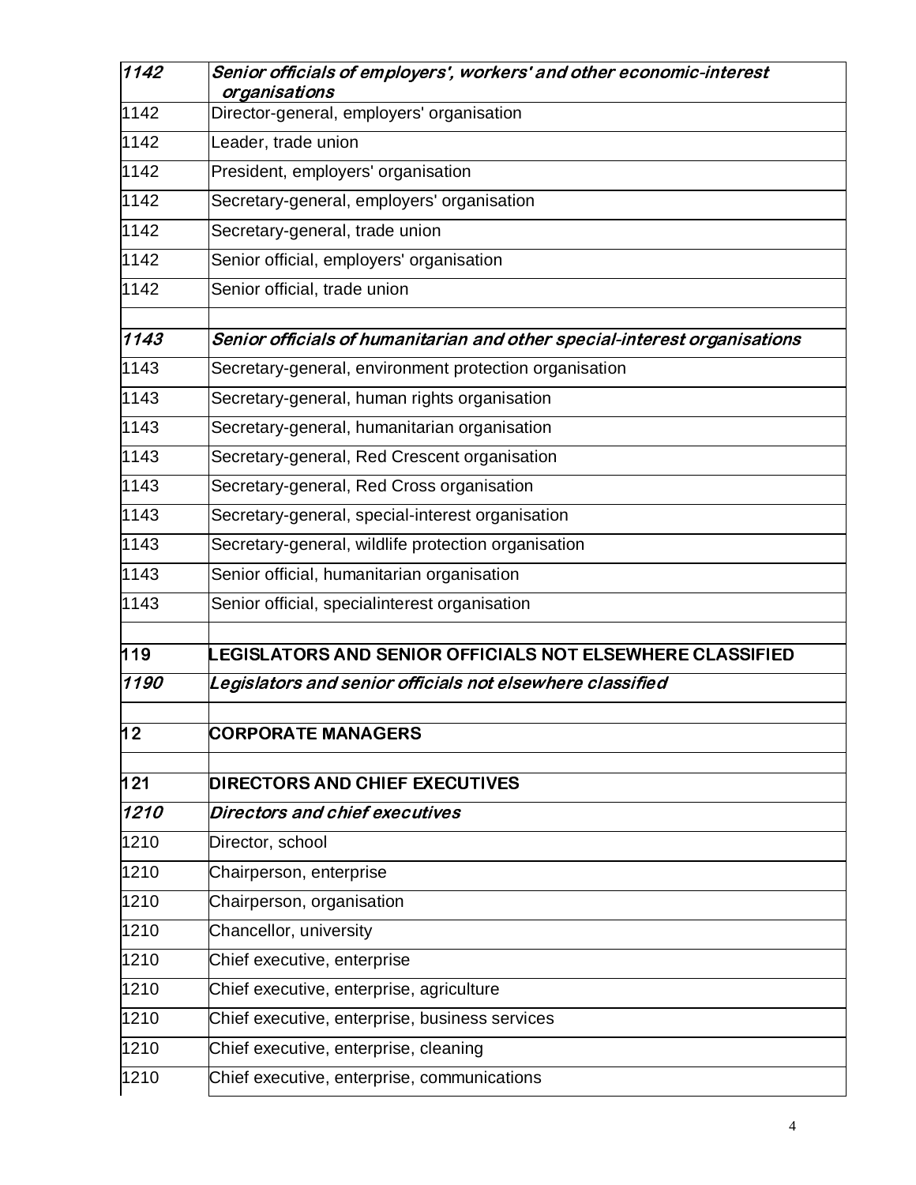| | |
|---|---|
| *1142* | *Senior officials of employers', workers' and other economic-interest organisations* |
| 1142 | Director-general, employers' organisation |
| 1142 | Leader, trade union |
| 1142 | President, employers' organisation |
| 1142 | Secretary-general, employers' organisation |
| 1142 | Secretary-general, trade union |
| 1142 | Senior official, employers' organisation |
| 1142 | Senior official, trade union |
| | |
| *1143* | *Senior officials of humanitarian and other special-interest organisations* |
| 1143 | Secretary-general, environment protection organisation |
| 1143 | Secretary-general, human rights organisation |
| 1143 | Secretary-general, humanitarian organisation |
| 1143 | Secretary-general, Red Crescent organisation |
| 1143 | Secretary-general, Red Cross organisation |
| 1143 | Secretary-general, special-interest organisation |
| 1143 | Secretary-general, wildlife protection organisation |
| 1143 | Senior official, humanitarian organisation |
| 1143 | Senior official, specialinterest organisation |
| | |
| **119** | **LEGISLATORS AND SENIOR OFFICIALS NOT ELSEWHERE CLASSIFIED** |
| *1190* | *Legislators and senior officials not elsewhere classified* |
| | |
| **12** | **CORPORATE MANAGERS** |
| | |
| **121** | **DIRECTORS AND CHIEF EXECUTIVES** |
| *1210* | *Directors and chief executives* |
| 1210 | Director, school |
| 1210 | Chairperson, enterprise |
| 1210 | Chairperson, organisation |
| 1210 | Chancellor, university |
| 1210 | Chief executive, enterprise |
| 1210 | Chief executive, enterprise, agriculture |
| 1210 | Chief executive, enterprise, business services |
| 1210 | Chief executive, enterprise, cleaning |
| 1210 | Chief executive, enterprise, communications |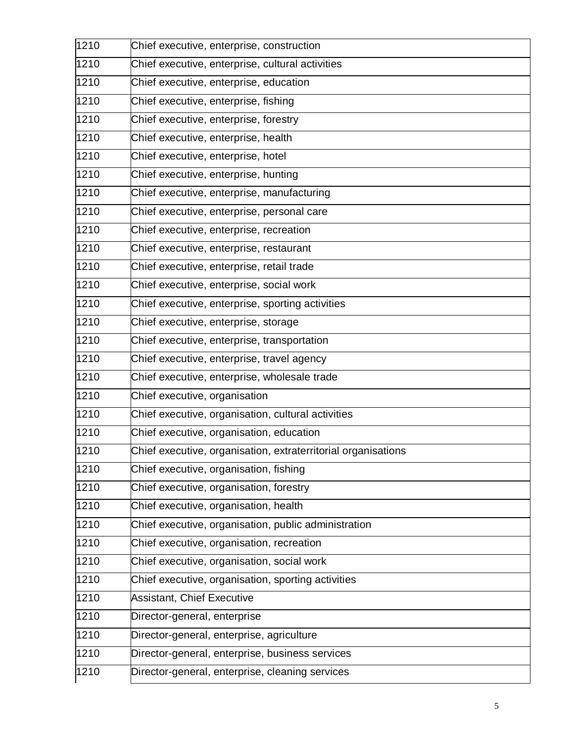| | |
|---|---|
| 1210 | Chief executive, enterprise, construction |
| 1210 | Chief executive, enterprise, cultural activities |
| 1210 | Chief executive, enterprise, education |
| 1210 | Chief executive, enterprise, fishing |
| 1210 | Chief executive, enterprise, forestry |
| 1210 | Chief executive, enterprise, health |
| 1210 | Chief executive, enterprise, hotel |
| 1210 | Chief executive, enterprise, hunting |
| 1210 | Chief executive, enterprise, manufacturing |
| 1210 | Chief executive, enterprise, personal care |
| 1210 | Chief executive, enterprise, recreation |
| 1210 | Chief executive, enterprise, restaurant |
| 1210 | Chief executive, enterprise, retail trade |
| 1210 | Chief executive, enterprise, social work |
| 1210 | Chief executive, enterprise, sporting activities |
| 1210 | Chief executive, enterprise, storage |
| 1210 | Chief executive, enterprise, transportation |
| 1210 | Chief executive, enterprise, travel agency |
| 1210 | Chief executive, enterprise, wholesale trade |
| 1210 | Chief executive, organisation |
| 1210 | Chief executive, organisation, cultural activities |
| 1210 | Chief executive, organisation, education |
| 1210 | Chief executive, organisation, extraterritorial organisations |
| 1210 | Chief executive, organisation, fishing |
| 1210 | Chief executive, organisation, forestry |
| 1210 | Chief executive, organisation, health |
| 1210 | Chief executive, organisation, public administration |
| 1210 | Chief executive, organisation, recreation |
| 1210 | Chief executive, organisation, social work |
| 1210 | Chief executive, organisation, sporting activities |
| 1210 | Assistant, Chief Executive |
| 1210 | Director-general, enterprise |
| 1210 | Director-general, enterprise, agriculture |
| 1210 | Director-general, enterprise, business services |
| 1210 | Director-general, enterprise, cleaning services |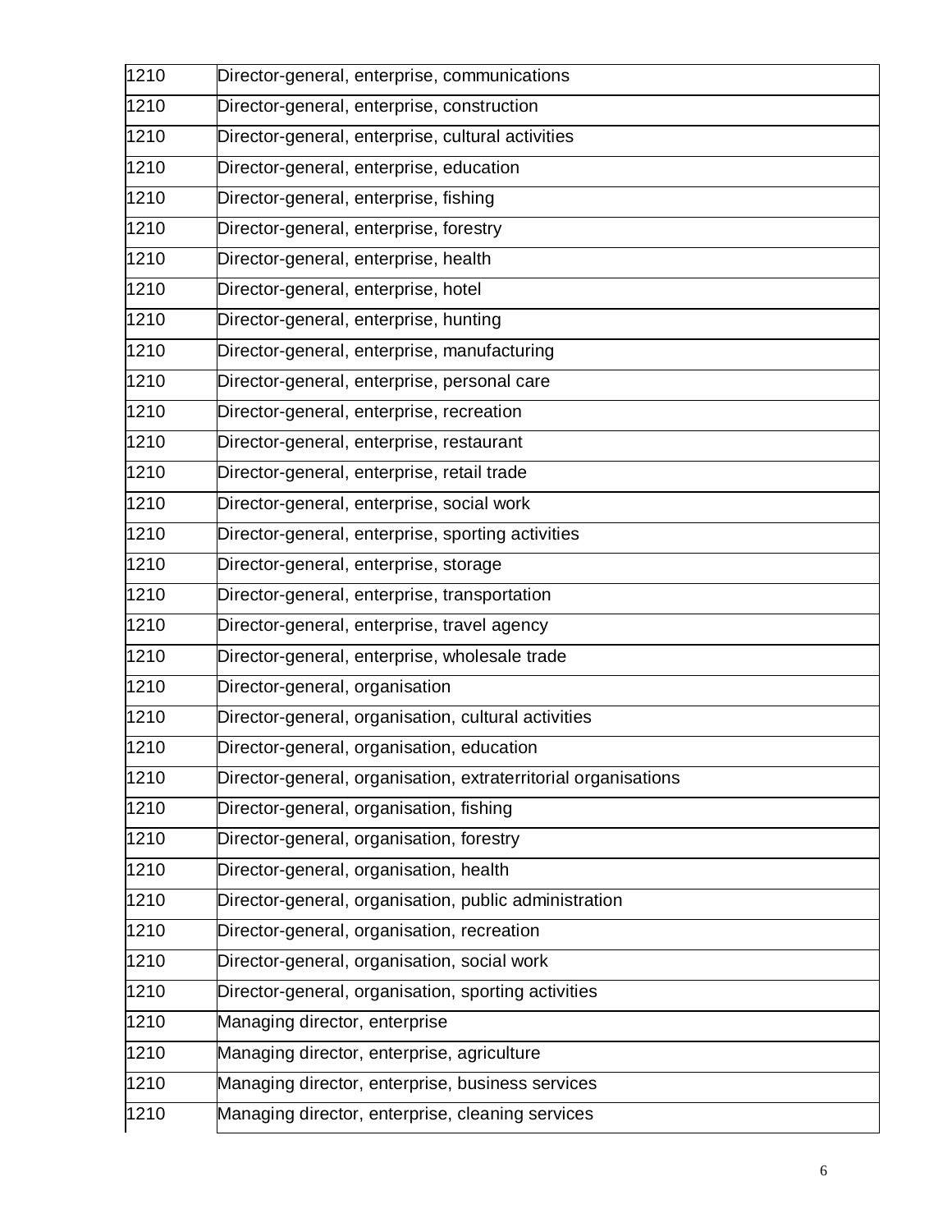| | |
|---|---|
| 1210 | Director-general, enterprise, communications |
| 1210 | Director-general, enterprise, construction |
| 1210 | Director-general, enterprise, cultural activities |
| 1210 | Director-general, enterprise, education |
| 1210 | Director-general, enterprise, fishing |
| 1210 | Director-general, enterprise, forestry |
| 1210 | Director-general, enterprise, health |
| 1210 | Director-general, enterprise, hotel |
| 1210 | Director-general, enterprise, hunting |
| 1210 | Director-general, enterprise, manufacturing |
| 1210 | Director-general, enterprise, personal care |
| 1210 | Director-general, enterprise, recreation |
| 1210 | Director-general, enterprise, restaurant |
| 1210 | Director-general, enterprise, retail trade |
| 1210 | Director-general, enterprise, social work |
| 1210 | Director-general, enterprise, sporting activities |
| 1210 | Director-general, enterprise, storage |
| 1210 | Director-general, enterprise, transportation |
| 1210 | Director-general, enterprise, travel agency |
| 1210 | Director-general, enterprise, wholesale trade |
| 1210 | Director-general, organisation |
| 1210 | Director-general, organisation, cultural activities |
| 1210 | Director-general, organisation, education |
| 1210 | Director-general, organisation, extraterritorial organisations |
| 1210 | Director-general, organisation, fishing |
| 1210 | Director-general, organisation, forestry |
| 1210 | Director-general, organisation, health |
| 1210 | Director-general, organisation, public administration |
| 1210 | Director-general, organisation, recreation |
| 1210 | Director-general, organisation, social work |
| 1210 | Director-general, organisation, sporting activities |
| 1210 | Managing director, enterprise |
| 1210 | Managing director, enterprise, agriculture |
| 1210 | Managing director, enterprise, business services |
| 1210 | Managing director, enterprise, cleaning services |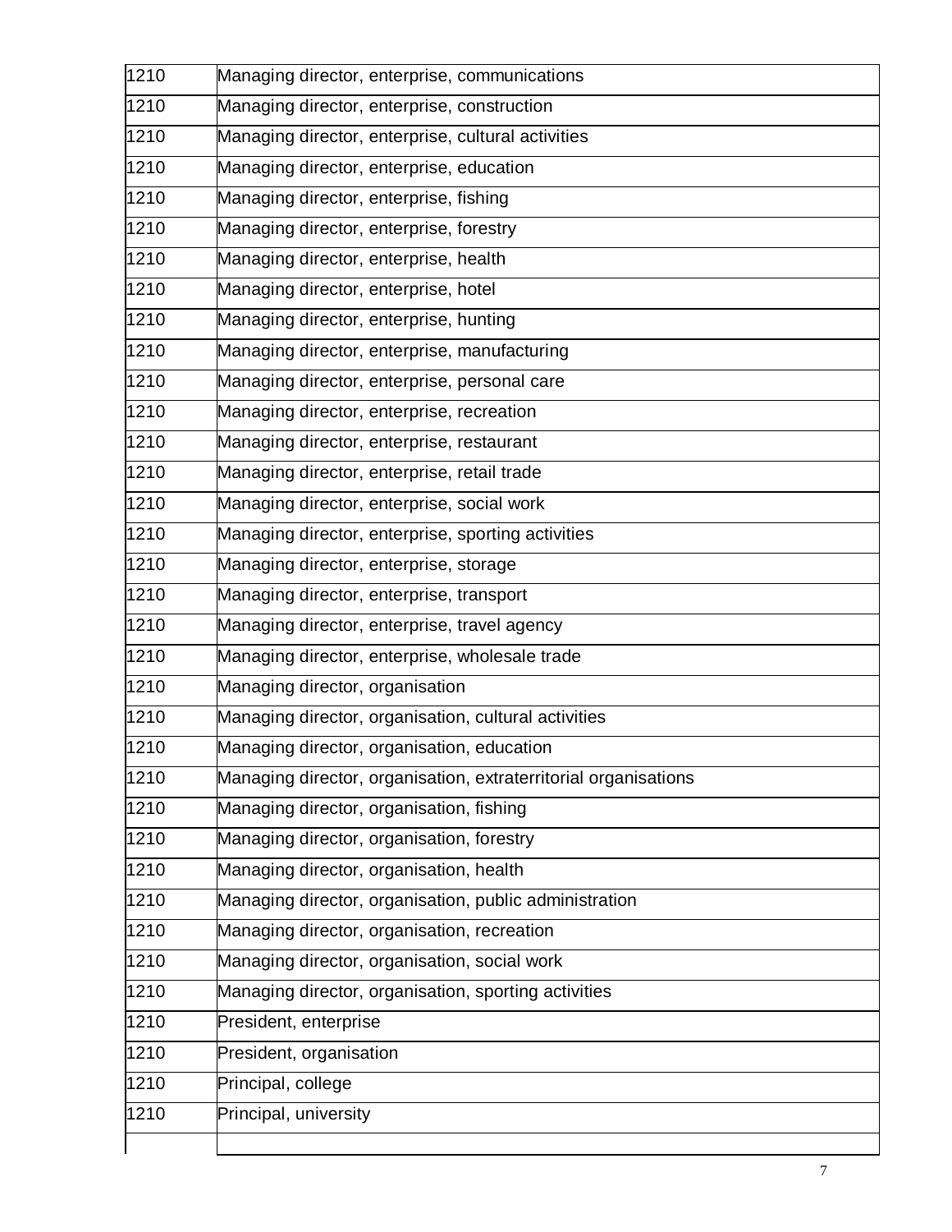| | |
|---|---|
| 1210 | Managing director, enterprise, communications |
| 1210 | Managing director, enterprise, construction |
| 1210 | Managing director, enterprise, cultural activities |
| 1210 | Managing director, enterprise, education |
| 1210 | Managing director, enterprise, fishing |
| 1210 | Managing director, enterprise, forestry |
| 1210 | Managing director, enterprise, health |
| 1210 | Managing director, enterprise, hotel |
| 1210 | Managing director, enterprise, hunting |
| 1210 | Managing director, enterprise, manufacturing |
| 1210 | Managing director, enterprise, personal care |
| 1210 | Managing director, enterprise, recreation |
| 1210 | Managing director, enterprise, restaurant |
| 1210 | Managing director, enterprise, retail trade |
| 1210 | Managing director, enterprise, social work |
| 1210 | Managing director, enterprise, sporting activities |
| 1210 | Managing director, enterprise, storage |
| 1210 | Managing director, enterprise, transport |
| 1210 | Managing director, enterprise, travel agency |
| 1210 | Managing director, enterprise, wholesale trade |
| 1210 | Managing director, organisation |
| 1210 | Managing director, organisation, cultural activities |
| 1210 | Managing director, organisation, education |
| 1210 | Managing director, organisation, extraterritorial organisations |
| 1210 | Managing director, organisation, fishing |
| 1210 | Managing director, organisation, forestry |
| 1210 | Managing director, organisation, health |
| 1210 | Managing director, organisation, public administration |
| 1210 | Managing director, organisation, recreation |
| 1210 | Managing director, organisation, social work |
| 1210 | Managing director, organisation, sporting activities |
| 1210 | President, enterprise |
| 1210 | President, organisation |
| 1210 | Principal, college |
| 1210 | Principal, university |
| | |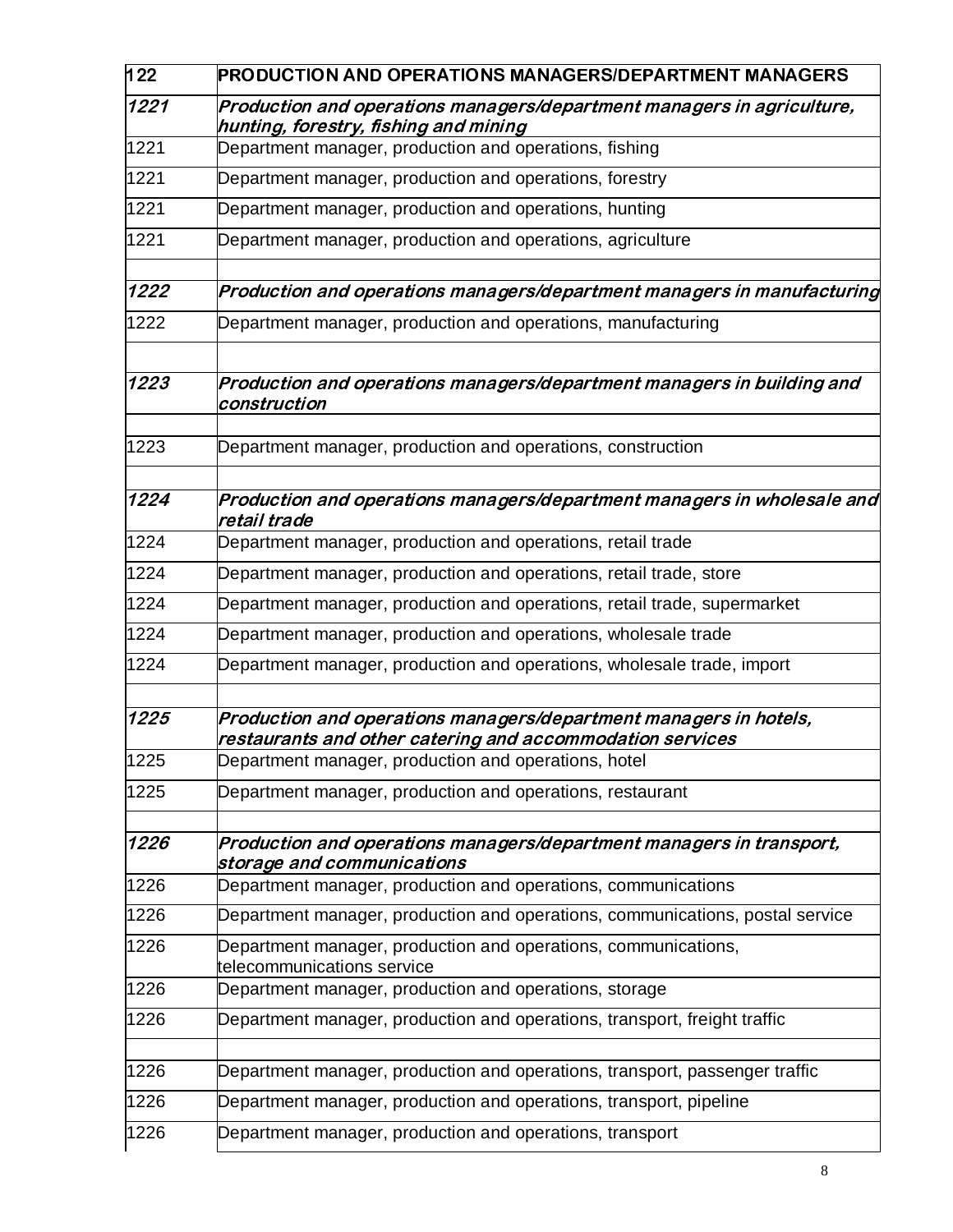| 122 | **PRODUCTION AND OPERATIONS MANAGERS/DEPARTMENT MANAGERS** |
|---|---|
| ***1221*** | ***Production and operations managers/department managers in agriculture, hunting, forestry, fishing and mining*** |
| 1221 | Department manager, production and operations, fishing |
| 1221 | Department manager, production and operations, forestry |
| 1221 | Department manager, production and operations, hunting |
| 1221 | Department manager, production and operations, agriculture |
| | |
| ***1222*** | ***Production and operations managers/department managers in manufacturing*** |
| 1222 | Department manager, production and operations, manufacturing |
| | |
| ***1223*** | ***Production and operations managers/department managers in building and construction*** |
| | |
| 1223 | Department manager, production and operations, construction |
| | |
| ***1224*** | ***Production and operations managers/department managers in wholesale and retail trade*** |
| 1224 | Department manager, production and operations, retail trade |
| 1224 | Department manager, production and operations, retail trade, store |
| 1224 | Department manager, production and operations, retail trade, supermarket |
| 1224 | Department manager, production and operations, wholesale trade |
| 1224 | Department manager, production and operations, wholesale trade, import |
| | |
| ***1225*** | ***Production and operations managers/department managers in hotels, restaurants and other catering and accommodation services*** |
| 1225 | Department manager, production and operations, hotel |
| 1225 | Department manager, production and operations, restaurant |
| | |
| ***1226*** | ***Production and operations managers/department managers in transport, storage and communications*** |
| 1226 | Department manager, production and operations, communications |
| 1226 | Department manager, production and operations, communications, postal service |
| 1226 | Department manager, production and operations, communications, telecommunications service |
| 1226 | Department manager, production and operations, storage |
| 1226 | Department manager, production and operations, transport, freight traffic |
| | |
| 1226 | Department manager, production and operations, transport, passenger traffic |
| 1226 | Department manager, production and operations, transport, pipeline |
| 1226 | Department manager, production and operations, transport |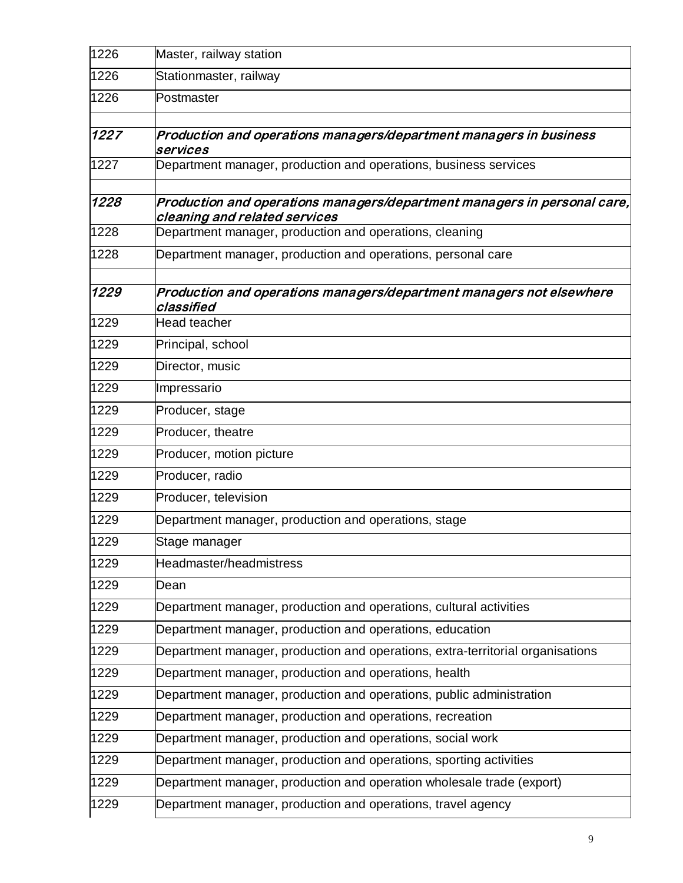| | |
|---|---|
| 1226 | Master, railway station |
| 1226 | Stationmaster, railway |
| 1226 | Postmaster |
| | |
| ***1227*** | ***Production and operations managers/department managers in business services*** |
| 1227 | Department manager, production and operations, business services |
| | |
| ***1228*** | ***Production and operations managers/department managers in personal care, cleaning and related services*** |
| 1228 | Department manager, production and operations, cleaning |
| 1228 | Department manager, production and operations, personal care |
| | |
| ***1229*** | ***Production and operations managers/department managers not elsewhere classified*** |
| 1229 | Head teacher |
| 1229 | Principal, school |
| 1229 | Director, music |
| 1229 | Impressario |
| 1229 | Producer, stage |
| 1229 | Producer, theatre |
| 1229 | Producer, motion picture |
| 1229 | Producer, radio |
| 1229 | Producer, television |
| 1229 | Department manager, production and operations, stage |
| 1229 | Stage manager |
| 1229 | Headmaster/headmistress |
| 1229 | Dean |
| 1229 | Department manager, production and operations, cultural activities |
| 1229 | Department manager, production and operations, education |
| 1229 | Department manager, production and operations, extra-territorial organisations |
| 1229 | Department manager, production and operations, health |
| 1229 | Department manager, production and operations, public administration |
| 1229 | Department manager, production and operations, recreation |
| 1229 | Department manager, production and operations, social work |
| 1229 | Department manager, production and operations, sporting activities |
| 1229 | Department manager, production and operation wholesale trade (export) |
| 1229 | Department manager, production and operations, travel agency |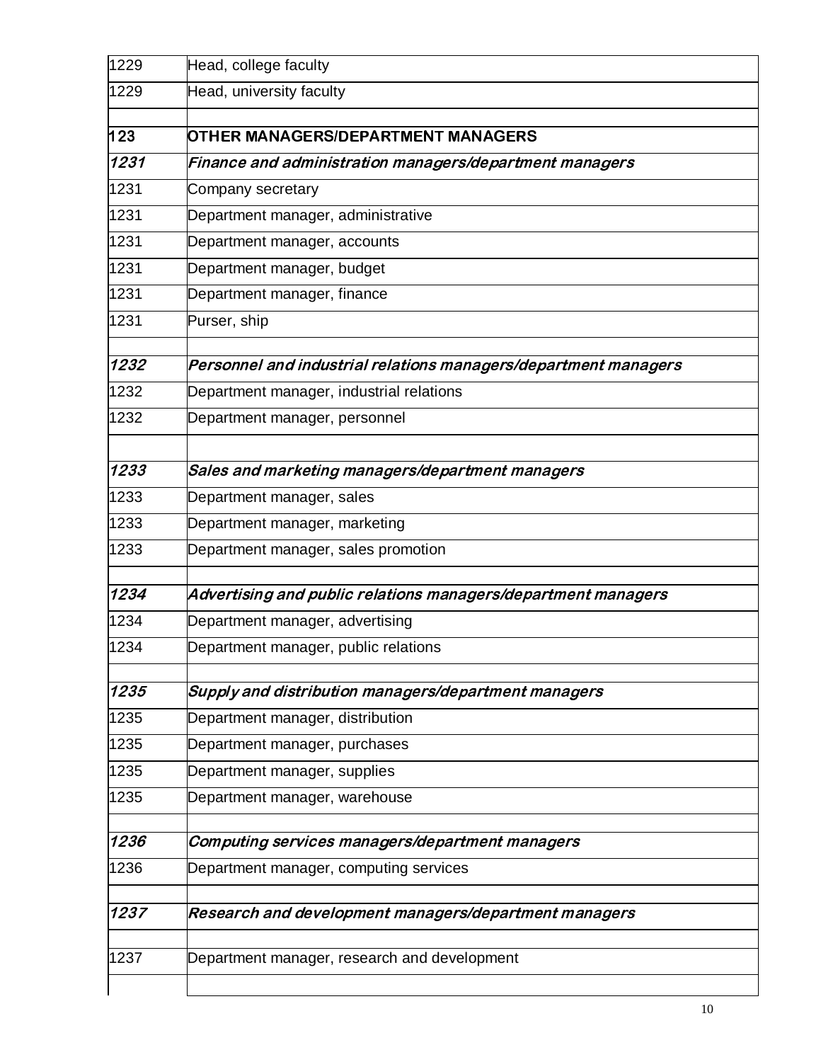| | |
|---|---|
| 1229 | Head, college faculty |
| 1229 | Head, university faculty |
| | |
| **123** | **OTHER MANAGERS/DEPARTMENT MANAGERS** |
| ***1231*** | ***Finance and administration managers/department managers*** |
| 1231 | Company secretary |
| 1231 | Department manager, administrative |
| 1231 | Department manager, accounts |
| 1231 | Department manager, budget |
| 1231 | Department manager, finance |
| 1231 | Purser, ship |
| | |
| ***1232*** | ***Personnel and industrial relations managers/department managers*** |
| 1232 | Department manager, industrial relations |
| 1232 | Department manager, personnel |
| | |
| ***1233*** | ***Sales and marketing managers/department managers*** |
| 1233 | Department manager, sales |
| 1233 | Department manager, marketing |
| 1233 | Department manager, sales promotion |
| | |
| ***1234*** | ***Advertising and public relations managers/department managers*** |
| 1234 | Department manager, advertising |
| 1234 | Department manager, public relations |
| | |
| ***1235*** | ***Supply and distribution managers/department managers*** |
| 1235 | Department manager, distribution |
| 1235 | Department manager, purchases |
| 1235 | Department manager, supplies |
| 1235 | Department manager, warehouse |
| | |
| ***1236*** | ***Computing services managers/department managers*** |
| 1236 | Department manager, computing services |
| | |
| ***1237*** | ***Research and development managers/department managers*** |
| | |
| 1237 | Department manager, research and development |
| | |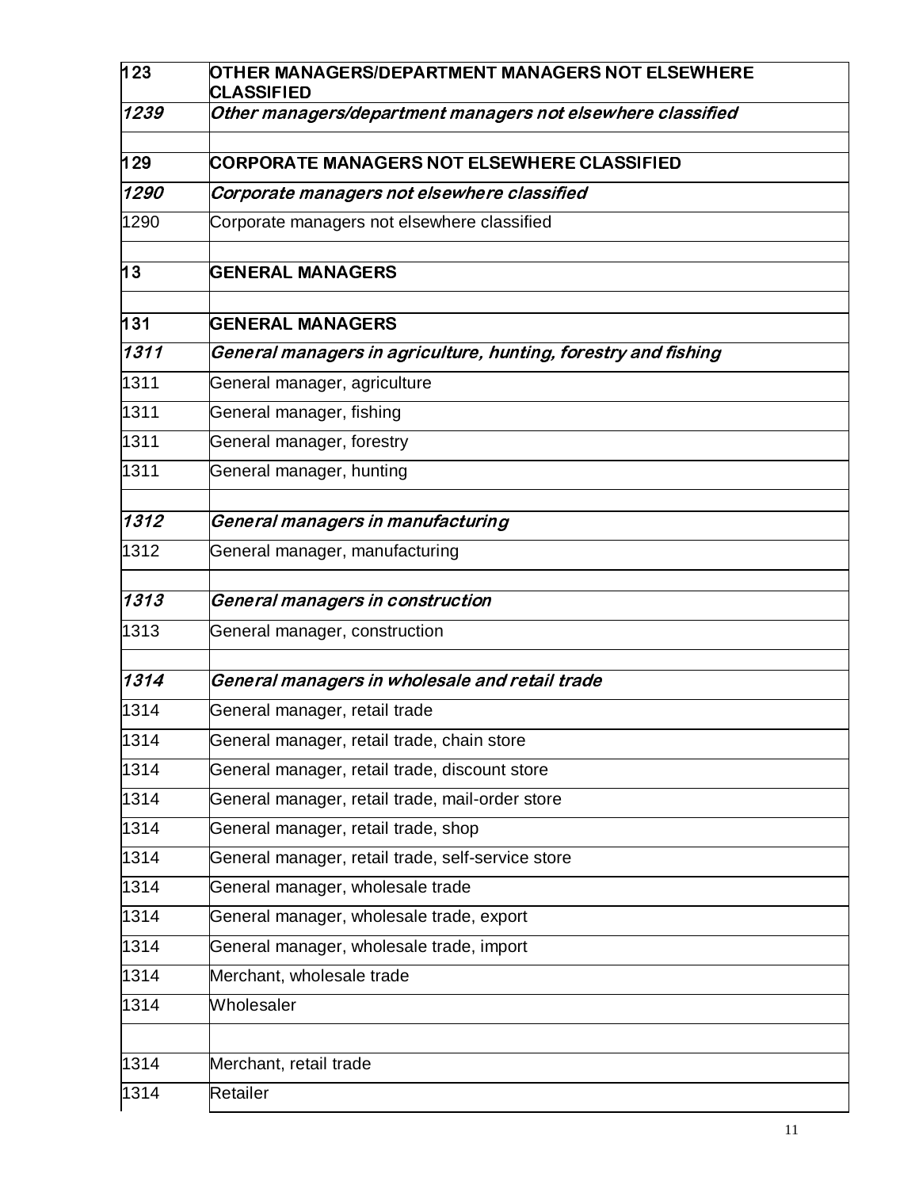| | |
|---|---|
| **123** | **OTHER MANAGERS/DEPARTMENT MANAGERS NOT ELSEWHERE CLASSIFIED** |
| ***1239*** | ***Other managers/department managers not elsewhere classified*** |
| | |
| **129** | **CORPORATE MANAGERS NOT ELSEWHERE CLASSIFIED** |
| ***1290*** | ***Corporate managers not elsewhere classified*** |
| 1290 | Corporate managers not elsewhere classified |
| | |
| **13** | **GENERAL MANAGERS** |
| | |
| **131** | **GENERAL MANAGERS** |
| ***1311*** | ***General managers in agriculture, hunting, forestry and fishing*** |
| 1311 | General manager, agriculture |
| 1311 | General manager, fishing |
| 1311 | General manager, forestry |
| 1311 | General manager, hunting |
| | |
| ***1312*** | ***General managers in manufacturing*** |
| 1312 | General manager, manufacturing |
| | |
| ***1313*** | ***General managers in construction*** |
| 1313 | General manager, construction |
| | |
| ***1314*** | ***General managers in wholesale and retail trade*** |
| 1314 | General manager, retail trade |
| 1314 | General manager, retail trade, chain store |
| 1314 | General manager, retail trade, discount store |
| 1314 | General manager, retail trade, mail-order store |
| 1314 | General manager, retail trade, shop |
| 1314 | General manager, retail trade, self-service store |
| 1314 | General manager, wholesale trade |
| 1314 | General manager, wholesale trade, export |
| 1314 | General manager, wholesale trade, import |
| 1314 | Merchant, wholesale trade |
| 1314 | Wholesaler |
| | |
| 1314 | Merchant, retail trade |
| 1314 | Retailer |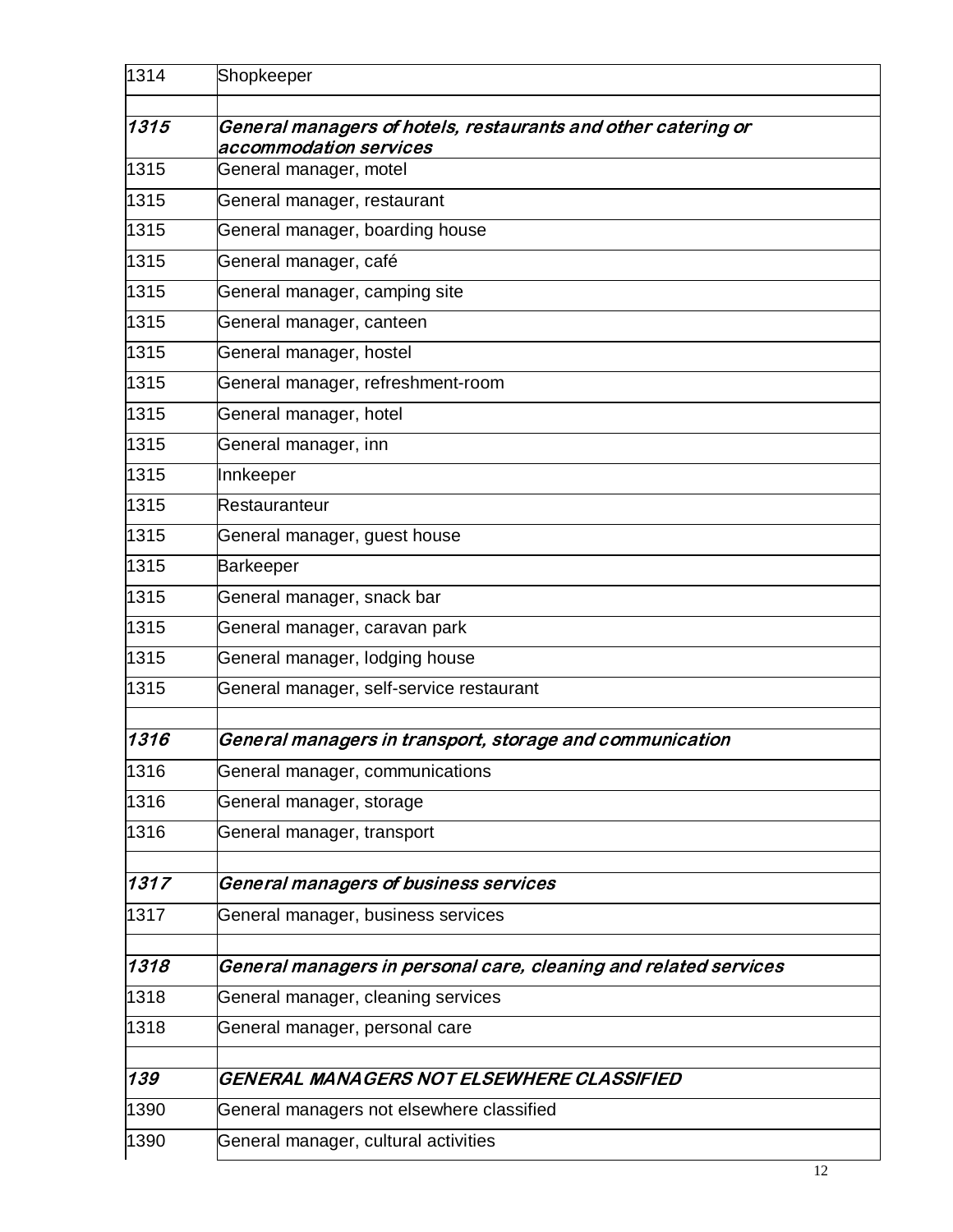| | |
|---|---|
| 1314 | Shopkeeper |
| | |
| ***1315*** | ***General managers of hotels, restaurants and other catering or accommodation services*** |
| 1315 | General manager, motel |
| 1315 | General manager, restaurant |
| 1315 | General manager, boarding house |
| 1315 | General manager, café |
| 1315 | General manager, camping site |
| 1315 | General manager, canteen |
| 1315 | General manager, hostel |
| 1315 | General manager, refreshment-room |
| 1315 | General manager, hotel |
| 1315 | General manager, inn |
| 1315 | Innkeeper |
| 1315 | Restauranteur |
| 1315 | General manager, guest house |
| 1315 | Barkeeper |
| 1315 | General manager, snack bar |
| 1315 | General manager, caravan park |
| 1315 | General manager, lodging house |
| 1315 | General manager, self-service restaurant |
| | |
| ***1316*** | ***General managers in transport, storage and communication*** |
| 1316 | General manager, communications |
| 1316 | General manager, storage |
| 1316 | General manager, transport |
| | |
| ***1317*** | ***General managers of business services*** |
| 1317 | General manager, business services |
| | |
| ***1318*** | ***General managers in personal care, cleaning and related services*** |
| 1318 | General manager, cleaning services |
| 1318 | General manager, personal care |
| | |
| ***139*** | ***GENERAL MANAGERS NOT ELSEWHERE CLASSIFIED*** |
| 1390 | General managers not elsewhere classified |
| 1390 | General manager, cultural activities |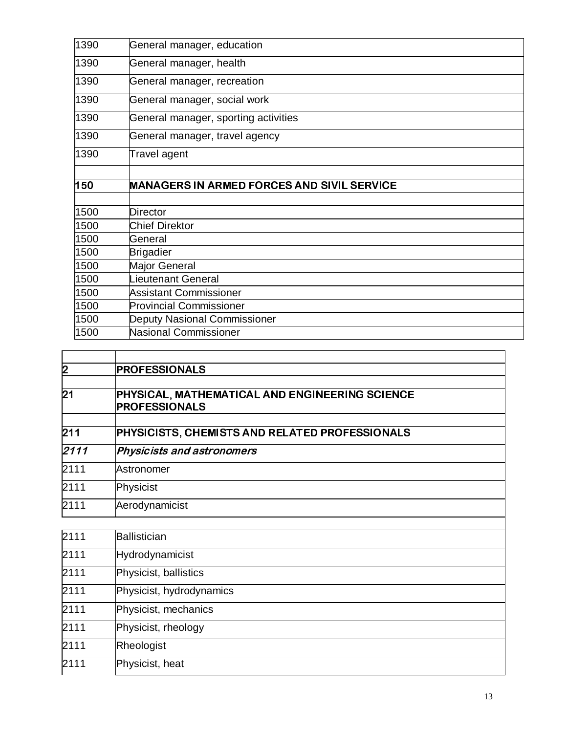| | |
|---|---|
| 1390 | General manager, education |
| 1390 | General manager, health |
| 1390 | General manager, recreation |
| 1390 | General manager, social work |
| 1390 | General manager, sporting activities |
| 1390 | General manager, travel agency |
| 1390 | Travel agent |
| | |
| **150** | **MANAGERS IN ARMED FORCES AND SIVIL SERVICE** |
| | |
| 1500 | Director |
| 1500 | Chief Direktor |
| 1500 | General |
| 1500 | Brigadier |
| 1500 | Major General |
| 1500 | Lieutenant General |
| 1500 | Assistant Commissioner |
| 1500 | Provincial Commissioner |
| 1500 | Deputy Nasional Commissioner |
| 1500 | Nasional Commissioner |

| | |
|---|---|
| | |
| **2** | **PROFESSIONALS** |
| | |
| **21** | **PHYSICAL, MATHEMATICAL AND ENGINEERING SCIENCE PROFESSIONALS** |
| | |
| **211** | **PHYSICISTS, CHEMISTS AND RELATED PROFESSIONALS** |
| ***2111*** | ***Physicists and astronomers*** |
| 2111 | Astronomer |
| 2111 | Physicist |
| 2111 | Aerodynamicist |
| | |
| 2111 | Ballistician |
| 2111 | Hydrodynamicist |
| 2111 | Physicist, ballistics |
| 2111 | Physicist, hydrodynamics |
| 2111 | Physicist, mechanics |
| 2111 | Physicist, rheology |
| 2111 | Rheologist |
| 2111 | Physicist, heat |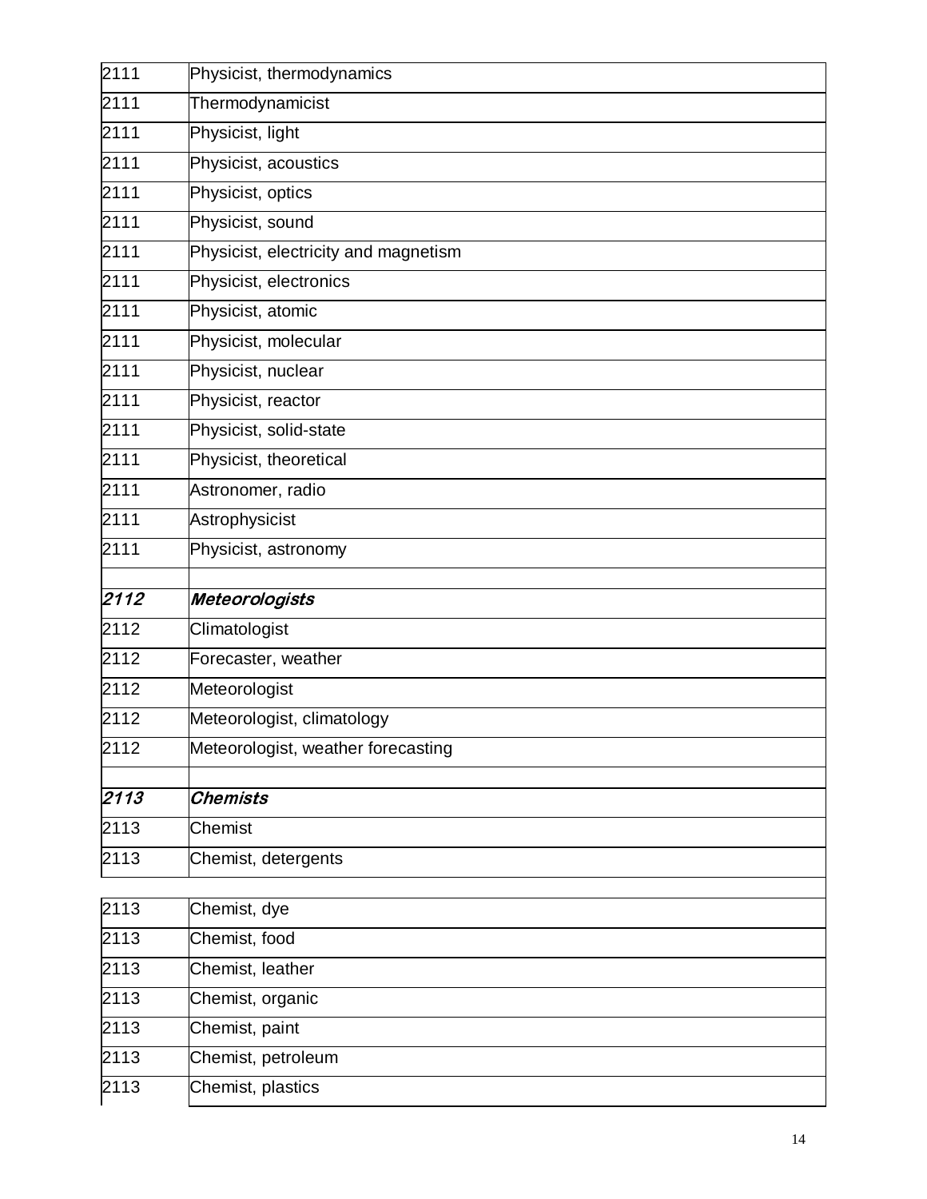| | |
|---|---|
| 2111 | Physicist, thermodynamics |
| 2111 | Thermodynamicist |
| 2111 | Physicist, light |
| 2111 | Physicist, acoustics |
| 2111 | Physicist, optics |
| 2111 | Physicist, sound |
| 2111 | Physicist, electricity and magnetism |
| 2111 | Physicist, electronics |
| 2111 | Physicist, atomic |
| 2111 | Physicist, molecular |
| 2111 | Physicist, nuclear |
| 2111 | Physicist, reactor |
| 2111 | Physicist, solid-state |
| 2111 | Physicist, theoretical |
| 2111 | Astronomer, radio |
| 2111 | Astrophysicist |
| 2111 | Physicist, astronomy |
| | |
| ***2112*** | ***Meteorologists*** |
| 2112 | Climatologist |
| 2112 | Forecaster, weather |
| 2112 | Meteorologist |
| 2112 | Meteorologist, climatology |
| 2112 | Meteorologist, weather forecasting |
| | |
| ***2113*** | ***Chemists*** |
| 2113 | Chemist |
| 2113 | Chemist, detergents |
| | |
| 2113 | Chemist, dye |
| 2113 | Chemist, food |
| 2113 | Chemist, leather |
| 2113 | Chemist, organic |
| 2113 | Chemist, paint |
| 2113 | Chemist, petroleum |
| 2113 | Chemist, plastics |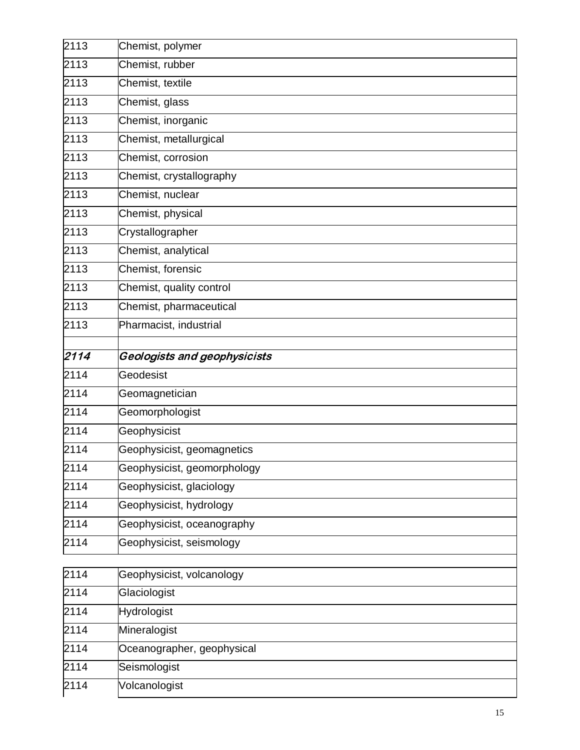| | |
|---|---|
| 2113 | Chemist, polymer |
| 2113 | Chemist, rubber |
| 2113 | Chemist, textile |
| 2113 | Chemist, glass |
| 2113 | Chemist, inorganic |
| 2113 | Chemist, metallurgical |
| 2113 | Chemist, corrosion |
| 2113 | Chemist, crystallography |
| 2113 | Chemist, nuclear |
| 2113 | Chemist, physical |
| 2113 | Crystallographer |
| 2113 | Chemist, analytical |
| 2113 | Chemist, forensic |
| 2113 | Chemist, quality control |
| 2113 | Chemist, pharmaceutical |
| 2113 | Pharmacist, industrial |
| | |
| *2114* | *Geologists and geophysicists* |
| 2114 | Geodesist |
| 2114 | Geomagnetician |
| 2114 | Geomorphologist |
| 2114 | Geophysicist |
| 2114 | Geophysicist, geomagnetics |
| 2114 | Geophysicist, geomorphology |
| 2114 | Geophysicist, glaciology |
| 2114 | Geophysicist, hydrology |
| 2114 | Geophysicist, oceanography |
| 2114 | Geophysicist, seismology |
| 2114 | Geophysicist, volcanology |
| 2114 | Glaciologist |
| 2114 | Hydrologist |
| 2114 | Mineralogist |
| 2114 | Oceanographer, geophysical |
| 2114 | Seismologist |
| 2114 | Volcanologist |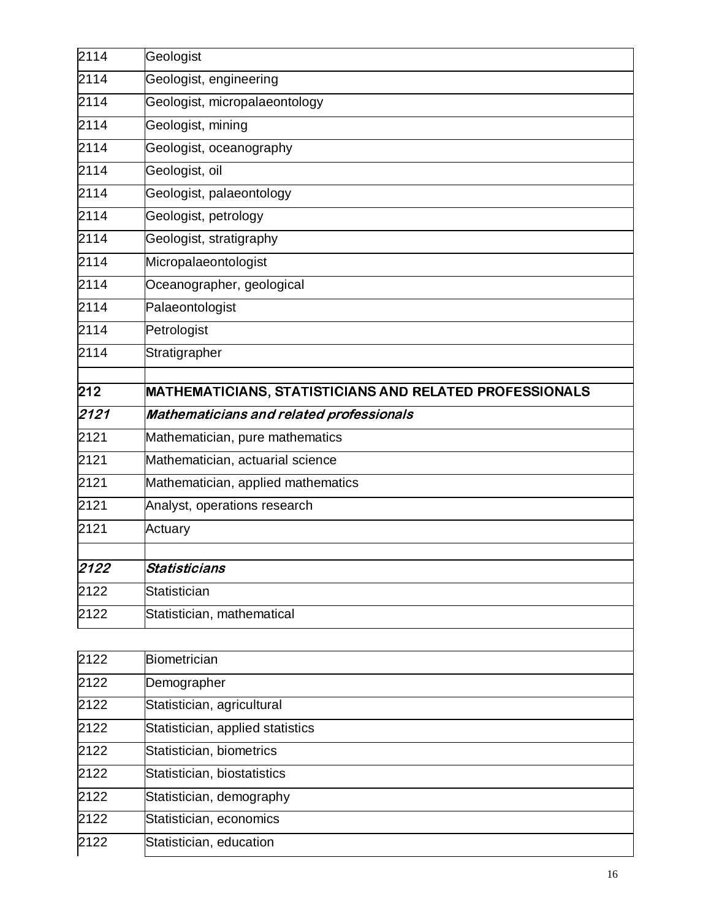| | |
|---|---|
| 2114 | Geologist |
| 2114 | Geologist, engineering |
| 2114 | Geologist, micropalaeontology |
| 2114 | Geologist, mining |
| 2114 | Geologist, oceanography |
| 2114 | Geologist, oil |
| 2114 | Geologist, palaeontology |
| 2114 | Geologist, petrology |
| 2114 | Geologist, stratigraphy |
| 2114 | Micropalaeontologist |
| 2114 | Oceanographer, geological |
| 2114 | Palaeontologist |
| 2114 | Petrologist |
| 2114 | Stratigrapher |
| | |
| **212** | **MATHEMATICIANS, STATISTICIANS AND RELATED PROFESSIONALS** |
| ***2121*** | ***Mathematicians and related professionals*** |
| 2121 | Mathematician, pure mathematics |
| 2121 | Mathematician, actuarial science |
| 2121 | Mathematician, applied mathematics |
| 2121 | Analyst, operations research |
| 2121 | Actuary |
| | |
| ***2122*** | ***Statisticians*** |
| 2122 | Statistician |
| 2122 | Statistician, mathematical |
| | |
| 2122 | Biometrician |
| 2122 | Demographer |
| 2122 | Statistician, agricultural |
| 2122 | Statistician, applied statistics |
| 2122 | Statistician, biometrics |
| 2122 | Statistician, biostatistics |
| 2122 | Statistician, demography |
| 2122 | Statistician, economics |
| 2122 | Statistician, education |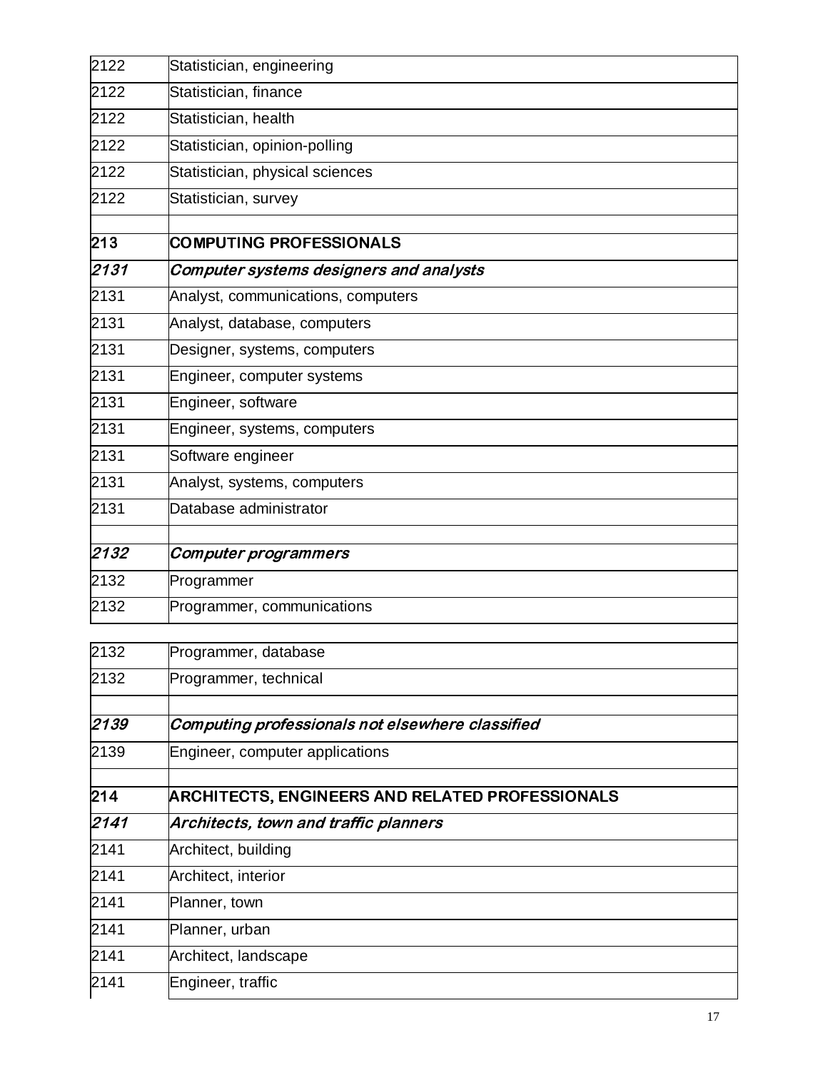| | |
|---|---|
| 2122 | Statistician, engineering |
| 2122 | Statistician, finance |
| 2122 | Statistician, health |
| 2122 | Statistician, opinion-polling |
| 2122 | Statistician, physical sciences |
| 2122 | Statistician, survey |
| | |
| **213** | **COMPUTING PROFESSIONALS** |
| ***2131*** | ***Computer systems designers and analysts*** |
| 2131 | Analyst, communications, computers |
| 2131 | Analyst, database, computers |
| 2131 | Designer, systems, computers |
| 2131 | Engineer, computer systems |
| 2131 | Engineer, software |
| 2131 | Engineer, systems, computers |
| 2131 | Software engineer |
| 2131 | Analyst, systems, computers |
| 2131 | Database administrator |
| | |
| ***2132*** | ***Computer programmers*** |
| 2132 | Programmer |
| 2132 | Programmer, communications |
| 2132 | Programmer, database |
| 2132 | Programmer, technical |
| | |
| ***2139*** | ***Computing professionals not elsewhere classified*** |
| 2139 | Engineer, computer applications |
| | |
| **214** | **ARCHITECTS, ENGINEERS AND RELATED PROFESSIONALS** |
| ***2141*** | ***Architects, town and traffic planners*** |
| 2141 | Architect, building |
| 2141 | Architect, interior |
| 2141 | Planner, town |
| 2141 | Planner, urban |
| 2141 | Architect, landscape |
| 2141 | Engineer, traffic |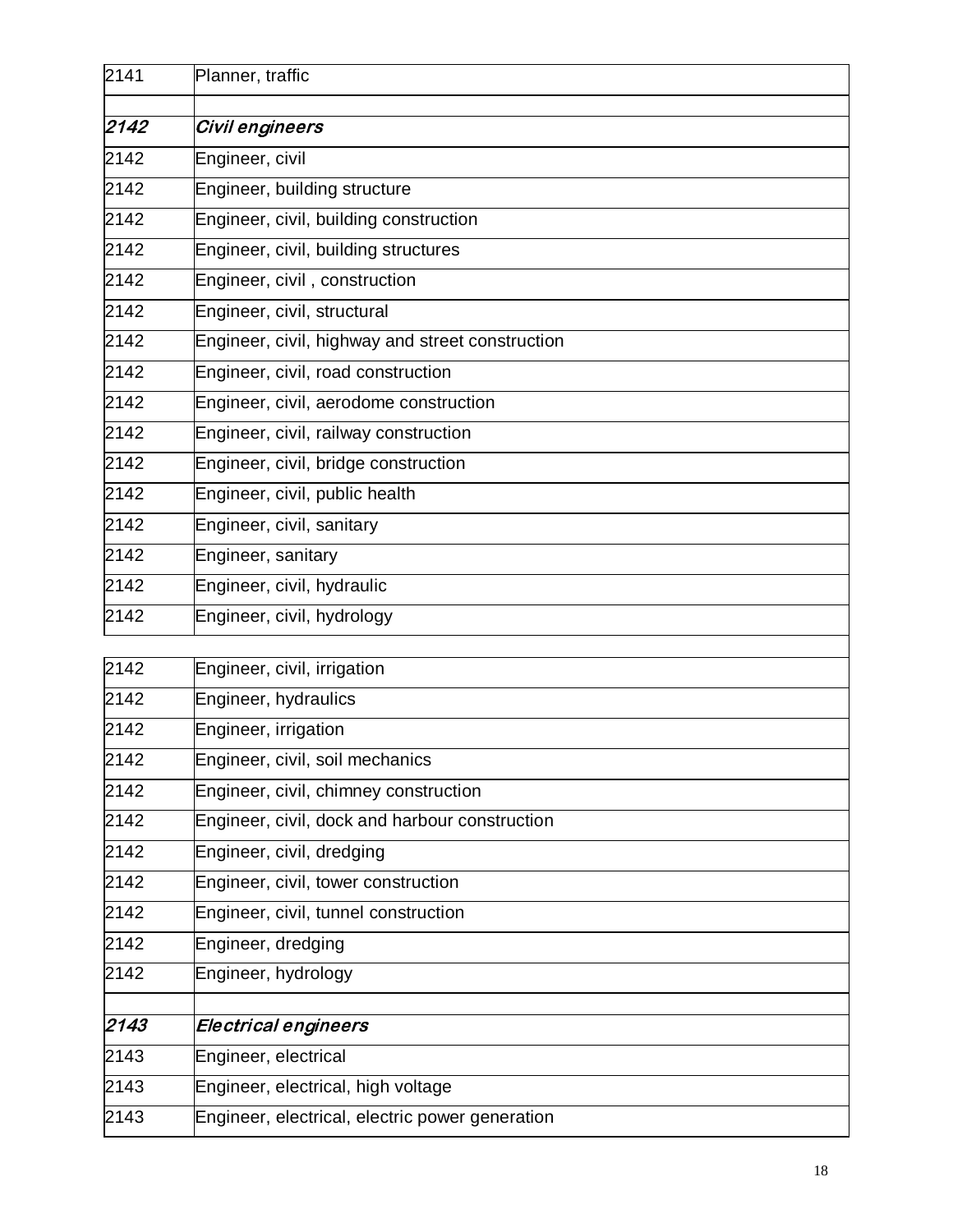| | |
|---|---|
| 2141 | Planner, traffic |
| | |
| ***2142*** | ***Civil engineers*** |
| 2142 | Engineer, civil |
| 2142 | Engineer, building structure |
| 2142 | Engineer, civil, building construction |
| 2142 | Engineer, civil, building structures |
| 2142 | Engineer, civil , construction |
| 2142 | Engineer, civil, structural |
| 2142 | Engineer, civil, highway and street construction |
| 2142 | Engineer, civil, road construction |
| 2142 | Engineer, civil, aerodome construction |
| 2142 | Engineer, civil, railway construction |
| 2142 | Engineer, civil, bridge construction |
| 2142 | Engineer, civil, public health |
| 2142 | Engineer, civil, sanitary |
| 2142 | Engineer, sanitary |
| 2142 | Engineer, civil, hydraulic |
| 2142 | Engineer, civil, hydrology |
| | |
| 2142 | Engineer, civil, irrigation |
| 2142 | Engineer, hydraulics |
| 2142 | Engineer, irrigation |
| 2142 | Engineer, civil, soil mechanics |
| 2142 | Engineer, civil, chimney construction |
| 2142 | Engineer, civil, dock and harbour construction |
| 2142 | Engineer, civil, dredging |
| 2142 | Engineer, civil, tower construction |
| 2142 | Engineer, civil, tunnel construction |
| 2142 | Engineer, dredging |
| 2142 | Engineer, hydrology |
| | |
| ***2143*** | ***Electrical engineers*** |
| 2143 | Engineer, electrical |
| 2143 | Engineer, electrical, high voltage |
| 2143 | Engineer, electrical, electric power generation |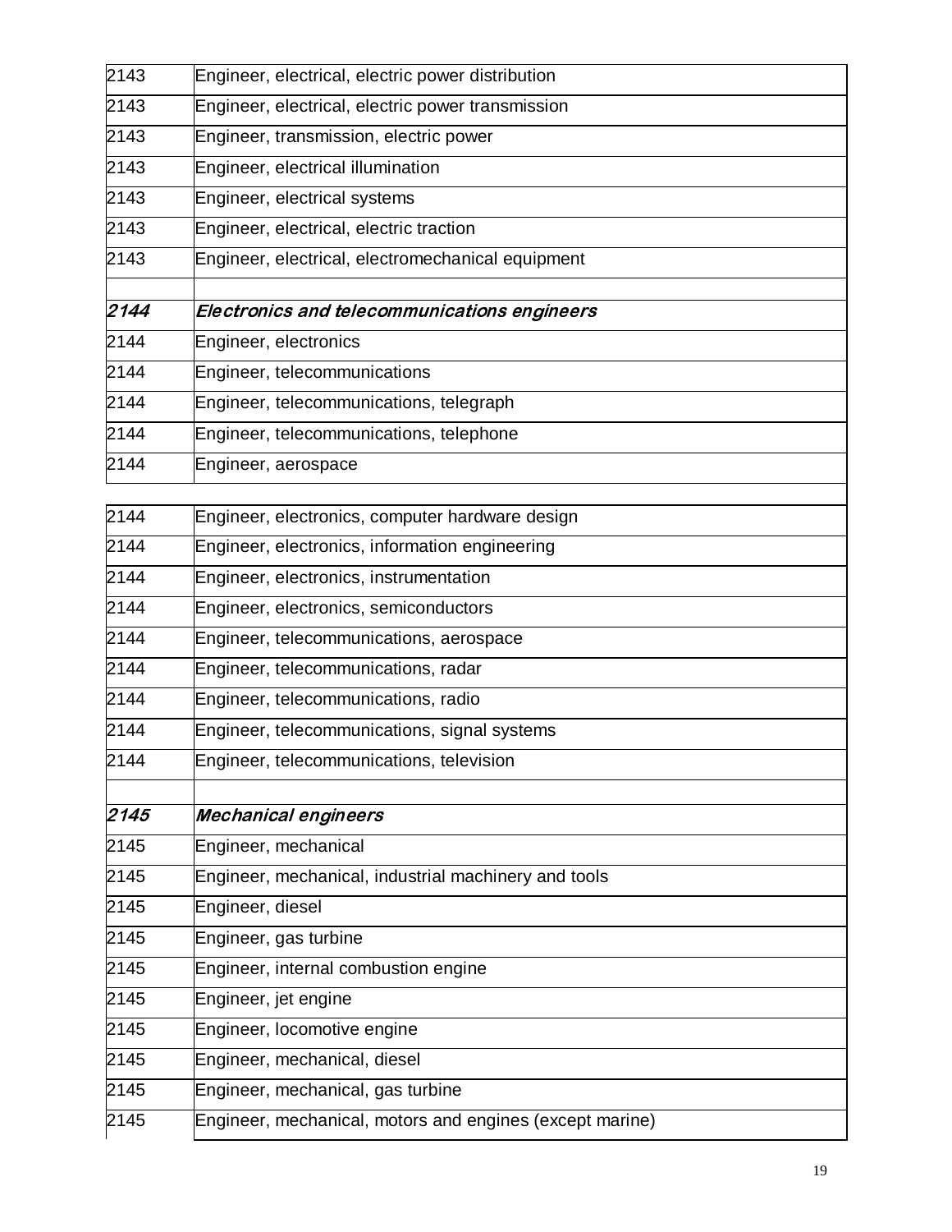| | |
|---|---|
| 2143 | Engineer, electrical, electric power distribution |
| 2143 | Engineer, electrical, electric power transmission |
| 2143 | Engineer, transmission, electric power |
| 2143 | Engineer, electrical illumination |
| 2143 | Engineer, electrical systems |
| 2143 | Engineer, electrical, electric traction |
| 2143 | Engineer, electrical, electromechanical equipment |
| | |
| ***2144*** | ***Electronics and telecommunications engineers*** |
| 2144 | Engineer, electronics |
| 2144 | Engineer, telecommunications |
| 2144 | Engineer, telecommunications, telegraph |
| 2144 | Engineer, telecommunications, telephone |
| 2144 | Engineer, aerospace |
| | |
| 2144 | Engineer, electronics, computer hardware design |
| 2144 | Engineer, electronics, information engineering |
| 2144 | Engineer, electronics, instrumentation |
| 2144 | Engineer, electronics, semiconductors |
| 2144 | Engineer, telecommunications, aerospace |
| 2144 | Engineer, telecommunications, radar |
| 2144 | Engineer, telecommunications, radio |
| 2144 | Engineer, telecommunications, signal systems |
| 2144 | Engineer, telecommunications, television |
| | |
| ***2145*** | ***Mechanical engineers*** |
| 2145 | Engineer, mechanical |
| 2145 | Engineer, mechanical, industrial machinery and tools |
| 2145 | Engineer, diesel |
| 2145 | Engineer, gas turbine |
| 2145 | Engineer, internal combustion engine |
| 2145 | Engineer, jet engine |
| 2145 | Engineer, locomotive engine |
| 2145 | Engineer, mechanical, diesel |
| 2145 | Engineer, mechanical, gas turbine |
| 2145 | Engineer, mechanical, motors and engines (except marine) |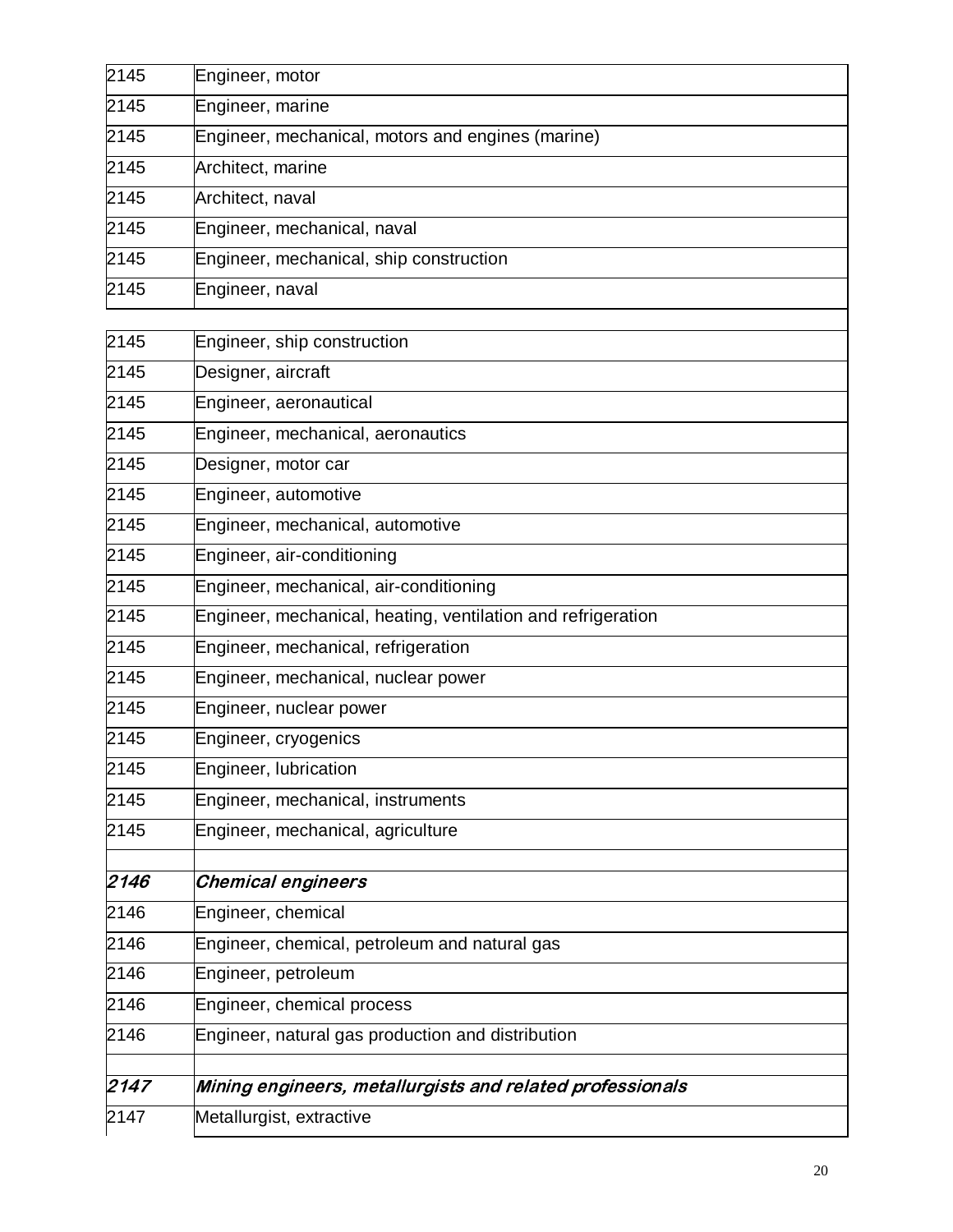| | |
|---|---|
| 2145 | Engineer, motor |
| 2145 | Engineer, marine |
| 2145 | Engineer, mechanical, motors and engines (marine) |
| 2145 | Architect, marine |
| 2145 | Architect, naval |
| 2145 | Engineer, mechanical, naval |
| 2145 | Engineer, mechanical, ship construction |
| 2145 | Engineer, naval |
| 2145 | Engineer, ship construction |
| 2145 | Designer, aircraft |
| 2145 | Engineer, aeronautical |
| 2145 | Engineer, mechanical, aeronautics |
| 2145 | Designer, motor car |
| 2145 | Engineer, automotive |
| 2145 | Engineer, mechanical, automotive |
| 2145 | Engineer, air-conditioning |
| 2145 | Engineer, mechanical, air-conditioning |
| 2145 | Engineer, mechanical, heating, ventilation and refrigeration |
| 2145 | Engineer, mechanical, refrigeration |
| 2145 | Engineer, mechanical, nuclear power |
| 2145 | Engineer, nuclear power |
| 2145 | Engineer, cryogenics |
| 2145 | Engineer, lubrication |
| 2145 | Engineer, mechanical, instruments |
| 2145 | Engineer, mechanical, agriculture |
| | |
| ***2146*** | ***Chemical engineers*** |
| 2146 | Engineer, chemical |
| 2146 | Engineer, chemical, petroleum and natural gas |
| 2146 | Engineer, petroleum |
| 2146 | Engineer, chemical process |
| 2146 | Engineer, natural gas production and distribution |
| | |
| ***2147*** | ***Mining engineers, metallurgists and related professionals*** |
| 2147 | Metallurgist, extractive |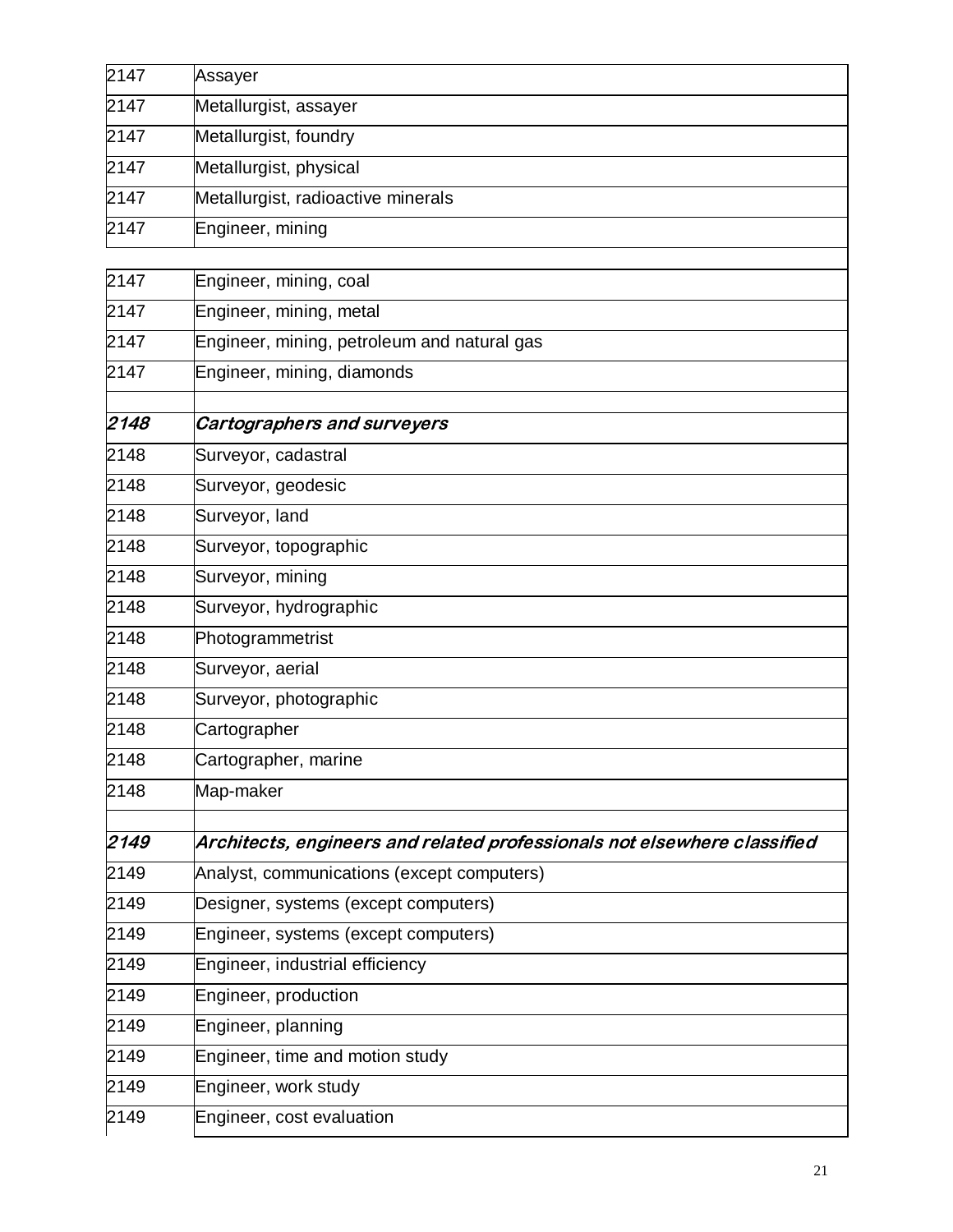| | |
|---|---|
| 2147 | Assayer |
| 2147 | Metallurgist, assayer |
| 2147 | Metallurgist, foundry |
| 2147 | Metallurgist, physical |
| 2147 | Metallurgist, radioactive minerals |
| 2147 | Engineer, mining |
| | |
| 2147 | Engineer, mining, coal |
| 2147 | Engineer, mining, metal |
| 2147 | Engineer, mining, petroleum and natural gas |
| 2147 | Engineer, mining, diamonds |
| | |
| ***2148*** | ***Cartographers and surveyers*** |
| 2148 | Surveyor, cadastral |
| 2148 | Surveyor, geodesic |
| 2148 | Surveyor, land |
| 2148 | Surveyor, topographic |
| 2148 | Surveyor, mining |
| 2148 | Surveyor, hydrographic |
| 2148 | Photogrammetrist |
| 2148 | Surveyor, aerial |
| 2148 | Surveyor, photographic |
| 2148 | Cartographer |
| 2148 | Cartographer, marine |
| 2148 | Map-maker |
| | |
| ***2149*** | ***Architects, engineers and related professionals not elsewhere classified*** |
| 2149 | Analyst, communications (except computers) |
| 2149 | Designer, systems (except computers) |
| 2149 | Engineer, systems (except computers) |
| 2149 | Engineer, industrial efficiency |
| 2149 | Engineer, production |
| 2149 | Engineer, planning |
| 2149 | Engineer, time and motion study |
| 2149 | Engineer, work study |
| 2149 | Engineer, cost evaluation |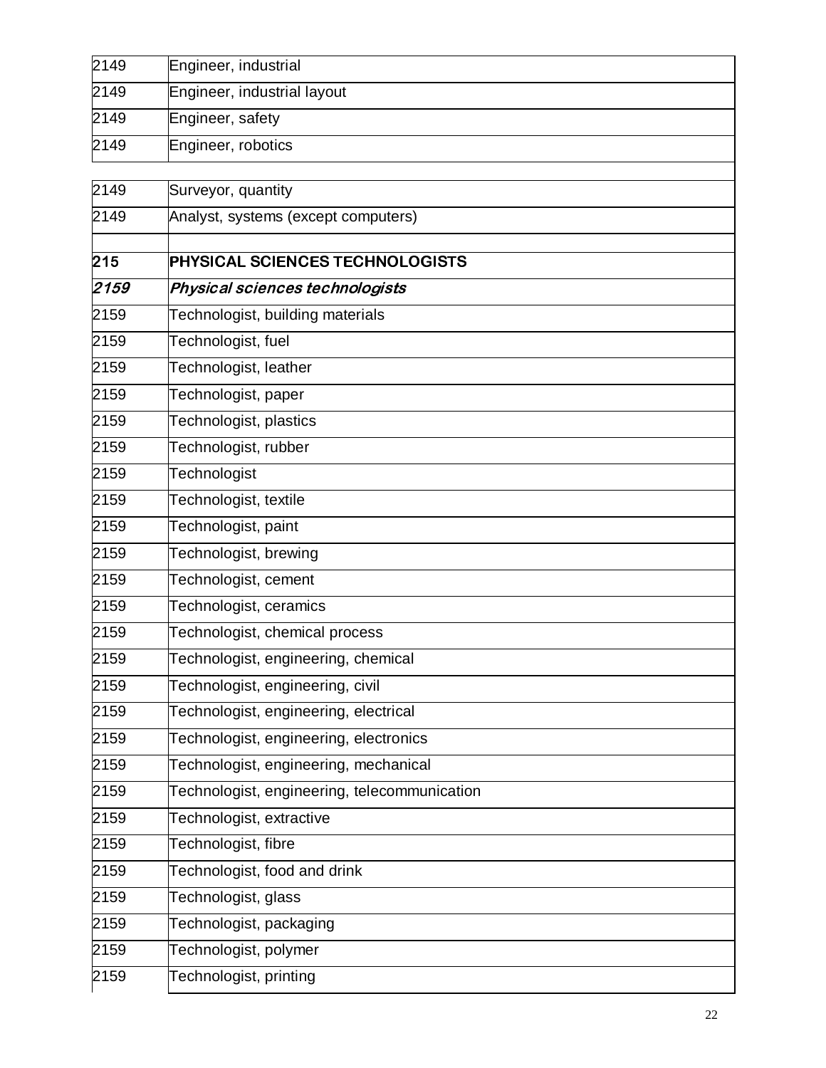| | |
|---|---|
| 2149 | Engineer, industrial |
| 2149 | Engineer, industrial layout |
| 2149 | Engineer, safety |
| 2149 | Engineer, robotics |
| | |
| 2149 | Surveyor, quantity |
| 2149 | Analyst, systems (except computers) |
| | |
| **215** | **PHYSICAL SCIENCES TECHNOLOGISTS** |
| ***2159*** | ***Physical sciences technologists*** |
| 2159 | Technologist, building materials |
| 2159 | Technologist, fuel |
| 2159 | Technologist, leather |
| 2159 | Technologist, paper |
| 2159 | Technologist, plastics |
| 2159 | Technologist, rubber |
| 2159 | Technologist |
| 2159 | Technologist, textile |
| 2159 | Technologist, paint |
| 2159 | Technologist, brewing |
| 2159 | Technologist, cement |
| 2159 | Technologist, ceramics |
| 2159 | Technologist, chemical process |
| 2159 | Technologist, engineering, chemical |
| 2159 | Technologist, engineering, civil |
| 2159 | Technologist, engineering, electrical |
| 2159 | Technologist, engineering, electronics |
| 2159 | Technologist, engineering, mechanical |
| 2159 | Technologist, engineering, telecommunication |
| 2159 | Technologist, extractive |
| 2159 | Technologist, fibre |
| 2159 | Technologist, food and drink |
| 2159 | Technologist, glass |
| 2159 | Technologist, packaging |
| 2159 | Technologist, polymer |
| 2159 | Technologist, printing |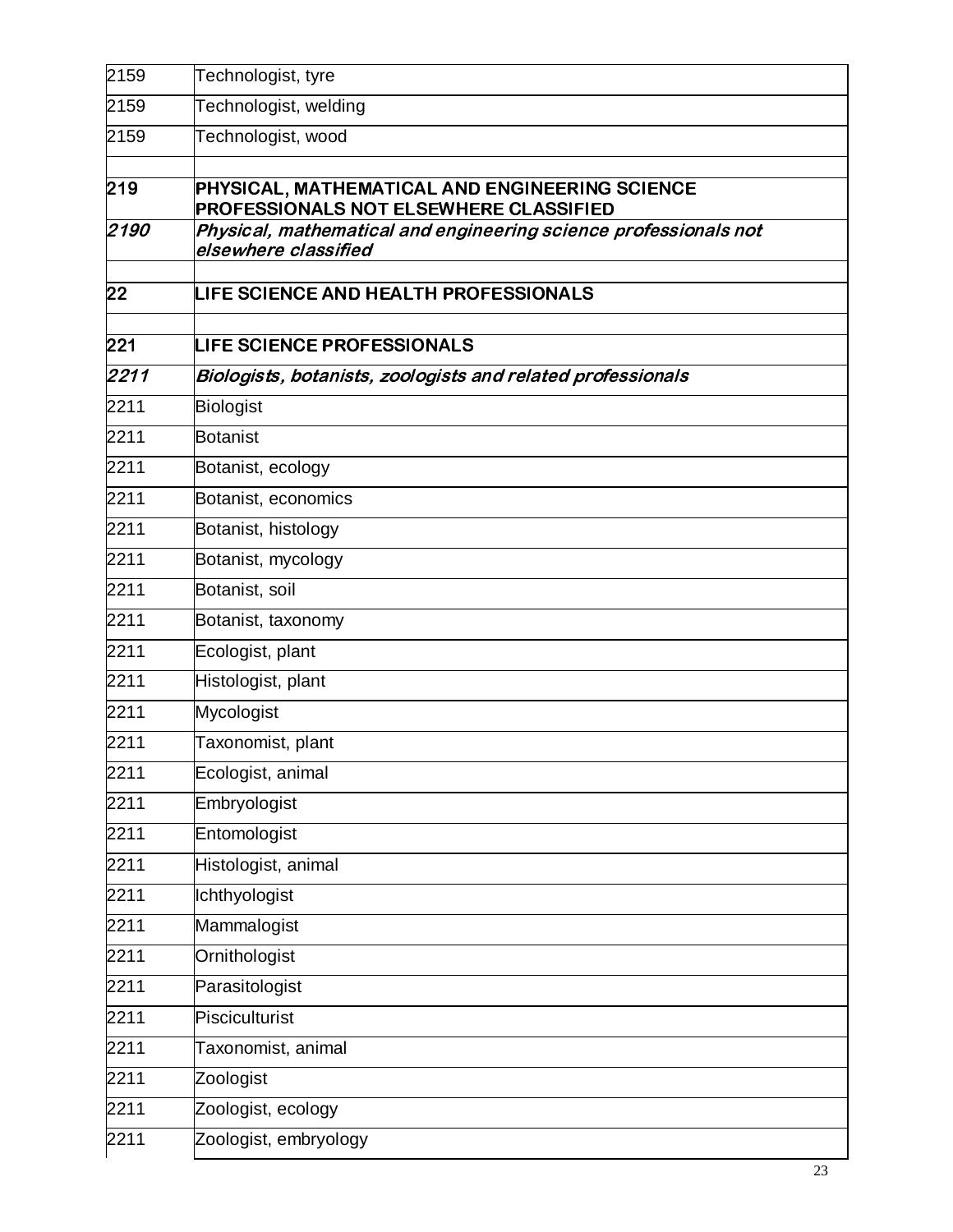| | |
|---|---|
| 2159 | Technologist, tyre |
| 2159 | Technologist, welding |
| 2159 | Technologist, wood |
| | |
| **219** | **PHYSICAL, MATHEMATICAL AND ENGINEERING SCIENCE PROFESSIONALS NOT ELSEWHERE CLASSIFIED** |
| ***2190*** | ***Physical, mathematical and engineering science professionals not elsewhere classified*** |
| | |
| **22** | **LIFE SCIENCE AND HEALTH PROFESSIONALS** |
| | |
| **221** | **LIFE SCIENCE PROFESSIONALS** |
| ***2211*** | ***Biologists, botanists, zoologists and related professionals*** |
| 2211 | Biologist |
| 2211 | Botanist |
| 2211 | Botanist, ecology |
| 2211 | Botanist, economics |
| 2211 | Botanist, histology |
| 2211 | Botanist, mycology |
| 2211 | Botanist, soil |
| 2211 | Botanist, taxonomy |
| 2211 | Ecologist, plant |
| 2211 | Histologist, plant |
| 2211 | Mycologist |
| 2211 | Taxonomist, plant |
| 2211 | Ecologist, animal |
| 2211 | Embryologist |
| 2211 | Entomologist |
| 2211 | Histologist, animal |
| 2211 | Ichthyologist |
| 2211 | Mammalogist |
| 2211 | Ornithologist |
| 2211 | Parasitologist |
| 2211 | Pisciculturist |
| 2211 | Taxonomist, animal |
| 2211 | Zoologist |
| 2211 | Zoologist, ecology |
| 2211 | Zoologist, embryology |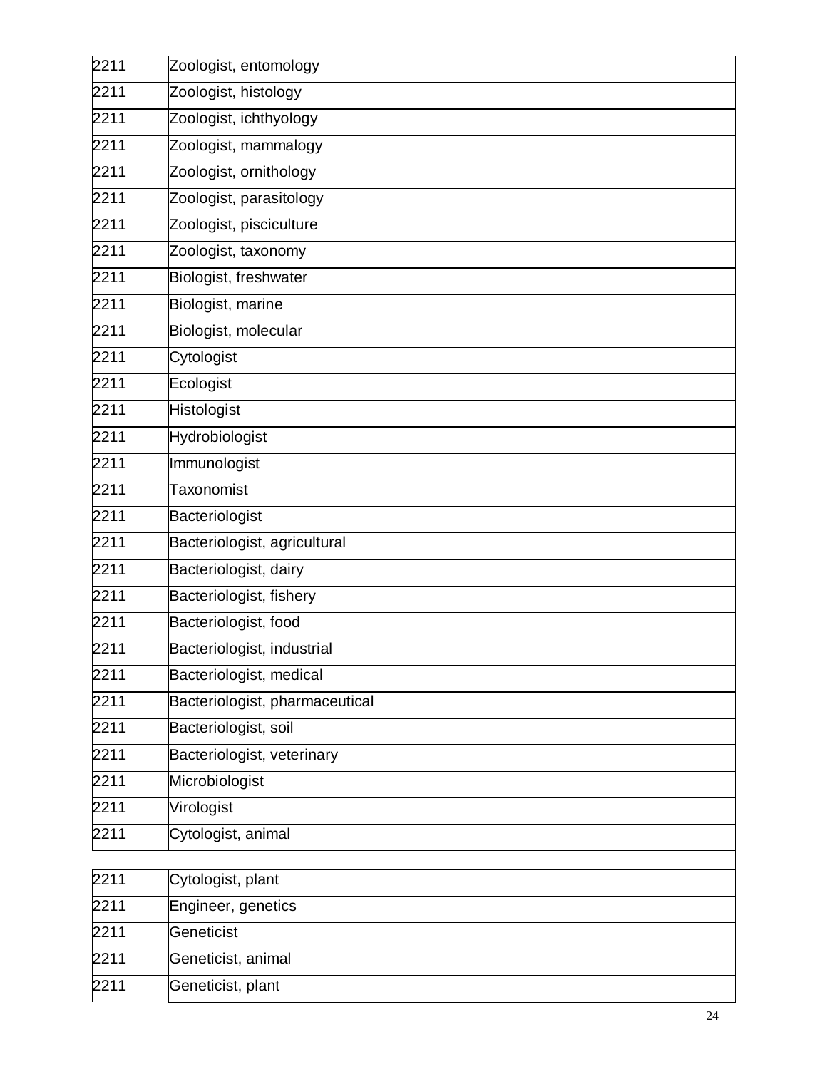| | |
|---|---|
| 2211 | Zoologist, entomology |
| 2211 | Zoologist, histology |
| 2211 | Zoologist, ichthyology |
| 2211 | Zoologist, mammalogy |
| 2211 | Zoologist, ornithology |
| 2211 | Zoologist, parasitology |
| 2211 | Zoologist, pisciculture |
| 2211 | Zoologist, taxonomy |
| 2211 | Biologist, freshwater |
| 2211 | Biologist, marine |
| 2211 | Biologist, molecular |
| 2211 | Cytologist |
| 2211 | Ecologist |
| 2211 | Histologist |
| 2211 | Hydrobiologist |
| 2211 | Immunologist |
| 2211 | Taxonomist |
| 2211 | Bacteriologist |
| 2211 | Bacteriologist, agricultural |
| 2211 | Bacteriologist, dairy |
| 2211 | Bacteriologist, fishery |
| 2211 | Bacteriologist, food |
| 2211 | Bacteriologist, industrial |
| 2211 | Bacteriologist, medical |
| 2211 | Bacteriologist, pharmaceutical |
| 2211 | Bacteriologist, soil |
| 2211 | Bacteriologist, veterinary |
| 2211 | Microbiologist |
| 2211 | Virologist |
| 2211 | Cytologist, animal |
| 2211 | Cytologist, plant |
| 2211 | Engineer, genetics |
| 2211 | Geneticist |
| 2211 | Geneticist, animal |
| 2211 | Geneticist, plant |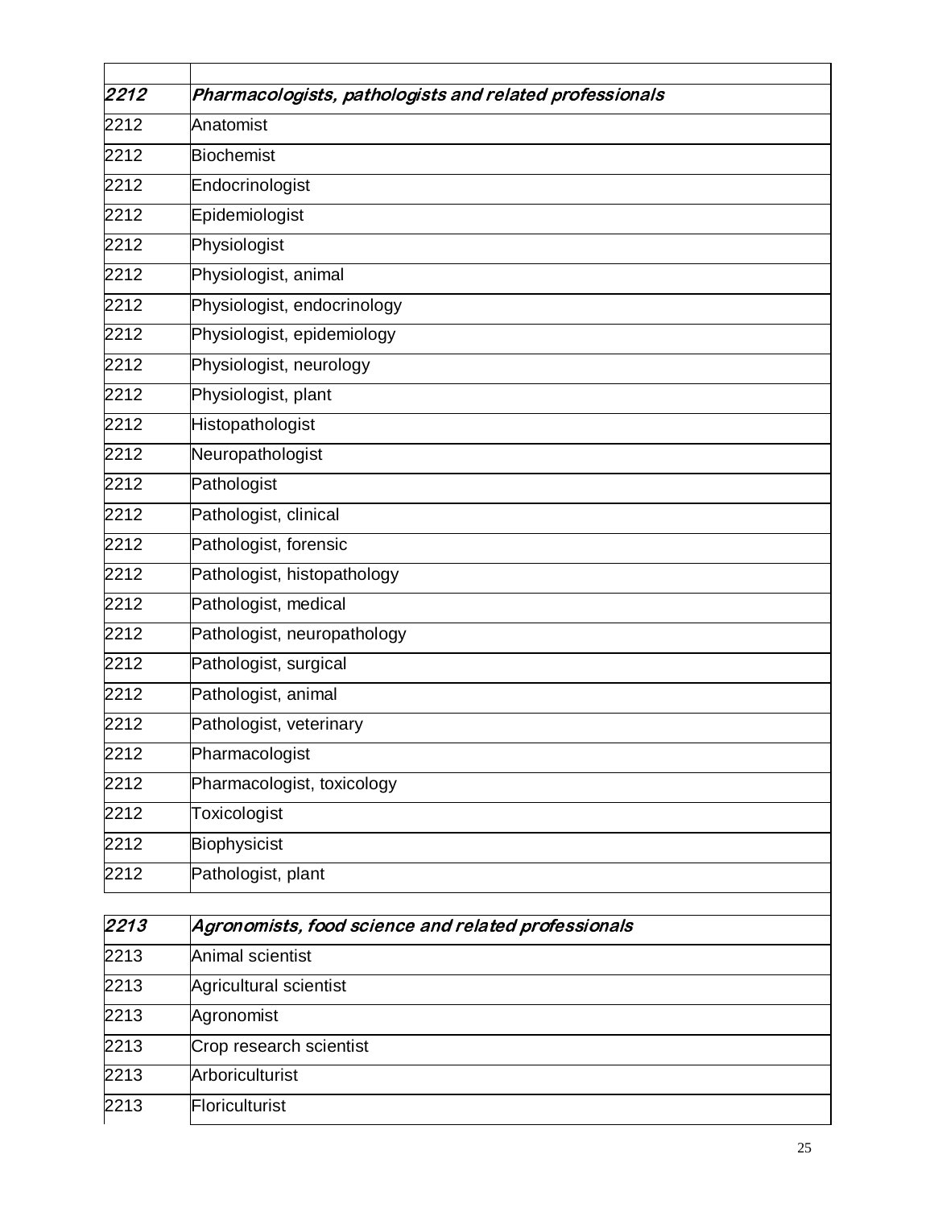| | |
|---|---|
| ***2212*** | ***Pharmacologists, pathologists and related professionals*** |
| 2212 | Anatomist |
| 2212 | Biochemist |
| 2212 | Endocrinologist |
| 2212 | Epidemiologist |
| 2212 | Physiologist |
| 2212 | Physiologist, animal |
| 2212 | Physiologist, endocrinology |
| 2212 | Physiologist, epidemiology |
| 2212 | Physiologist, neurology |
| 2212 | Physiologist, plant |
| 2212 | Histopathologist |
| 2212 | Neuropathologist |
| 2212 | Pathologist |
| 2212 | Pathologist, clinical |
| 2212 | Pathologist, forensic |
| 2212 | Pathologist, histopathology |
| 2212 | Pathologist, medical |
| 2212 | Pathologist, neuropathology |
| 2212 | Pathologist, surgical |
| 2212 | Pathologist, animal |
| 2212 | Pathologist, veterinary |
| 2212 | Pharmacologist |
| 2212 | Pharmacologist, toxicology |
| 2212 | Toxicologist |
| 2212 | Biophysicist |
| 2212 | Pathologist, plant |

| | |
|---|---|
| ***2213*** | ***Agronomists, food science and related professionals*** |
| 2213 | Animal scientist |
| 2213 | Agricultural scientist |
| 2213 | Agronomist |
| 2213 | Crop research scientist |
| 2213 | Arboriculturist |
| 2213 | Floriculturist |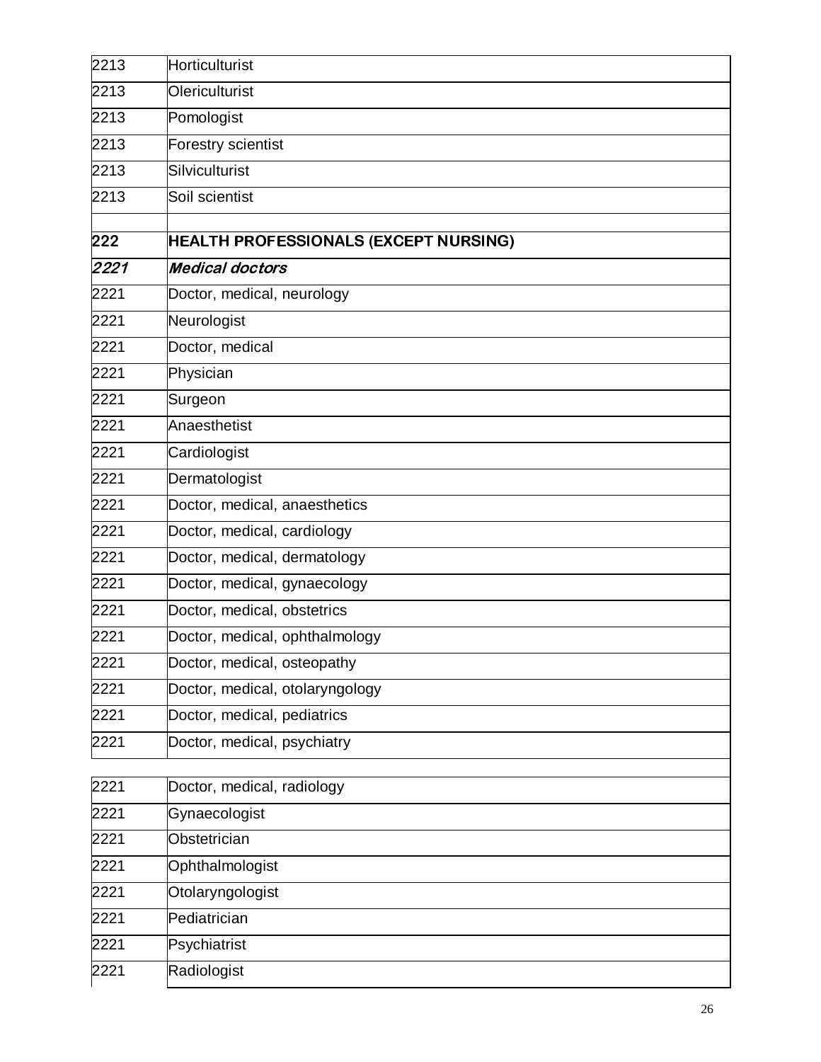| | |
|---|---|
| 2213 | Horticulturist |
| 2213 | Olericulturist |
| 2213 | Pomologist |
| 2213 | Forestry scientist |
| 2213 | Silviculturist |
| 2213 | Soil scientist |
| | |
| **222** | **HEALTH PROFESSIONALS (EXCEPT NURSING)** |
| ***2221*** | ***Medical doctors*** |
| 2221 | Doctor, medical, neurology |
| 2221 | Neurologist |
| 2221 | Doctor, medical |
| 2221 | Physician |
| 2221 | Surgeon |
| 2221 | Anaesthetist |
| 2221 | Cardiologist |
| 2221 | Dermatologist |
| 2221 | Doctor, medical, anaesthetics |
| 2221 | Doctor, medical, cardiology |
| 2221 | Doctor, medical, dermatology |
| 2221 | Doctor, medical, gynaecology |
| 2221 | Doctor, medical, obstetrics |
| 2221 | Doctor, medical, ophthalmology |
| 2221 | Doctor, medical, osteopathy |
| 2221 | Doctor, medical, otolaryngology |
| 2221 | Doctor, medical, pediatrics |
| 2221 | Doctor, medical, psychiatry |
| | |
| 2221 | Doctor, medical, radiology |
| 2221 | Gynaecologist |
| 2221 | Obstetrician |
| 2221 | Ophthalmologist |
| 2221 | Otolaryngologist |
| 2221 | Pediatrician |
| 2221 | Psychiatrist |
| 2221 | Radiologist |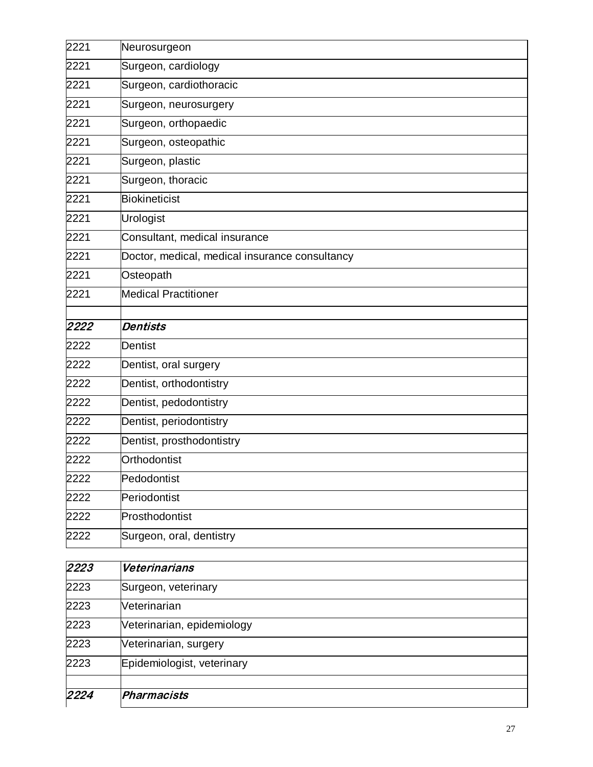| | |
|---|---|
| 2221 | Neurosurgeon |
| 2221 | Surgeon, cardiology |
| 2221 | Surgeon, cardiothoracic |
| 2221 | Surgeon, neurosurgery |
| 2221 | Surgeon, orthopaedic |
| 2221 | Surgeon, osteopathic |
| 2221 | Surgeon, plastic |
| 2221 | Surgeon, thoracic |
| 2221 | Biokineticist |
| 2221 | Urologist |
| 2221 | Consultant, medical insurance |
| 2221 | Doctor, medical, medical insurance consultancy |
| 2221 | Osteopath |
| 2221 | Medical Practitioner |
| | |
| ***2222*** | ***Dentists*** |
| 2222 | Dentist |
| 2222 | Dentist, oral surgery |
| 2222 | Dentist, orthodontistry |
| 2222 | Dentist, pedodontistry |
| 2222 | Dentist, periodontistry |
| 2222 | Dentist, prosthodontistry |
| 2222 | Orthodontist |
| 2222 | Pedodontist |
| 2222 | Periodontist |
| 2222 | Prosthodontist |
| 2222 | Surgeon, oral, dentistry |
| | |
| ***2223*** | ***Veterinarians*** |
| 2223 | Surgeon, veterinary |
| 2223 | Veterinarian |
| 2223 | Veterinarian, epidemiology |
| 2223 | Veterinarian, surgery |
| 2223 | Epidemiologist, veterinary |
| | |
| ***2224*** | ***Pharmacists*** |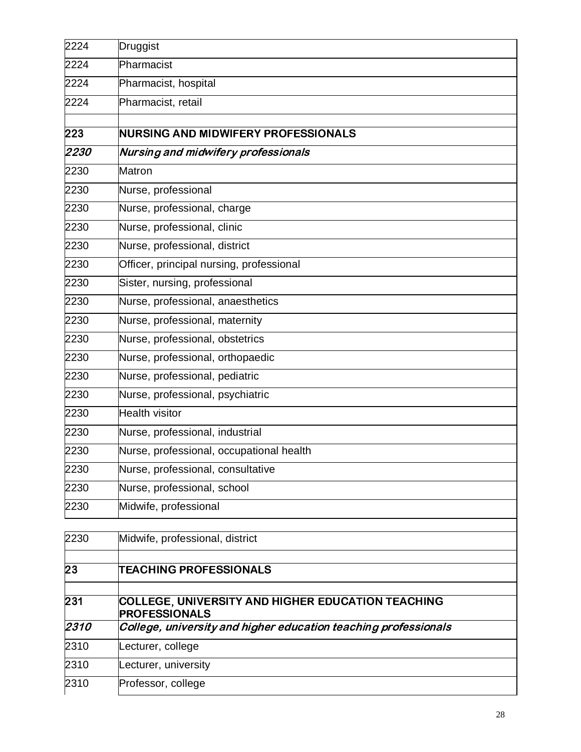| | |
|---|---|
| 2224 | Druggist |
| 2224 | Pharmacist |
| 2224 | Pharmacist, hospital |
| 2224 | Pharmacist, retail |
| | |
| **223** | **NURSING AND MIDWIFERY PROFESSIONALS** |
| ***2230*** | ***Nursing and midwifery professionals*** |
| 2230 | Matron |
| 2230 | Nurse, professional |
| 2230 | Nurse, professional, charge |
| 2230 | Nurse, professional, clinic |
| 2230 | Nurse, professional, district |
| 2230 | Officer, principal nursing, professional |
| 2230 | Sister, nursing, professional |
| 2230 | Nurse, professional, anaesthetics |
| 2230 | Nurse, professional, maternity |
| 2230 | Nurse, professional, obstetrics |
| 2230 | Nurse, professional, orthopaedic |
| 2230 | Nurse, professional, pediatric |
| 2230 | Nurse, professional, psychiatric |
| 2230 | Health visitor |
| 2230 | Nurse, professional, industrial |
| 2230 | Nurse, professional, occupational health |
| 2230 | Nurse, professional, consultative |
| 2230 | Nurse, professional, school |
| 2230 | Midwife, professional |
| | |
| 2230 | Midwife, professional, district |
| | |
| **23** | **TEACHING PROFESSIONALS** |
| | |
| **231** | **COLLEGE, UNIVERSITY AND HIGHER EDUCATION TEACHING PROFESSIONALS** |
| ***2310*** | ***College, university and higher education teaching professionals*** |
| 2310 | Lecturer, college |
| 2310 | Lecturer, university |
| 2310 | Professor, college |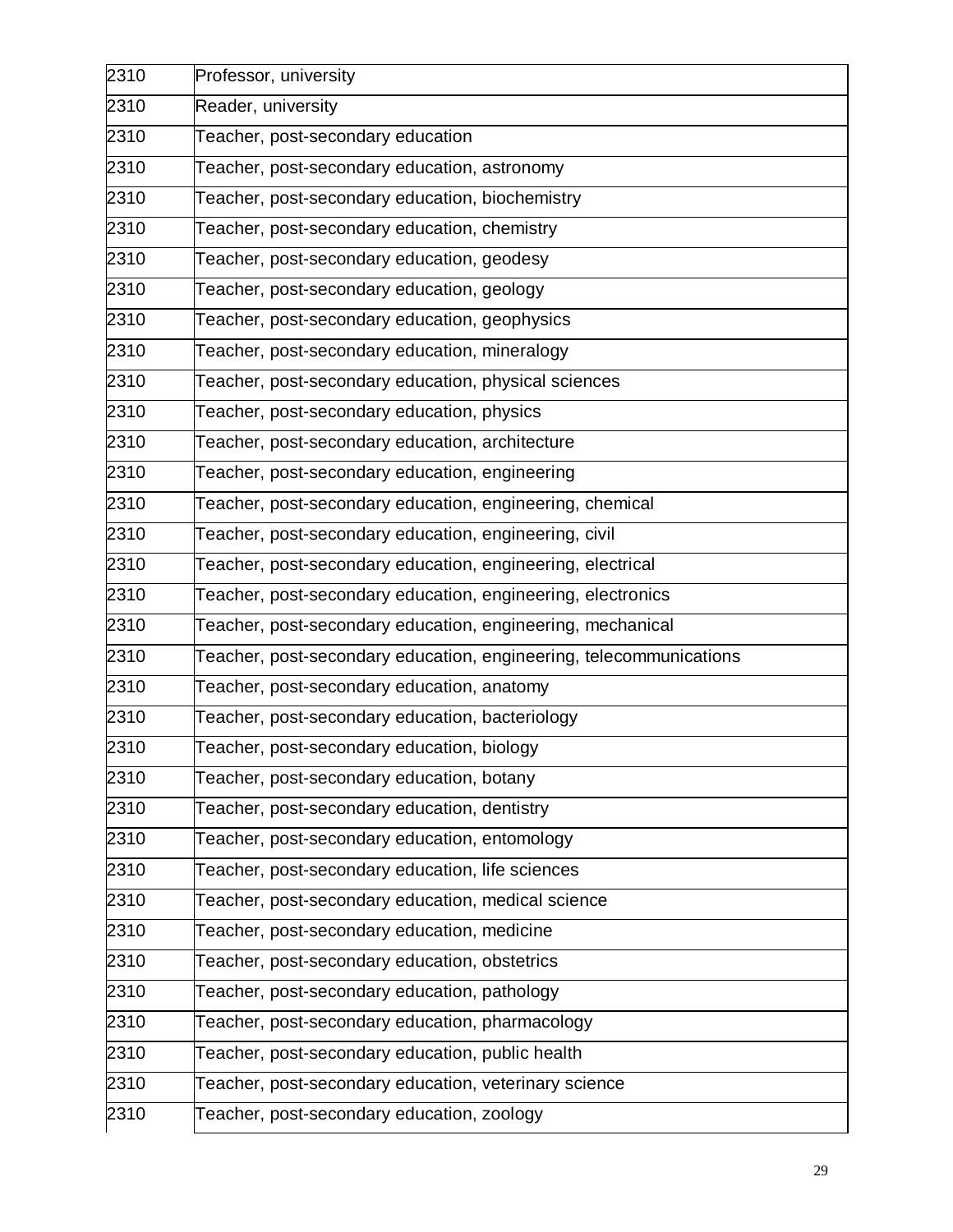| 2310 | Professor, university |
|---|---|
| 2310 | Reader, university |
| 2310 | Teacher, post-secondary education |
| 2310 | Teacher, post-secondary education, astronomy |
| 2310 | Teacher, post-secondary education, biochemistry |
| 2310 | Teacher, post-secondary education, chemistry |
| 2310 | Teacher, post-secondary education, geodesy |
| 2310 | Teacher, post-secondary education, geology |
| 2310 | Teacher, post-secondary education, geophysics |
| 2310 | Teacher, post-secondary education, mineralogy |
| 2310 | Teacher, post-secondary education, physical sciences |
| 2310 | Teacher, post-secondary education, physics |
| 2310 | Teacher, post-secondary education, architecture |
| 2310 | Teacher, post-secondary education, engineering |
| 2310 | Teacher, post-secondary education, engineering, chemical |
| 2310 | Teacher, post-secondary education, engineering, civil |
| 2310 | Teacher, post-secondary education, engineering, electrical |
| 2310 | Teacher, post-secondary education, engineering, electronics |
| 2310 | Teacher, post-secondary education, engineering, mechanical |
| 2310 | Teacher, post-secondary education, engineering, telecommunications |
| 2310 | Teacher, post-secondary education, anatomy |
| 2310 | Teacher, post-secondary education, bacteriology |
| 2310 | Teacher, post-secondary education, biology |
| 2310 | Teacher, post-secondary education, botany |
| 2310 | Teacher, post-secondary education, dentistry |
| 2310 | Teacher, post-secondary education, entomology |
| 2310 | Teacher, post-secondary education, life sciences |
| 2310 | Teacher, post-secondary education, medical science |
| 2310 | Teacher, post-secondary education, medicine |
| 2310 | Teacher, post-secondary education, obstetrics |
| 2310 | Teacher, post-secondary education, pathology |
| 2310 | Teacher, post-secondary education, pharmacology |
| 2310 | Teacher, post-secondary education, public health |
| 2310 | Teacher, post-secondary education, veterinary science |
| 2310 | Teacher, post-secondary education, zoology |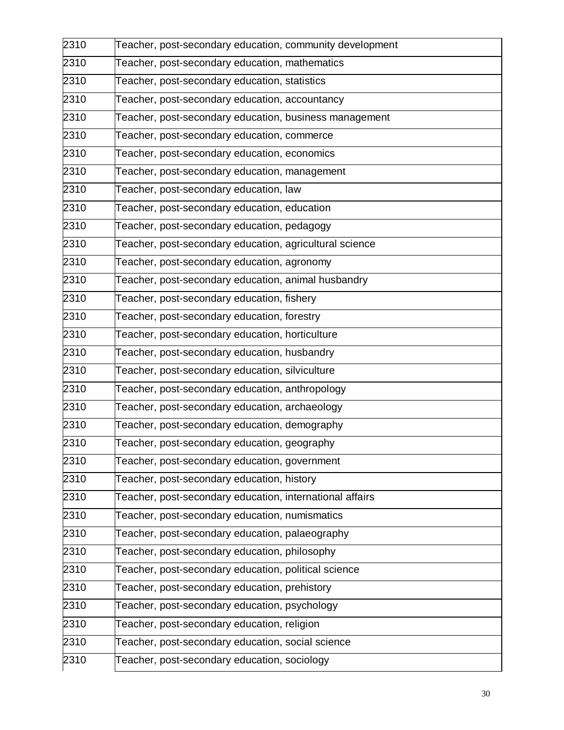| | |
|---|---|
| 2310 | Teacher, post-secondary education, community development |
| 2310 | Teacher, post-secondary education, mathematics |
| 2310 | Teacher, post-secondary education, statistics |
| 2310 | Teacher, post-secondary education, accountancy |
| 2310 | Teacher, post-secondary education, business management |
| 2310 | Teacher, post-secondary education, commerce |
| 2310 | Teacher, post-secondary education, economics |
| 2310 | Teacher, post-secondary education, management |
| 2310 | Teacher, post-secondary education, law |
| 2310 | Teacher, post-secondary education, education |
| 2310 | Teacher, post-secondary education, pedagogy |
| 2310 | Teacher, post-secondary education, agricultural science |
| 2310 | Teacher, post-secondary education, agronomy |
| 2310 | Teacher, post-secondary education, animal husbandry |
| 2310 | Teacher, post-secondary education, fishery |
| 2310 | Teacher, post-secondary education, forestry |
| 2310 | Teacher, post-secondary education, horticulture |
| 2310 | Teacher, post-secondary education, husbandry |
| 2310 | Teacher, post-secondary education, silviculture |
| 2310 | Teacher, post-secondary education, anthropology |
| 2310 | Teacher, post-secondary education, archaeology |
| 2310 | Teacher, post-secondary education, demography |
| 2310 | Teacher, post-secondary education, geography |
| 2310 | Teacher, post-secondary education, government |
| 2310 | Teacher, post-secondary education, history |
| 2310 | Teacher, post-secondary education, international affairs |
| 2310 | Teacher, post-secondary education, numismatics |
| 2310 | Teacher, post-secondary education, palaeography |
| 2310 | Teacher, post-secondary education, philosophy |
| 2310 | Teacher, post-secondary education, political science |
| 2310 | Teacher, post-secondary education, prehistory |
| 2310 | Teacher, post-secondary education, psychology |
| 2310 | Teacher, post-secondary education, religion |
| 2310 | Teacher, post-secondary education, social science |
| 2310 | Teacher, post-secondary education, sociology |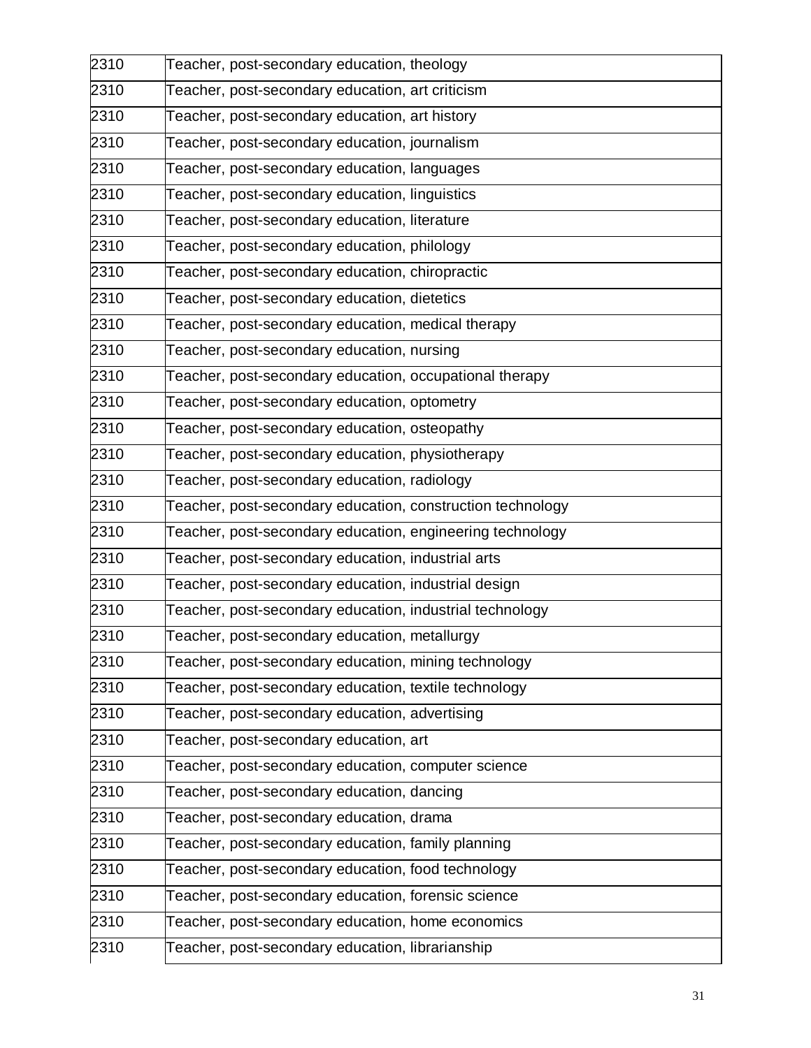| | |
|---|---|
| 2310 | Teacher, post-secondary education, theology |
| 2310 | Teacher, post-secondary education, art criticism |
| 2310 | Teacher, post-secondary education, art history |
| 2310 | Teacher, post-secondary education, journalism |
| 2310 | Teacher, post-secondary education, languages |
| 2310 | Teacher, post-secondary education, linguistics |
| 2310 | Teacher, post-secondary education, literature |
| 2310 | Teacher, post-secondary education, philology |
| 2310 | Teacher, post-secondary education, chiropractic |
| 2310 | Teacher, post-secondary education, dietetics |
| 2310 | Teacher, post-secondary education, medical therapy |
| 2310 | Teacher, post-secondary education, nursing |
| 2310 | Teacher, post-secondary education, occupational therapy |
| 2310 | Teacher, post-secondary education, optometry |
| 2310 | Teacher, post-secondary education, osteopathy |
| 2310 | Teacher, post-secondary education, physiotherapy |
| 2310 | Teacher, post-secondary education, radiology |
| 2310 | Teacher, post-secondary education, construction technology |
| 2310 | Teacher, post-secondary education, engineering technology |
| 2310 | Teacher, post-secondary education, industrial arts |
| 2310 | Teacher, post-secondary education, industrial design |
| 2310 | Teacher, post-secondary education, industrial technology |
| 2310 | Teacher, post-secondary education, metallurgy |
| 2310 | Teacher, post-secondary education, mining technology |
| 2310 | Teacher, post-secondary education, textile technology |
| 2310 | Teacher, post-secondary education, advertising |
| 2310 | Teacher, post-secondary education, art |
| 2310 | Teacher, post-secondary education, computer science |
| 2310 | Teacher, post-secondary education, dancing |
| 2310 | Teacher, post-secondary education, drama |
| 2310 | Teacher, post-secondary education, family planning |
| 2310 | Teacher, post-secondary education, food technology |
| 2310 | Teacher, post-secondary education, forensic science |
| 2310 | Teacher, post-secondary education, home economics |
| 2310 | Teacher, post-secondary education, librarianship |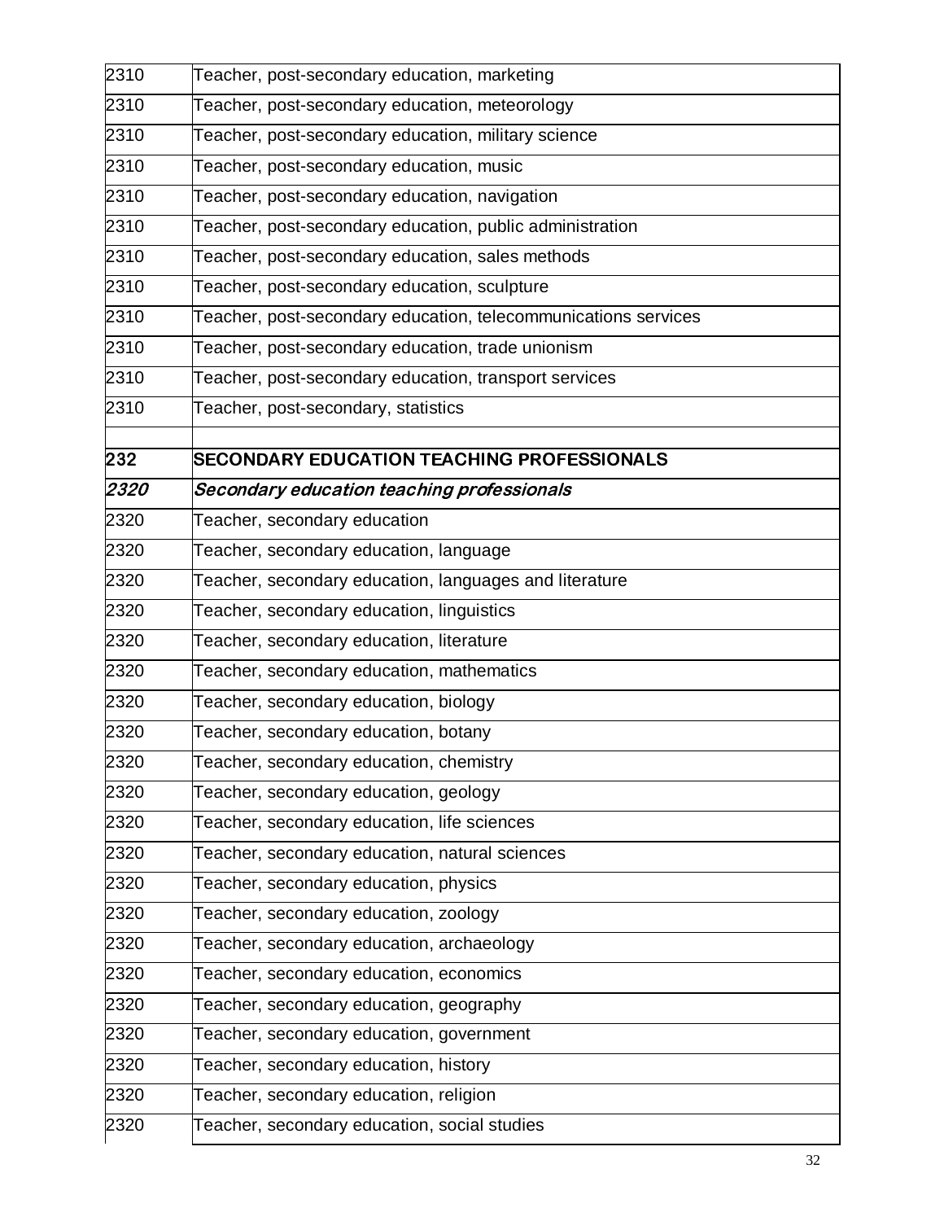| | |
|---|---|
| 2310 | Teacher, post-secondary education, marketing |
| 2310 | Teacher, post-secondary education, meteorology |
| 2310 | Teacher, post-secondary education, military science |
| 2310 | Teacher, post-secondary education, music |
| 2310 | Teacher, post-secondary education, navigation |
| 2310 | Teacher, post-secondary education, public administration |
| 2310 | Teacher, post-secondary education, sales methods |
| 2310 | Teacher, post-secondary education, sculpture |
| 2310 | Teacher, post-secondary education, telecommunications services |
| 2310 | Teacher, post-secondary education, trade unionism |
| 2310 | Teacher, post-secondary education, transport services |
| 2310 | Teacher, post-secondary, statistics |
| | |
| **232** | **SECONDARY EDUCATION TEACHING PROFESSIONALS** |
| ***2320*** | ***Secondary education teaching professionals*** |
| 2320 | Teacher, secondary education |
| 2320 | Teacher, secondary education, language |
| 2320 | Teacher, secondary education, languages and literature |
| 2320 | Teacher, secondary education, linguistics |
| 2320 | Teacher, secondary education, literature |
| 2320 | Teacher, secondary education, mathematics |
| 2320 | Teacher, secondary education, biology |
| 2320 | Teacher, secondary education, botany |
| 2320 | Teacher, secondary education, chemistry |
| 2320 | Teacher, secondary education, geology |
| 2320 | Teacher, secondary education, life sciences |
| 2320 | Teacher, secondary education, natural sciences |
| 2320 | Teacher, secondary education, physics |
| 2320 | Teacher, secondary education, zoology |
| 2320 | Teacher, secondary education, archaeology |
| 2320 | Teacher, secondary education, economics |
| 2320 | Teacher, secondary education, geography |
| 2320 | Teacher, secondary education, government |
| 2320 | Teacher, secondary education, history |
| 2320 | Teacher, secondary education, religion |
| 2320 | Teacher, secondary education, social studies |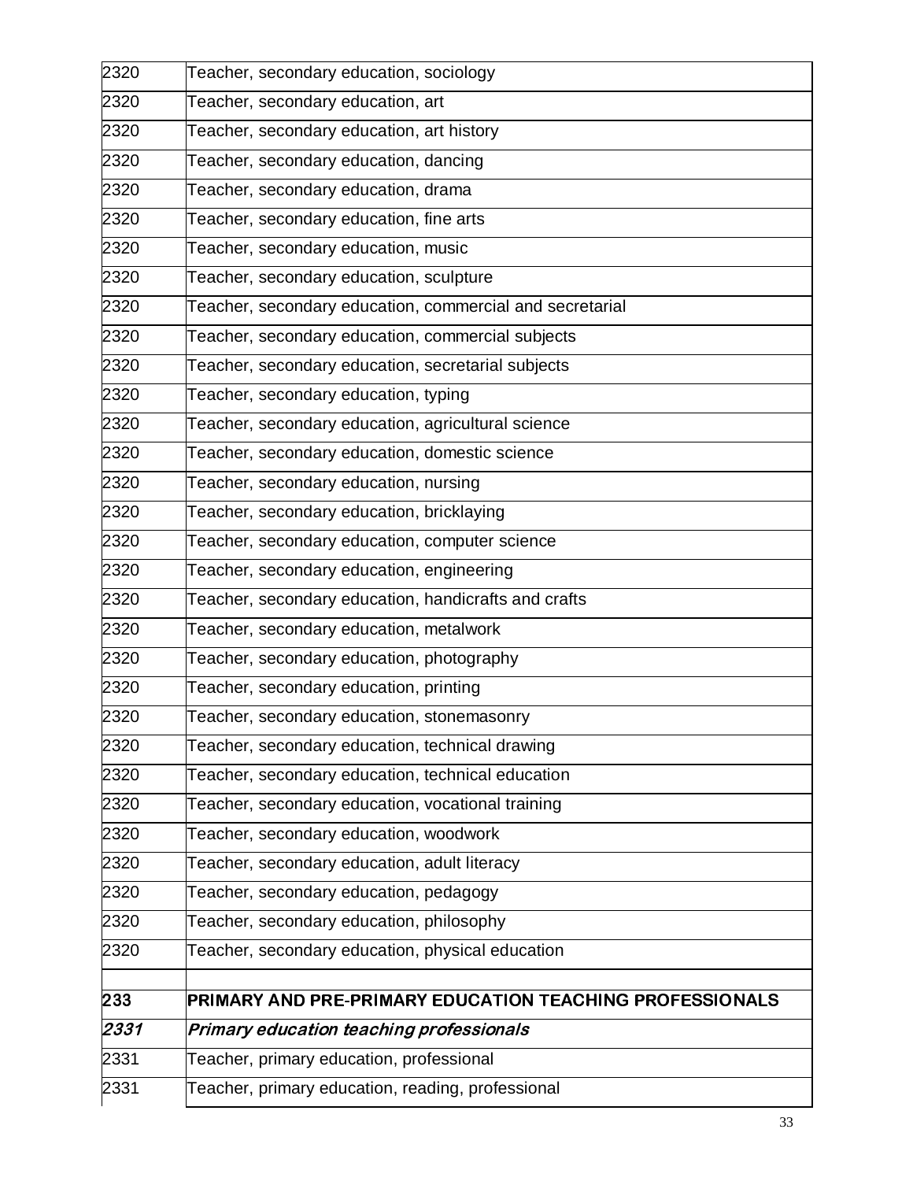| | |
|---|---|
| 2320 | Teacher, secondary education, sociology |
| 2320 | Teacher, secondary education, art |
| 2320 | Teacher, secondary education, art history |
| 2320 | Teacher, secondary education, dancing |
| 2320 | Teacher, secondary education, drama |
| 2320 | Teacher, secondary education, fine arts |
| 2320 | Teacher, secondary education, music |
| 2320 | Teacher, secondary education, sculpture |
| 2320 | Teacher, secondary education, commercial and secretarial |
| 2320 | Teacher, secondary education, commercial subjects |
| 2320 | Teacher, secondary education, secretarial subjects |
| 2320 | Teacher, secondary education, typing |
| 2320 | Teacher, secondary education, agricultural science |
| 2320 | Teacher, secondary education, domestic science |
| 2320 | Teacher, secondary education, nursing |
| 2320 | Teacher, secondary education, bricklaying |
| 2320 | Teacher, secondary education, computer science |
| 2320 | Teacher, secondary education, engineering |
| 2320 | Teacher, secondary education, handicrafts and crafts |
| 2320 | Teacher, secondary education, metalwork |
| 2320 | Teacher, secondary education, photography |
| 2320 | Teacher, secondary education, printing |
| 2320 | Teacher, secondary education, stonemasonry |
| 2320 | Teacher, secondary education, technical drawing |
| 2320 | Teacher, secondary education, technical education |
| 2320 | Teacher, secondary education, vocational training |
| 2320 | Teacher, secondary education, woodwork |
| 2320 | Teacher, secondary education, adult literacy |
| 2320 | Teacher, secondary education, pedagogy |
| 2320 | Teacher, secondary education, philosophy |
| 2320 | Teacher, secondary education, physical education |
| | |
| **233** | **PRIMARY AND PRE-PRIMARY EDUCATION TEACHING PROFESSIONALS** |
| ***2331*** | ***Primary education teaching professionals*** |
| 2331 | Teacher, primary education, professional |
| 2331 | Teacher, primary education, reading, professional |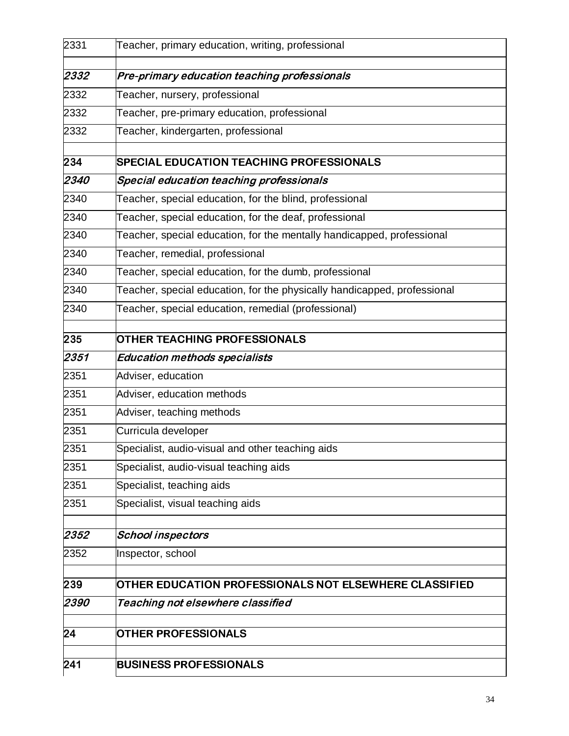| | |
|---|---|
| 2331 | Teacher, primary education, writing, professional |
| | |
| ***2332*** | ***Pre-primary education teaching professionals*** |
| 2332 | Teacher, nursery, professional |
| 2332 | Teacher, pre-primary education, professional |
| 2332 | Teacher, kindergarten, professional |
| | |
| **234** | **SPECIAL EDUCATION TEACHING PROFESSIONALS** |
| ***2340*** | ***Special education teaching professionals*** |
| 2340 | Teacher, special education, for the blind, professional |
| 2340 | Teacher, special education, for the deaf, professional |
| 2340 | Teacher, special education, for the mentally handicapped, professional |
| 2340 | Teacher, remedial, professional |
| 2340 | Teacher, special education, for the dumb, professional |
| 2340 | Teacher, special education, for the physically handicapped, professional |
| 2340 | Teacher, special education, remedial (professional) |
| | |
| **235** | **OTHER TEACHING PROFESSIONALS** |
| ***2351*** | ***Education methods specialists*** |
| 2351 | Adviser, education |
| 2351 | Adviser, education methods |
| 2351 | Adviser, teaching methods |
| 2351 | Curricula developer |
| 2351 | Specialist, audio-visual and other teaching aids |
| 2351 | Specialist, audio-visual teaching aids |
| 2351 | Specialist, teaching aids |
| 2351 | Specialist, visual teaching aids |
| | |
| ***2352*** | ***School inspectors*** |
| 2352 | Inspector, school |
| | |
| **239** | **OTHER EDUCATION PROFESSIONALS NOT ELSEWHERE CLASSIFIED** |
| ***2390*** | ***Teaching not elsewhere classified*** |
| | |
| **24** | **OTHER PROFESSIONALS** |
| | |
| **241** | **BUSINESS PROFESSIONALS** |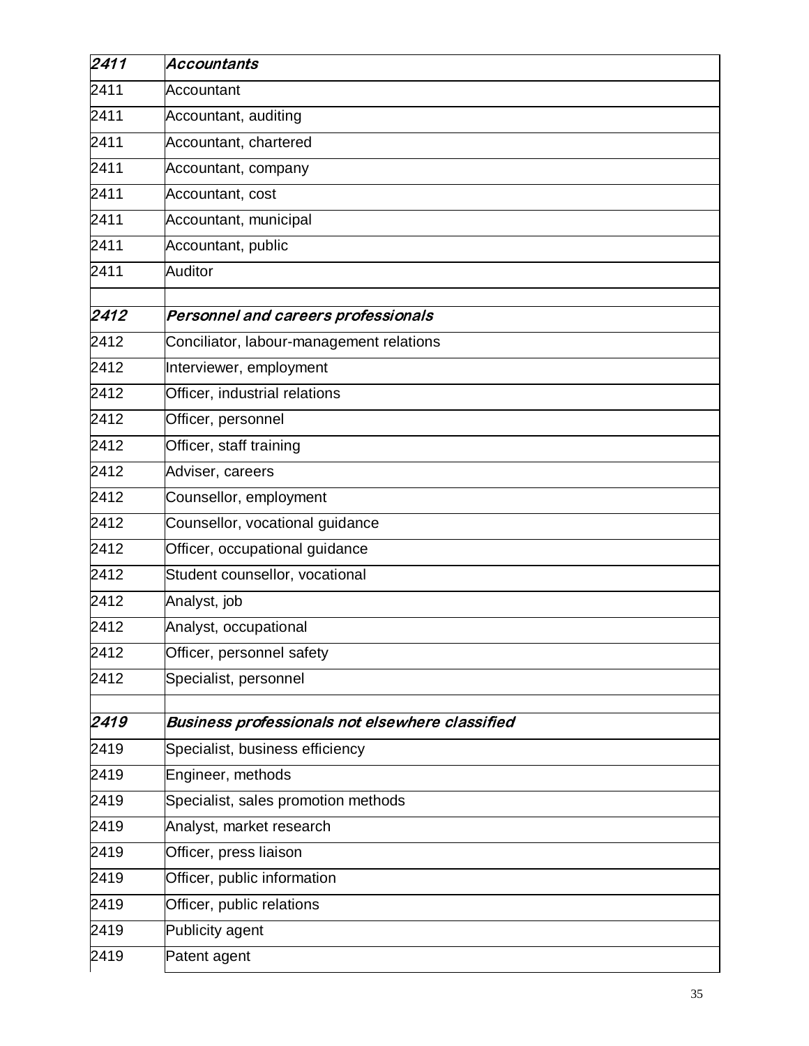| | |
|---|---|
| ***2411*** | ***Accountants*** |
| 2411 | Accountant |
| 2411 | Accountant, auditing |
| 2411 | Accountant, chartered |
| 2411 | Accountant, company |
| 2411 | Accountant, cost |
| 2411 | Accountant, municipal |
| 2411 | Accountant, public |
| 2411 | Auditor |
| | |
| ***2412*** | ***Personnel and careers professionals*** |
| 2412 | Conciliator, labour-management relations |
| 2412 | Interviewer, employment |
| 2412 | Officer, industrial relations |
| 2412 | Officer, personnel |
| 2412 | Officer, staff training |
| 2412 | Adviser, careers |
| 2412 | Counsellor, employment |
| 2412 | Counsellor, vocational guidance |
| 2412 | Officer, occupational guidance |
| 2412 | Student counsellor, vocational |
| 2412 | Analyst, job |
| 2412 | Analyst, occupational |
| 2412 | Officer, personnel safety |
| 2412 | Specialist, personnel |
| | |
| ***2419*** | ***Business professionals not elsewhere classified*** |
| 2419 | Specialist, business efficiency |
| 2419 | Engineer, methods |
| 2419 | Specialist, sales promotion methods |
| 2419 | Analyst, market research |
| 2419 | Officer, press liaison |
| 2419 | Officer, public information |
| 2419 | Officer, public relations |
| 2419 | Publicity agent |
| 2419 | Patent agent |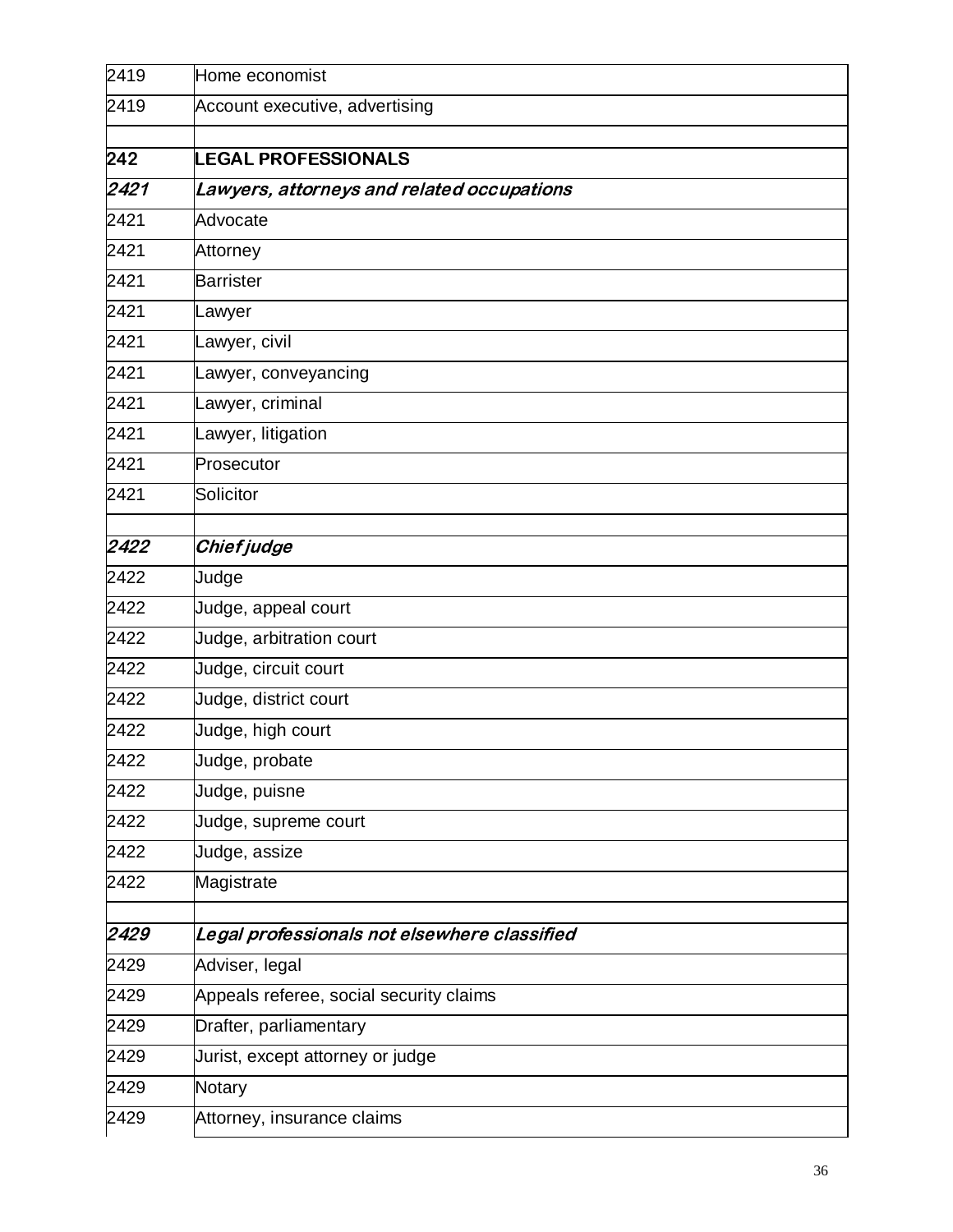| | |
|---|---|
| 2419 | Home economist |
| 2419 | Account executive, advertising |
| | |
| **242** | **LEGAL PROFESSIONALS** |
| ***2421*** | ***Lawyers, attorneys and related occupations*** |
| 2421 | Advocate |
| 2421 | Attorney |
| 2421 | Barrister |
| 2421 | Lawyer |
| 2421 | Lawyer, civil |
| 2421 | Lawyer, conveyancing |
| 2421 | Lawyer, criminal |
| 2421 | Lawyer, litigation |
| 2421 | Prosecutor |
| 2421 | Solicitor |
| | |
| ***2422*** | ***Chief judge*** |
| 2422 | Judge |
| 2422 | Judge, appeal court |
| 2422 | Judge, arbitration court |
| 2422 | Judge, circuit court |
| 2422 | Judge, district court |
| 2422 | Judge, high court |
| 2422 | Judge, probate |
| 2422 | Judge, puisne |
| 2422 | Judge, supreme court |
| 2422 | Judge, assize |
| 2422 | Magistrate |
| | |
| ***2429*** | ***Legal professionals not elsewhere classified*** |
| 2429 | Adviser, legal |
| 2429 | Appeals referee, social security claims |
| 2429 | Drafter, parliamentary |
| 2429 | Jurist, except attorney or judge |
| 2429 | Notary |
| 2429 | Attorney, insurance claims |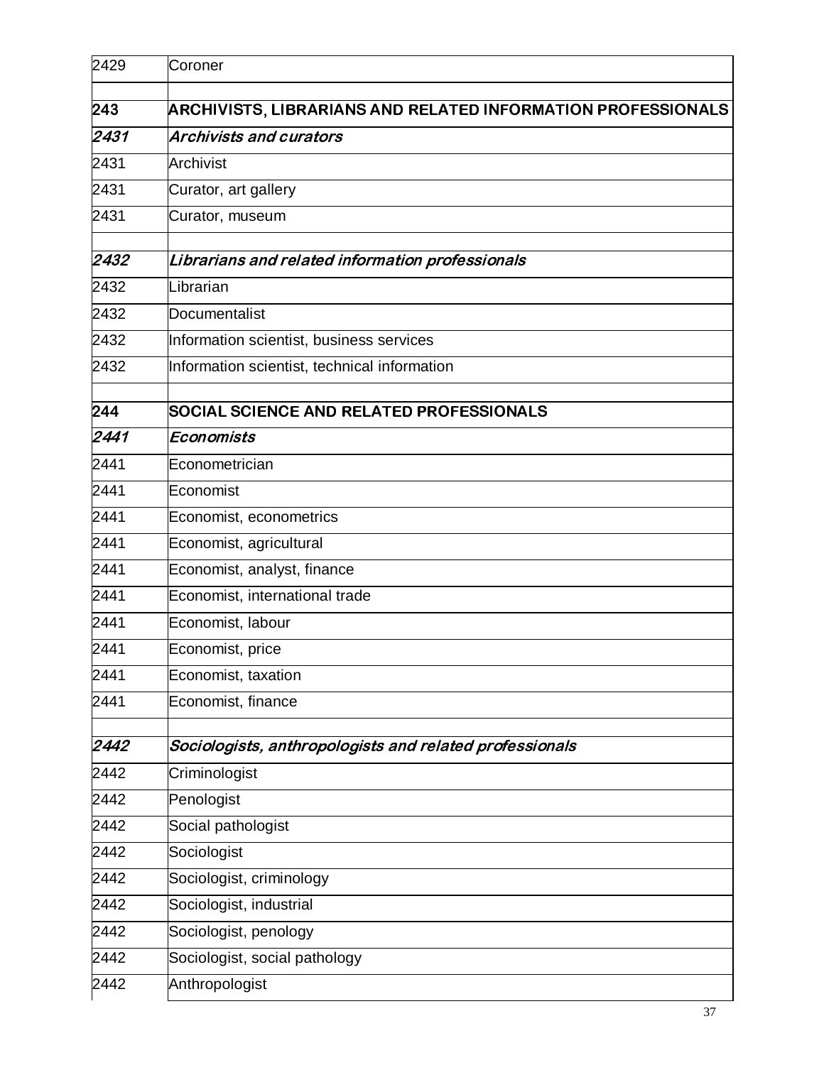| | |
|---|---|
| 2429 | Coroner |
| | |
| **243** | **ARCHIVISTS, LIBRARIANS AND RELATED INFORMATION PROFESSIONALS** |
| ***2431*** | ***Archivists and curators*** |
| 2431 | Archivist |
| 2431 | Curator, art gallery |
| 2431 | Curator, museum |
| | |
| ***2432*** | ***Librarians and related information professionals*** |
| 2432 | Librarian |
| 2432 | Documentalist |
| 2432 | Information scientist, business services |
| 2432 | Information scientist, technical information |
| | |
| **244** | **SOCIAL SCIENCE AND RELATED PROFESSIONALS** |
| ***2441*** | ***Economists*** |
| 2441 | Econometrician |
| 2441 | Economist |
| 2441 | Economist, econometrics |
| 2441 | Economist, agricultural |
| 2441 | Economist, analyst, finance |
| 2441 | Economist, international trade |
| 2441 | Economist, labour |
| 2441 | Economist, price |
| 2441 | Economist, taxation |
| 2441 | Economist, finance |
| | |
| ***2442*** | ***Sociologists, anthropologists and related professionals*** |
| 2442 | Criminologist |
| 2442 | Penologist |
| 2442 | Social pathologist |
| 2442 | Sociologist |
| 2442 | Sociologist, criminology |
| 2442 | Sociologist, industrial |
| 2442 | Sociologist, penology |
| 2442 | Sociologist, social pathology |
| 2442 | Anthropologist |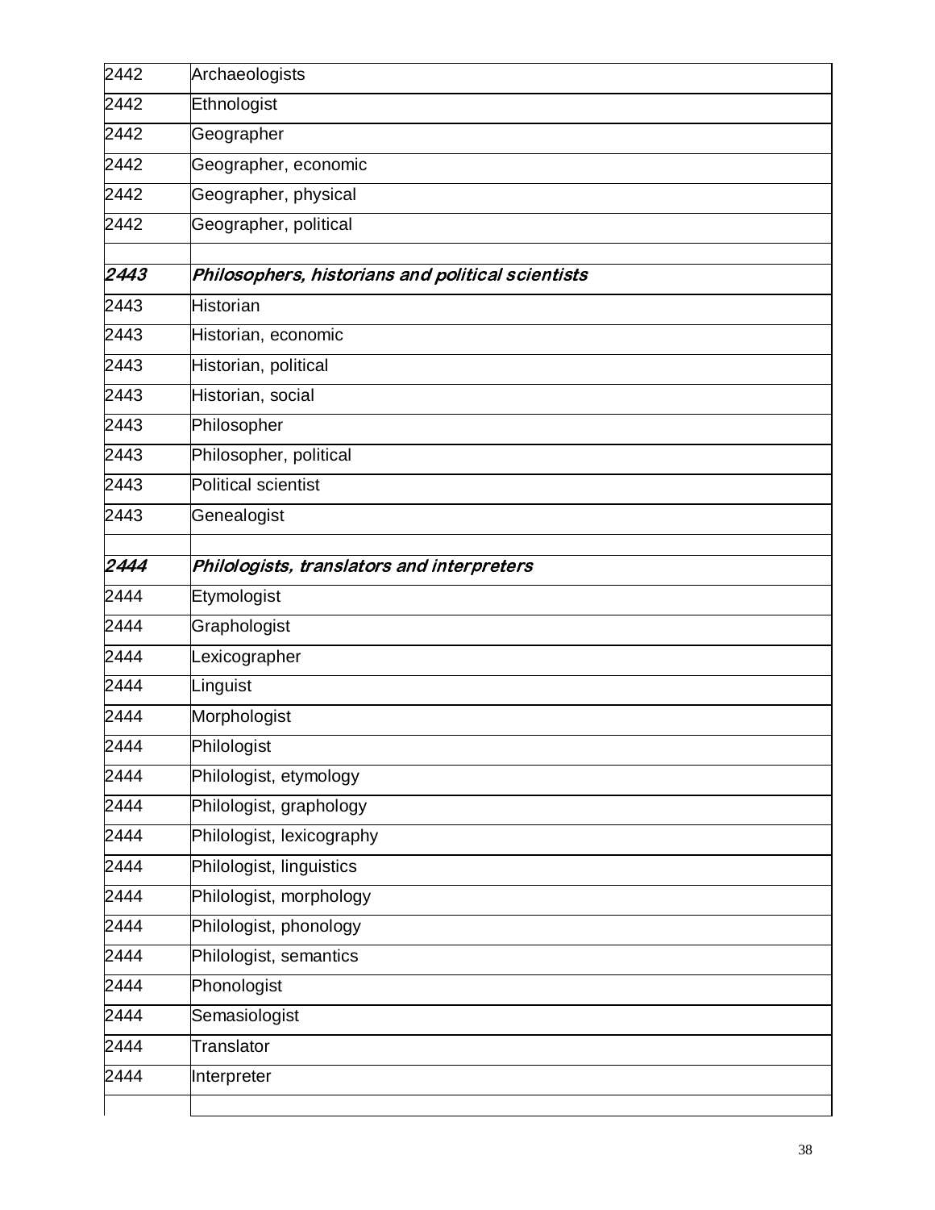| | |
|---|---|
| 2442 | Archaeologists |
| 2442 | Ethnologist |
| 2442 | Geographer |
| 2442 | Geographer, economic |
| 2442 | Geographer, physical |
| 2442 | Geographer, political |
| | |
| ***2443*** | ***Philosophers, historians and political scientists*** |
| 2443 | Historian |
| 2443 | Historian, economic |
| 2443 | Historian, political |
| 2443 | Historian, social |
| 2443 | Philosopher |
| 2443 | Philosopher, political |
| 2443 | Political scientist |
| 2443 | Genealogist |
| | |
| ***2444*** | ***Philologists, translators and interpreters*** |
| 2444 | Etymologist |
| 2444 | Graphologist |
| 2444 | Lexicographer |
| 2444 | Linguist |
| 2444 | Morphologist |
| 2444 | Philologist |
| 2444 | Philologist, etymology |
| 2444 | Philologist, graphology |
| 2444 | Philologist, lexicography |
| 2444 | Philologist, linguistics |
| 2444 | Philologist, morphology |
| 2444 | Philologist, phonology |
| 2444 | Philologist, semantics |
| 2444 | Phonologist |
| 2444 | Semasiologist |
| 2444 | Translator |
| 2444 | Interpreter |
| | |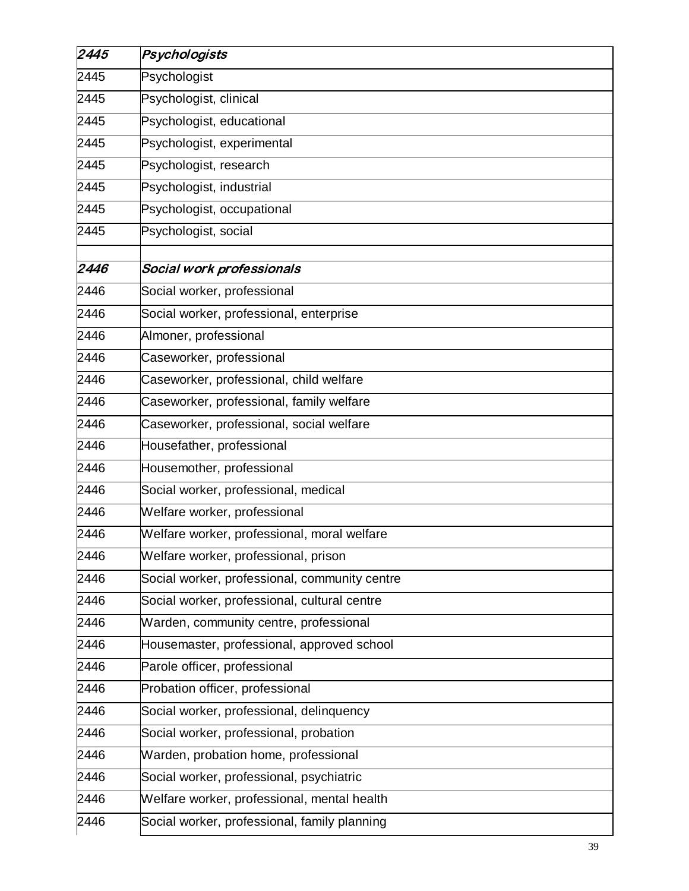| *2445* | *Psychologists* |
|---|---|
| 2445 | Psychologist |
| 2445 | Psychologist, clinical |
| 2445 | Psychologist, educational |
| 2445 | Psychologist, experimental |
| 2445 | Psychologist, research |
| 2445 | Psychologist, industrial |
| 2445 | Psychologist, occupational |
| 2445 | Psychologist, social |
| | |
| *2446* | *Social work professionals* |
| 2446 | Social worker, professional |
| 2446 | Social worker, professional, enterprise |
| 2446 | Almoner, professional |
| 2446 | Caseworker, professional |
| 2446 | Caseworker, professional, child welfare |
| 2446 | Caseworker, professional, family welfare |
| 2446 | Caseworker, professional, social welfare |
| 2446 | Housefather, professional |
| 2446 | Housemother, professional |
| 2446 | Social worker, professional, medical |
| 2446 | Welfare worker, professional |
| 2446 | Welfare worker, professional, moral welfare |
| 2446 | Welfare worker, professional, prison |
| 2446 | Social worker, professional, community centre |
| 2446 | Social worker, professional, cultural centre |
| 2446 | Warden, community centre, professional |
| 2446 | Housemaster, professional, approved school |
| 2446 | Parole officer, professional |
| 2446 | Probation officer, professional |
| 2446 | Social worker, professional, delinquency |
| 2446 | Social worker, professional, probation |
| 2446 | Warden, probation home, professional |
| 2446 | Social worker, professional, psychiatric |
| 2446 | Welfare worker, professional, mental health |
| 2446 | Social worker, professional, family planning |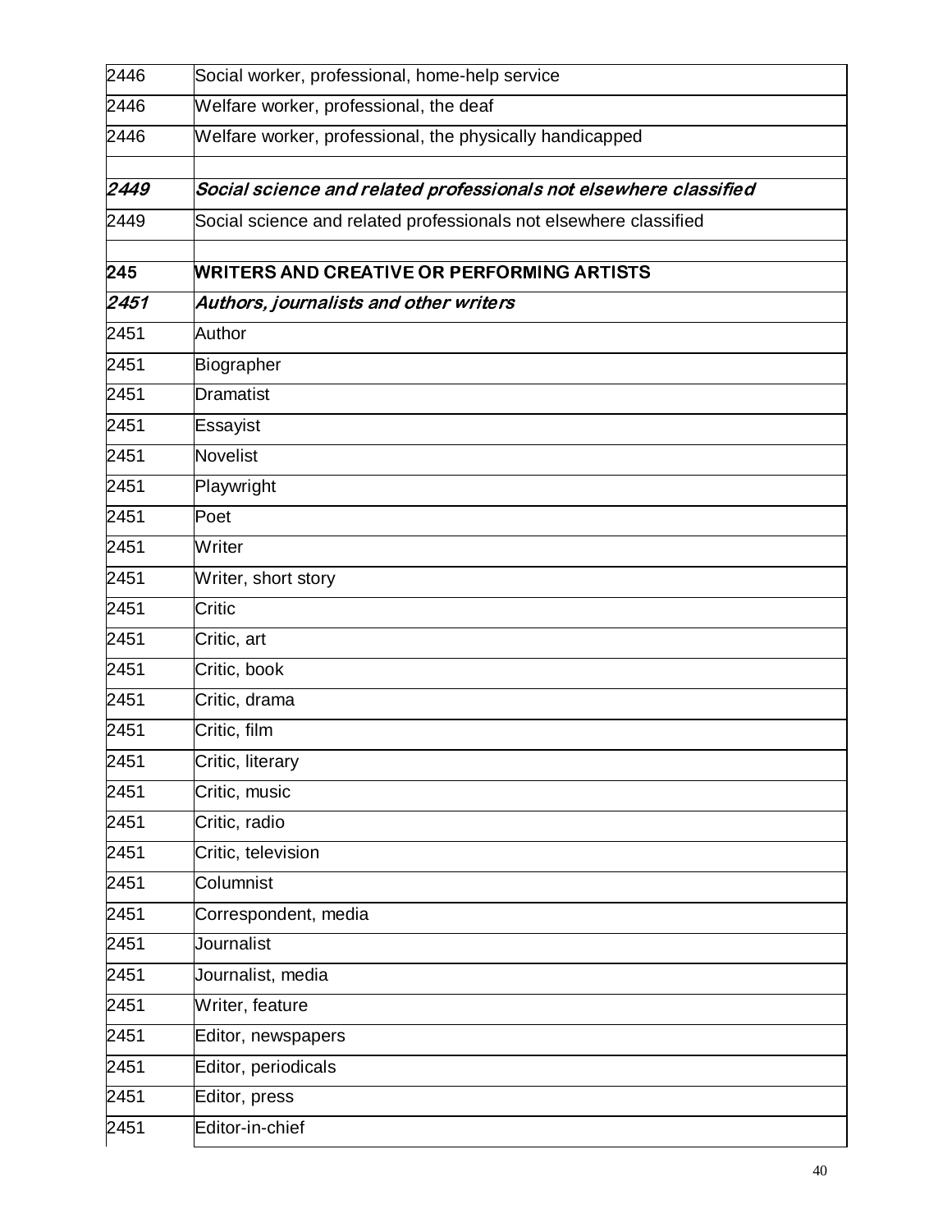| | |
|---|---|
| 2446 | Social worker, professional, home-help service |
| 2446 | Welfare worker, professional, the deaf |
| 2446 | Welfare worker, professional, the physically handicapped |
| | |
| ***2449*** | ***Social science and related professionals not elsewhere classified*** |
| 2449 | Social science and related professionals not elsewhere classified |
| | |
| **245** | **WRITERS AND CREATIVE OR PERFORMING ARTISTS** |
| ***2451*** | ***Authors, journalists and other writers*** |
| 2451 | Author |
| 2451 | Biographer |
| 2451 | Dramatist |
| 2451 | Essayist |
| 2451 | Novelist |
| 2451 | Playwright |
| 2451 | Poet |
| 2451 | Writer |
| 2451 | Writer, short story |
| 2451 | Critic |
| 2451 | Critic, art |
| 2451 | Critic, book |
| 2451 | Critic, drama |
| 2451 | Critic, film |
| 2451 | Critic, literary |
| 2451 | Critic, music |
| 2451 | Critic, radio |
| 2451 | Critic, television |
| 2451 | Columnist |
| 2451 | Correspondent, media |
| 2451 | Journalist |
| 2451 | Journalist, media |
| 2451 | Writer, feature |
| 2451 | Editor, newspapers |
| 2451 | Editor, periodicals |
| 2451 | Editor, press |
| 2451 | Editor-in-chief |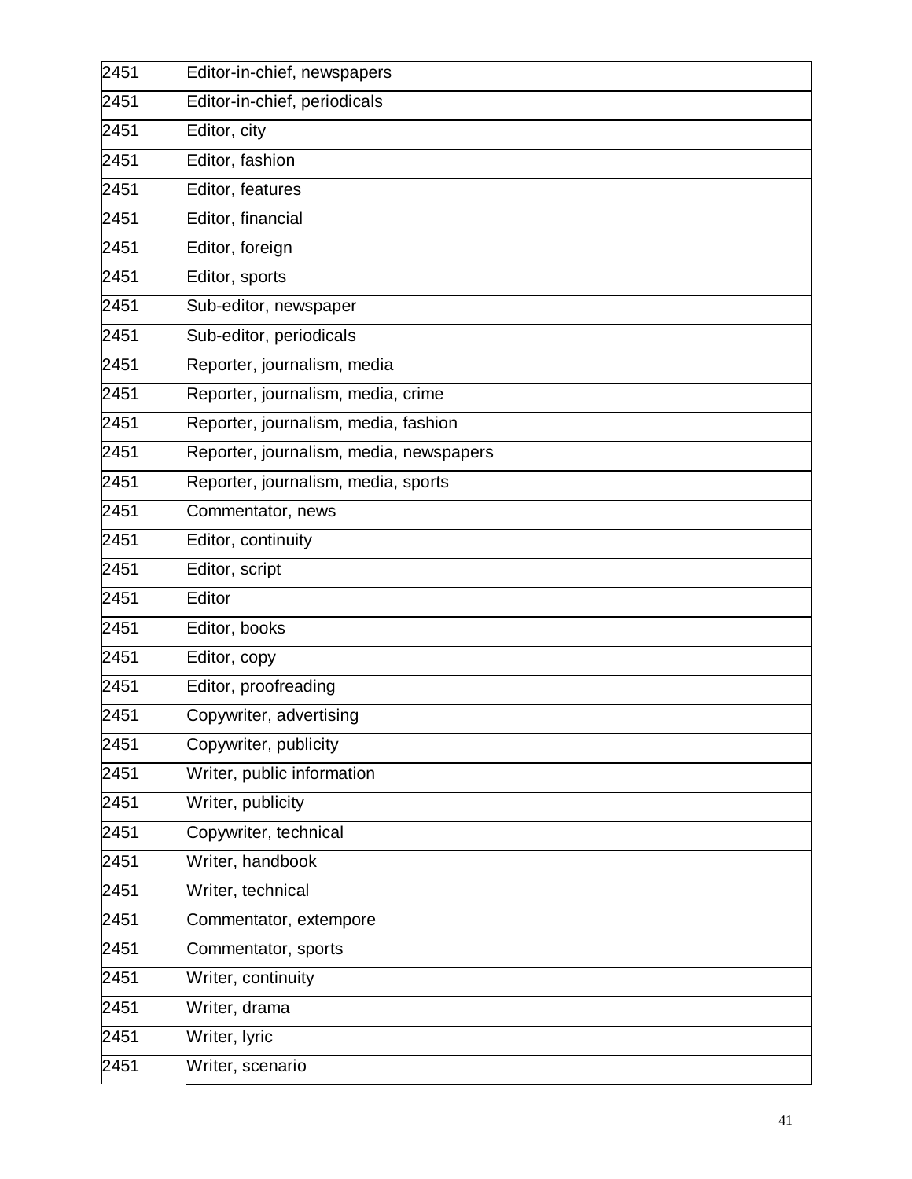| | |
|---|---|
| 2451 | Editor-in-chief, newspapers |
| 2451 | Editor-in-chief, periodicals |
| 2451 | Editor, city |
| 2451 | Editor, fashion |
| 2451 | Editor, features |
| 2451 | Editor, financial |
| 2451 | Editor, foreign |
| 2451 | Editor, sports |
| 2451 | Sub-editor, newspaper |
| 2451 | Sub-editor, periodicals |
| 2451 | Reporter, journalism, media |
| 2451 | Reporter, journalism, media, crime |
| 2451 | Reporter, journalism, media, fashion |
| 2451 | Reporter, journalism, media, newspapers |
| 2451 | Reporter, journalism, media, sports |
| 2451 | Commentator, news |
| 2451 | Editor, continuity |
| 2451 | Editor, script |
| 2451 | Editor |
| 2451 | Editor, books |
| 2451 | Editor, copy |
| 2451 | Editor, proofreading |
| 2451 | Copywriter, advertising |
| 2451 | Copywriter, publicity |
| 2451 | Writer, public information |
| 2451 | Writer, publicity |
| 2451 | Copywriter, technical |
| 2451 | Writer, handbook |
| 2451 | Writer, technical |
| 2451 | Commentator, extempore |
| 2451 | Commentator, sports |
| 2451 | Writer, continuity |
| 2451 | Writer, drama |
| 2451 | Writer, lyric |
| 2451 | Writer, scenario |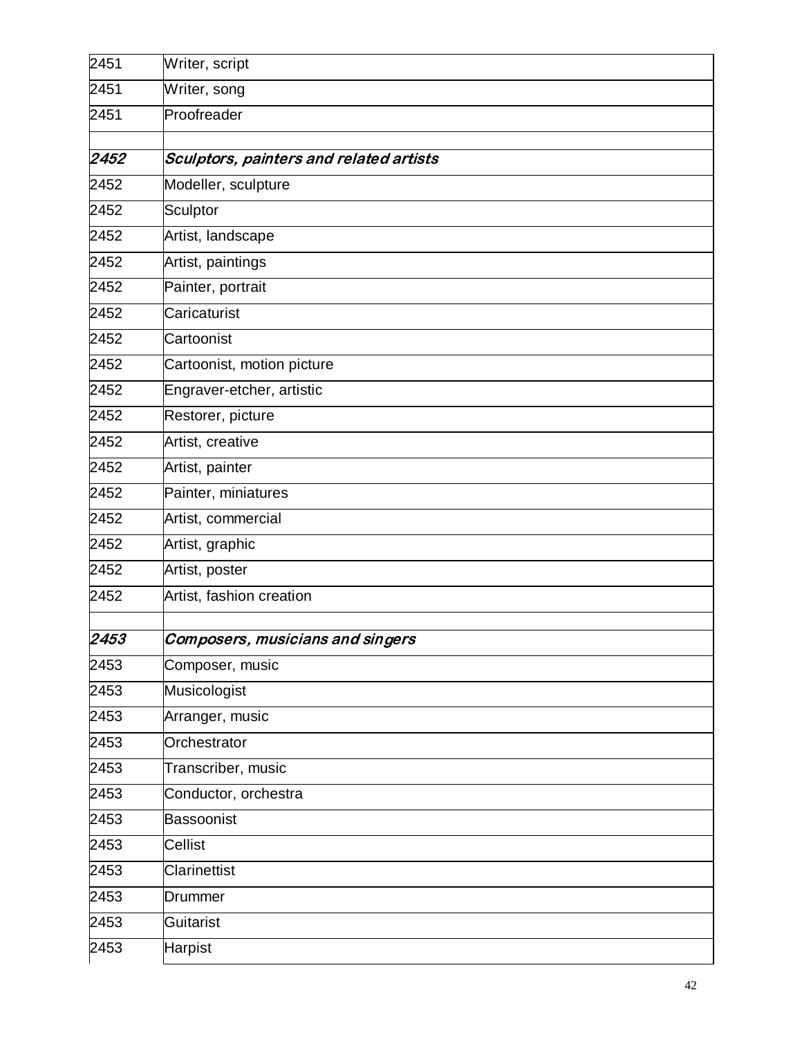| | |
|---|---|
| 2451 | Writer, script |
| 2451 | Writer, song |
| 2451 | Proofreader |
| | |
| ***2452*** | ***Sculptors, painters and related artists*** |
| 2452 | Modeller, sculpture |
| 2452 | Sculptor |
| 2452 | Artist, landscape |
| 2452 | Artist, paintings |
| 2452 | Painter, portrait |
| 2452 | Caricaturist |
| 2452 | Cartoonist |
| 2452 | Cartoonist, motion picture |
| 2452 | Engraver-etcher, artistic |
| 2452 | Restorer, picture |
| 2452 | Artist, creative |
| 2452 | Artist, painter |
| 2452 | Painter, miniatures |
| 2452 | Artist, commercial |
| 2452 | Artist, graphic |
| 2452 | Artist, poster |
| 2452 | Artist, fashion creation |
| | |
| ***2453*** | ***Composers, musicians and singers*** |
| 2453 | Composer, music |
| 2453 | Musicologist |
| 2453 | Arranger, music |
| 2453 | Orchestrator |
| 2453 | Transcriber, music |
| 2453 | Conductor, orchestra |
| 2453 | Bassoonist |
| 2453 | Cellist |
| 2453 | Clarinettist |
| 2453 | Drummer |
| 2453 | Guitarist |
| 2453 | Harpist |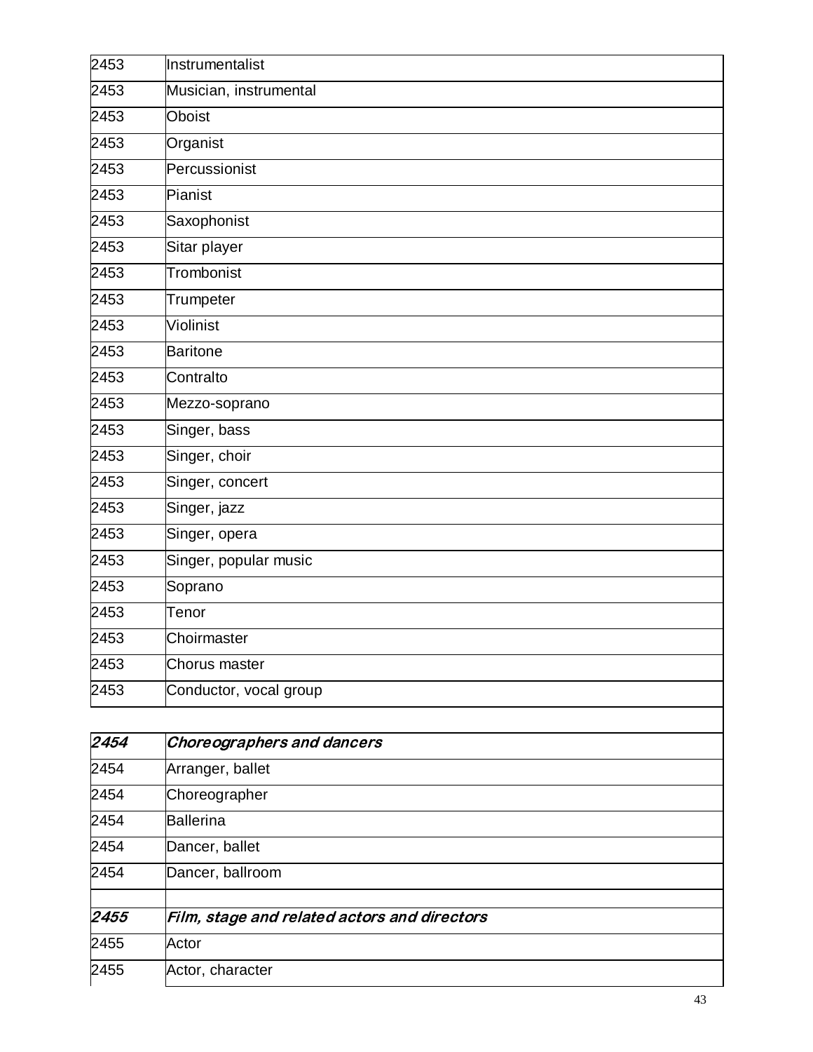| | |
|---|---|
| 2453 | Instrumentalist |
| 2453 | Musician, instrumental |
| 2453 | Oboist |
| 2453 | Organist |
| 2453 | Percussionist |
| 2453 | Pianist |
| 2453 | Saxophonist |
| 2453 | Sitar player |
| 2453 | Trombonist |
| 2453 | Trumpeter |
| 2453 | Violinist |
| 2453 | Baritone |
| 2453 | Contralto |
| 2453 | Mezzo-soprano |
| 2453 | Singer, bass |
| 2453 | Singer, choir |
| 2453 | Singer, concert |
| 2453 | Singer, jazz |
| 2453 | Singer, opera |
| 2453 | Singer, popular music |
| 2453 | Soprano |
| 2453 | Tenor |
| 2453 | Choirmaster |
| 2453 | Chorus master |
| 2453 | Conductor, vocal group |
| | |
| ***2454*** | ***Choreographers and dancers*** |
| 2454 | Arranger, ballet |
| 2454 | Choreographer |
| 2454 | Ballerina |
| 2454 | Dancer, ballet |
| 2454 | Dancer, ballroom |
| | |
| ***2455*** | ***Film, stage and related actors and directors*** |
| 2455 | Actor |
| 2455 | Actor, character |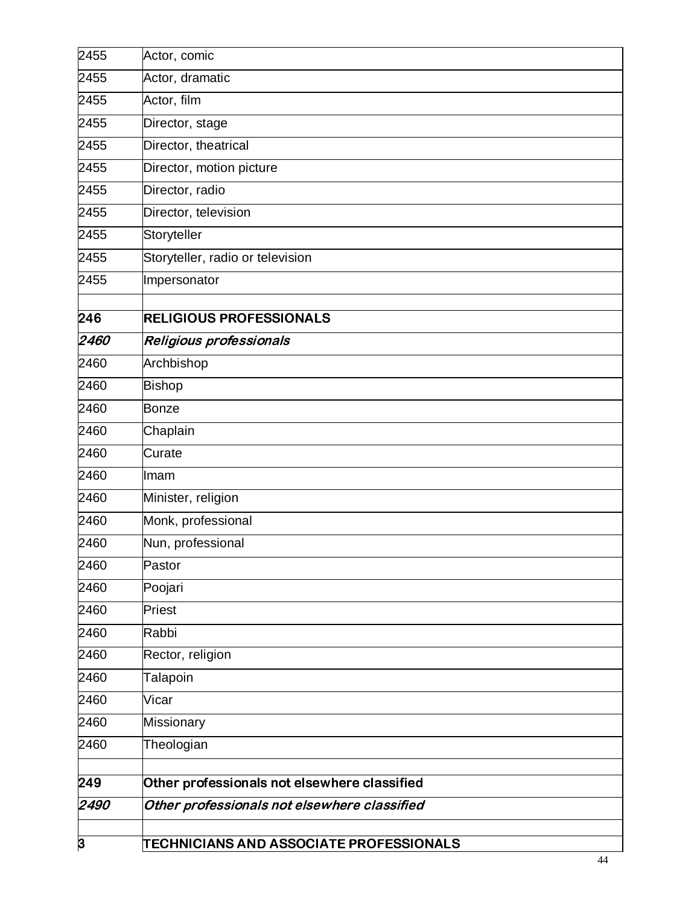| | |
|---|---|
| 2455 | Actor, comic |
| 2455 | Actor, dramatic |
| 2455 | Actor, film |
| 2455 | Director, stage |
| 2455 | Director, theatrical |
| 2455 | Director, motion picture |
| 2455 | Director, radio |
| 2455 | Director, television |
| 2455 | Storyteller |
| 2455 | Storyteller, radio or television |
| 2455 | Impersonator |
| | |
| **246** | **RELIGIOUS PROFESSIONALS** |
| ***2460*** | ***Religious professionals*** |
| 2460 | Archbishop |
| 2460 | Bishop |
| 2460 | Bonze |
| 2460 | Chaplain |
| 2460 | Curate |
| 2460 | Imam |
| 2460 | Minister, religion |
| 2460 | Monk, professional |
| 2460 | Nun, professional |
| 2460 | Pastor |
| 2460 | Poojari |
| 2460 | Priest |
| 2460 | Rabbi |
| 2460 | Rector, religion |
| 2460 | Talapoin |
| 2460 | Vicar |
| 2460 | Missionary |
| 2460 | Theologian |
| | |
| **249** | **Other professionals not elsewhere classified** |
| ***2490*** | ***Other professionals not elsewhere classified*** |
| | |
| **3** | **TECHNICIANS AND ASSOCIATE PROFESSIONALS** |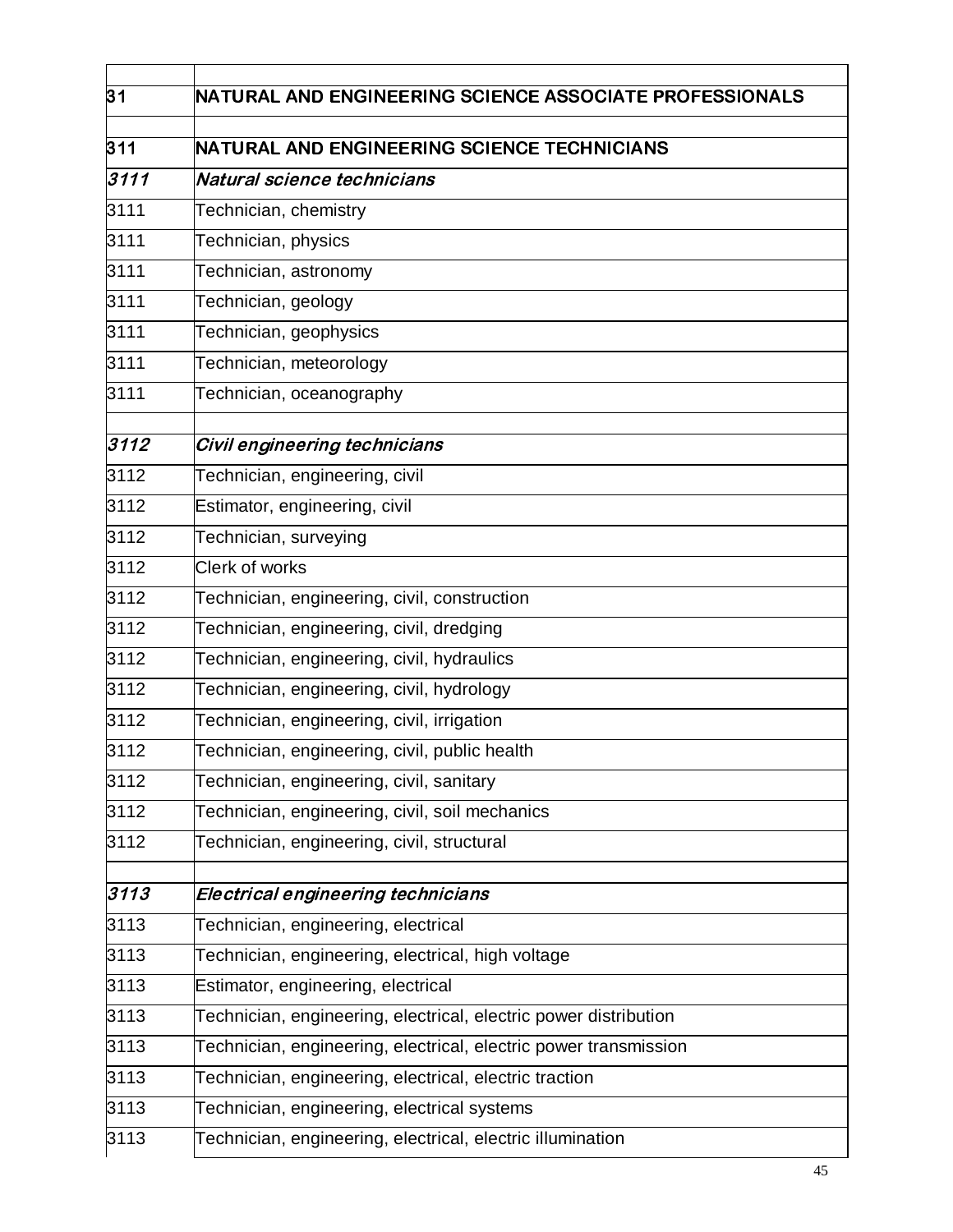| | |
|---|---|
| **31** | **NATURAL AND ENGINEERING SCIENCE ASSOCIATE PROFESSIONALS** |
| | |
| **311** | **NATURAL AND ENGINEERING SCIENCE TECHNICIANS** |
| ***3111*** | ***Natural science technicians*** |
| 3111 | Technician, chemistry |
| 3111 | Technician, physics |
| 3111 | Technician, astronomy |
| 3111 | Technician, geology |
| 3111 | Technician, geophysics |
| 3111 | Technician, meteorology |
| 3111 | Technician, oceanography |
| | |
| ***3112*** | ***Civil engineering technicians*** |
| 3112 | Technician, engineering, civil |
| 3112 | Estimator, engineering, civil |
| 3112 | Technician, surveying |
| 3112 | Clerk of works |
| 3112 | Technician, engineering, civil, construction |
| 3112 | Technician, engineering, civil, dredging |
| 3112 | Technician, engineering, civil, hydraulics |
| 3112 | Technician, engineering, civil, hydrology |
| 3112 | Technician, engineering, civil, irrigation |
| 3112 | Technician, engineering, civil, public health |
| 3112 | Technician, engineering, civil, sanitary |
| 3112 | Technician, engineering, civil, soil mechanics |
| 3112 | Technician, engineering, civil, structural |
| | |
| ***3113*** | ***Electrical engineering technicians*** |
| 3113 | Technician, engineering, electrical |
| 3113 | Technician, engineering, electrical, high voltage |
| 3113 | Estimator, engineering, electrical |
| 3113 | Technician, engineering, electrical, electric power distribution |
| 3113 | Technician, engineering, electrical, electric power transmission |
| 3113 | Technician, engineering, electrical, electric traction |
| 3113 | Technician, engineering, electrical systems |
| 3113 | Technician, engineering, electrical, electric illumination |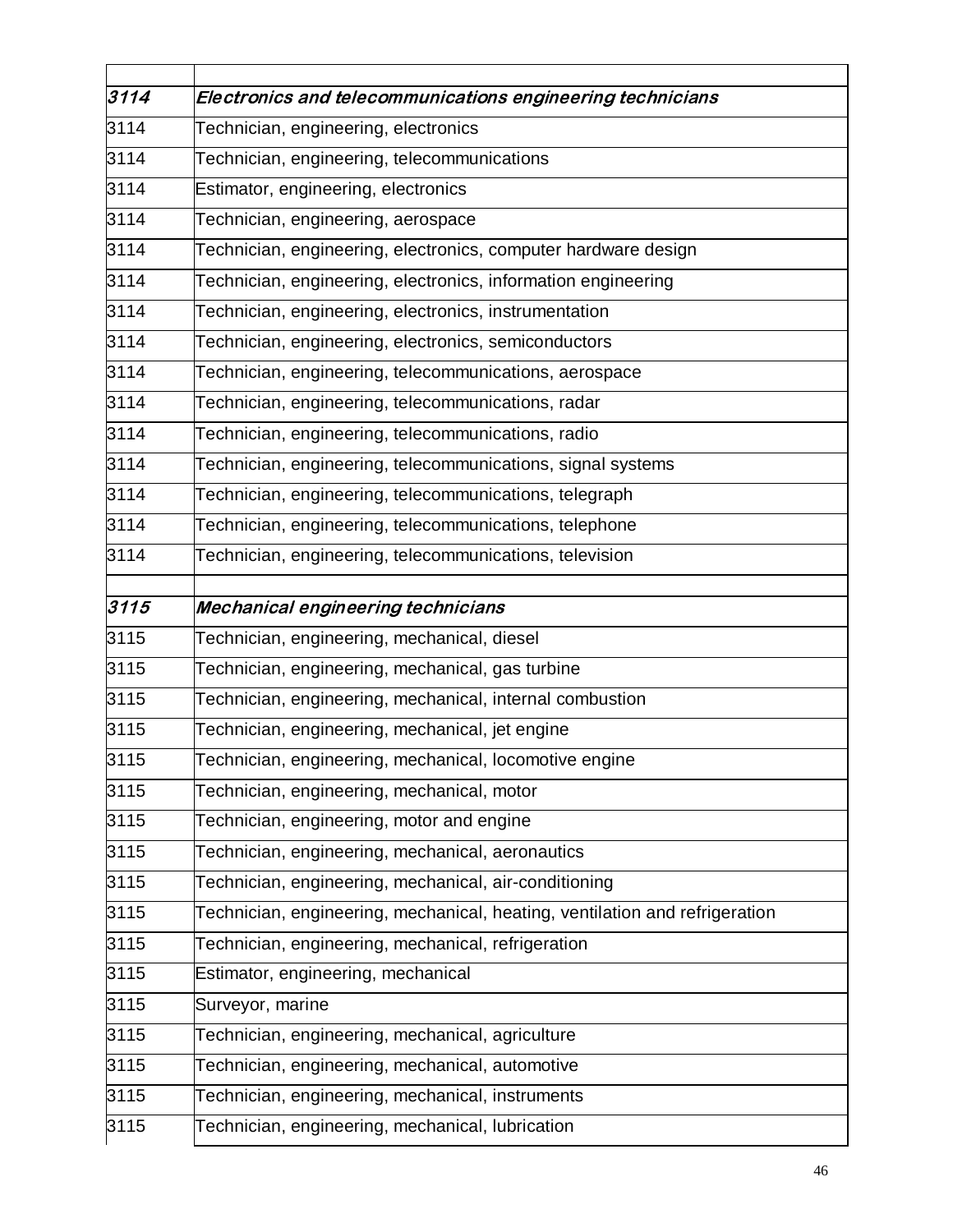| | |
|---|---|
| ***3114*** | ***Electronics and telecommunications engineering technicians*** |
| 3114 | Technician, engineering, electronics |
| 3114 | Technician, engineering, telecommunications |
| 3114 | Estimator, engineering, electronics |
| 3114 | Technician, engineering, aerospace |
| 3114 | Technician, engineering, electronics, computer hardware design |
| 3114 | Technician, engineering, electronics, information engineering |
| 3114 | Technician, engineering, electronics, instrumentation |
| 3114 | Technician, engineering, electronics, semiconductors |
| 3114 | Technician, engineering, telecommunications, aerospace |
| 3114 | Technician, engineering, telecommunications, radar |
| 3114 | Technician, engineering, telecommunications, radio |
| 3114 | Technician, engineering, telecommunications, signal systems |
| 3114 | Technician, engineering, telecommunications, telegraph |
| 3114 | Technician, engineering, telecommunications, telephone |
| 3114 | Technician, engineering, telecommunications, television |
| | |
| ***3115*** | ***Mechanical engineering technicians*** |
| 3115 | Technician, engineering, mechanical, diesel |
| 3115 | Technician, engineering, mechanical, gas turbine |
| 3115 | Technician, engineering, mechanical, internal combustion |
| 3115 | Technician, engineering, mechanical, jet engine |
| 3115 | Technician, engineering, mechanical, locomotive engine |
| 3115 | Technician, engineering, mechanical, motor |
| 3115 | Technician, engineering, motor and engine |
| 3115 | Technician, engineering, mechanical, aeronautics |
| 3115 | Technician, engineering, mechanical, air-conditioning |
| 3115 | Technician, engineering, mechanical, heating, ventilation and refrigeration |
| 3115 | Technician, engineering, mechanical, refrigeration |
| 3115 | Estimator, engineering, mechanical |
| 3115 | Surveyor, marine |
| 3115 | Technician, engineering, mechanical, agriculture |
| 3115 | Technician, engineering, mechanical, automotive |
| 3115 | Technician, engineering, mechanical, instruments |
| 3115 | Technician, engineering, mechanical, lubrication |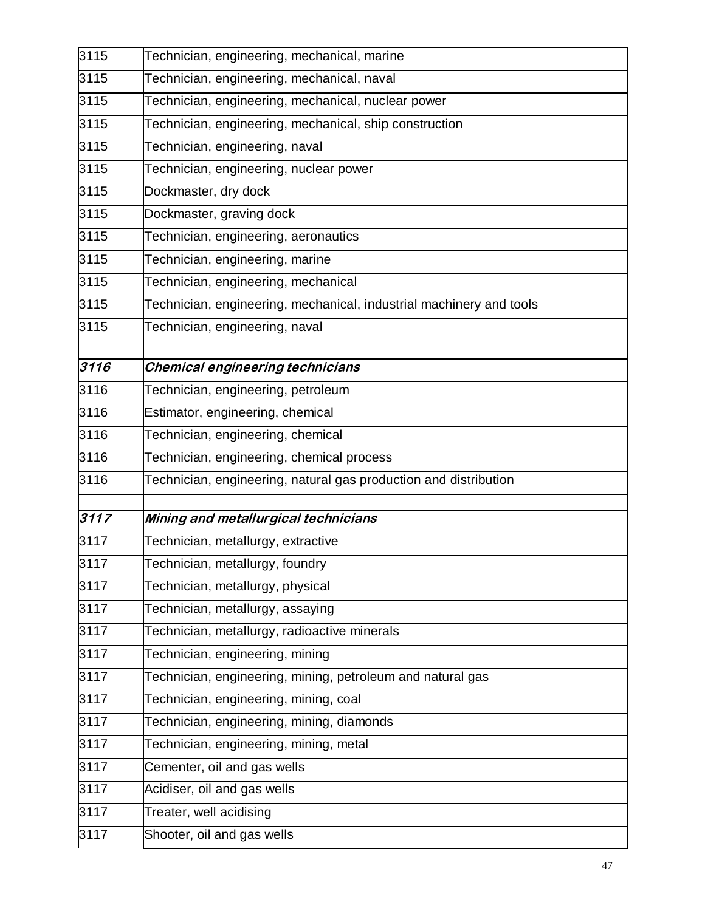| | |
|---|---|
| 3115 | Technician, engineering, mechanical, marine |
| 3115 | Technician, engineering, mechanical, naval |
| 3115 | Technician, engineering, mechanical, nuclear power |
| 3115 | Technician, engineering, mechanical, ship construction |
| 3115 | Technician, engineering, naval |
| 3115 | Technician, engineering, nuclear power |
| 3115 | Dockmaster, dry dock |
| 3115 | Dockmaster, graving dock |
| 3115 | Technician, engineering, aeronautics |
| 3115 | Technician, engineering, marine |
| 3115 | Technician, engineering, mechanical |
| 3115 | Technician, engineering, mechanical, industrial machinery and tools |
| 3115 | Technician, engineering, naval |
| | |
| ***3116*** | ***Chemical engineering technicians*** |
| 3116 | Technician, engineering, petroleum |
| 3116 | Estimator, engineering, chemical |
| 3116 | Technician, engineering, chemical |
| 3116 | Technician, engineering, chemical process |
| 3116 | Technician, engineering, natural gas production and distribution |
| | |
| ***3117*** | ***Mining and metallurgical technicians*** |
| 3117 | Technician, metallurgy, extractive |
| 3117 | Technician, metallurgy, foundry |
| 3117 | Technician, metallurgy, physical |
| 3117 | Technician, metallurgy, assaying |
| 3117 | Technician, metallurgy, radioactive minerals |
| 3117 | Technician, engineering, mining |
| 3117 | Technician, engineering, mining, petroleum and natural gas |
| 3117 | Technician, engineering, mining, coal |
| 3117 | Technician, engineering, mining, diamonds |
| 3117 | Technician, engineering, mining, metal |
| 3117 | Cementer, oil and gas wells |
| 3117 | Acidiser, oil and gas wells |
| 3117 | Treater, well acidising |
| 3117 | Shooter, oil and gas wells |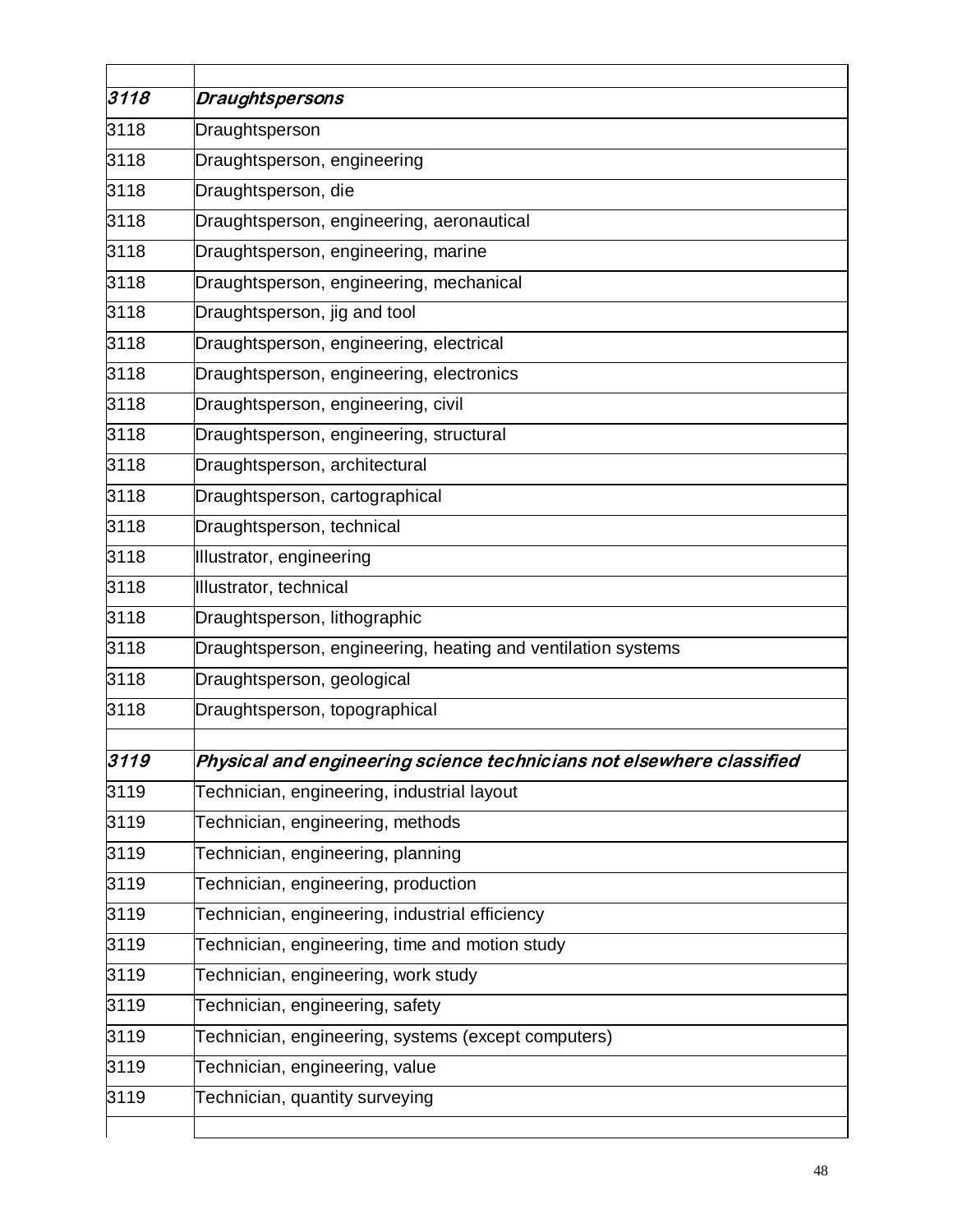| | |
|---|---|
| ***3118*** | ***Draughtspersons*** |
| 3118 | Draughtsperson |
| 3118 | Draughtsperson, engineering |
| 3118 | Draughtsperson, die |
| 3118 | Draughtsperson, engineering, aeronautical |
| 3118 | Draughtsperson, engineering, marine |
| 3118 | Draughtsperson, engineering, mechanical |
| 3118 | Draughtsperson, jig and tool |
| 3118 | Draughtsperson, engineering, electrical |
| 3118 | Draughtsperson, engineering, electronics |
| 3118 | Draughtsperson, engineering, civil |
| 3118 | Draughtsperson, engineering, structural |
| 3118 | Draughtsperson, architectural |
| 3118 | Draughtsperson, cartographical |
| 3118 | Draughtsperson, technical |
| 3118 | Illustrator, engineering |
| 3118 | Illustrator, technical |
| 3118 | Draughtsperson, lithographic |
| 3118 | Draughtsperson, engineering, heating and ventilation systems |
| 3118 | Draughtsperson, geological |
| 3118 | Draughtsperson, topographical |
| | |
| ***3119*** | ***Physical and engineering science technicians not elsewhere classified*** |
| 3119 | Technician, engineering, industrial layout |
| 3119 | Technician, engineering, methods |
| 3119 | Technician, engineering, planning |
| 3119 | Technician, engineering, production |
| 3119 | Technician, engineering, industrial efficiency |
| 3119 | Technician, engineering, time and motion study |
| 3119 | Technician, engineering, work study |
| 3119 | Technician, engineering, safety |
| 3119 | Technician, engineering, systems (except computers) |
| 3119 | Technician, engineering, value |
| 3119 | Technician, quantity surveying |
| | |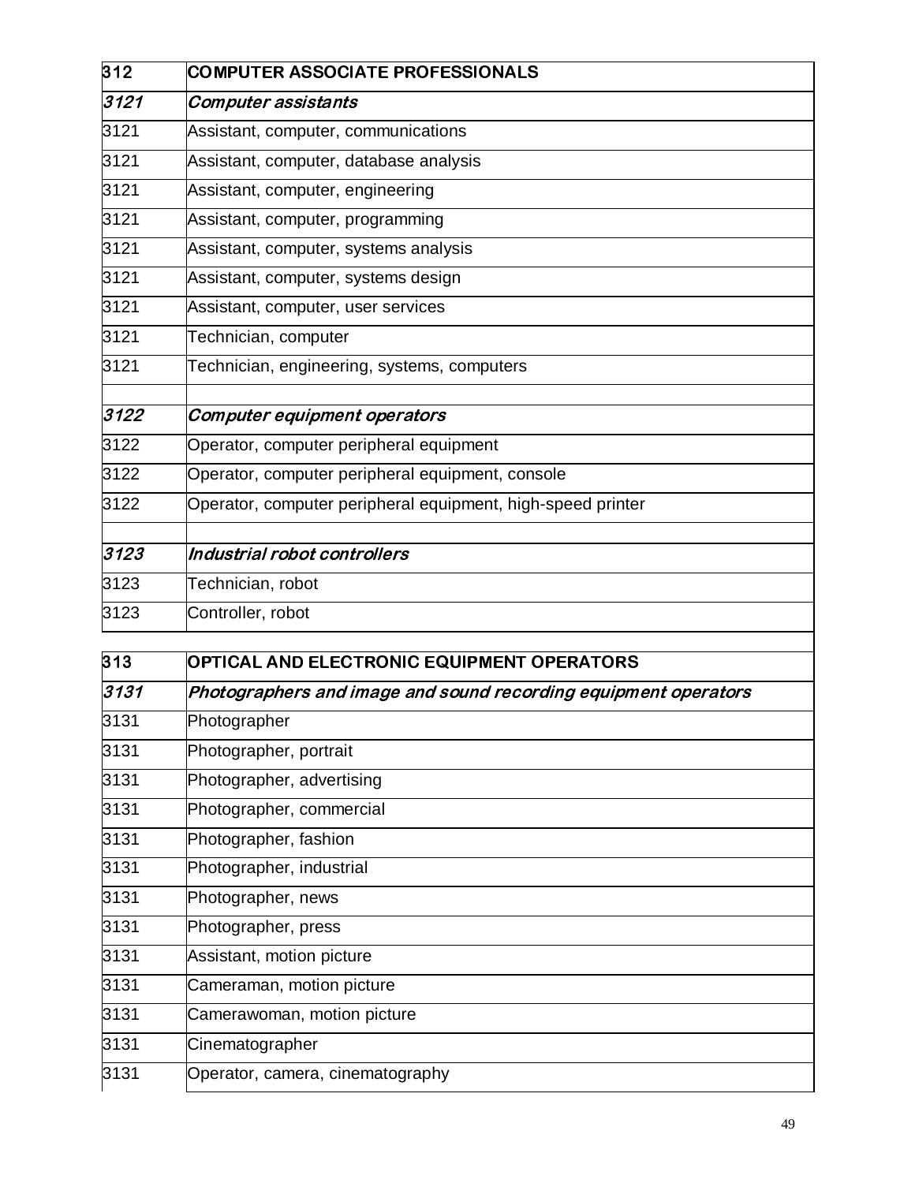| 312 | **COMPUTER ASSOCIATE PROFESSIONALS** |
|---|---|
| ***3121*** | ***Computer assistants*** |
| 3121 | Assistant, computer, communications |
| 3121 | Assistant, computer, database analysis |
| 3121 | Assistant, computer, engineering |
| 3121 | Assistant, computer, programming |
| 3121 | Assistant, computer, systems analysis |
| 3121 | Assistant, computer, systems design |
| 3121 | Assistant, computer, user services |
| 3121 | Technician, computer |
| 3121 | Technician, engineering, systems, computers |
| | |
| ***3122*** | ***Computer equipment operators*** |
| 3122 | Operator, computer peripheral equipment |
| 3122 | Operator, computer peripheral equipment, console |
| 3122 | Operator, computer peripheral equipment, high-speed printer |
| | |
| ***3123*** | ***Industrial robot controllers*** |
| 3123 | Technician, robot |
| 3123 | Controller, robot |

| 313 | **OPTICAL AND ELECTRONIC EQUIPMENT OPERATORS** |
|---|---|
| ***3131*** | ***Photographers and image and sound recording equipment operators*** |
| 3131 | Photographer |
| 3131 | Photographer, portrait |
| 3131 | Photographer, advertising |
| 3131 | Photographer, commercial |
| 3131 | Photographer, fashion |
| 3131 | Photographer, industrial |
| 3131 | Photographer, news |
| 3131 | Photographer, press |
| 3131 | Assistant, motion picture |
| 3131 | Cameraman, motion picture |
| 3131 | Camerawoman, motion picture |
| 3131 | Cinematographer |
| 3131 | Operator, camera, cinematography |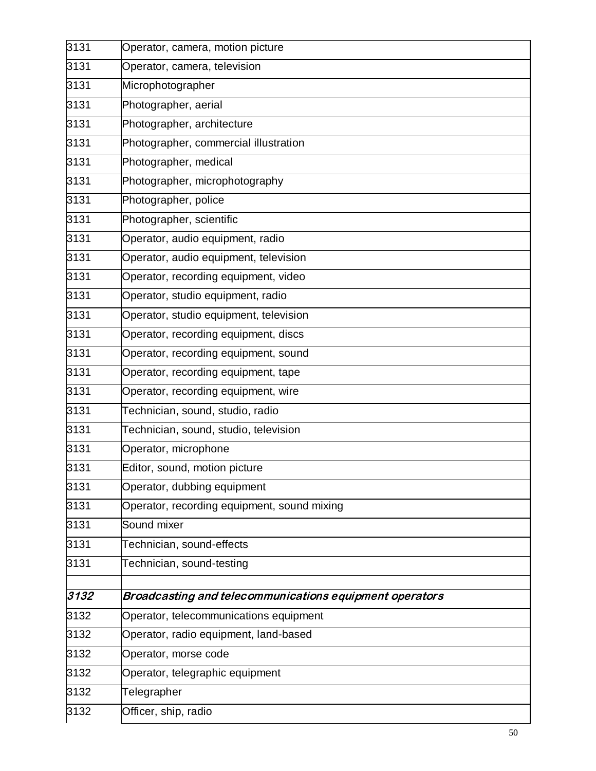| | |
|---|---|
| 3131 | Operator, camera, motion picture |
| 3131 | Operator, camera, television |
| 3131 | Microphotographer |
| 3131 | Photographer, aerial |
| 3131 | Photographer, architecture |
| 3131 | Photographer, commercial illustration |
| 3131 | Photographer, medical |
| 3131 | Photographer, microphotography |
| 3131 | Photographer, police |
| 3131 | Photographer, scientific |
| 3131 | Operator, audio equipment, radio |
| 3131 | Operator, audio equipment, television |
| 3131 | Operator, recording equipment, video |
| 3131 | Operator, studio equipment, radio |
| 3131 | Operator, studio equipment, television |
| 3131 | Operator, recording equipment, discs |
| 3131 | Operator, recording equipment, sound |
| 3131 | Operator, recording equipment, tape |
| 3131 | Operator, recording equipment, wire |
| 3131 | Technician, sound, studio, radio |
| 3131 | Technician, sound, studio, television |
| 3131 | Operator, microphone |
| 3131 | Editor, sound, motion picture |
| 3131 | Operator, dubbing equipment |
| 3131 | Operator, recording equipment, sound mixing |
| 3131 | Sound mixer |
| 3131 | Technician, sound-effects |
| 3131 | Technician, sound-testing |
| | |
| ***3132*** | ***Broadcasting and telecommunications equipment operators*** |
| 3132 | Operator, telecommunications equipment |
| 3132 | Operator, radio equipment, land-based |
| 3132 | Operator, morse code |
| 3132 | Operator, telegraphic equipment |
| 3132 | Telegrapher |
| 3132 | Officer, ship, radio |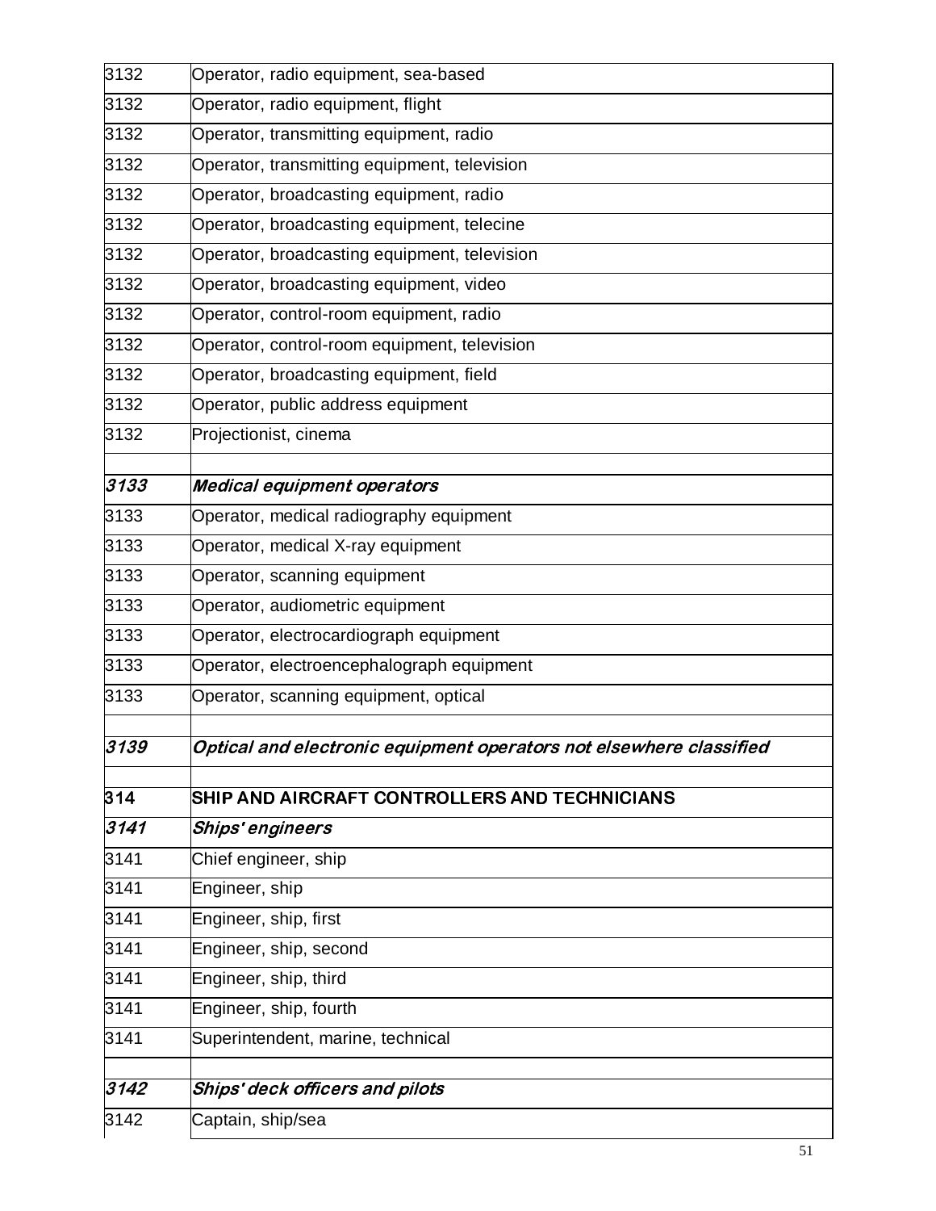| | |
|---|---|
| 3132 | Operator, radio equipment, sea-based |
| 3132 | Operator, radio equipment, flight |
| 3132 | Operator, transmitting equipment, radio |
| 3132 | Operator, transmitting equipment, television |
| 3132 | Operator, broadcasting equipment, radio |
| 3132 | Operator, broadcasting equipment, telecine |
| 3132 | Operator, broadcasting equipment, television |
| 3132 | Operator, broadcasting equipment, video |
| 3132 | Operator, control-room equipment, radio |
| 3132 | Operator, control-room equipment, television |
| 3132 | Operator, broadcasting equipment, field |
| 3132 | Operator, public address equipment |
| 3132 | Projectionist, cinema |
| | |
| ***3133*** | ***Medical equipment operators*** |
| 3133 | Operator, medical radiography equipment |
| 3133 | Operator, medical X-ray equipment |
| 3133 | Operator, scanning equipment |
| 3133 | Operator, audiometric equipment |
| 3133 | Operator, electrocardiograph equipment |
| 3133 | Operator, electroencephalograph equipment |
| 3133 | Operator, scanning equipment, optical |
| | |
| ***3139*** | ***Optical and electronic equipment operators not elsewhere classified*** |
| | |
| **314** | **SHIP AND AIRCRAFT CONTROLLERS AND TECHNICIANS** |
| ***3141*** | ***Ships' engineers*** |
| 3141 | Chief engineer, ship |
| 3141 | Engineer, ship |
| 3141 | Engineer, ship, first |
| 3141 | Engineer, ship, second |
| 3141 | Engineer, ship, third |
| 3141 | Engineer, ship, fourth |
| 3141 | Superintendent, marine, technical |
| | |
| ***3142*** | ***Ships' deck officers and pilots*** |
| 3142 | Captain, ship/sea |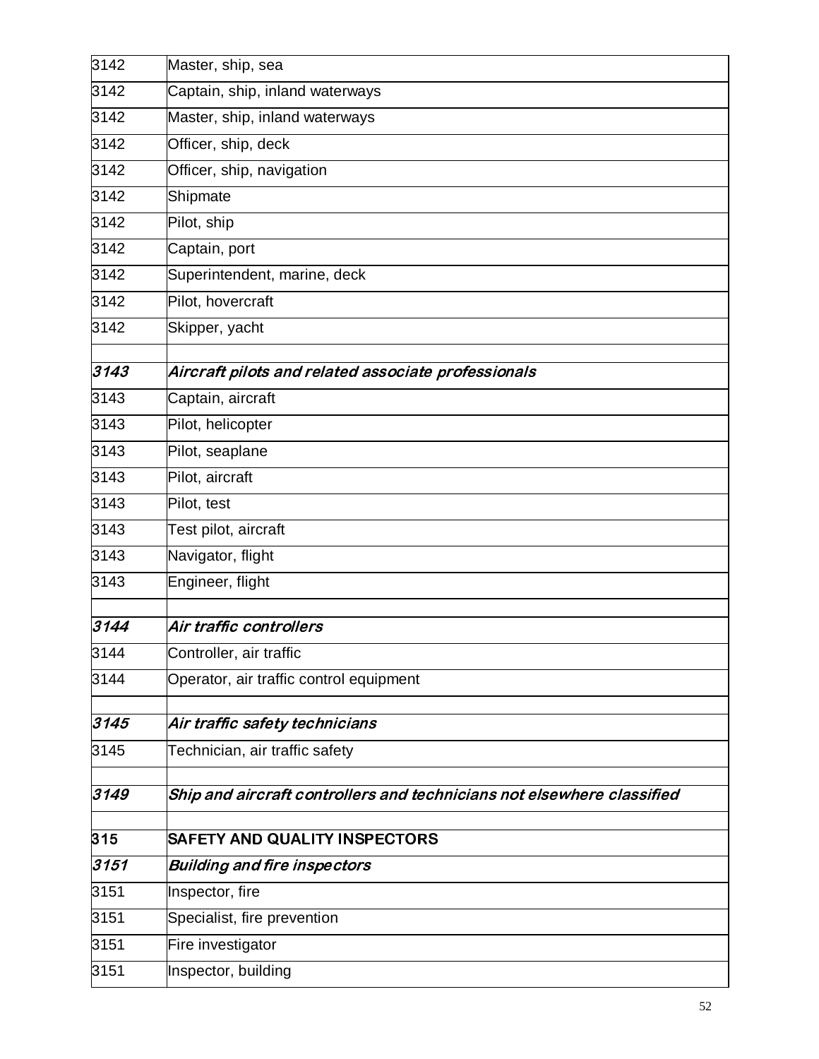| | |
|---|---|
| 3142 | Master, ship, sea |
| 3142 | Captain, ship, inland waterways |
| 3142 | Master, ship, inland waterways |
| 3142 | Officer, ship, deck |
| 3142 | Officer, ship, navigation |
| 3142 | Shipmate |
| 3142 | Pilot, ship |
| 3142 | Captain, port |
| 3142 | Superintendent, marine, deck |
| 3142 | Pilot, hovercraft |
| 3142 | Skipper, yacht |
| | |
| ***3143*** | ***Aircraft pilots and related associate professionals*** |
| 3143 | Captain, aircraft |
| 3143 | Pilot, helicopter |
| 3143 | Pilot, seaplane |
| 3143 | Pilot, aircraft |
| 3143 | Pilot, test |
| 3143 | Test pilot, aircraft |
| 3143 | Navigator, flight |
| 3143 | Engineer, flight |
| | |
| ***3144*** | ***Air traffic controllers*** |
| 3144 | Controller, air traffic |
| 3144 | Operator, air traffic control equipment |
| | |
| ***3145*** | ***Air traffic safety technicians*** |
| 3145 | Technician, air traffic safety |
| | |
| ***3149*** | ***Ship and aircraft controllers and technicians not elsewhere classified*** |
| | |
| **315** | **SAFETY AND QUALITY INSPECTORS** |
| ***3151*** | ***Building and fire inspectors*** |
| 3151 | Inspector, fire |
| 3151 | Specialist, fire prevention |
| 3151 | Fire investigator |
| 3151 | Inspector, building |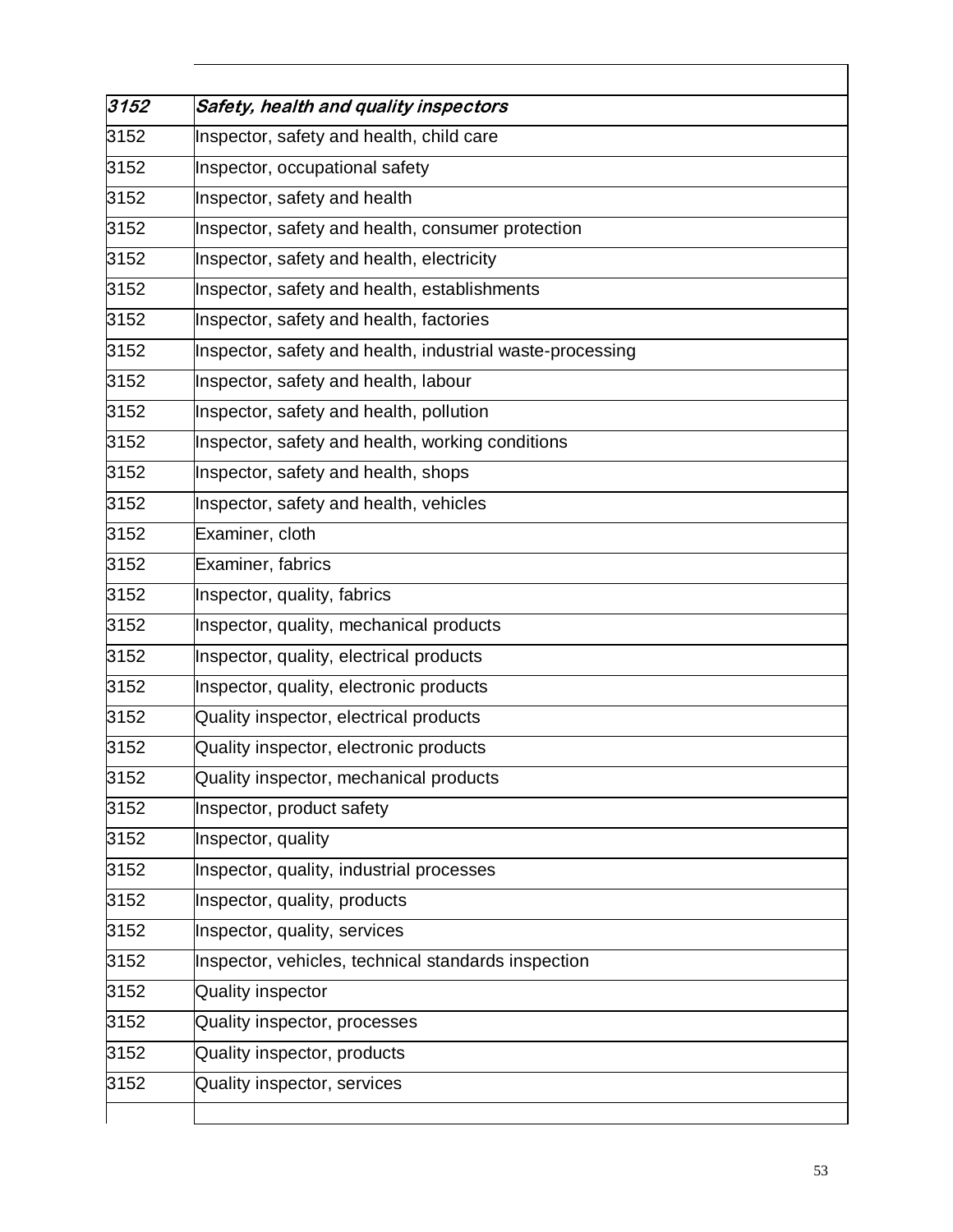| *3152* | ***Safety, health and quality inspectors*** |
|---|---|
| 3152 | Inspector, safety and health, child care |
| 3152 | Inspector, occupational safety |
| 3152 | Inspector, safety and health |
| 3152 | Inspector, safety and health, consumer protection |
| 3152 | Inspector, safety and health, electricity |
| 3152 | Inspector, safety and health, establishments |
| 3152 | Inspector, safety and health, factories |
| 3152 | Inspector, safety and health, industrial waste-processing |
| 3152 | Inspector, safety and health, labour |
| 3152 | Inspector, safety and health, pollution |
| 3152 | Inspector, safety and health, working conditions |
| 3152 | Inspector, safety and health, shops |
| 3152 | Inspector, safety and health, vehicles |
| 3152 | Examiner, cloth |
| 3152 | Examiner, fabrics |
| 3152 | Inspector, quality, fabrics |
| 3152 | Inspector, quality, mechanical products |
| 3152 | Inspector, quality, electrical products |
| 3152 | Inspector, quality, electronic products |
| 3152 | Quality inspector, electrical products |
| 3152 | Quality inspector, electronic products |
| 3152 | Quality inspector, mechanical products |
| 3152 | Inspector, product safety |
| 3152 | Inspector, quality |
| 3152 | Inspector, quality, industrial processes |
| 3152 | Inspector, quality, products |
| 3152 | Inspector, quality, services |
| 3152 | Inspector, vehicles, technical standards inspection |
| 3152 | Quality inspector |
| 3152 | Quality inspector, processes |
| 3152 | Quality inspector, products |
| 3152 | Quality inspector, services |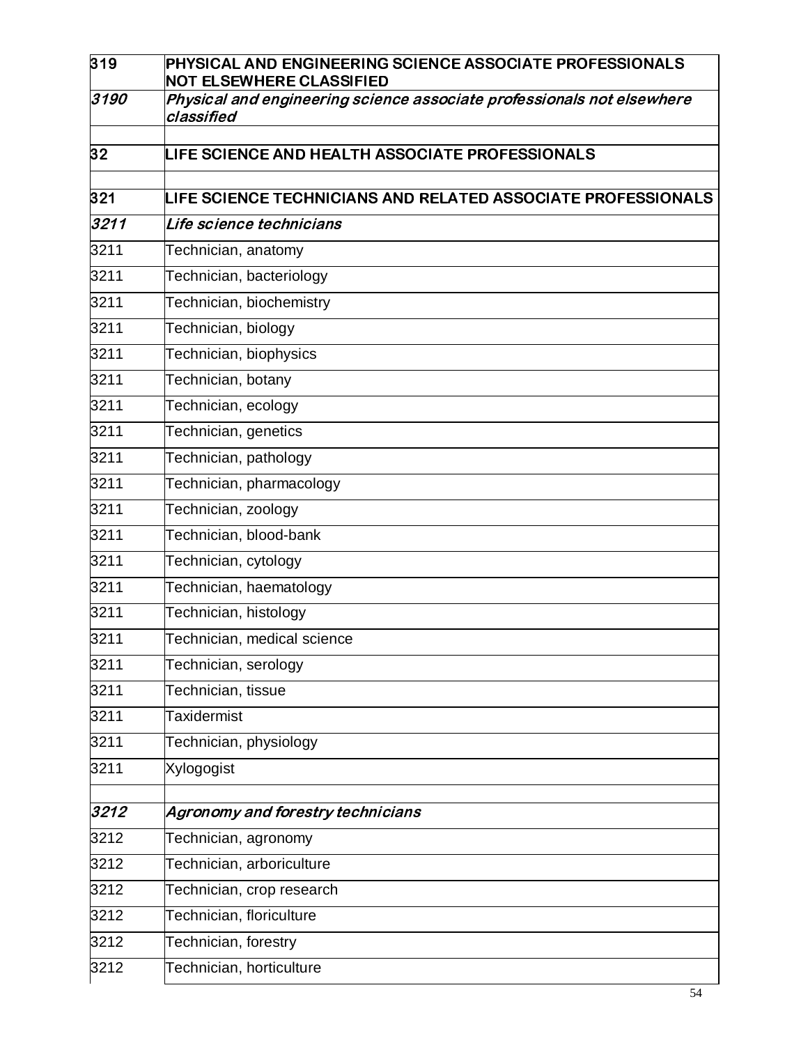| | |
|---|---|
| **319** | **PHYSICAL AND ENGINEERING SCIENCE ASSOCIATE PROFESSIONALS NOT ELSEWHERE CLASSIFIED** |
| ***3190*** | ***Physical and engineering science associate professionals not elsewhere classified*** |
| | |
| **32** | **LIFE SCIENCE AND HEALTH ASSOCIATE PROFESSIONALS** |
| | |
| **321** | **LIFE SCIENCE TECHNICIANS AND RELATED ASSOCIATE PROFESSIONALS** |
| ***3211*** | ***Life science technicians*** |
| 3211 | Technician, anatomy |
| 3211 | Technician, bacteriology |
| 3211 | Technician, biochemistry |
| 3211 | Technician, biology |
| 3211 | Technician, biophysics |
| 3211 | Technician, botany |
| 3211 | Technician, ecology |
| 3211 | Technician, genetics |
| 3211 | Technician, pathology |
| 3211 | Technician, pharmacology |
| 3211 | Technician, zoology |
| 3211 | Technician, blood-bank |
| 3211 | Technician, cytology |
| 3211 | Technician, haematology |
| 3211 | Technician, histology |
| 3211 | Technician, medical science |
| 3211 | Technician, serology |
| 3211 | Technician, tissue |
| 3211 | Taxidermist |
| 3211 | Technician, physiology |
| 3211 | Xylogogist |
| | |
| ***3212*** | ***Agronomy and forestry technicians*** |
| 3212 | Technician, agronomy |
| 3212 | Technician, arboriculture |
| 3212 | Technician, crop research |
| 3212 | Technician, floriculture |
| 3212 | Technician, forestry |
| 3212 | Technician, horticulture |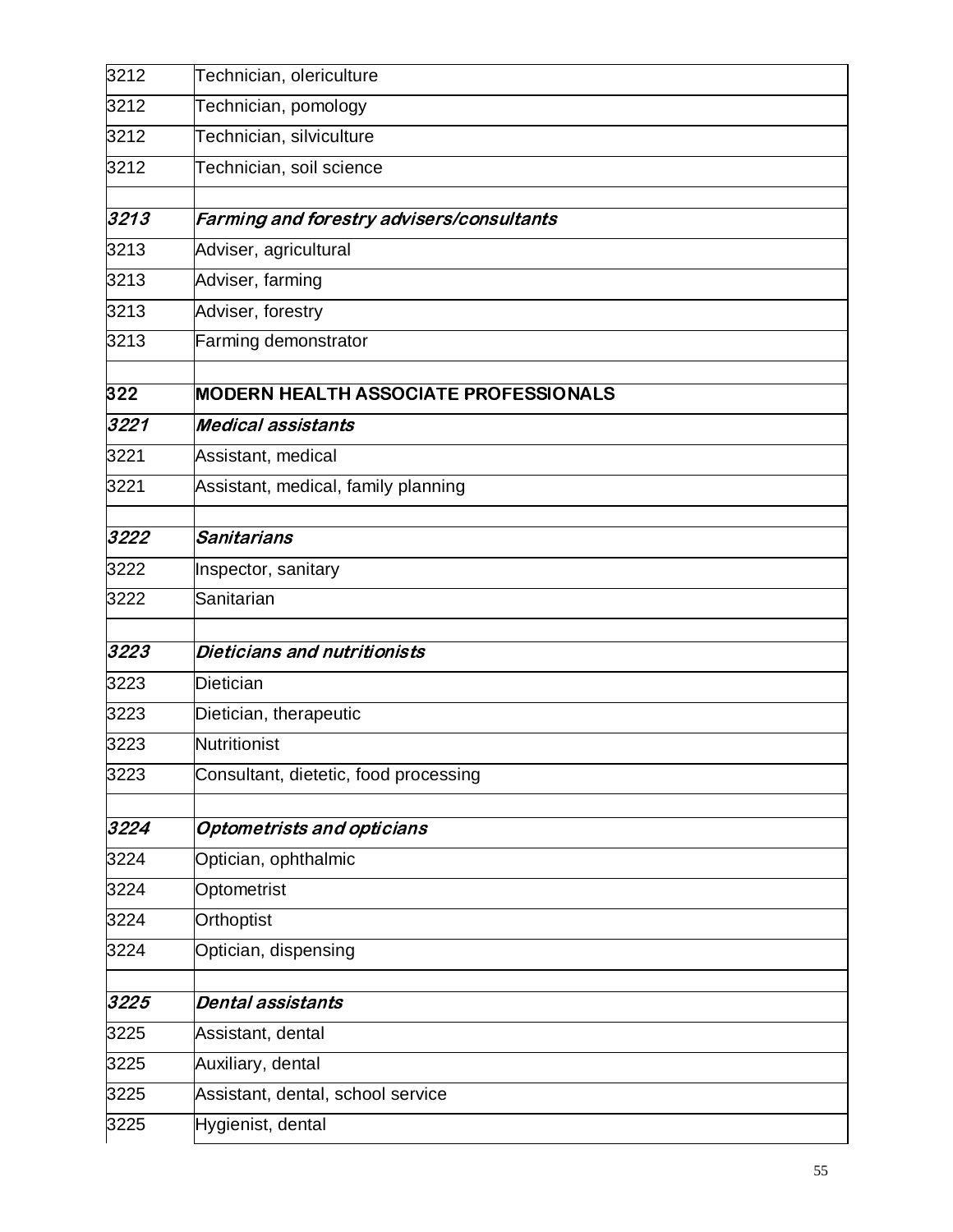| | |
|---|---|
| 3212 | Technician, olericulture |
| 3212 | Technician, pomology |
| 3212 | Technician, silviculture |
| 3212 | Technician, soil science |
| | |
| ***3213*** | ***Farming and forestry advisers/consultants*** |
| 3213 | Adviser, agricultural |
| 3213 | Adviser, farming |
| 3213 | Adviser, forestry |
| 3213 | Farming demonstrator |
| | |
| **322** | **MODERN HEALTH ASSOCIATE PROFESSIONALS** |
| ***3221*** | ***Medical assistants*** |
| 3221 | Assistant, medical |
| 3221 | Assistant, medical, family planning |
| | |
| ***3222*** | ***Sanitarians*** |
| 3222 | Inspector, sanitary |
| 3222 | Sanitarian |
| | |
| ***3223*** | ***Dieticians and nutritionists*** |
| 3223 | Dietician |
| 3223 | Dietician, therapeutic |
| 3223 | Nutritionist |
| 3223 | Consultant, dietetic, food processing |
| | |
| ***3224*** | ***Optometrists and opticians*** |
| 3224 | Optician, ophthalmic |
| 3224 | Optometrist |
| 3224 | Orthoptist |
| 3224 | Optician, dispensing |
| | |
| ***3225*** | ***Dental assistants*** |
| 3225 | Assistant, dental |
| 3225 | Auxiliary, dental |
| 3225 | Assistant, dental, school service |
| 3225 | Hygienist, dental |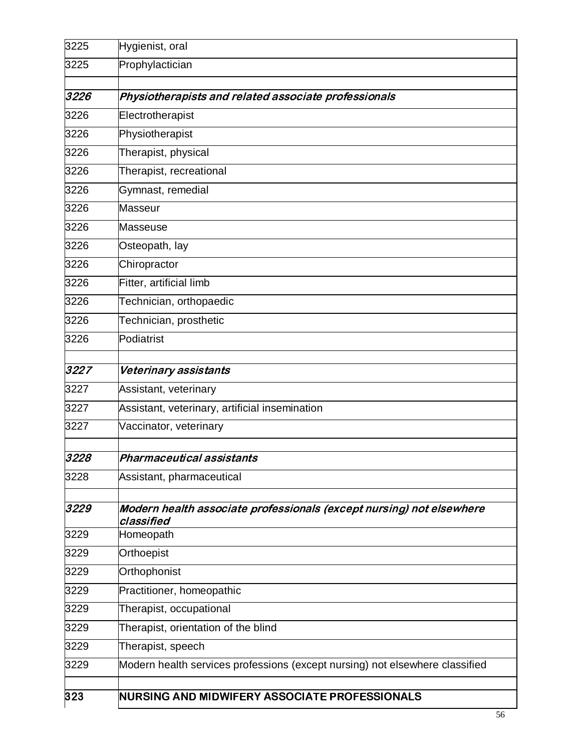| | |
|---|---|
| 3225 | Hygienist, oral |
| 3225 | Prophylactician |
| | |
| ***3226*** | ***Physiotherapists and related associate professionals*** |
| 3226 | Electrotherapist |
| 3226 | Physiotherapist |
| 3226 | Therapist, physical |
| 3226 | Therapist, recreational |
| 3226 | Gymnast, remedial |
| 3226 | Masseur |
| 3226 | Masseuse |
| 3226 | Osteopath, lay |
| 3226 | Chiropractor |
| 3226 | Fitter, artificial limb |
| 3226 | Technician, orthopaedic |
| 3226 | Technician, prosthetic |
| 3226 | Podiatrist |
| | |
| ***3227*** | ***Veterinary assistants*** |
| 3227 | Assistant, veterinary |
| 3227 | Assistant, veterinary, artificial insemination |
| 3227 | Vaccinator, veterinary |
| | |
| ***3228*** | ***Pharmaceutical assistants*** |
| 3228 | Assistant, pharmaceutical |
| | |
| ***3229*** | ***Modern health associate professionals (except nursing) not elsewhere classified*** |
| 3229 | Homeopath |
| 3229 | Orthoepist |
| 3229 | Orthophonist |
| 3229 | Practitioner, homeopathic |
| 3229 | Therapist, occupational |
| 3229 | Therapist, orientation of the blind |
| 3229 | Therapist, speech |
| 3229 | Modern health services professions (except nursing) not elsewhere classified |
| | |
| **323** | **NURSING AND MIDWIFERY ASSOCIATE PROFESSIONALS** |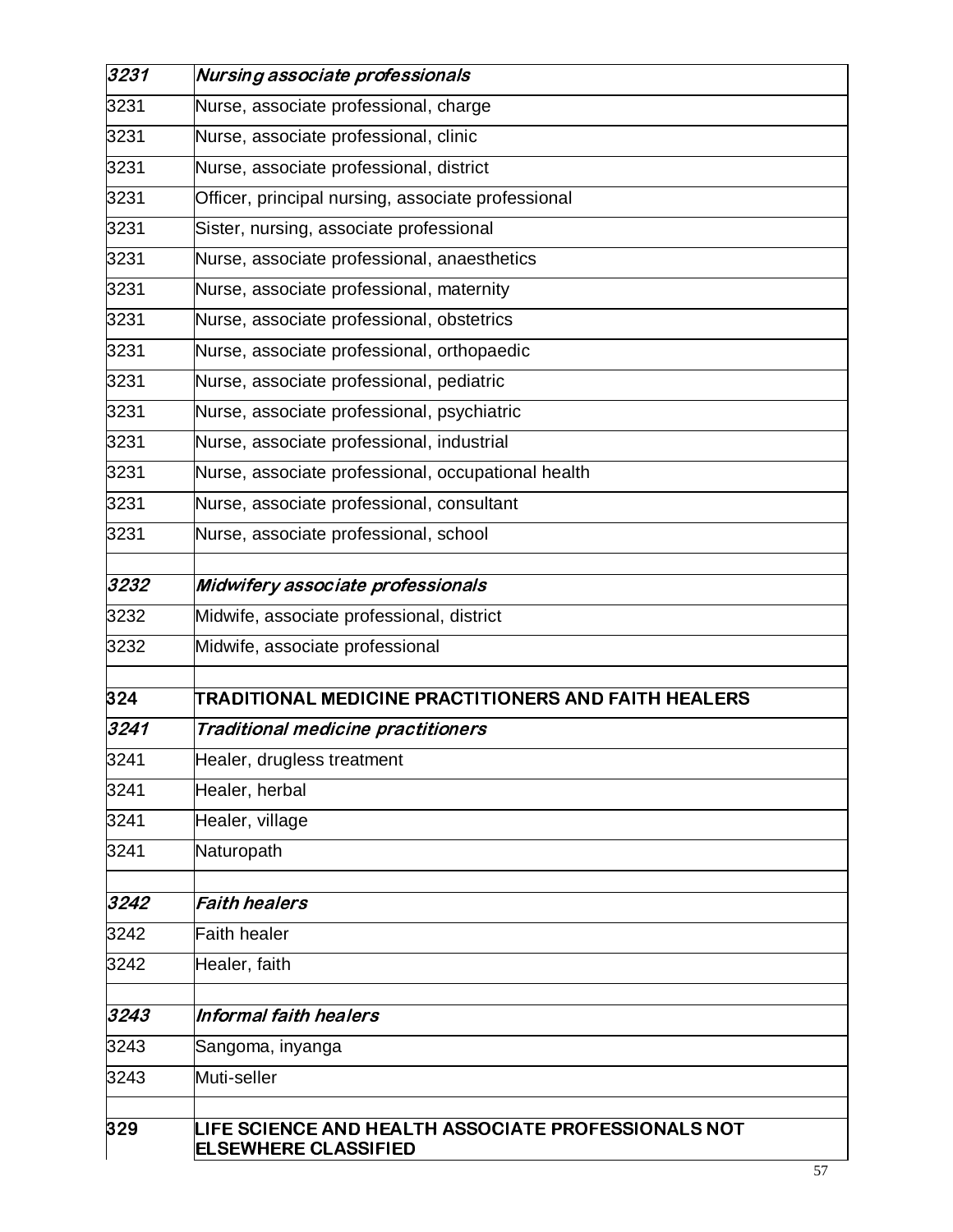| | |
|---|---|
| ***3231*** | ***Nursing associate professionals*** |
| 3231 | Nurse, associate professional, charge |
| 3231 | Nurse, associate professional, clinic |
| 3231 | Nurse, associate professional, district |
| 3231 | Officer, principal nursing, associate professional |
| 3231 | Sister, nursing, associate professional |
| 3231 | Nurse, associate professional, anaesthetics |
| 3231 | Nurse, associate professional, maternity |
| 3231 | Nurse, associate professional, obstetrics |
| 3231 | Nurse, associate professional, orthopaedic |
| 3231 | Nurse, associate professional, pediatric |
| 3231 | Nurse, associate professional, psychiatric |
| 3231 | Nurse, associate professional, industrial |
| 3231 | Nurse, associate professional, occupational health |
| 3231 | Nurse, associate professional, consultant |
| 3231 | Nurse, associate professional, school |
| | |
| ***3232*** | ***Midwifery associate professionals*** |
| 3232 | Midwife, associate professional, district |
| 3232 | Midwife, associate professional |
| | |
| **324** | **TRADITIONAL MEDICINE PRACTITIONERS AND FAITH HEALERS** |
| ***3241*** | ***Traditional medicine practitioners*** |
| 3241 | Healer, drugless treatment |
| 3241 | Healer, herbal |
| 3241 | Healer, village |
| 3241 | Naturopath |
| | |
| ***3242*** | ***Faith healers*** |
| 3242 | Faith healer |
| 3242 | Healer, faith |
| | |
| ***3243*** | ***Informal faith healers*** |
| 3243 | Sangoma, inyanga |
| 3243 | Muti-seller |
| | |
| **329** | **LIFE SCIENCE AND HEALTH ASSOCIATE PROFESSIONALS NOT ELSEWHERE CLASSIFIED** |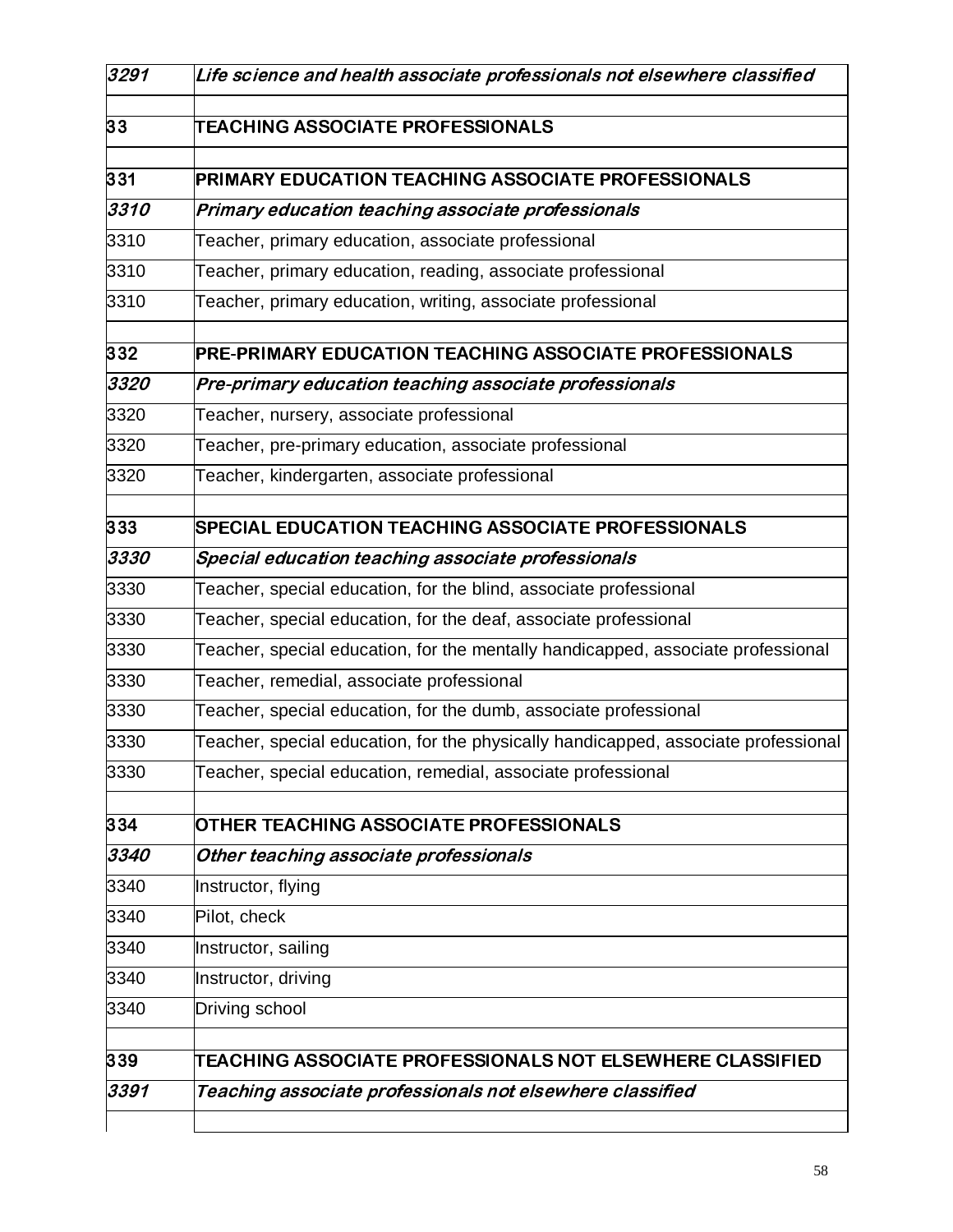| | |
|---|---|
| *3291* | *Life science and health associate professionals not elsewhere classified* |
| | |
| **33** | **TEACHING ASSOCIATE PROFESSIONALS** |
| | |
| **331** | **PRIMARY EDUCATION TEACHING ASSOCIATE PROFESSIONALS** |
| ***3310*** | ***Primary education teaching associate professionals*** |
| 3310 | Teacher, primary education, associate professional |
| 3310 | Teacher, primary education, reading, associate professional |
| 3310 | Teacher, primary education, writing, associate professional |
| | |
| **332** | **PRE-PRIMARY EDUCATION TEACHING ASSOCIATE PROFESSIONALS** |
| ***3320*** | ***Pre-primary education teaching associate professionals*** |
| 3320 | Teacher, nursery, associate professional |
| 3320 | Teacher, pre-primary education, associate professional |
| 3320 | Teacher, kindergarten, associate professional |
| | |
| **333** | **SPECIAL EDUCATION TEACHING ASSOCIATE PROFESSIONALS** |
| ***3330*** | ***Special education teaching associate professionals*** |
| 3330 | Teacher, special education, for the blind, associate professional |
| 3330 | Teacher, special education, for the deaf, associate professional |
| 3330 | Teacher, special education, for the mentally handicapped, associate professional |
| 3330 | Teacher, remedial, associate professional |
| 3330 | Teacher, special education, for the dumb, associate professional |
| 3330 | Teacher, special education, for the physically handicapped, associate professional |
| 3330 | Teacher, special education, remedial, associate professional |
| | |
| **334** | **OTHER TEACHING ASSOCIATE PROFESSIONALS** |
| ***3340*** | ***Other teaching associate professionals*** |
| 3340 | Instructor, flying |
| 3340 | Pilot, check |
| 3340 | Instructor, sailing |
| 3340 | Instructor, driving |
| 3340 | Driving school |
| | |
| **339** | **TEACHING ASSOCIATE PROFESSIONALS NOT ELSEWHERE CLASSIFIED** |
| ***3391*** | ***Teaching associate professionals not elsewhere classified*** |
| | |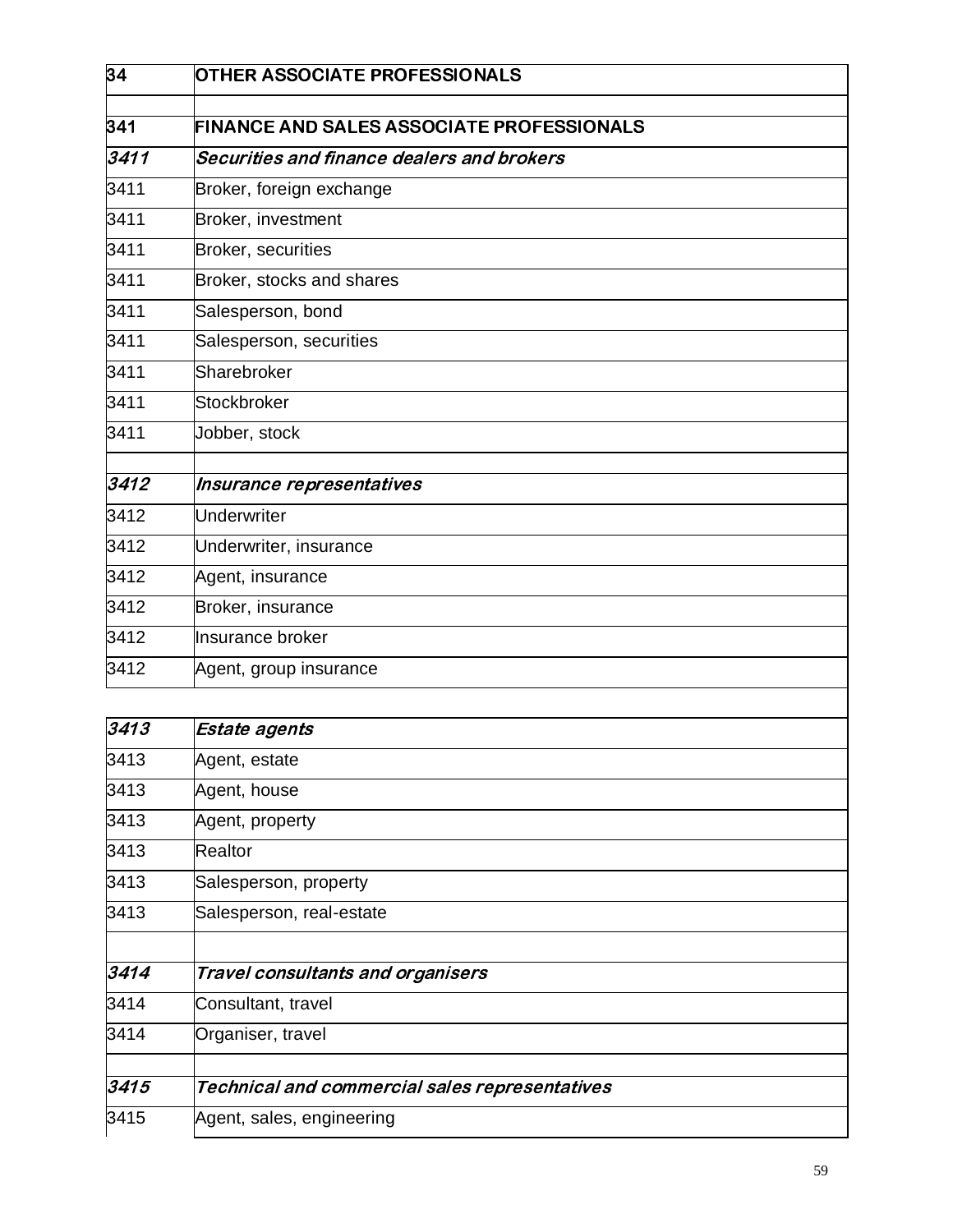| 34 | **OTHER ASSOCIATE PROFESSIONALS** |
| --- | --- |
| | |
| **341** | **FINANCE AND SALES ASSOCIATE PROFESSIONALS** |
| ***3411*** | ***Securities and finance dealers and brokers*** |
| 3411 | Broker, foreign exchange |
| 3411 | Broker, investment |
| 3411 | Broker, securities |
| 3411 | Broker, stocks and shares |
| 3411 | Salesperson, bond |
| 3411 | Salesperson, securities |
| 3411 | Sharebroker |
| 3411 | Stockbroker |
| 3411 | Jobber, stock |
| | |
| ***3412*** | ***Insurance representatives*** |
| 3412 | Underwriter |
| 3412 | Underwriter, insurance |
| 3412 | Agent, insurance |
| 3412 | Broker, insurance |
| 3412 | Insurance broker |
| 3412 | Agent, group insurance |
| | |
| ***3413*** | ***Estate agents*** |
| 3413 | Agent, estate |
| 3413 | Agent, house |
| 3413 | Agent, property |
| 3413 | Realtor |
| 3413 | Salesperson, property |
| 3413 | Salesperson, real-estate |
| | |
| ***3414*** | ***Travel consultants and organisers*** |
| 3414 | Consultant, travel |
| 3414 | Organiser, travel |
| | |
| ***3415*** | ***Technical and commercial sales representatives*** |
| 3415 | Agent, sales, engineering |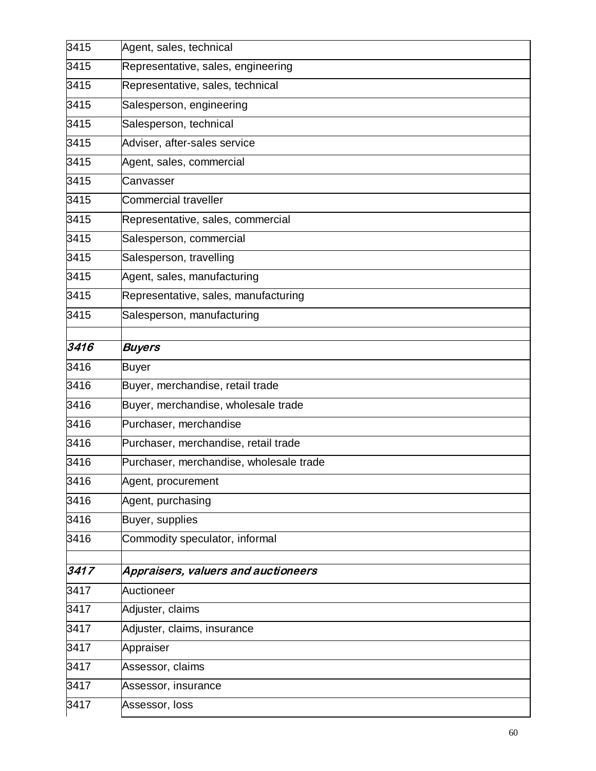| | |
|---|---|
| 3415 | Agent, sales, technical |
| 3415 | Representative, sales, engineering |
| 3415 | Representative, sales, technical |
| 3415 | Salesperson, engineering |
| 3415 | Salesperson, technical |
| 3415 | Adviser, after-sales service |
| 3415 | Agent, sales, commercial |
| 3415 | Canvasser |
| 3415 | Commercial traveller |
| 3415 | Representative, sales, commercial |
| 3415 | Salesperson, commercial |
| 3415 | Salesperson, travelling |
| 3415 | Agent, sales, manufacturing |
| 3415 | Representative, sales, manufacturing |
| 3415 | Salesperson, manufacturing |
| | |
| ***3416*** | ***Buyers*** |
| 3416 | Buyer |
| 3416 | Buyer, merchandise, retail trade |
| 3416 | Buyer, merchandise, wholesale trade |
| 3416 | Purchaser, merchandise |
| 3416 | Purchaser, merchandise, retail trade |
| 3416 | Purchaser, merchandise, wholesale trade |
| 3416 | Agent, procurement |
| 3416 | Agent, purchasing |
| 3416 | Buyer, supplies |
| 3416 | Commodity speculator, informal |
| | |
| ***3417*** | ***Appraisers, valuers and auctioneers*** |
| 3417 | Auctioneer |
| 3417 | Adjuster, claims |
| 3417 | Adjuster, claims, insurance |
| 3417 | Appraiser |
| 3417 | Assessor, claims |
| 3417 | Assessor, insurance |
| 3417 | Assessor, loss |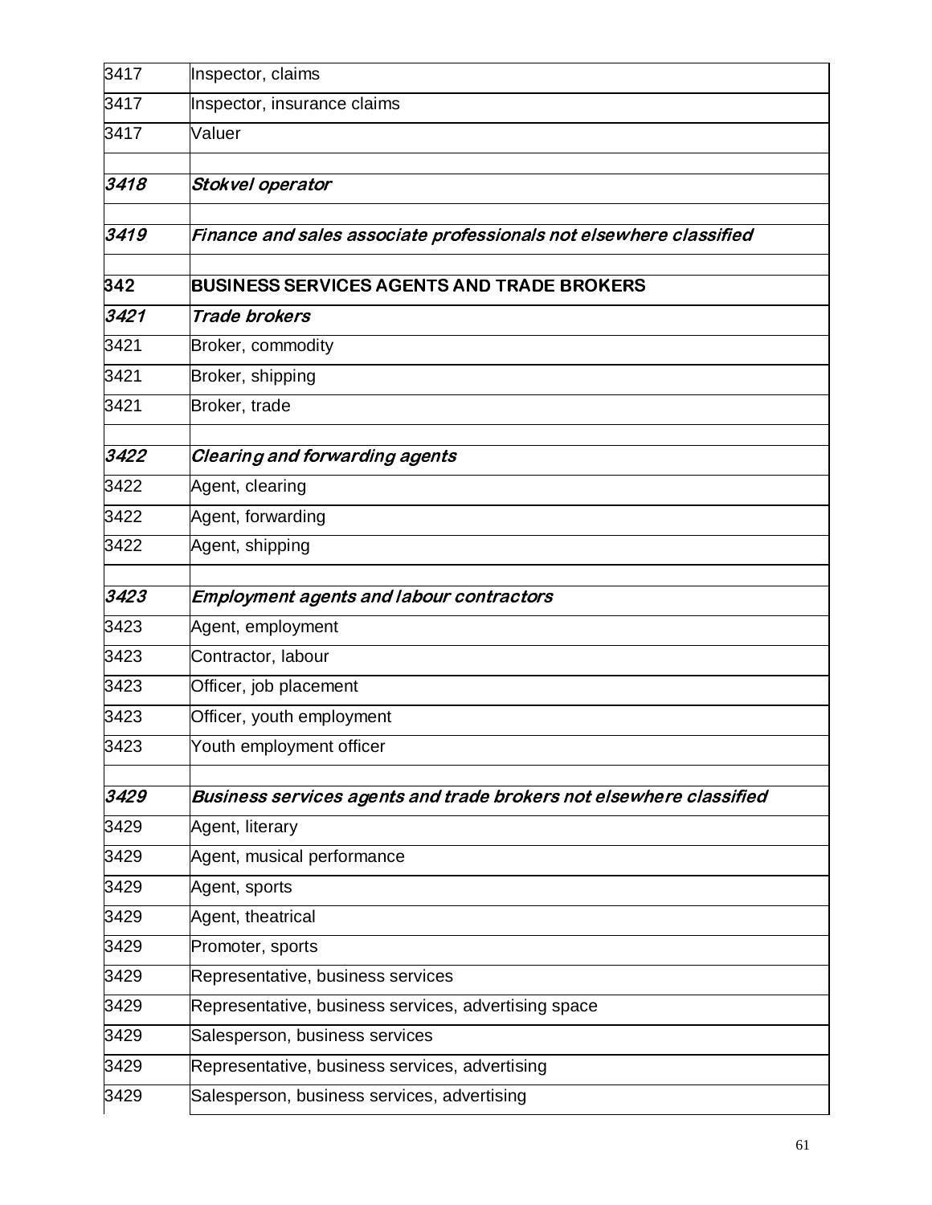| | |
|---|---|
| 3417 | Inspector, claims |
| 3417 | Inspector, insurance claims |
| 3417 | Valuer |
| | |
| ***3418*** | ***Stokvel operator*** |
| | |
| ***3419*** | ***Finance and sales associate professionals not elsewhere classified*** |
| | |
| **342** | **BUSINESS SERVICES AGENTS AND TRADE BROKERS** |
| ***3421*** | ***Trade brokers*** |
| 3421 | Broker, commodity |
| 3421 | Broker, shipping |
| 3421 | Broker, trade |
| | |
| ***3422*** | ***Clearing and forwarding agents*** |
| 3422 | Agent, clearing |
| 3422 | Agent, forwarding |
| 3422 | Agent, shipping |
| | |
| ***3423*** | ***Employment agents and labour contractors*** |
| 3423 | Agent, employment |
| 3423 | Contractor, labour |
| 3423 | Officer, job placement |
| 3423 | Officer, youth employment |
| 3423 | Youth employment officer |
| | |
| ***3429*** | ***Business services agents and trade brokers not elsewhere classified*** |
| 3429 | Agent, literary |
| 3429 | Agent, musical performance |
| 3429 | Agent, sports |
| 3429 | Agent, theatrical |
| 3429 | Promoter, sports |
| 3429 | Representative, business services |
| 3429 | Representative, business services, advertising space |
| 3429 | Salesperson, business services |
| 3429 | Representative, business services, advertising |
| 3429 | Salesperson, business services, advertising |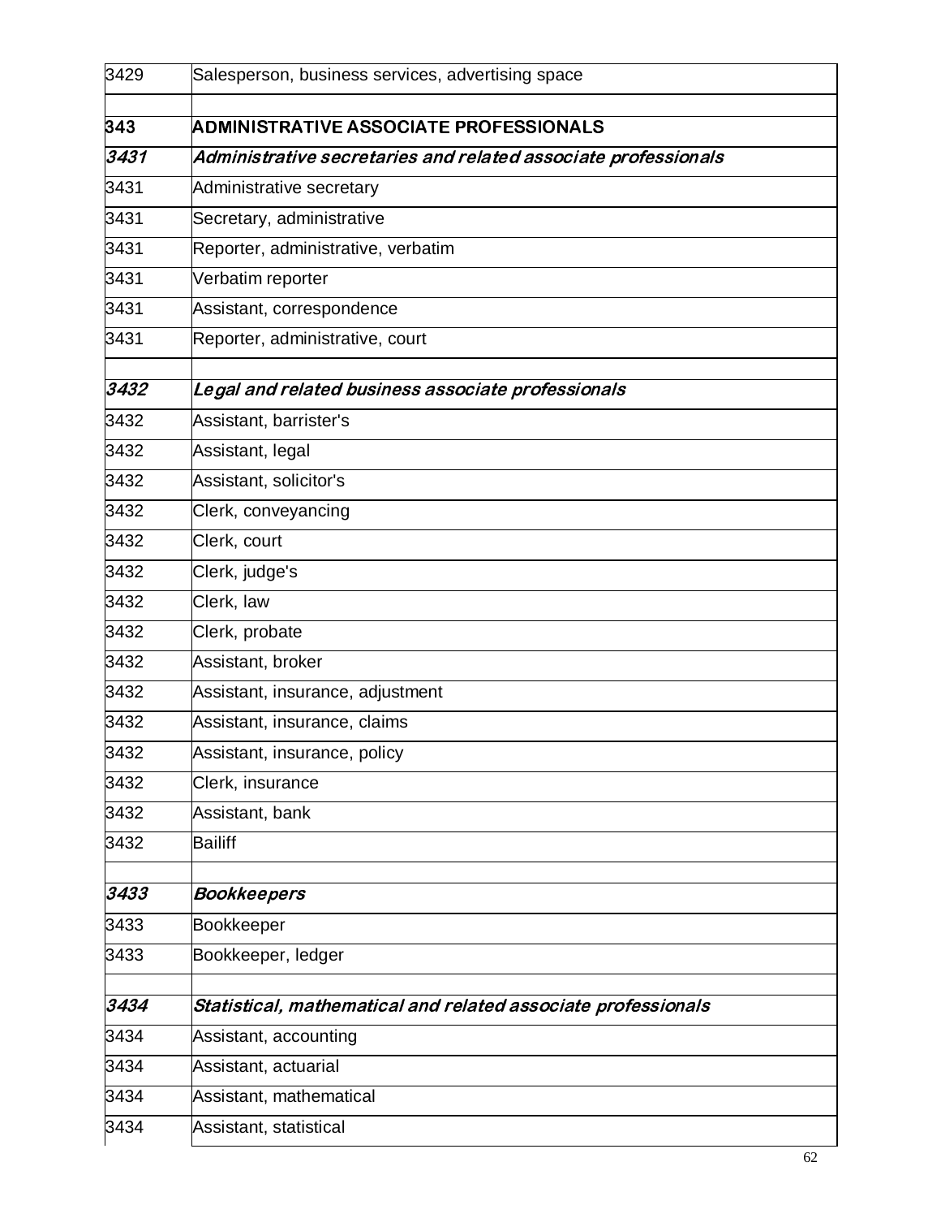| | |
|---|---|
| 3429 | Salesperson, business services, advertising space |
| | |
| **343** | **ADMINISTRATIVE ASSOCIATE PROFESSIONALS** |
| ***3431*** | ***Administrative secretaries and related associate professionals*** |
| 3431 | Administrative secretary |
| 3431 | Secretary, administrative |
| 3431 | Reporter, administrative, verbatim |
| 3431 | Verbatim reporter |
| 3431 | Assistant, correspondence |
| 3431 | Reporter, administrative, court |
| | |
| ***3432*** | ***Legal and related business associate professionals*** |
| 3432 | Assistant, barrister's |
| 3432 | Assistant, legal |
| 3432 | Assistant, solicitor's |
| 3432 | Clerk, conveyancing |
| 3432 | Clerk, court |
| 3432 | Clerk, judge's |
| 3432 | Clerk, law |
| 3432 | Clerk, probate |
| 3432 | Assistant, broker |
| 3432 | Assistant, insurance, adjustment |
| 3432 | Assistant, insurance, claims |
| 3432 | Assistant, insurance, policy |
| 3432 | Clerk, insurance |
| 3432 | Assistant, bank |
| 3432 | Bailiff |
| | |
| ***3433*** | ***Bookkeepers*** |
| 3433 | Bookkeeper |
| 3433 | Bookkeeper, ledger |
| | |
| ***3434*** | ***Statistical, mathematical and related associate professionals*** |
| 3434 | Assistant, accounting |
| 3434 | Assistant, actuarial |
| 3434 | Assistant, mathematical |
| 3434 | Assistant, statistical |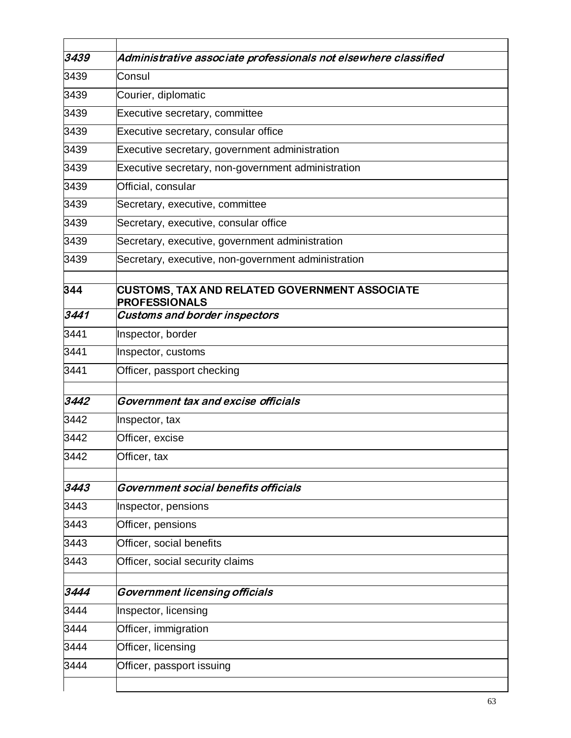| | |
|---|---|
| ***3439*** | ***Administrative associate professionals not elsewhere classified*** |
| 3439 | Consul |
| 3439 | Courier, diplomatic |
| 3439 | Executive secretary, committee |
| 3439 | Executive secretary, consular office |
| 3439 | Executive secretary, government administration |
| 3439 | Executive secretary, non-government administration |
| 3439 | Official, consular |
| 3439 | Secretary, executive, committee |
| 3439 | Secretary, executive, consular office |
| 3439 | Secretary, executive, government administration |
| 3439 | Secretary, executive, non-government administration |
| | |
| **344** | **CUSTOMS, TAX AND RELATED GOVERNMENT ASSOCIATE PROFESSIONALS** |
| ***3441*** | ***Customs and border inspectors*** |
| 3441 | Inspector, border |
| 3441 | Inspector, customs |
| 3441 | Officer, passport checking |
| | |
| ***3442*** | ***Government tax and excise officials*** |
| 3442 | Inspector, tax |
| 3442 | Officer, excise |
| 3442 | Officer, tax |
| | |
| ***3443*** | ***Government social benefits officials*** |
| 3443 | Inspector, pensions |
| 3443 | Officer, pensions |
| 3443 | Officer, social benefits |
| 3443 | Officer, social security claims |
| | |
| ***3444*** | ***Government licensing officials*** |
| 3444 | Inspector, licensing |
| 3444 | Officer, immigration |
| 3444 | Officer, licensing |
| 3444 | Officer, passport issuing |
| | |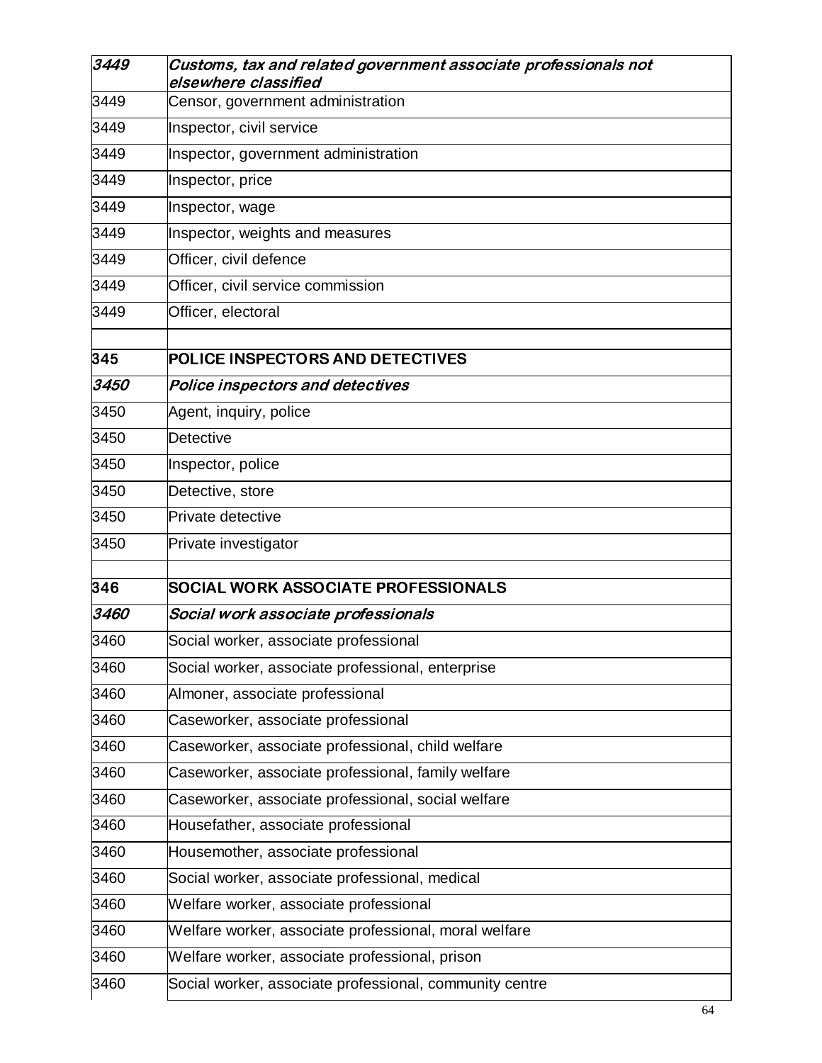| | |
|---|---|
| ***3449*** | ***Customs, tax and related government associate professionals not elsewhere classified*** |
| 3449 | Censor, government administration |
| 3449 | Inspector, civil service |
| 3449 | Inspector, government administration |
| 3449 | Inspector, price |
| 3449 | Inspector, wage |
| 3449 | Inspector, weights and measures |
| 3449 | Officer, civil defence |
| 3449 | Officer, civil service commission |
| 3449 | Officer, electoral |
| | |
| **345** | **POLICE INSPECTORS AND DETECTIVES** |
| ***3450*** | ***Police inspectors and detectives*** |
| 3450 | Agent, inquiry, police |
| 3450 | Detective |
| 3450 | Inspector, police |
| 3450 | Detective, store |
| 3450 | Private detective |
| 3450 | Private investigator |
| | |
| **346** | **SOCIAL WORK ASSOCIATE PROFESSIONALS** |
| ***3460*** | ***Social work associate professionals*** |
| 3460 | Social worker, associate professional |
| 3460 | Social worker, associate professional, enterprise |
| 3460 | Almoner, associate professional |
| 3460 | Caseworker, associate professional |
| 3460 | Caseworker, associate professional, child welfare |
| 3460 | Caseworker, associate professional, family welfare |
| 3460 | Caseworker, associate professional, social welfare |
| 3460 | Housefather, associate professional |
| 3460 | Housemother, associate professional |
| 3460 | Social worker, associate professional, medical |
| 3460 | Welfare worker, associate professional |
| 3460 | Welfare worker, associate professional, moral welfare |
| 3460 | Welfare worker, associate professional, prison |
| 3460 | Social worker, associate professional, community centre |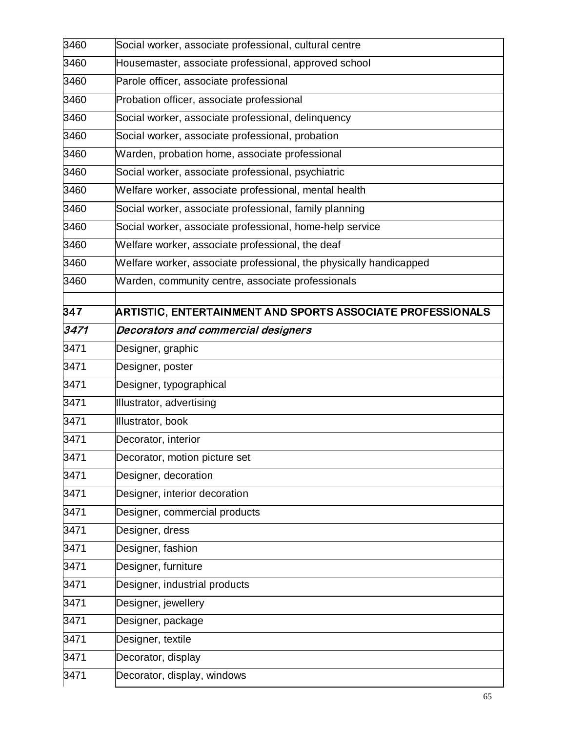| | |
|---|---|
| 3460 | Social worker, associate professional, cultural centre |
| 3460 | Housemaster, associate professional, approved school |
| 3460 | Parole officer, associate professional |
| 3460 | Probation officer, associate professional |
| 3460 | Social worker, associate professional, delinquency |
| 3460 | Social worker, associate professional, probation |
| 3460 | Warden, probation home, associate professional |
| 3460 | Social worker, associate professional, psychiatric |
| 3460 | Welfare worker, associate professional, mental health |
| 3460 | Social worker, associate professional, family planning |
| 3460 | Social worker, associate professional, home-help service |
| 3460 | Welfare worker, associate professional, the deaf |
| 3460 | Welfare worker, associate professional, the physically handicapped |
| 3460 | Warden, community centre, associate professionals |
| | |
| **347** | **ARTISTIC, ENTERTAINMENT AND SPORTS ASSOCIATE PROFESSIONALS** |
| ***3471*** | ***Decorators and commercial designers*** |
| 3471 | Designer, graphic |
| 3471 | Designer, poster |
| 3471 | Designer, typographical |
| 3471 | Illustrator, advertising |
| 3471 | Illustrator, book |
| 3471 | Decorator, interior |
| 3471 | Decorator, motion picture set |
| 3471 | Designer, decoration |
| 3471 | Designer, interior decoration |
| 3471 | Designer, commercial products |
| 3471 | Designer, dress |
| 3471 | Designer, fashion |
| 3471 | Designer, furniture |
| 3471 | Designer, industrial products |
| 3471 | Designer, jewellery |
| 3471 | Designer, package |
| 3471 | Designer, textile |
| 3471 | Decorator, display |
| 3471 | Decorator, display, windows |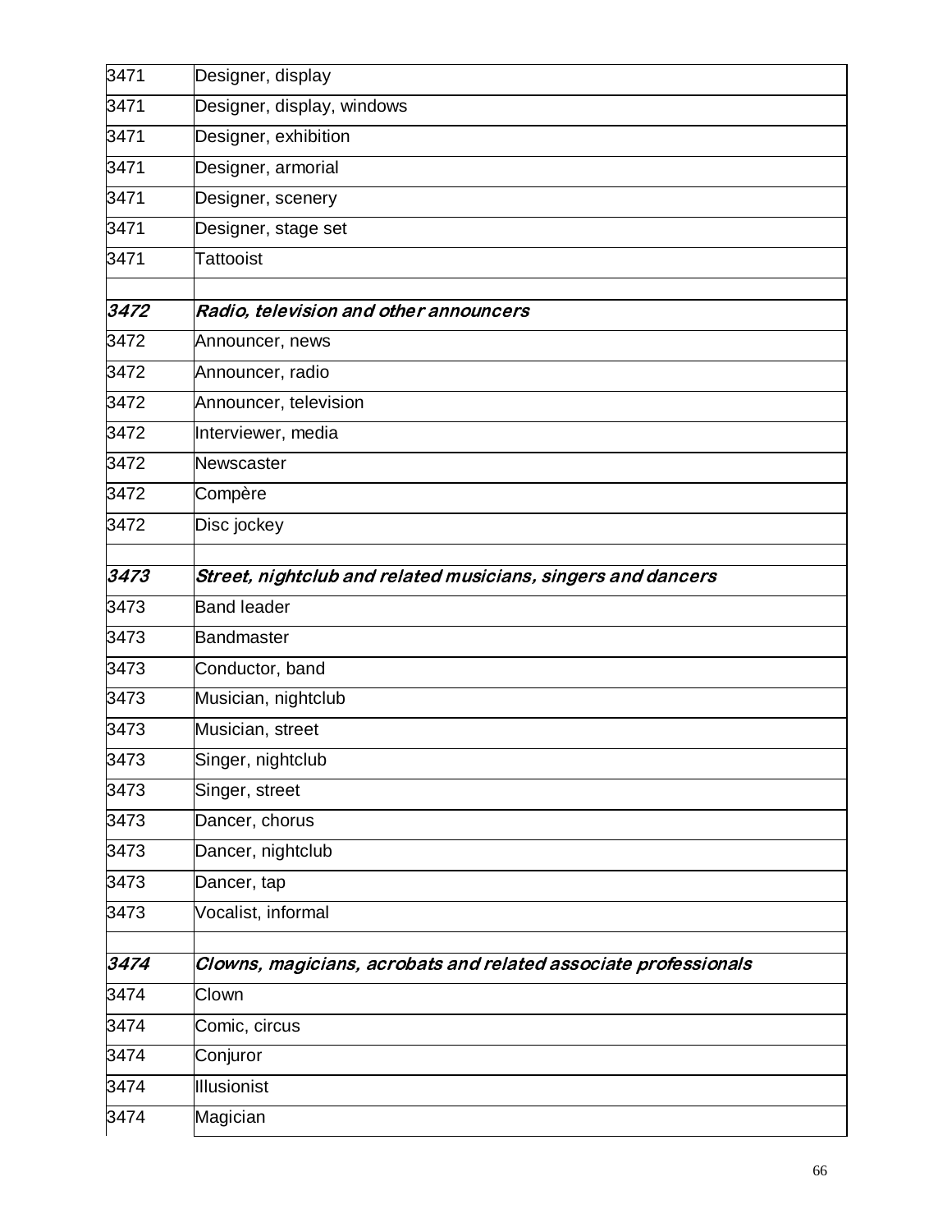| | |
|---|---|
| 3471 | Designer, display |
| 3471 | Designer, display, windows |
| 3471 | Designer, exhibition |
| 3471 | Designer, armorial |
| 3471 | Designer, scenery |
| 3471 | Designer, stage set |
| 3471 | Tattooist |
| | |
| ***3472*** | ***Radio, television and other announcers*** |
| 3472 | Announcer, news |
| 3472 | Announcer, radio |
| 3472 | Announcer, television |
| 3472 | Interviewer, media |
| 3472 | Newscaster |
| 3472 | Compère |
| 3472 | Disc jockey |
| | |
| ***3473*** | ***Street, nightclub and related musicians, singers and dancers*** |
| 3473 | Band leader |
| 3473 | Bandmaster |
| 3473 | Conductor, band |
| 3473 | Musician, nightclub |
| 3473 | Musician, street |
| 3473 | Singer, nightclub |
| 3473 | Singer, street |
| 3473 | Dancer, chorus |
| 3473 | Dancer, nightclub |
| 3473 | Dancer, tap |
| 3473 | Vocalist, informal |
| | |
| ***3474*** | ***Clowns, magicians, acrobats and related associate professionals*** |
| 3474 | Clown |
| 3474 | Comic, circus |
| 3474 | Conjuror |
| 3474 | Illusionist |
| 3474 | Magician |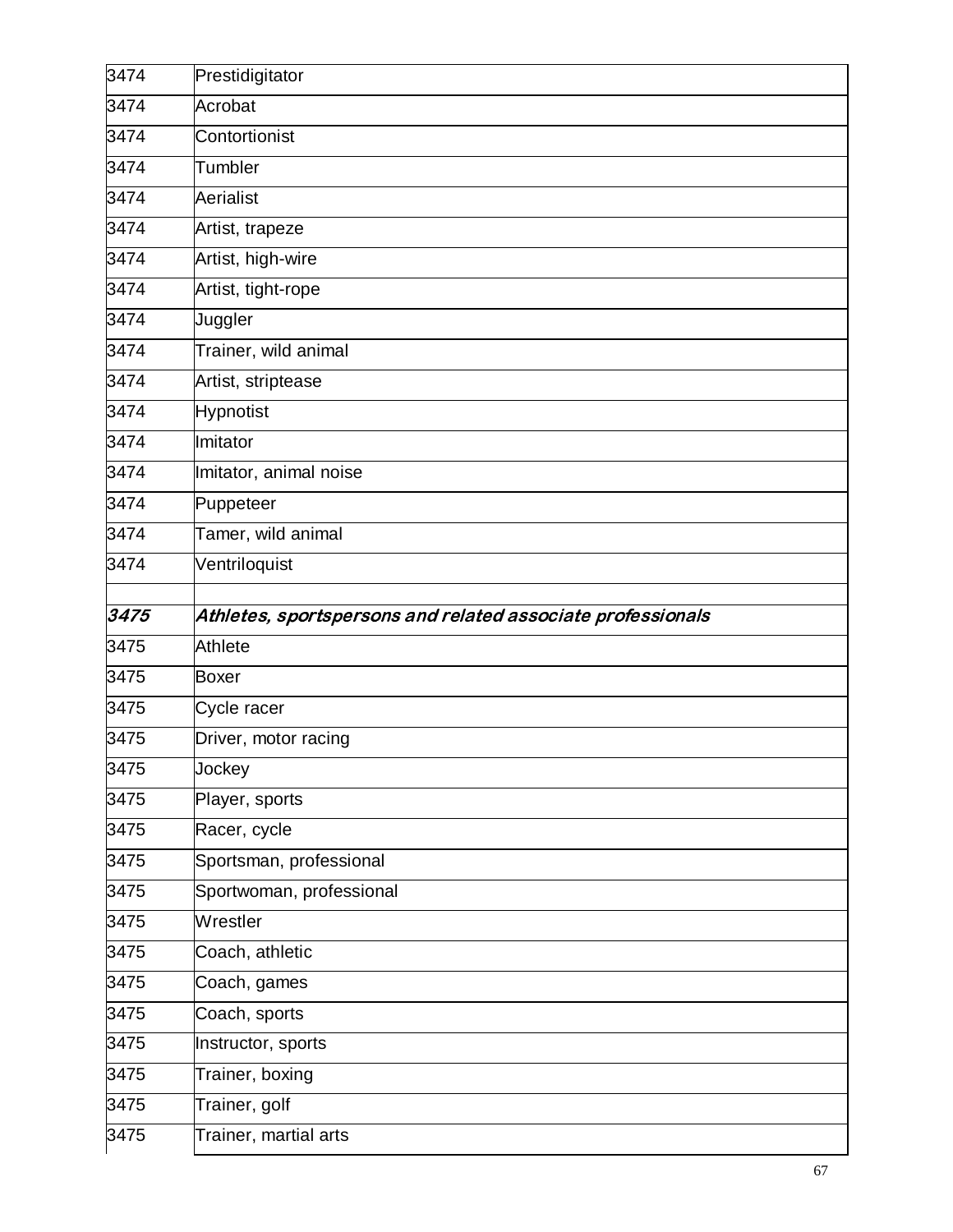| | |
|---|---|
| 3474 | Prestidigitator |
| 3474 | Acrobat |
| 3474 | Contortionist |
| 3474 | Tumbler |
| 3474 | Aerialist |
| 3474 | Artist, trapeze |
| 3474 | Artist, high-wire |
| 3474 | Artist, tight-rope |
| 3474 | Juggler |
| 3474 | Trainer, wild animal |
| 3474 | Artist, striptease |
| 3474 | Hypnotist |
| 3474 | Imitator |
| 3474 | Imitator, animal noise |
| 3474 | Puppeteer |
| 3474 | Tamer, wild animal |
| 3474 | Ventriloquist |
| | |
| ***3475*** | ***Athletes, sportspersons and related associate professionals*** |
| 3475 | Athlete |
| 3475 | Boxer |
| 3475 | Cycle racer |
| 3475 | Driver, motor racing |
| 3475 | Jockey |
| 3475 | Player, sports |
| 3475 | Racer, cycle |
| 3475 | Sportsman, professional |
| 3475 | Sportwoman, professional |
| 3475 | Wrestler |
| 3475 | Coach, athletic |
| 3475 | Coach, games |
| 3475 | Coach, sports |
| 3475 | Instructor, sports |
| 3475 | Trainer, boxing |
| 3475 | Trainer, golf |
| 3475 | Trainer, martial arts |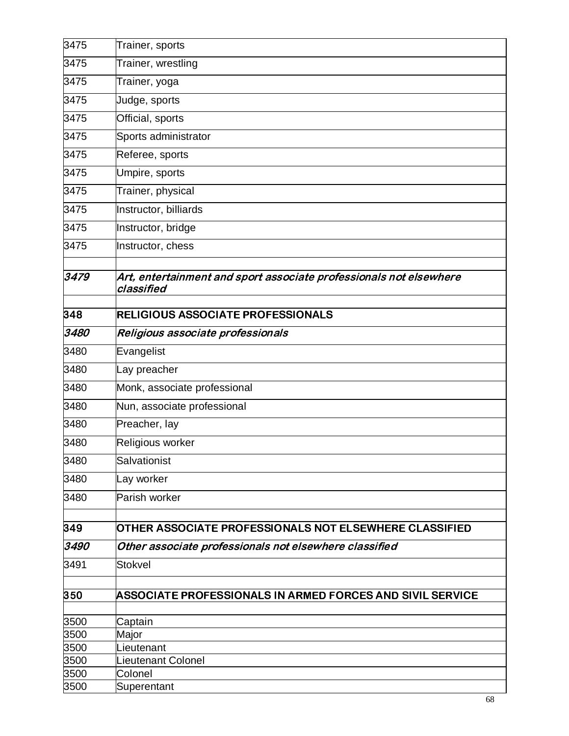| | |
|---|---|
| 3475 | Trainer, sports |
| 3475 | Trainer, wrestling |
| 3475 | Trainer, yoga |
| 3475 | Judge, sports |
| 3475 | Official, sports |
| 3475 | Sports administrator |
| 3475 | Referee, sports |
| 3475 | Umpire, sports |
| 3475 | Trainer, physical |
| 3475 | Instructor, billiards |
| 3475 | Instructor, bridge |
| 3475 | Instructor, chess |
| | |
| ***3479*** | ***Art, entertainment and sport associate professionals not elsewhere classified*** |
| | |
| **348** | **RELIGIOUS ASSOCIATE PROFESSIONALS** |
| ***3480*** | ***Religious associate professionals*** |
| 3480 | Evangelist |
| 3480 | Lay preacher |
| 3480 | Monk, associate professional |
| 3480 | Nun, associate professional |
| 3480 | Preacher, lay |
| 3480 | Religious worker |
| 3480 | Salvationist |
| 3480 | Lay worker |
| 3480 | Parish worker |
| | |
| **349** | **OTHER ASSOCIATE PROFESSIONALS NOT ELSEWHERE CLASSIFIED** |
| ***3490*** | ***Other associate professionals not elsewhere classified*** |
| 3491 | Stokvel |
| | |
| **350** | **ASSOCIATE PROFESSIONALS IN ARMED FORCES AND SIVIL SERVICE** |
| | |
| 3500 | Captain |
| 3500 | Major |
| 3500 | Lieutenant |
| 3500 | Lieutenant Colonel |
| 3500 | Colonel |
| 3500 | Superentant |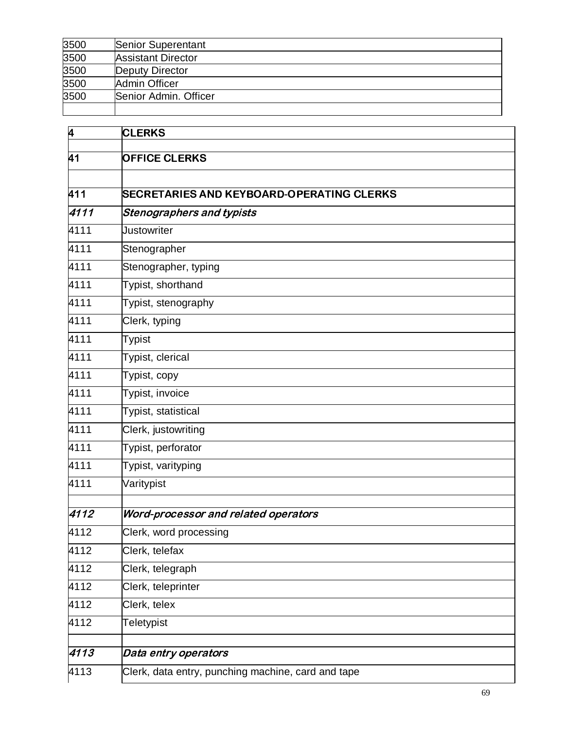| | |
|---|---|
| 3500 | Senior Superentant |
| 3500 | Assistant Director |
| 3500 | Deputy Director |
| 3500 | Admin Officer |
| 3500 | Senior Admin. Officer |
| | |

| | |
|---|---|
| **4** | **CLERKS** |
| | |
| **41** | **OFFICE CLERKS** |
| | |
| **411** | **SECRETARIES AND KEYBOARD-OPERATING CLERKS** |
| ***4111*** | ***Stenographers and typists*** |
| 4111 | Justowriter |
| 4111 | Stenographer |
| 4111 | Stenographer, typing |
| 4111 | Typist, shorthand |
| 4111 | Typist, stenography |
| 4111 | Clerk, typing |
| 4111 | Typist |
| 4111 | Typist, clerical |
| 4111 | Typist, copy |
| 4111 | Typist, invoice |
| 4111 | Typist, statistical |
| 4111 | Clerk, justowriting |
| 4111 | Typist, perforator |
| 4111 | Typist, varityping |
| 4111 | Varitypist |
| | |
| ***4112*** | ***Word-processor and related operators*** |
| 4112 | Clerk, word processing |
| 4112 | Clerk, telefax |
| 4112 | Clerk, telegraph |
| 4112 | Clerk, teleprinter |
| 4112 | Clerk, telex |
| 4112 | Teletypist |
| | |
| ***4113*** | ***Data entry operators*** |
| 4113 | Clerk, data entry, punching machine, card and tape |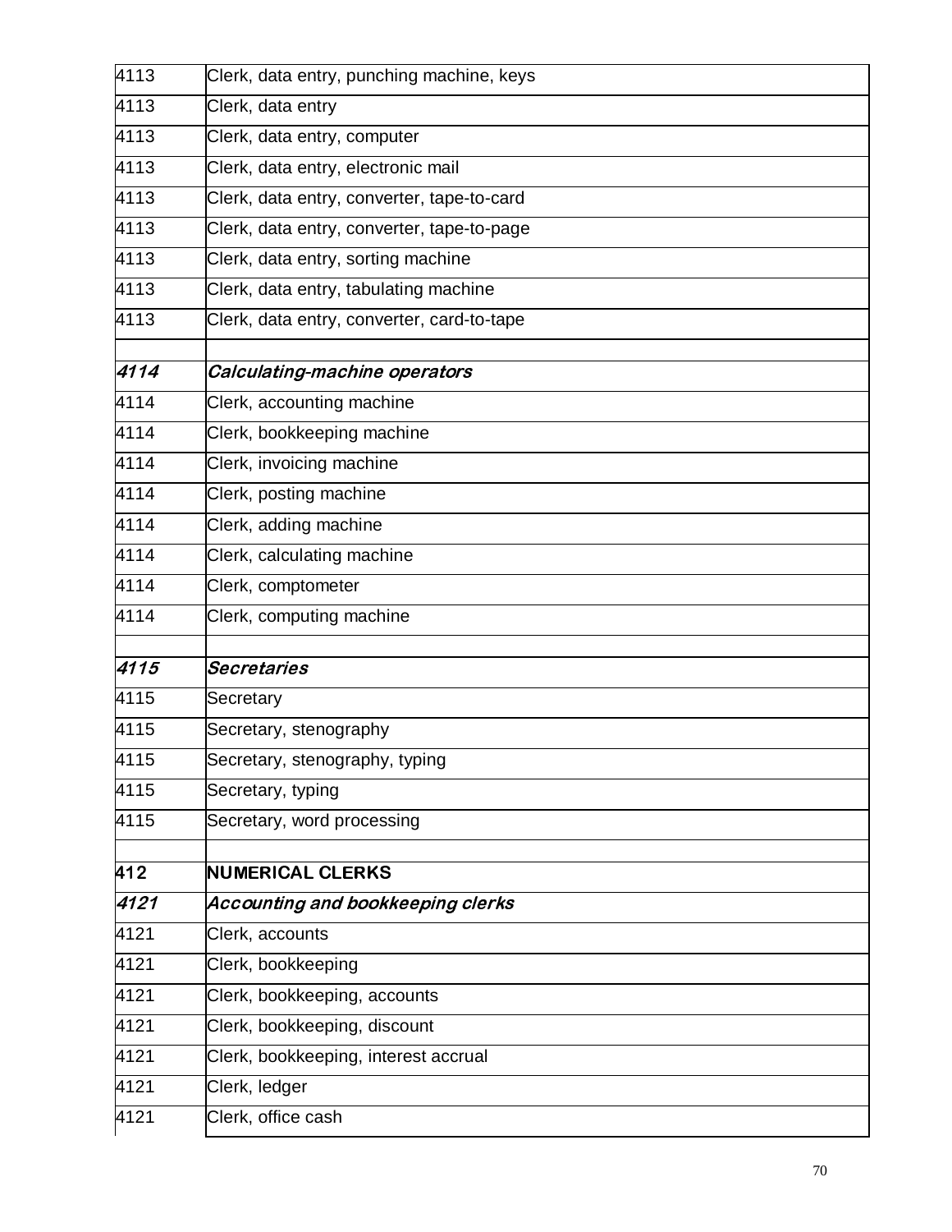| 4113 | Clerk, data entry, punching machine, keys |
|---|---|
| 4113 | Clerk, data entry |
| 4113 | Clerk, data entry, computer |
| 4113 | Clerk, data entry, electronic mail |
| 4113 | Clerk, data entry, converter, tape-to-card |
| 4113 | Clerk, data entry, converter, tape-to-page |
| 4113 | Clerk, data entry, sorting machine |
| 4113 | Clerk, data entry, tabulating machine |
| 4113 | Clerk, data entry, converter, card-to-tape |
| | |
| ***4114*** | ***Calculating-machine operators*** |
| 4114 | Clerk, accounting machine |
| 4114 | Clerk, bookkeeping machine |
| 4114 | Clerk, invoicing machine |
| 4114 | Clerk, posting machine |
| 4114 | Clerk, adding machine |
| 4114 | Clerk, calculating machine |
| 4114 | Clerk, comptometer |
| 4114 | Clerk, computing machine |
| | |
| ***4115*** | ***Secretaries*** |
| 4115 | Secretary |
| 4115 | Secretary, stenography |
| 4115 | Secretary, stenography, typing |
| 4115 | Secretary, typing |
| 4115 | Secretary, word processing |
| | |
| **412** | **NUMERICAL CLERKS** |
| ***4121*** | ***Accounting and bookkeeping clerks*** |
| 4121 | Clerk, accounts |
| 4121 | Clerk, bookkeeping |
| 4121 | Clerk, bookkeeping, accounts |
| 4121 | Clerk, bookkeeping, discount |
| 4121 | Clerk, bookkeeping, interest accrual |
| 4121 | Clerk, ledger |
| 4121 | Clerk, office cash |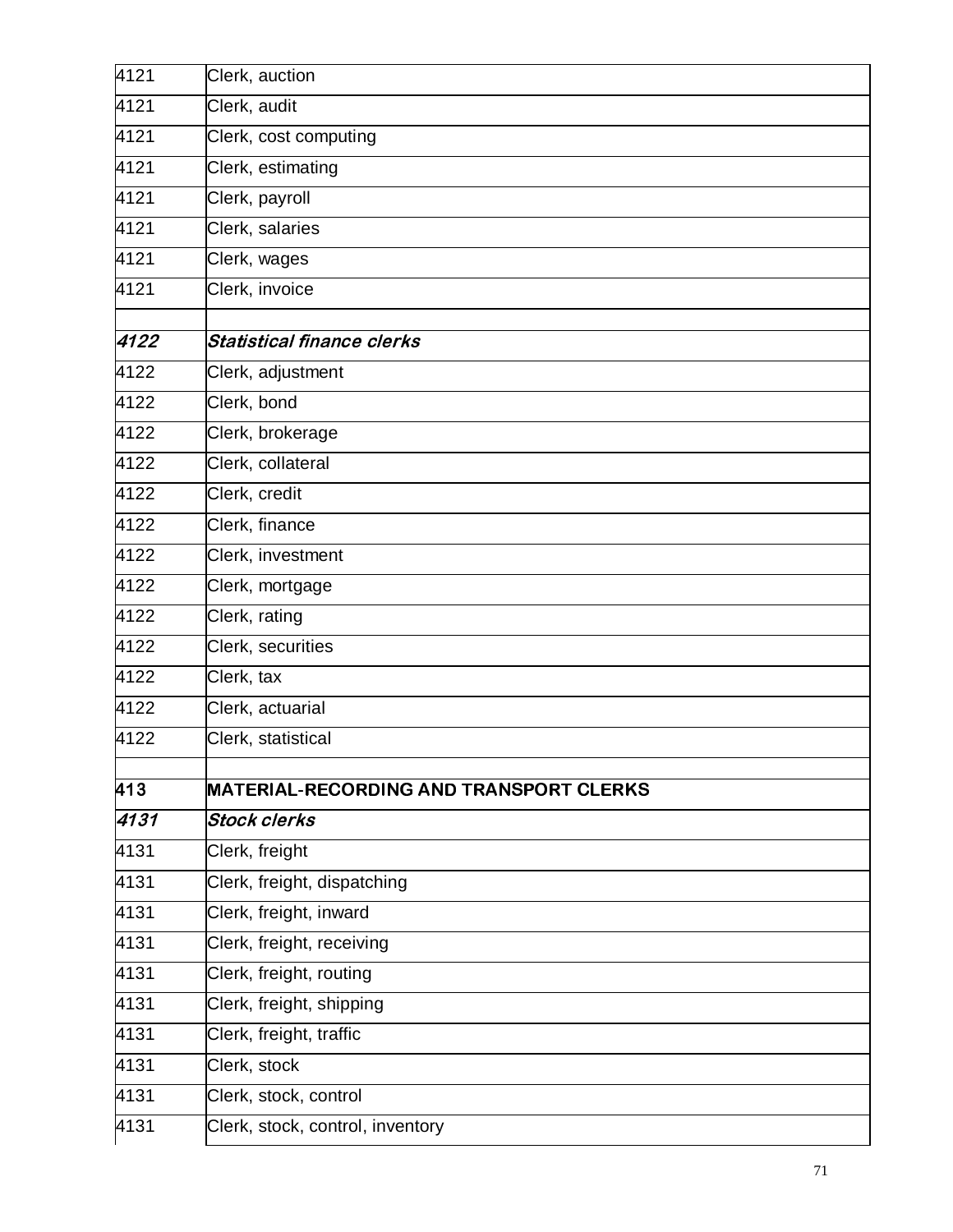| | |
|---|---|
| 4121 | Clerk, auction |
| 4121 | Clerk, audit |
| 4121 | Clerk, cost computing |
| 4121 | Clerk, estimating |
| 4121 | Clerk, payroll |
| 4121 | Clerk, salaries |
| 4121 | Clerk, wages |
| 4121 | Clerk, invoice |
| | |
| ***4122*** | ***Statistical finance clerks*** |
| 4122 | Clerk, adjustment |
| 4122 | Clerk, bond |
| 4122 | Clerk, brokerage |
| 4122 | Clerk, collateral |
| 4122 | Clerk, credit |
| 4122 | Clerk, finance |
| 4122 | Clerk, investment |
| 4122 | Clerk, mortgage |
| 4122 | Clerk, rating |
| 4122 | Clerk, securities |
| 4122 | Clerk, tax |
| 4122 | Clerk, actuarial |
| 4122 | Clerk, statistical |
| | |
| **413** | **MATERIAL-RECORDING AND TRANSPORT CLERKS** |
| ***4131*** | ***Stock clerks*** |
| 4131 | Clerk, freight |
| 4131 | Clerk, freight, dispatching |
| 4131 | Clerk, freight, inward |
| 4131 | Clerk, freight, receiving |
| 4131 | Clerk, freight, routing |
| 4131 | Clerk, freight, shipping |
| 4131 | Clerk, freight, traffic |
| 4131 | Clerk, stock |
| 4131 | Clerk, stock, control |
| 4131 | Clerk, stock, control, inventory |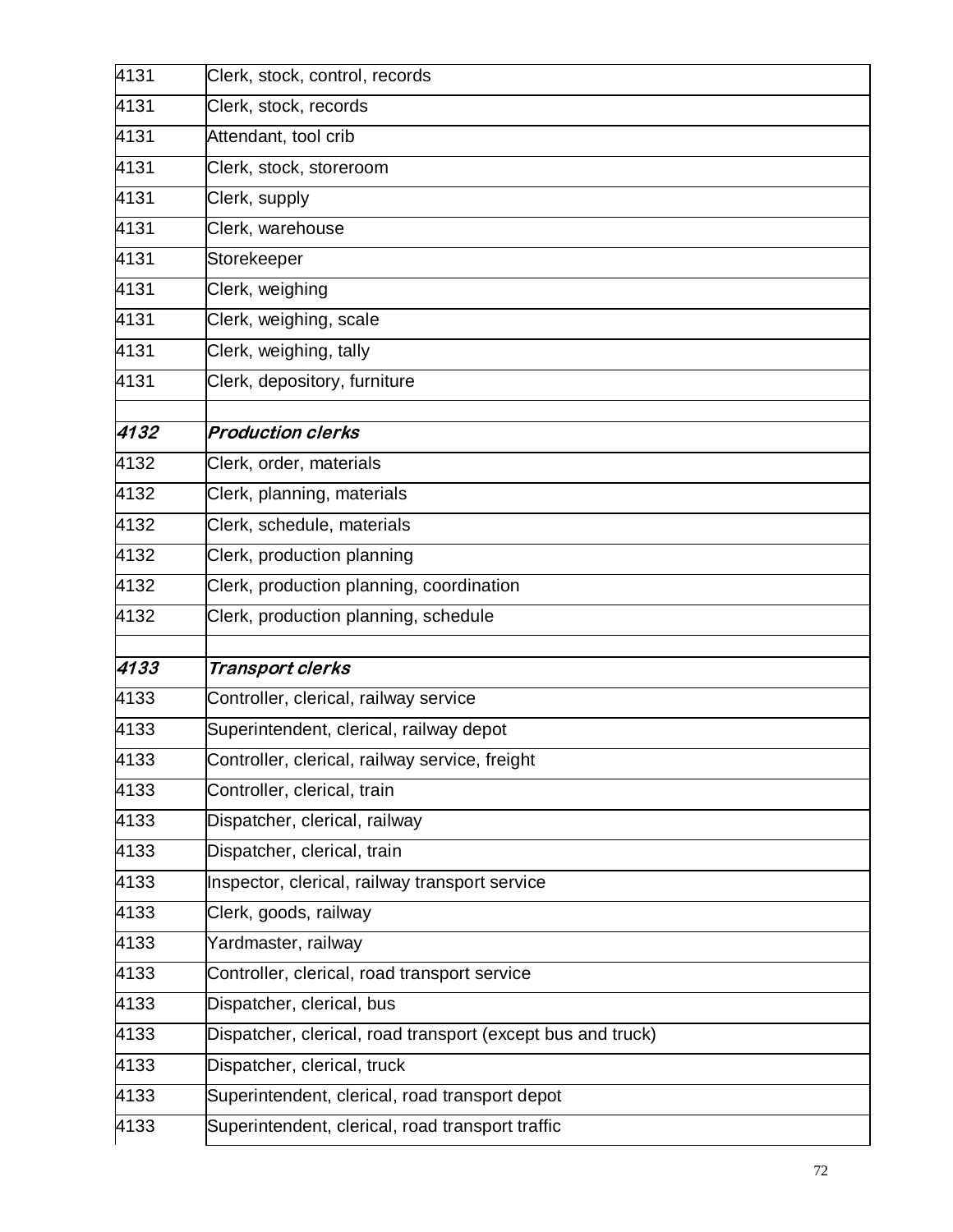| | |
|---|---|
| 4131 | Clerk, stock, control, records |
| 4131 | Clerk, stock, records |
| 4131 | Attendant, tool crib |
| 4131 | Clerk, stock, storeroom |
| 4131 | Clerk, supply |
| 4131 | Clerk, warehouse |
| 4131 | Storekeeper |
| 4131 | Clerk, weighing |
| 4131 | Clerk, weighing, scale |
| 4131 | Clerk, weighing, tally |
| 4131 | Clerk, depository, furniture |
| | |
| ***4132*** | ***Production clerks*** |
| 4132 | Clerk, order, materials |
| 4132 | Clerk, planning, materials |
| 4132 | Clerk, schedule, materials |
| 4132 | Clerk, production planning |
| 4132 | Clerk, production planning, coordination |
| 4132 | Clerk, production planning, schedule |
| | |
| ***4133*** | ***Transport clerks*** |
| 4133 | Controller, clerical, railway service |
| 4133 | Superintendent, clerical, railway depot |
| 4133 | Controller, clerical, railway service, freight |
| 4133 | Controller, clerical, train |
| 4133 | Dispatcher, clerical, railway |
| 4133 | Dispatcher, clerical, train |
| 4133 | Inspector, clerical, railway transport service |
| 4133 | Clerk, goods, railway |
| 4133 | Yardmaster, railway |
| 4133 | Controller, clerical, road transport service |
| 4133 | Dispatcher, clerical, bus |
| 4133 | Dispatcher, clerical, road transport (except bus and truck) |
| 4133 | Dispatcher, clerical, truck |
| 4133 | Superintendent, clerical, road transport depot |
| 4133 | Superintendent, clerical, road transport traffic |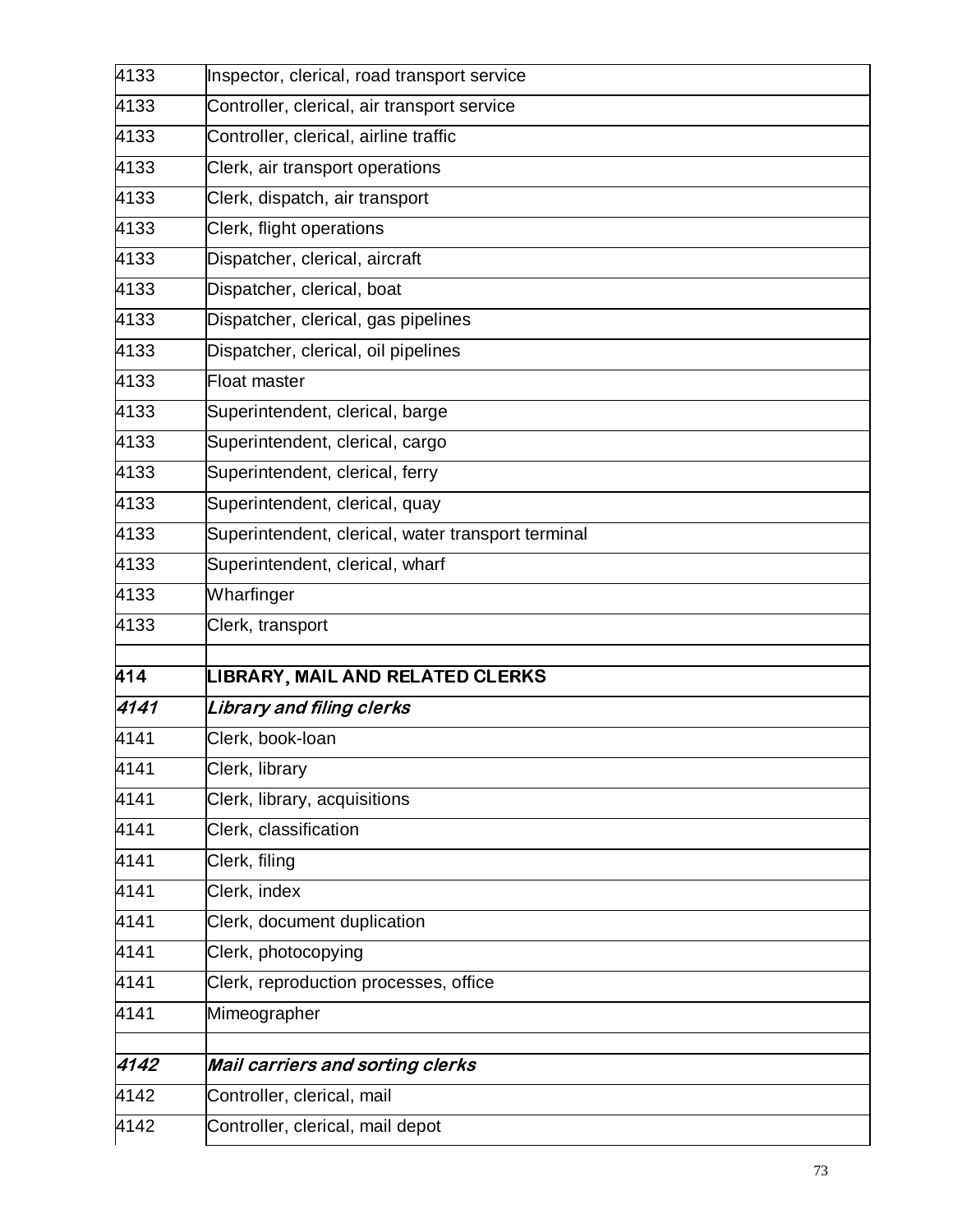| | |
|---|---|
| 4133 | Inspector, clerical, road transport service |
| 4133 | Controller, clerical, air transport service |
| 4133 | Controller, clerical, airline traffic |
| 4133 | Clerk, air transport operations |
| 4133 | Clerk, dispatch, air transport |
| 4133 | Clerk, flight operations |
| 4133 | Dispatcher, clerical, aircraft |
| 4133 | Dispatcher, clerical, boat |
| 4133 | Dispatcher, clerical, gas pipelines |
| 4133 | Dispatcher, clerical, oil pipelines |
| 4133 | Float master |
| 4133 | Superintendent, clerical, barge |
| 4133 | Superintendent, clerical, cargo |
| 4133 | Superintendent, clerical, ferry |
| 4133 | Superintendent, clerical, quay |
| 4133 | Superintendent, clerical, water transport terminal |
| 4133 | Superintendent, clerical, wharf |
| 4133 | Wharfinger |
| 4133 | Clerk, transport |
| | |
| **414** | **LIBRARY, MAIL AND RELATED CLERKS** |
| ***4141*** | ***Library and filing clerks*** |
| 4141 | Clerk, book-loan |
| 4141 | Clerk, library |
| 4141 | Clerk, library, acquisitions |
| 4141 | Clerk, classification |
| 4141 | Clerk, filing |
| 4141 | Clerk, index |
| 4141 | Clerk, document duplication |
| 4141 | Clerk, photocopying |
| 4141 | Clerk, reproduction processes, office |
| 4141 | Mimeographer |
| | |
| ***4142*** | ***Mail carriers and sorting clerks*** |
| 4142 | Controller, clerical, mail |
| 4142 | Controller, clerical, mail depot |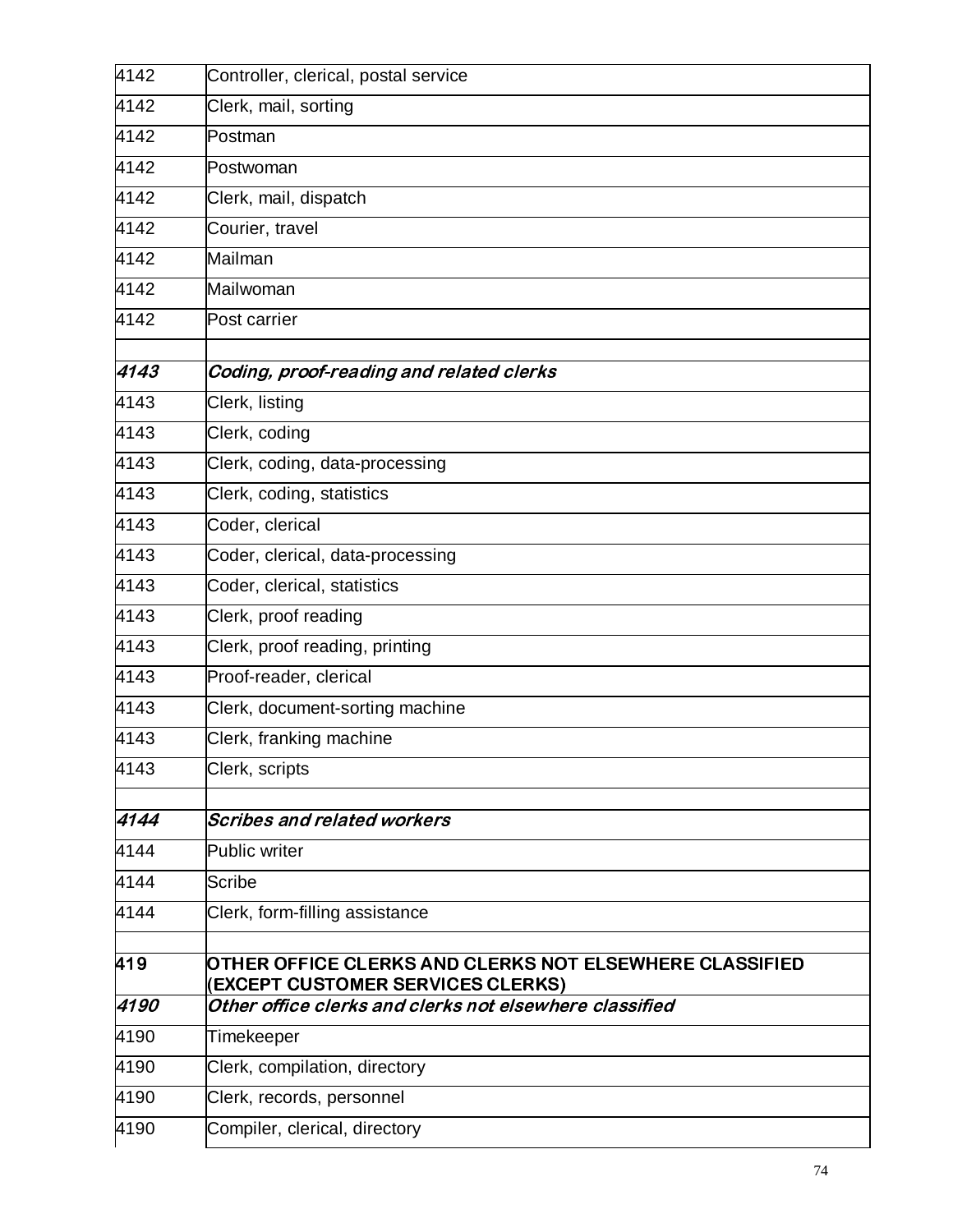| | |
|---|---|
| 4142 | Controller, clerical, postal service |
| 4142 | Clerk, mail, sorting |
| 4142 | Postman |
| 4142 | Postwoman |
| 4142 | Clerk, mail, dispatch |
| 4142 | Courier, travel |
| 4142 | Mailman |
| 4142 | Mailwoman |
| 4142 | Post carrier |
| | |
| ***4143*** | ***Coding, proof-reading and related clerks*** |
| 4143 | Clerk, listing |
| 4143 | Clerk, coding |
| 4143 | Clerk, coding, data-processing |
| 4143 | Clerk, coding, statistics |
| 4143 | Coder, clerical |
| 4143 | Coder, clerical, data-processing |
| 4143 | Coder, clerical, statistics |
| 4143 | Clerk, proof reading |
| 4143 | Clerk, proof reading, printing |
| 4143 | Proof-reader, clerical |
| 4143 | Clerk, document-sorting machine |
| 4143 | Clerk, franking machine |
| 4143 | Clerk, scripts |
| | |
| ***4144*** | ***Scribes and related workers*** |
| 4144 | Public writer |
| 4144 | Scribe |
| 4144 | Clerk, form-filling assistance |
| | |
| **419** | **OTHER OFFICE CLERKS AND CLERKS NOT ELSEWHERE CLASSIFIED (EXCEPT CUSTOMER SERVICES CLERKS)** |
| ***4190*** | ***Other office clerks and clerks not elsewhere classified*** |
| 4190 | Timekeeper |
| 4190 | Clerk, compilation, directory |
| 4190 | Clerk, records, personnel |
| 4190 | Compiler, clerical, directory |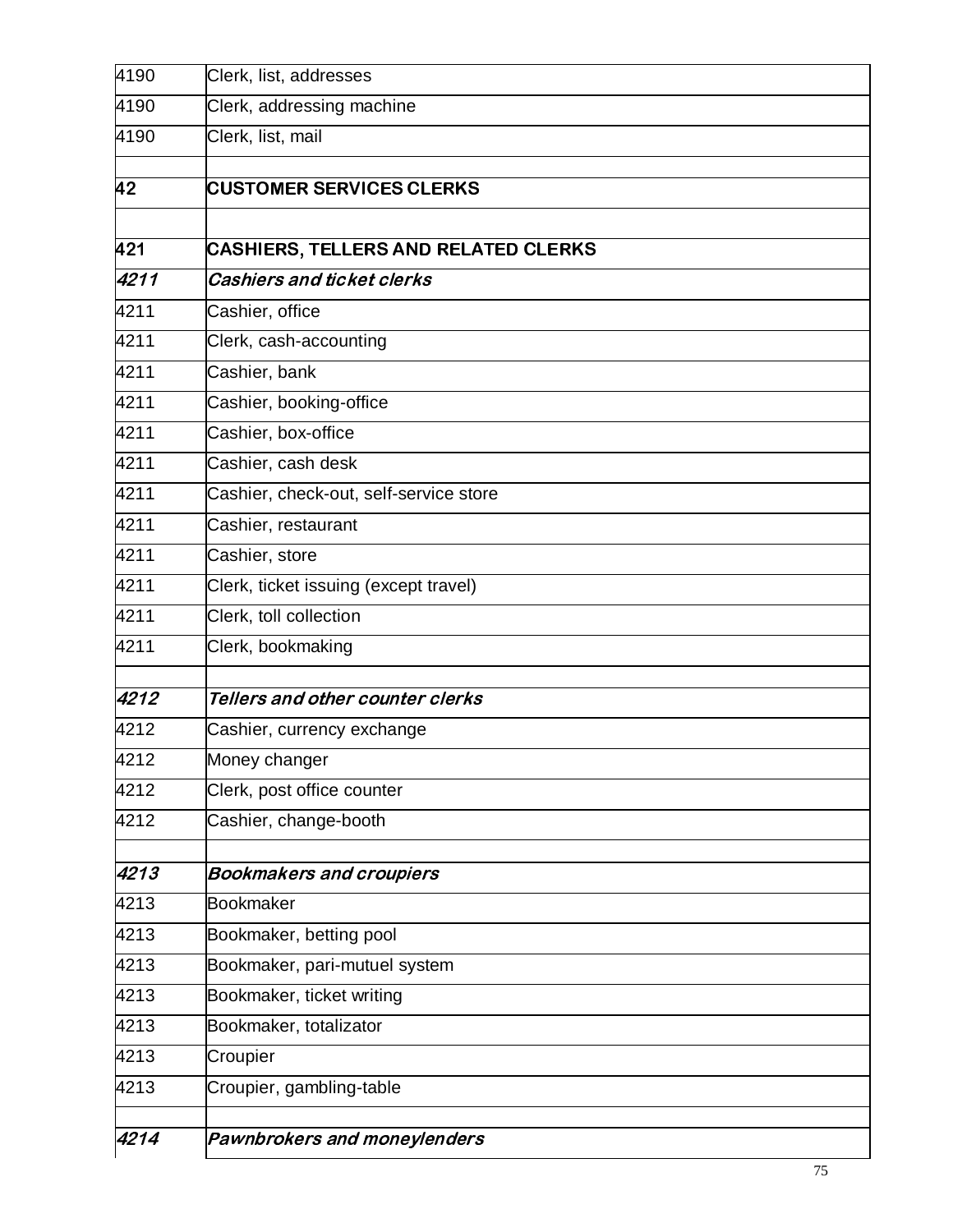| | |
|---|---|
| 4190 | Clerk, list, addresses |
| 4190 | Clerk, addressing machine |
| 4190 | Clerk, list, mail |
| | |
| **42** | **CUSTOMER SERVICES CLERKS** |
| | |
| **421** | **CASHIERS, TELLERS AND RELATED CLERKS** |
| ***4211*** | ***Cashiers and ticket clerks*** |
| 4211 | Cashier, office |
| 4211 | Clerk, cash-accounting |
| 4211 | Cashier, bank |
| 4211 | Cashier, booking-office |
| 4211 | Cashier, box-office |
| 4211 | Cashier, cash desk |
| 4211 | Cashier, check-out, self-service store |
| 4211 | Cashier, restaurant |
| 4211 | Cashier, store |
| 4211 | Clerk, ticket issuing (except travel) |
| 4211 | Clerk, toll collection |
| 4211 | Clerk, bookmaking |
| | |
| ***4212*** | ***Tellers and other counter clerks*** |
| 4212 | Cashier, currency exchange |
| 4212 | Money changer |
| 4212 | Clerk, post office counter |
| 4212 | Cashier, change-booth |
| | |
| ***4213*** | ***Bookmakers and croupiers*** |
| 4213 | Bookmaker |
| 4213 | Bookmaker, betting pool |
| 4213 | Bookmaker, pari-mutuel system |
| 4213 | Bookmaker, ticket writing |
| 4213 | Bookmaker, totalizator |
| 4213 | Croupier |
| 4213 | Croupier, gambling-table |
| | |
| ***4214*** | ***Pawnbrokers and moneylenders*** |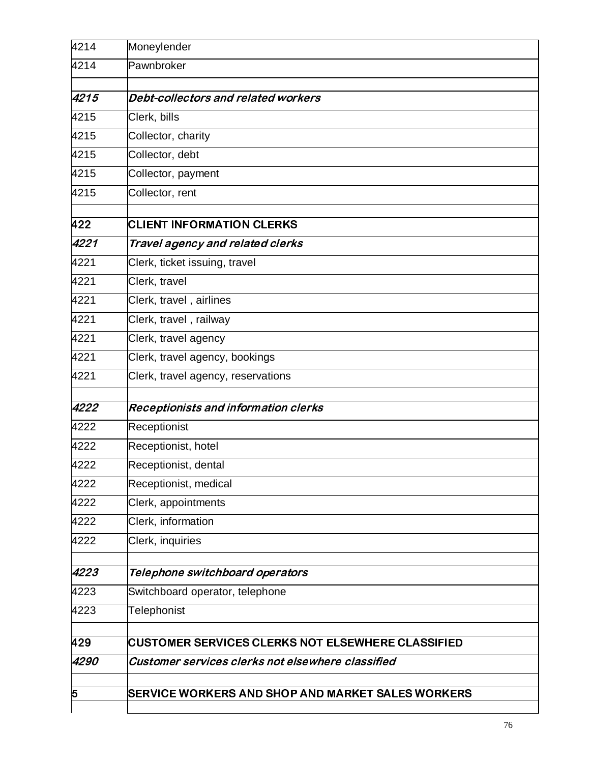| | |
|---|---|
| 4214 | Moneylender |
| 4214 | Pawnbroker |
| | |
| ***4215*** | ***Debt-collectors and related workers*** |
| 4215 | Clerk, bills |
| 4215 | Collector, charity |
| 4215 | Collector, debt |
| 4215 | Collector, payment |
| 4215 | Collector, rent |
| | |
| **422** | **CLIENT INFORMATION CLERKS** |
| ***4221*** | ***Travel agency and related clerks*** |
| 4221 | Clerk, ticket issuing, travel |
| 4221 | Clerk, travel |
| 4221 | Clerk, travel , airlines |
| 4221 | Clerk, travel , railway |
| 4221 | Clerk, travel agency |
| 4221 | Clerk, travel agency, bookings |
| 4221 | Clerk, travel agency, reservations |
| | |
| ***4222*** | ***Receptionists and information clerks*** |
| 4222 | Receptionist |
| 4222 | Receptionist, hotel |
| 4222 | Receptionist, dental |
| 4222 | Receptionist, medical |
| 4222 | Clerk, appointments |
| 4222 | Clerk, information |
| 4222 | Clerk, inquiries |
| | |
| ***4223*** | ***Telephone switchboard operators*** |
| 4223 | Switchboard operator, telephone |
| 4223 | Telephonist |
| | |
| **429** | **CUSTOMER SERVICES CLERKS NOT ELSEWHERE CLASSIFIED** |
| ***4290*** | ***Customer services clerks not elsewhere classified*** |
| | |
| **5** | **SERVICE WORKERS AND SHOP AND MARKET SALES WORKERS** |
| | |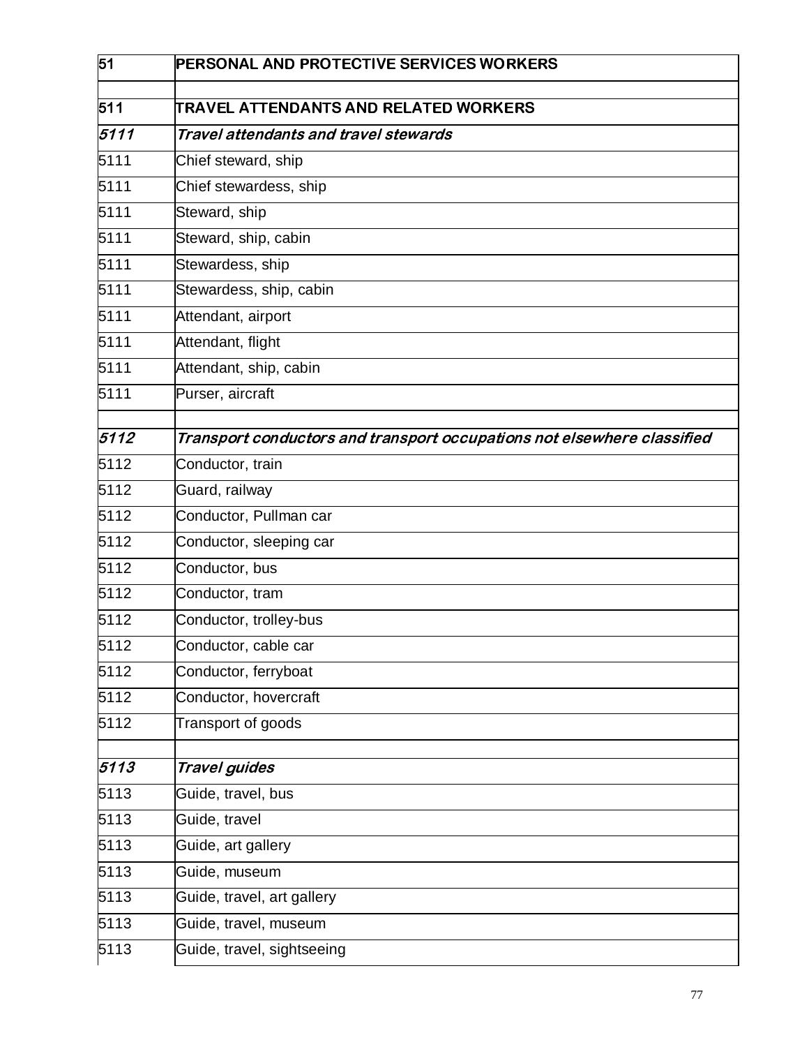| 51 | **PERSONAL AND PROTECTIVE SERVICES WORKERS** |
|---|---|
| | |
| **511** | **TRAVEL ATTENDANTS AND RELATED WORKERS** |
| ***5111*** | ***Travel attendants and travel stewards*** |
| 5111 | Chief steward, ship |
| 5111 | Chief stewardess, ship |
| 5111 | Steward, ship |
| 5111 | Steward, ship, cabin |
| 5111 | Stewardess, ship |
| 5111 | Stewardess, ship, cabin |
| 5111 | Attendant, airport |
| 5111 | Attendant, flight |
| 5111 | Attendant, ship, cabin |
| 5111 | Purser, aircraft |
| | |
| ***5112*** | ***Transport conductors and transport occupations not elsewhere classified*** |
| 5112 | Conductor, train |
| 5112 | Guard, railway |
| 5112 | Conductor, Pullman car |
| 5112 | Conductor, sleeping car |
| 5112 | Conductor, bus |
| 5112 | Conductor, tram |
| 5112 | Conductor, trolley-bus |
| 5112 | Conductor, cable car |
| 5112 | Conductor, ferryboat |
| 5112 | Conductor, hovercraft |
| 5112 | Transport of goods |
| | |
| ***5113*** | ***Travel guides*** |
| 5113 | Guide, travel, bus |
| 5113 | Guide, travel |
| 5113 | Guide, art gallery |
| 5113 | Guide, museum |
| 5113 | Guide, travel, art gallery |
| 5113 | Guide, travel, museum |
| 5113 | Guide, travel, sightseeing |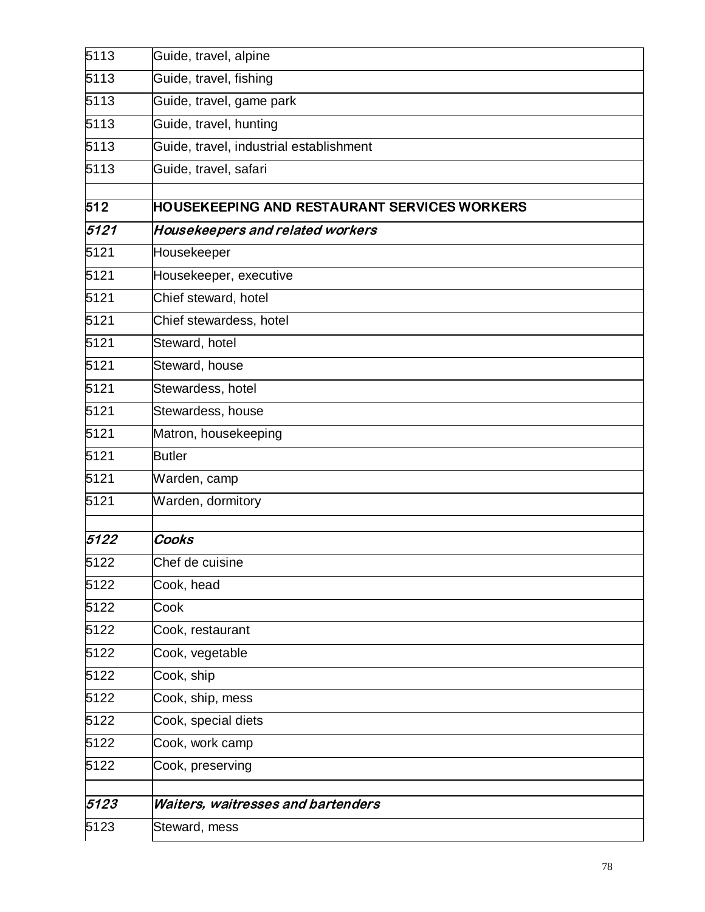| | |
|---|---|
| 5113 | Guide, travel, alpine |
| 5113 | Guide, travel, fishing |
| 5113 | Guide, travel, game park |
| 5113 | Guide, travel, hunting |
| 5113 | Guide, travel, industrial establishment |
| 5113 | Guide, travel, safari |
| | |
| **512** | **HOUSEKEEPING AND RESTAURANT SERVICES WORKERS** |
| ***5121*** | ***Housekeepers and related workers*** |
| 5121 | Housekeeper |
| 5121 | Housekeeper, executive |
| 5121 | Chief steward, hotel |
| 5121 | Chief stewardess, hotel |
| 5121 | Steward, hotel |
| 5121 | Steward, house |
| 5121 | Stewardess, hotel |
| 5121 | Stewardess, house |
| 5121 | Matron, housekeeping |
| 5121 | Butler |
| 5121 | Warden, camp |
| 5121 | Warden, dormitory |
| | |
| ***5122*** | ***Cooks*** |
| 5122 | Chef de cuisine |
| 5122 | Cook, head |
| 5122 | Cook |
| 5122 | Cook, restaurant |
| 5122 | Cook, vegetable |
| 5122 | Cook, ship |
| 5122 | Cook, ship, mess |
| 5122 | Cook, special diets |
| 5122 | Cook, work camp |
| 5122 | Cook, preserving |
| | |
| ***5123*** | ***Waiters, waitresses and bartenders*** |
| 5123 | Steward, mess |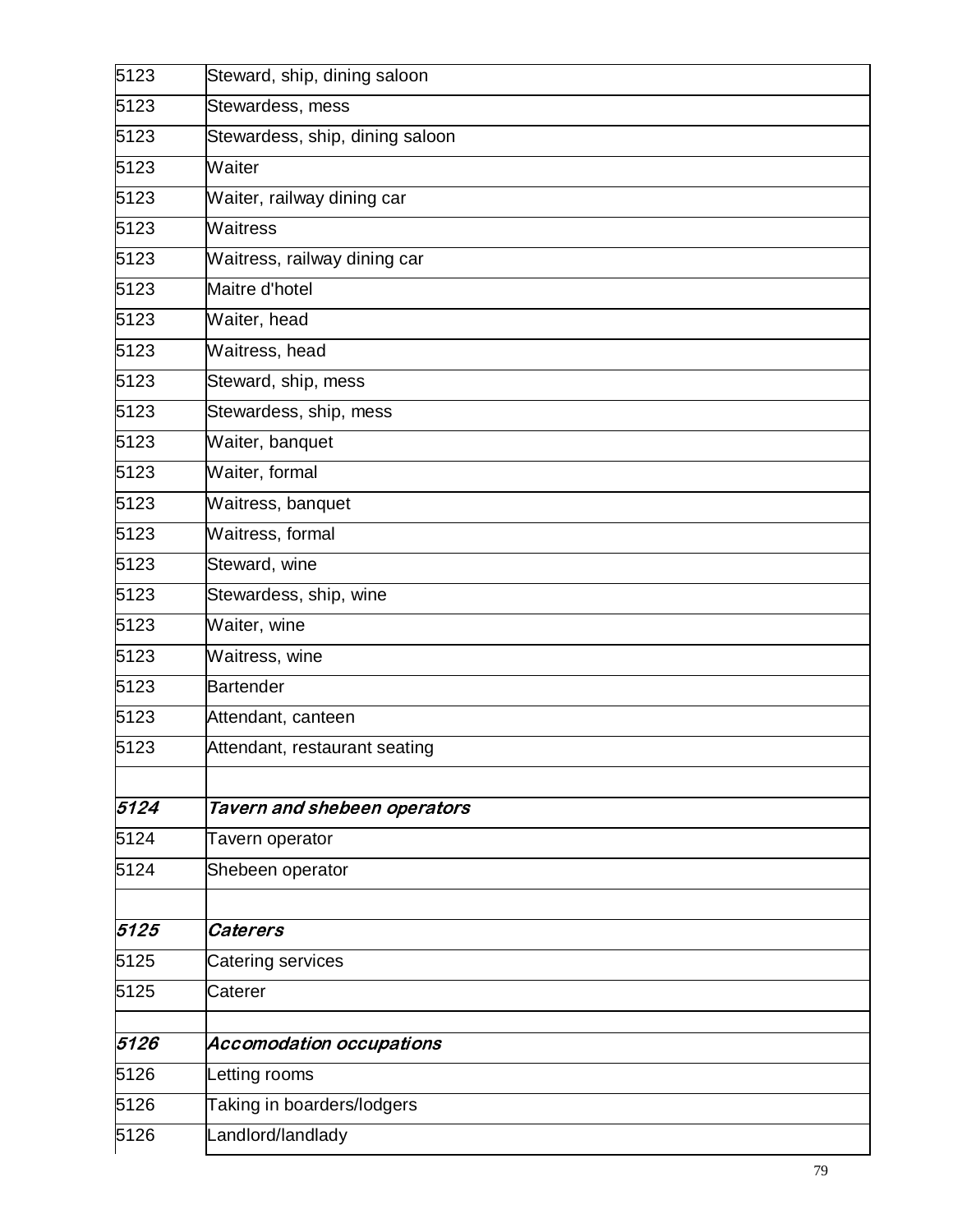| | |
|---|---|
| 5123 | Steward, ship, dining saloon |
| 5123 | Stewardess, mess |
| 5123 | Stewardess, ship, dining saloon |
| 5123 | Waiter |
| 5123 | Waiter, railway dining car |
| 5123 | Waitress |
| 5123 | Waitress, railway dining car |
| 5123 | Maitre d'hotel |
| 5123 | Waiter, head |
| 5123 | Waitress, head |
| 5123 | Steward, ship, mess |
| 5123 | Stewardess, ship, mess |
| 5123 | Waiter, banquet |
| 5123 | Waiter, formal |
| 5123 | Waitress, banquet |
| 5123 | Waitress, formal |
| 5123 | Steward, wine |
| 5123 | Stewardess, ship, wine |
| 5123 | Waiter, wine |
| 5123 | Waitress, wine |
| 5123 | Bartender |
| 5123 | Attendant, canteen |
| 5123 | Attendant, restaurant seating |
| | |
| ***5124*** | ***Tavern and shebeen operators*** |
| 5124 | Tavern operator |
| 5124 | Shebeen operator |
| | |
| ***5125*** | ***Caterers*** |
| 5125 | Catering services |
| 5125 | Caterer |
| | |
| ***5126*** | ***Accomodation occupations*** |
| 5126 | Letting rooms |
| 5126 | Taking in boarders/lodgers |
| 5126 | Landlord/landlady |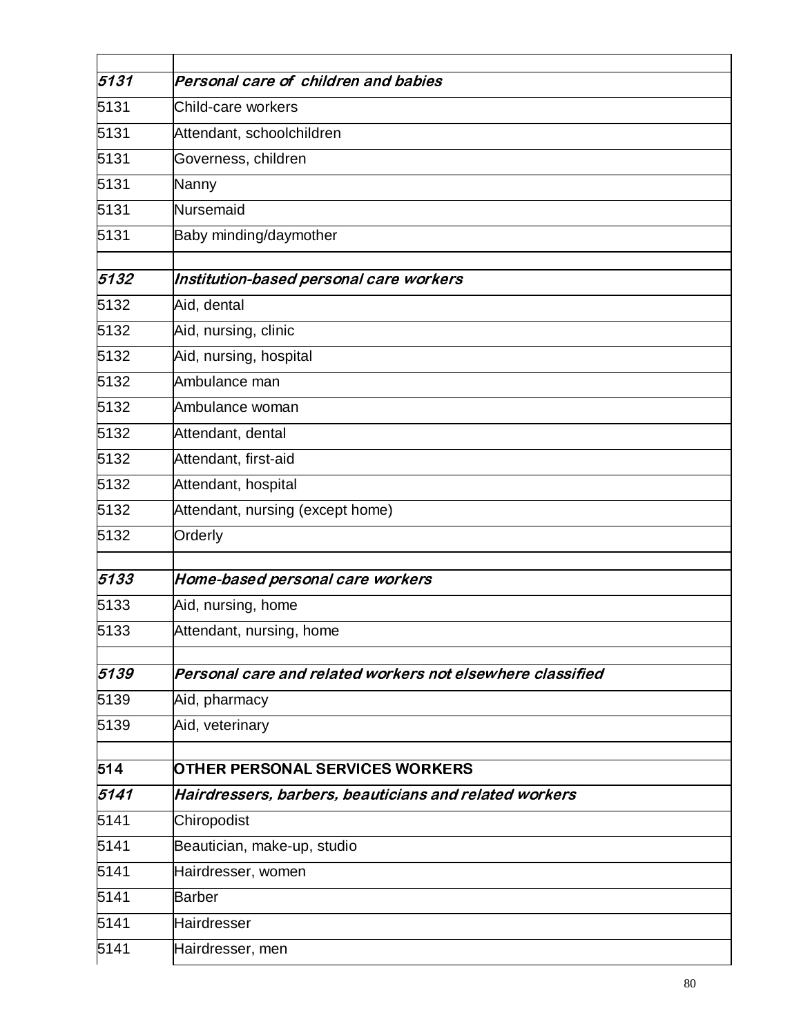| | |
|---|---|
| *5131* | *Personal care of  children and babies* |
| 5131 | Child-care workers |
| 5131 | Attendant, schoolchildren |
| 5131 | Governess, children |
| 5131 | Nanny |
| 5131 | Nursemaid |
| 5131 | Baby minding/daymother |
| | |
| *5132* | *Institution-based personal care workers* |
| 5132 | Aid, dental |
| 5132 | Aid, nursing, clinic |
| 5132 | Aid, nursing, hospital |
| 5132 | Ambulance man |
| 5132 | Ambulance woman |
| 5132 | Attendant, dental |
| 5132 | Attendant, first-aid |
| 5132 | Attendant, hospital |
| 5132 | Attendant, nursing (except home) |
| 5132 | Orderly |
| | |
| *5133* | *Home-based personal care workers* |
| 5133 | Aid, nursing, home |
| 5133 | Attendant, nursing, home |
| | |
| *5139* | *Personal care and related workers not elsewhere classified* |
| 5139 | Aid, pharmacy |
| 5139 | Aid, veterinary |
| | |
| **514** | **OTHER PERSONAL SERVICES WORKERS** |
| *5141* | *Hairdressers, barbers, beauticians and related workers* |
| 5141 | Chiropodist |
| 5141 | Beautician, make-up, studio |
| 5141 | Hairdresser, women |
| 5141 | Barber |
| 5141 | Hairdresser |
| 5141 | Hairdresser, men |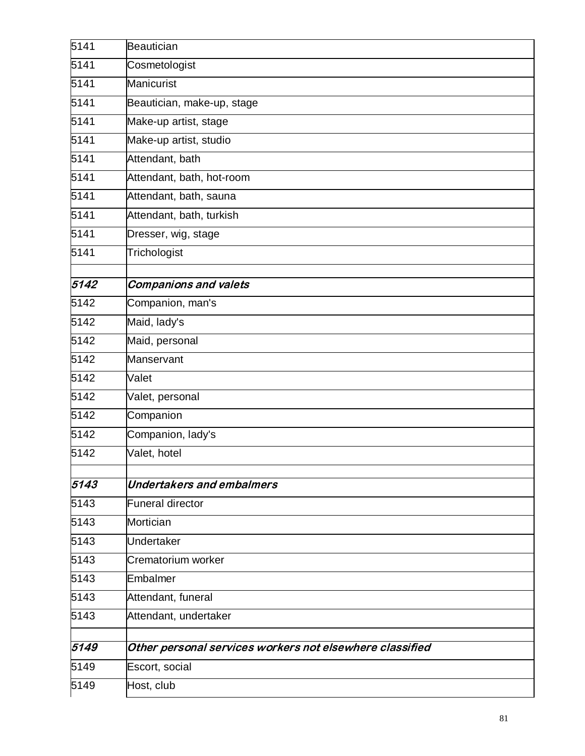| 5141 | Beautician |
|---|---|
| 5141 | Cosmetologist |
| 5141 | Manicurist |
| 5141 | Beautician, make-up, stage |
| 5141 | Make-up artist, stage |
| 5141 | Make-up artist, studio |
| 5141 | Attendant, bath |
| 5141 | Attendant, bath, hot-room |
| 5141 | Attendant, bath, sauna |
| 5141 | Attendant, bath, turkish |
| 5141 | Dresser, wig, stage |
| 5141 | Trichologist |
| | |
| ***5142*** | ***Companions and valets*** |
| 5142 | Companion, man's |
| 5142 | Maid, lady's |
| 5142 | Maid, personal |
| 5142 | Manservant |
| 5142 | Valet |
| 5142 | Valet, personal |
| 5142 | Companion |
| 5142 | Companion, lady's |
| 5142 | Valet, hotel |
| | |
| ***5143*** | ***Undertakers and embalmers*** |
| 5143 | Funeral director |
| 5143 | Mortician |
| 5143 | Undertaker |
| 5143 | Crematorium worker |
| 5143 | Embalmer |
| 5143 | Attendant, funeral |
| 5143 | Attendant, undertaker |
| | |
| ***5149*** | ***Other personal services workers not elsewhere classified*** |
| 5149 | Escort, social |
| 5149 | Host, club |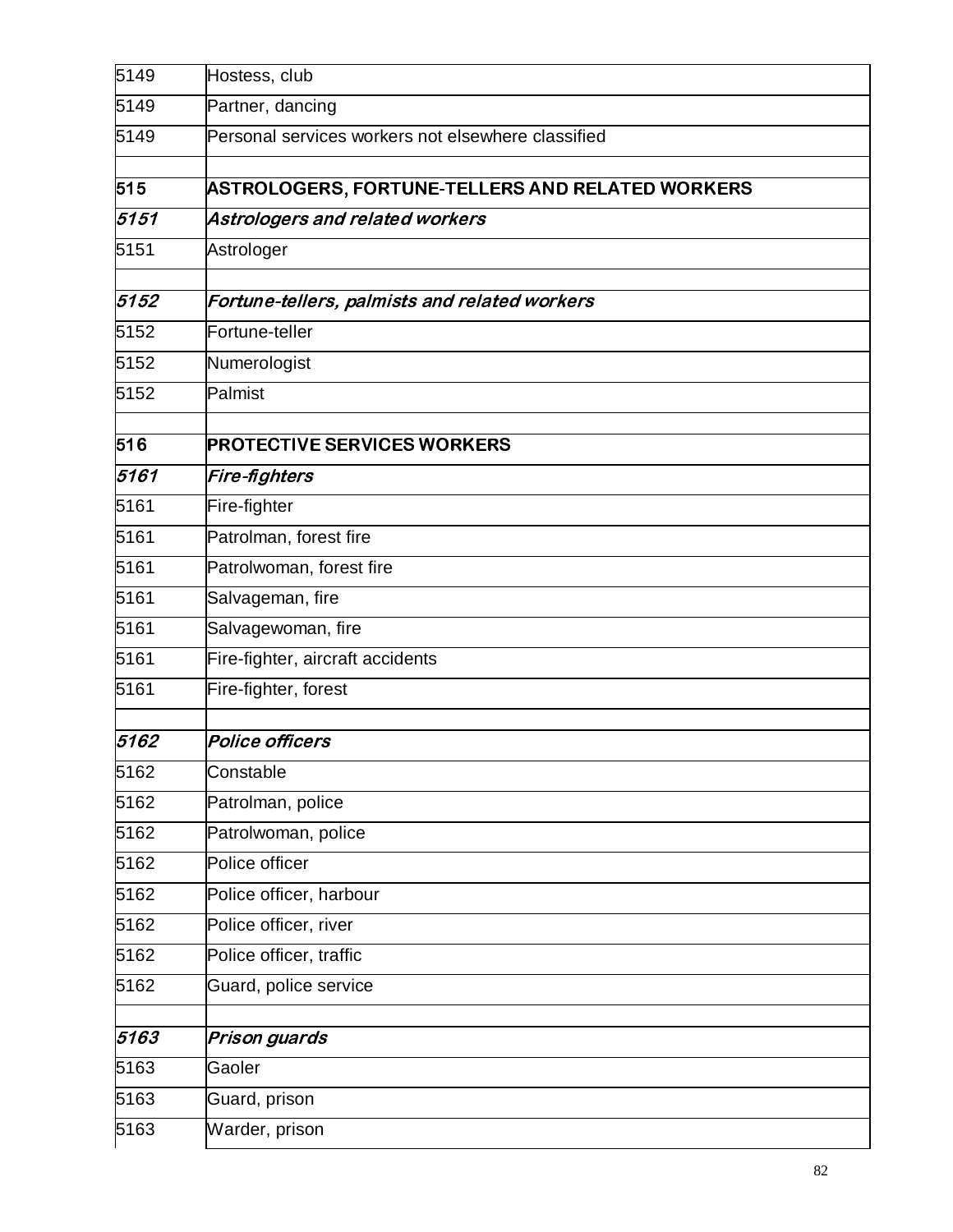| | |
|---|---|
| 5149 | Hostess, club |
| 5149 | Partner, dancing |
| 5149 | Personal services workers not elsewhere classified |
| | |
| **515** | **ASTROLOGERS, FORTUNE-TELLERS AND RELATED WORKERS** |
| ***5151*** | ***Astrologers and related workers*** |
| 5151 | Astrologer |
| | |
| ***5152*** | ***Fortune-tellers, palmists and related workers*** |
| 5152 | Fortune-teller |
| 5152 | Numerologist |
| 5152 | Palmist |
| | |
| **516** | **PROTECTIVE SERVICES WORKERS** |
| ***5161*** | ***Fire-fighters*** |
| 5161 | Fire-fighter |
| 5161 | Patrolman, forest fire |
| 5161 | Patrolwoman, forest fire |
| 5161 | Salvageman, fire |
| 5161 | Salvagewoman, fire |
| 5161 | Fire-fighter, aircraft accidents |
| 5161 | Fire-fighter, forest |
| | |
| ***5162*** | ***Police officers*** |
| 5162 | Constable |
| 5162 | Patrolman, police |
| 5162 | Patrolwoman, police |
| 5162 | Police officer |
| 5162 | Police officer, harbour |
| 5162 | Police officer, river |
| 5162 | Police officer, traffic |
| 5162 | Guard, police service |
| | |
| ***5163*** | ***Prison guards*** |
| 5163 | Gaoler |
| 5163 | Guard, prison |
| 5163 | Warder, prison |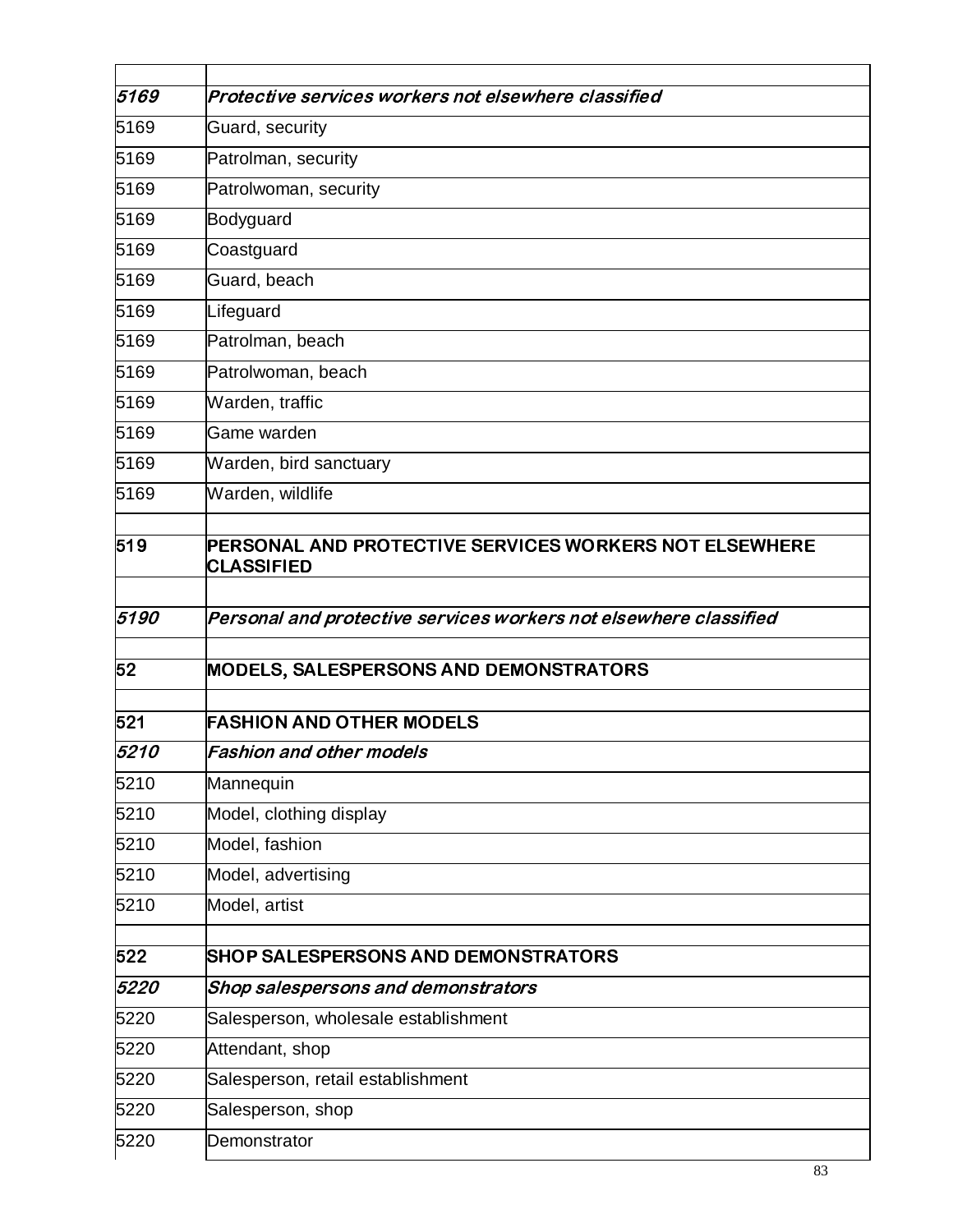| | |
|---|---|
| ***5169*** | ***Protective services workers not elsewhere classified*** |
| 5169 | Guard, security |
| 5169 | Patrolman, security |
| 5169 | Patrolwoman, security |
| 5169 | Bodyguard |
| 5169 | Coastguard |
| 5169 | Guard, beach |
| 5169 | Lifeguard |
| 5169 | Patrolman, beach |
| 5169 | Patrolwoman, beach |
| 5169 | Warden, traffic |
| 5169 | Game warden |
| 5169 | Warden, bird sanctuary |
| 5169 | Warden, wildlife |
| | |
| **519** | **PERSONAL AND PROTECTIVE SERVICES WORKERS NOT ELSEWHERE CLASSIFIED** |
| | |
| ***5190*** | ***Personal and protective services workers not elsewhere classified*** |
| | |
| **52** | **MODELS, SALESPERSONS AND DEMONSTRATORS** |
| | |
| **521** | **FASHION AND OTHER MODELS** |
| ***5210*** | ***Fashion and other models*** |
| 5210 | Mannequin |
| 5210 | Model, clothing display |
| 5210 | Model, fashion |
| 5210 | Model, advertising |
| 5210 | Model, artist |
| | |
| **522** | **SHOP SALESPERSONS AND DEMONSTRATORS** |
| ***5220*** | ***Shop salespersons and demonstrators*** |
| 5220 | Salesperson, wholesale establishment |
| 5220 | Attendant, shop |
| 5220 | Salesperson, retail establishment |
| 5220 | Salesperson, shop |
| 5220 | Demonstrator |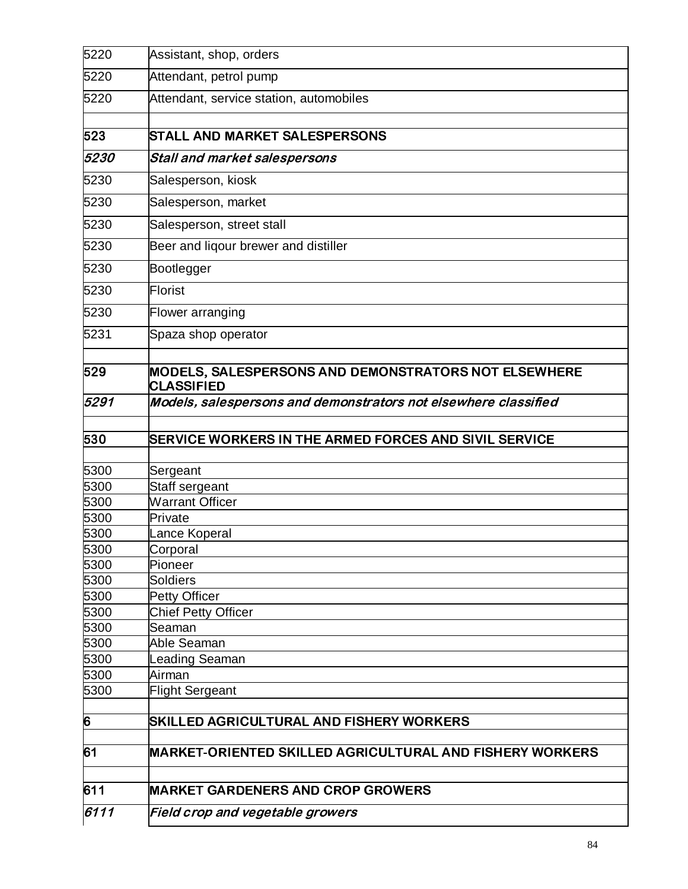| | |
|---|---|
| 5220 | Assistant, shop, orders |
| 5220 | Attendant, petrol pump |
| 5220 | Attendant, service station, automobiles |
| | |
| **523** | **STALL AND MARKET SALESPERSONS** |
| ***5230*** | ***Stall and market salespersons*** |
| 5230 | Salesperson, kiosk |
| 5230 | Salesperson, market |
| 5230 | Salesperson, street stall |
| 5230 | Beer and liqour brewer and distiller |
| 5230 | Bootlegger |
| 5230 | Florist |
| 5230 | Flower arranging |
| 5231 | Spaza shop operator |
| | |
| **529** | **MODELS, SALESPERSONS AND DEMONSTRATORS NOT ELSEWHERE CLASSIFIED** |
| ***5291*** | ***Models, salespersons and demonstrators not elsewhere classified*** |
| | |
| **530** | **SERVICE WORKERS IN THE ARMED FORCES AND SIVIL SERVICE** |
| | |
| 5300 | Sergeant |
| 5300 | Staff sergeant |
| 5300 | Warrant Officer |
| 5300 | Private |
| 5300 | Lance Koperal |
| 5300 | Corporal |
| 5300 | Pioneer |
| 5300 | Soldiers |
| 5300 | Petty Officer |
| 5300 | Chief Petty Officer |
| 5300 | Seaman |
| 5300 | Able Seaman |
| 5300 | Leading Seaman |
| 5300 | Airman |
| 5300 | Flight Sergeant |
| | |
| **6** | **SKILLED AGRICULTURAL AND FISHERY WORKERS** |
| | |
| **61** | **MARKET-ORIENTED SKILLED AGRICULTURAL AND FISHERY WORKERS** |
| | |
| **611** | **MARKET GARDENERS AND CROP GROWERS** |
| ***6111*** | ***Field crop and vegetable growers*** |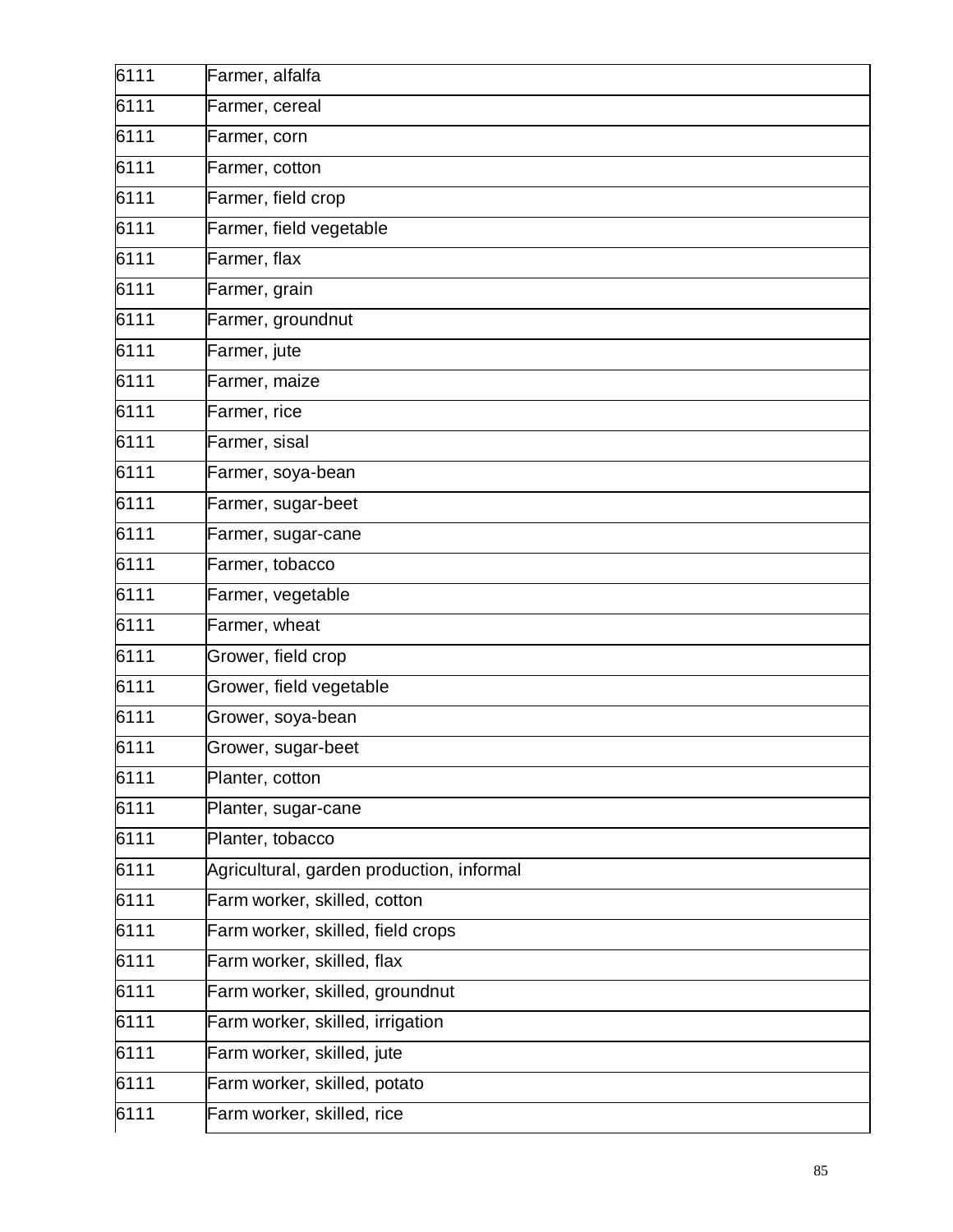| | |
|---|---|
| 6111 | Farmer, alfalfa |
| 6111 | Farmer, cereal |
| 6111 | Farmer, corn |
| 6111 | Farmer, cotton |
| 6111 | Farmer, field crop |
| 6111 | Farmer, field vegetable |
| 6111 | Farmer, flax |
| 6111 | Farmer, grain |
| 6111 | Farmer, groundnut |
| 6111 | Farmer, jute |
| 6111 | Farmer, maize |
| 6111 | Farmer, rice |
| 6111 | Farmer, sisal |
| 6111 | Farmer, soya-bean |
| 6111 | Farmer, sugar-beet |
| 6111 | Farmer, sugar-cane |
| 6111 | Farmer, tobacco |
| 6111 | Farmer, vegetable |
| 6111 | Farmer, wheat |
| 6111 | Grower, field crop |
| 6111 | Grower, field vegetable |
| 6111 | Grower, soya-bean |
| 6111 | Grower, sugar-beet |
| 6111 | Planter, cotton |
| 6111 | Planter, sugar-cane |
| 6111 | Planter, tobacco |
| 6111 | Agricultural, garden production, informal |
| 6111 | Farm worker, skilled, cotton |
| 6111 | Farm worker, skilled, field crops |
| 6111 | Farm worker, skilled, flax |
| 6111 | Farm worker, skilled, groundnut |
| 6111 | Farm worker, skilled, irrigation |
| 6111 | Farm worker, skilled, jute |
| 6111 | Farm worker, skilled, potato |
| 6111 | Farm worker, skilled, rice |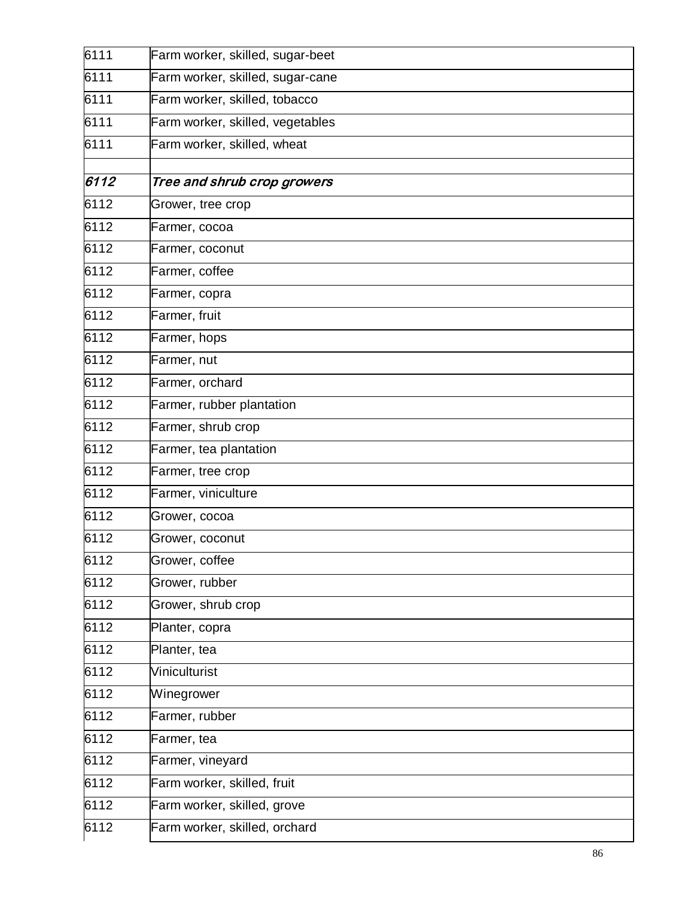| | |
|---|---|
| 6111 | Farm worker, skilled, sugar-beet |
| 6111 | Farm worker, skilled, sugar-cane |
| 6111 | Farm worker, skilled, tobacco |
| 6111 | Farm worker, skilled, vegetables |
| 6111 | Farm worker, skilled, wheat |
| | |
| ***6112*** | ***Tree and shrub crop growers*** |
| 6112 | Grower, tree crop |
| 6112 | Farmer, cocoa |
| 6112 | Farmer, coconut |
| 6112 | Farmer, coffee |
| 6112 | Farmer, copra |
| 6112 | Farmer, fruit |
| 6112 | Farmer, hops |
| 6112 | Farmer, nut |
| 6112 | Farmer, orchard |
| 6112 | Farmer, rubber plantation |
| 6112 | Farmer, shrub crop |
| 6112 | Farmer, tea plantation |
| 6112 | Farmer, tree crop |
| 6112 | Farmer, viniculture |
| 6112 | Grower, cocoa |
| 6112 | Grower, coconut |
| 6112 | Grower, coffee |
| 6112 | Grower, rubber |
| 6112 | Grower, shrub crop |
| 6112 | Planter, copra |
| 6112 | Planter, tea |
| 6112 | Viniculturist |
| 6112 | Winegrower |
| 6112 | Farmer, rubber |
| 6112 | Farmer, tea |
| 6112 | Farmer, vineyard |
| 6112 | Farm worker, skilled, fruit |
| 6112 | Farm worker, skilled, grove |
| 6112 | Farm worker, skilled, orchard |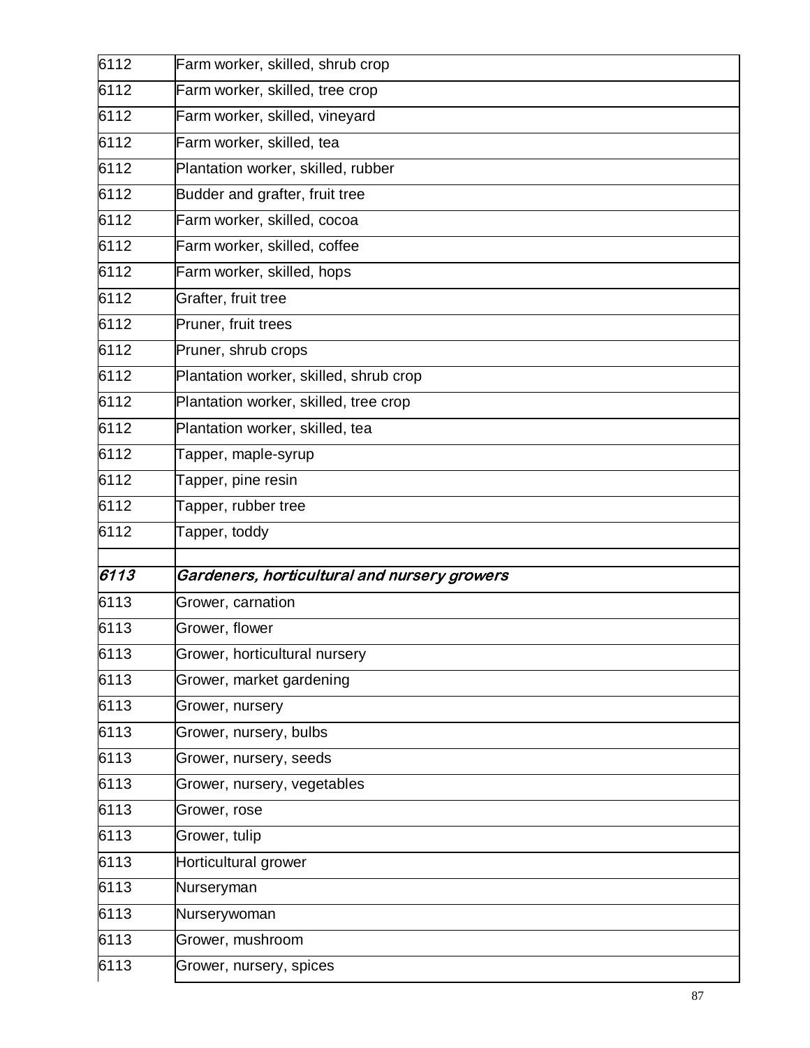| | |
|---|---|
| 6112 | Farm worker, skilled, shrub crop |
| 6112 | Farm worker, skilled, tree crop |
| 6112 | Farm worker, skilled, vineyard |
| 6112 | Farm worker, skilled, tea |
| 6112 | Plantation worker, skilled, rubber |
| 6112 | Budder and grafter, fruit tree |
| 6112 | Farm worker, skilled, cocoa |
| 6112 | Farm worker, skilled, coffee |
| 6112 | Farm worker, skilled, hops |
| 6112 | Grafter, fruit tree |
| 6112 | Pruner, fruit trees |
| 6112 | Pruner, shrub crops |
| 6112 | Plantation worker, skilled, shrub crop |
| 6112 | Plantation worker, skilled, tree crop |
| 6112 | Plantation worker, skilled, tea |
| 6112 | Tapper, maple-syrup |
| 6112 | Tapper, pine resin |
| 6112 | Tapper, rubber tree |
| 6112 | Tapper, toddy |
| | |
| ***6113*** | ***Gardeners, horticultural and nursery growers*** |
| 6113 | Grower, carnation |
| 6113 | Grower, flower |
| 6113 | Grower, horticultural nursery |
| 6113 | Grower, market gardening |
| 6113 | Grower, nursery |
| 6113 | Grower, nursery, bulbs |
| 6113 | Grower, nursery, seeds |
| 6113 | Grower, nursery, vegetables |
| 6113 | Grower, rose |
| 6113 | Grower, tulip |
| 6113 | Horticultural grower |
| 6113 | Nurseryman |
| 6113 | Nurserywoman |
| 6113 | Grower, mushroom |
| 6113 | Grower, nursery, spices |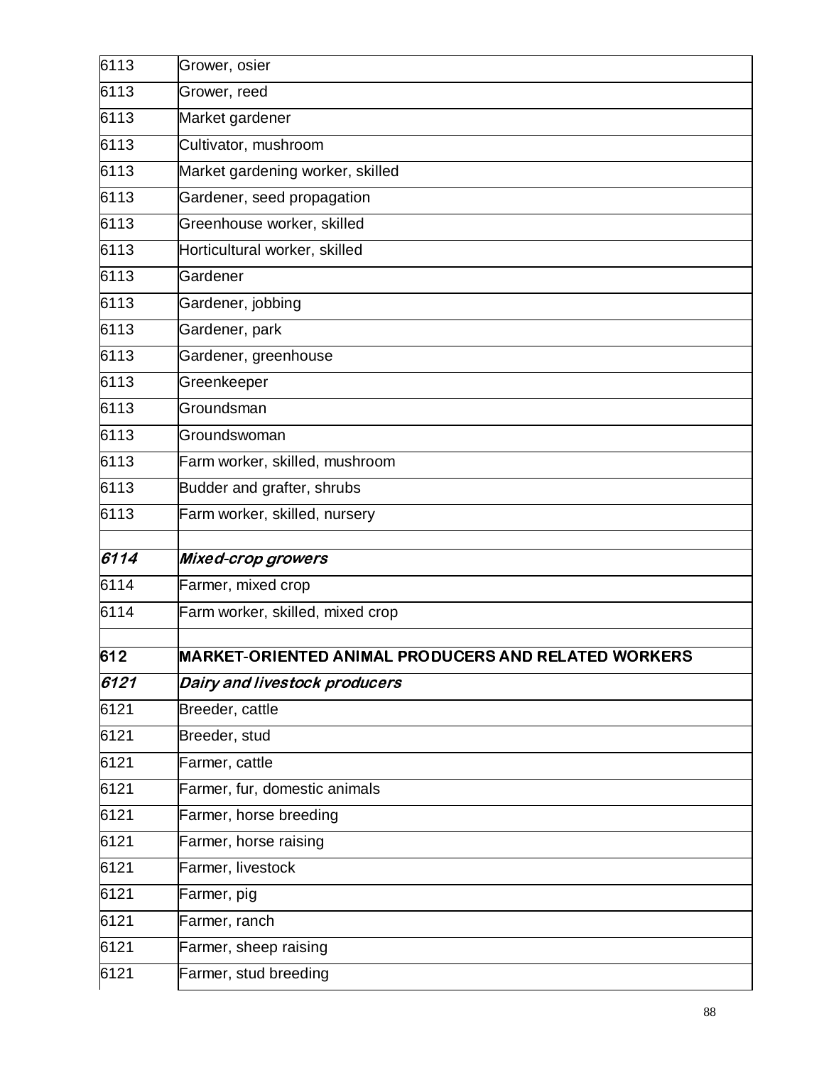| | |
|---|---|
| 6113 | Grower, osier |
| 6113 | Grower, reed |
| 6113 | Market gardener |
| 6113 | Cultivator, mushroom |
| 6113 | Market gardening worker, skilled |
| 6113 | Gardener, seed propagation |
| 6113 | Greenhouse worker, skilled |
| 6113 | Horticultural worker, skilled |
| 6113 | Gardener |
| 6113 | Gardener, jobbing |
| 6113 | Gardener, park |
| 6113 | Gardener, greenhouse |
| 6113 | Greenkeeper |
| 6113 | Groundsman |
| 6113 | Groundswoman |
| 6113 | Farm worker, skilled, mushroom |
| 6113 | Budder and grafter, shrubs |
| 6113 | Farm worker, skilled, nursery |
| | |
| ***6114*** | ***Mixed-crop growers*** |
| 6114 | Farmer, mixed crop |
| 6114 | Farm worker, skilled, mixed crop |
| | |
| **612** | **MARKET-ORIENTED ANIMAL PRODUCERS AND RELATED WORKERS** |
| ***6121*** | ***Dairy and livestock producers*** |
| 6121 | Breeder, cattle |
| 6121 | Breeder, stud |
| 6121 | Farmer, cattle |
| 6121 | Farmer, fur, domestic animals |
| 6121 | Farmer, horse breeding |
| 6121 | Farmer, horse raising |
| 6121 | Farmer, livestock |
| 6121 | Farmer, pig |
| 6121 | Farmer, ranch |
| 6121 | Farmer, sheep raising |
| 6121 | Farmer, stud breeding |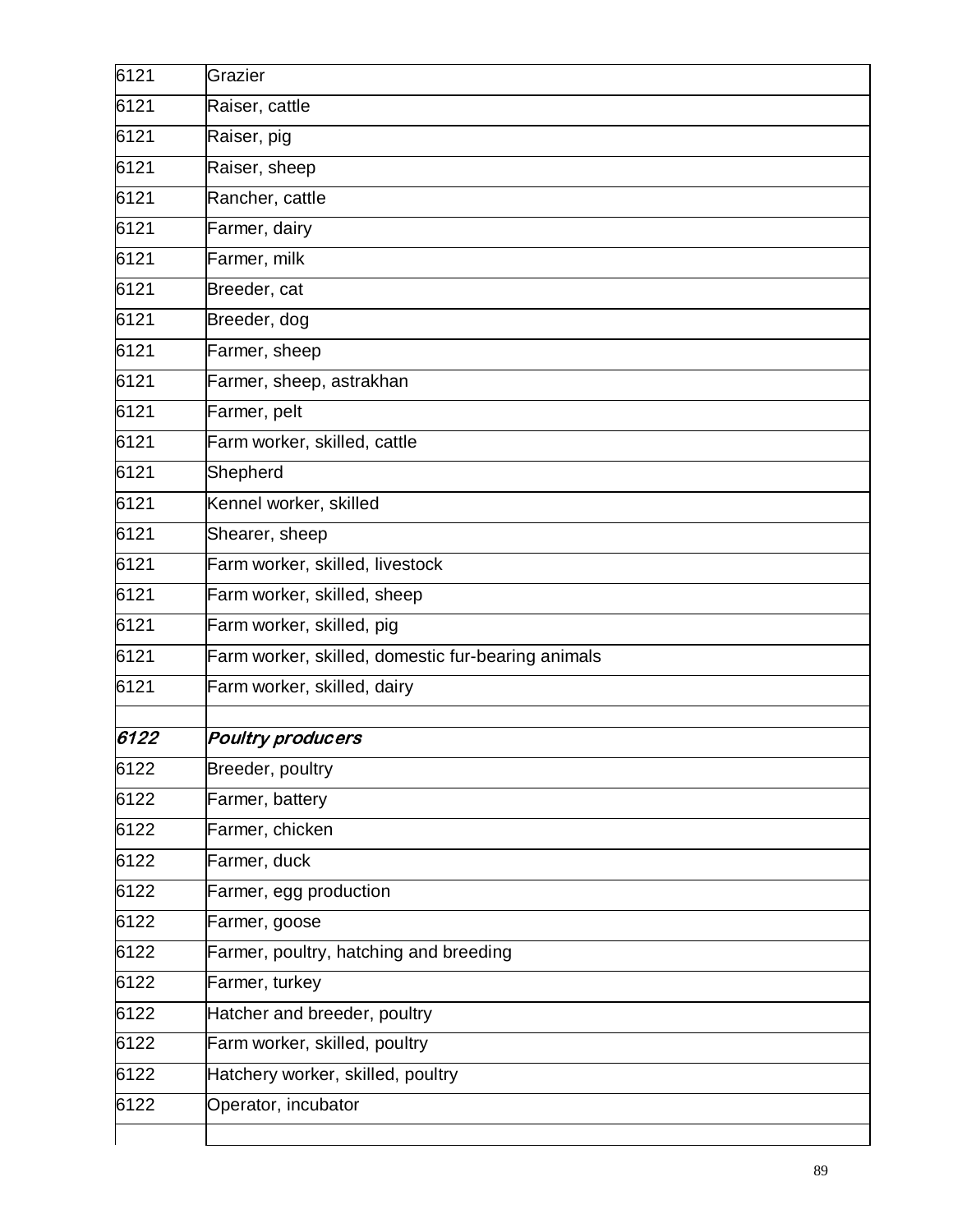| | |
|---|---|
| 6121 | Grazier |
| 6121 | Raiser, cattle |
| 6121 | Raiser, pig |
| 6121 | Raiser, sheep |
| 6121 | Rancher, cattle |
| 6121 | Farmer, dairy |
| 6121 | Farmer, milk |
| 6121 | Breeder, cat |
| 6121 | Breeder, dog |
| 6121 | Farmer, sheep |
| 6121 | Farmer, sheep, astrakhan |
| 6121 | Farmer, pelt |
| 6121 | Farm worker, skilled, cattle |
| 6121 | Shepherd |
| 6121 | Kennel worker, skilled |
| 6121 | Shearer, sheep |
| 6121 | Farm worker, skilled, livestock |
| 6121 | Farm worker, skilled, sheep |
| 6121 | Farm worker, skilled, pig |
| 6121 | Farm worker, skilled, domestic fur-bearing animals |
| 6121 | Farm worker, skilled, dairy |
| | |
| ***6122*** | ***Poultry producers*** |
| 6122 | Breeder, poultry |
| 6122 | Farmer, battery |
| 6122 | Farmer, chicken |
| 6122 | Farmer, duck |
| 6122 | Farmer, egg production |
| 6122 | Farmer, goose |
| 6122 | Farmer, poultry, hatching and breeding |
| 6122 | Farmer, turkey |
| 6122 | Hatcher and breeder, poultry |
| 6122 | Farm worker, skilled, poultry |
| 6122 | Hatchery worker, skilled, poultry |
| 6122 | Operator, incubator |
| | |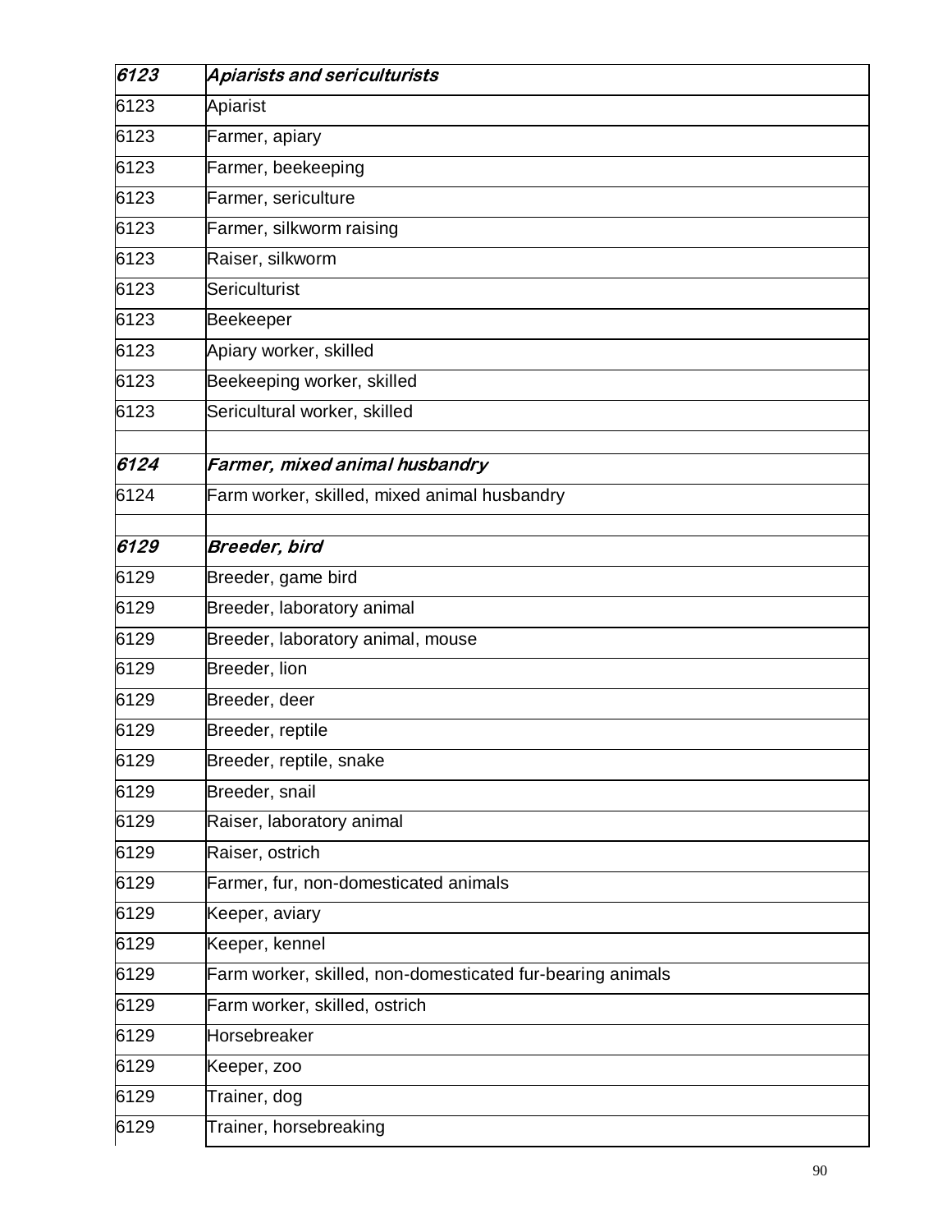| | |
|---|---|
| ***6123*** | ***Apiarists and sericulturists*** |
| 6123 | Apiarist |
| 6123 | Farmer, apiary |
| 6123 | Farmer, beekeeping |
| 6123 | Farmer, sericulture |
| 6123 | Farmer, silkworm raising |
| 6123 | Raiser, silkworm |
| 6123 | Sericulturist |
| 6123 | Beekeeper |
| 6123 | Apiary worker, skilled |
| 6123 | Beekeeping worker, skilled |
| 6123 | Sericultural worker, skilled |
| | |
| ***6124*** | ***Farmer, mixed animal husbandry*** |
| 6124 | Farm worker, skilled, mixed animal husbandry |
| | |
| ***6129*** | ***Breeder, bird*** |
| 6129 | Breeder, game bird |
| 6129 | Breeder, laboratory animal |
| 6129 | Breeder, laboratory animal, mouse |
| 6129 | Breeder, lion |
| 6129 | Breeder, deer |
| 6129 | Breeder, reptile |
| 6129 | Breeder, reptile, snake |
| 6129 | Breeder, snail |
| 6129 | Raiser, laboratory animal |
| 6129 | Raiser, ostrich |
| 6129 | Farmer, fur, non-domesticated animals |
| 6129 | Keeper, aviary |
| 6129 | Keeper, kennel |
| 6129 | Farm worker, skilled, non-domesticated fur-bearing animals |
| 6129 | Farm worker, skilled, ostrich |
| 6129 | Horsebreaker |
| 6129 | Keeper, zoo |
| 6129 | Trainer, dog |
| 6129 | Trainer, horsebreaking |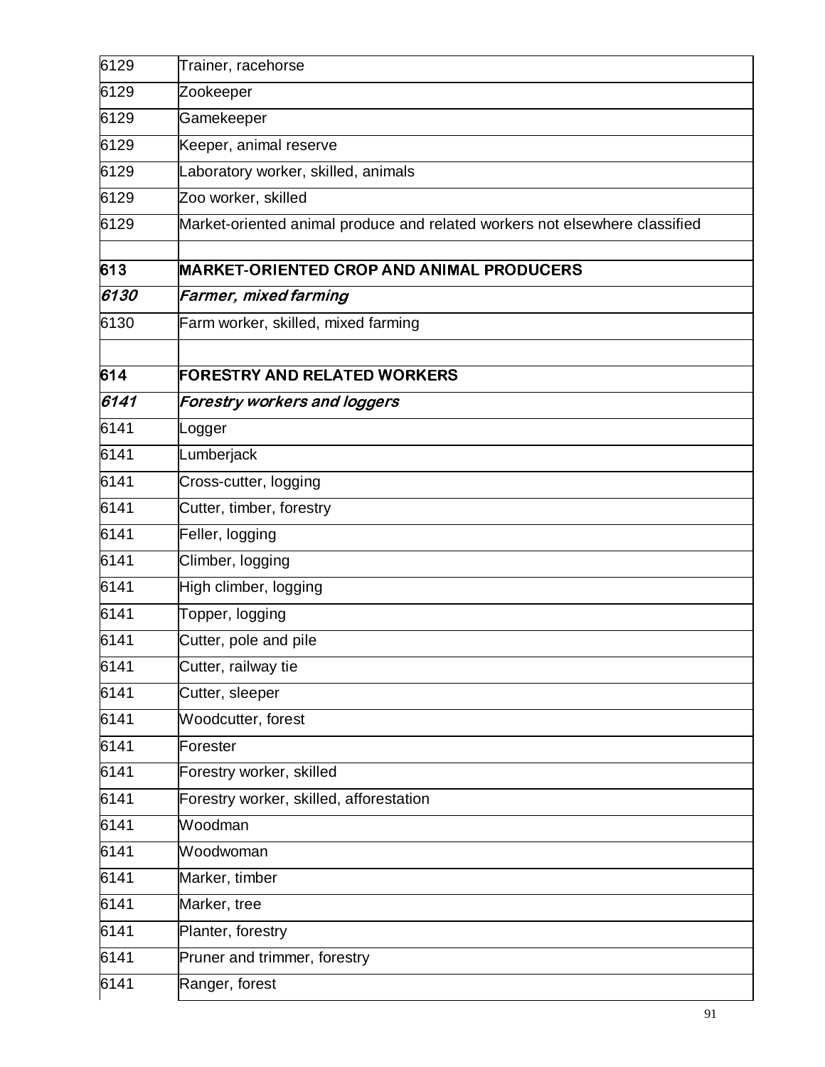| | |
|---|---|
| 6129 | Trainer, racehorse |
| 6129 | Zookeeper |
| 6129 | Gamekeeper |
| 6129 | Keeper, animal reserve |
| 6129 | Laboratory worker, skilled, animals |
| 6129 | Zoo worker, skilled |
| 6129 | Market-oriented animal produce and related workers not elsewhere classified |
| | |
| **613** | **MARKET-ORIENTED CROP AND ANIMAL PRODUCERS** |
| ***6130*** | ***Farmer, mixed farming*** |
| 6130 | Farm worker, skilled, mixed farming |
| | |
| **614** | **FORESTRY AND RELATED WORKERS** |
| ***6141*** | ***Forestry workers and loggers*** |
| 6141 | Logger |
| 6141 | Lumberjack |
| 6141 | Cross-cutter, logging |
| 6141 | Cutter, timber, forestry |
| 6141 | Feller, logging |
| 6141 | Climber, logging |
| 6141 | High climber, logging |
| 6141 | Topper, logging |
| 6141 | Cutter, pole and pile |
| 6141 | Cutter, railway tie |
| 6141 | Cutter, sleeper |
| 6141 | Woodcutter, forest |
| 6141 | Forester |
| 6141 | Forestry worker, skilled |
| 6141 | Forestry worker, skilled, afforestation |
| 6141 | Woodman |
| 6141 | Woodwoman |
| 6141 | Marker, timber |
| 6141 | Marker, tree |
| 6141 | Planter, forestry |
| 6141 | Pruner and trimmer, forestry |
| 6141 | Ranger, forest |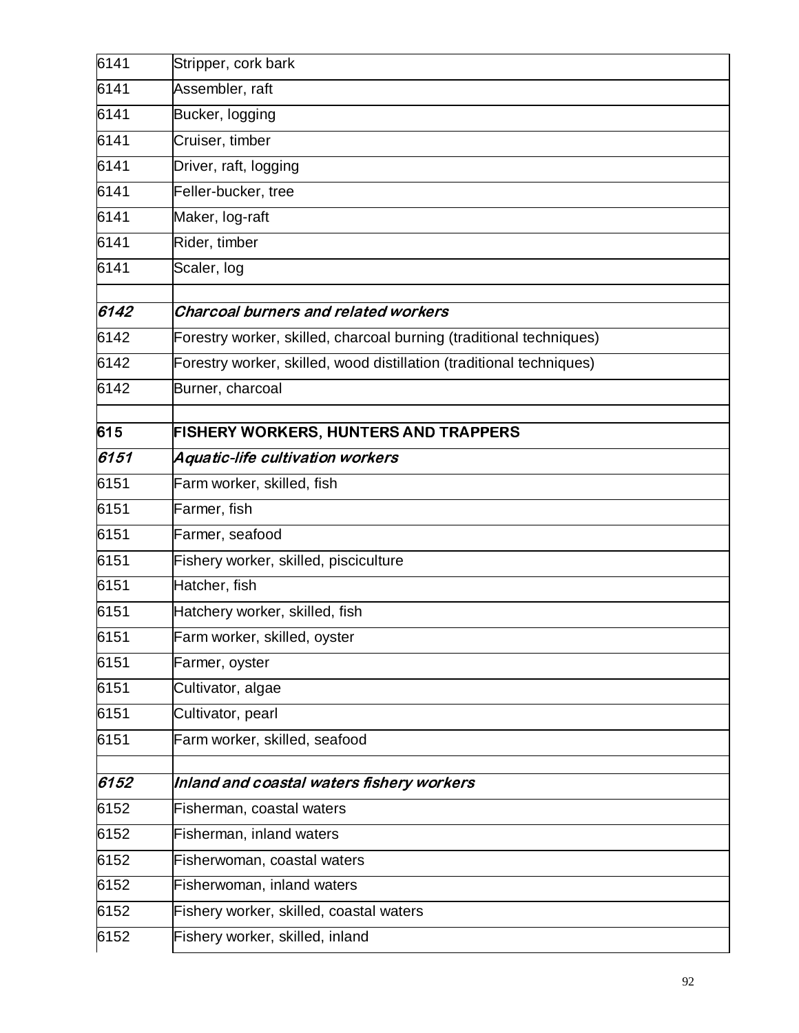| | |
|---|---|
| 6141 | Stripper, cork bark |
| 6141 | Assembler, raft |
| 6141 | Bucker, logging |
| 6141 | Cruiser, timber |
| 6141 | Driver, raft, logging |
| 6141 | Feller-bucker, tree |
| 6141 | Maker, log-raft |
| 6141 | Rider, timber |
| 6141 | Scaler, log |
| | |
| ***6142*** | ***Charcoal burners and related workers*** |
| 6142 | Forestry worker, skilled, charcoal burning (traditional techniques) |
| 6142 | Forestry worker, skilled, wood distillation (traditional techniques) |
| 6142 | Burner, charcoal |
| | |
| **615** | **FISHERY WORKERS, HUNTERS AND TRAPPERS** |
| ***6151*** | ***Aquatic-life cultivation workers*** |
| 6151 | Farm worker, skilled, fish |
| 6151 | Farmer, fish |
| 6151 | Farmer, seafood |
| 6151 | Fishery worker, skilled, pisciculture |
| 6151 | Hatcher, fish |
| 6151 | Hatchery worker, skilled, fish |
| 6151 | Farm worker, skilled, oyster |
| 6151 | Farmer, oyster |
| 6151 | Cultivator, algae |
| 6151 | Cultivator, pearl |
| 6151 | Farm worker, skilled, seafood |
| | |
| ***6152*** | ***Inland and coastal waters fishery workers*** |
| 6152 | Fisherman, coastal waters |
| 6152 | Fisherman, inland waters |
| 6152 | Fisherwoman, coastal waters |
| 6152 | Fisherwoman, inland waters |
| 6152 | Fishery worker, skilled, coastal waters |
| 6152 | Fishery worker, skilled, inland |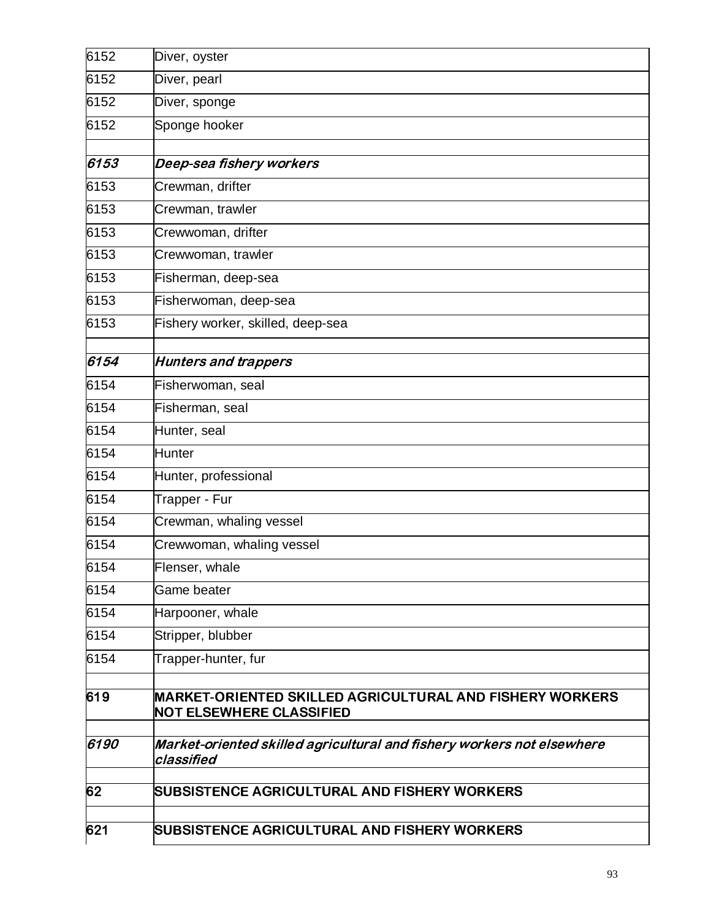| | |
|---|---|
| 6152 | Diver, oyster |
| 6152 | Diver, pearl |
| 6152 | Diver, sponge |
| 6152 | Sponge hooker |
| | |
| ***6153*** | ***Deep-sea fishery workers*** |
| 6153 | Crewman, drifter |
| 6153 | Crewman, trawler |
| 6153 | Crewwoman, drifter |
| 6153 | Crewwoman, trawler |
| 6153 | Fisherman, deep-sea |
| 6153 | Fisherwoman, deep-sea |
| 6153 | Fishery worker, skilled, deep-sea |
| | |
| ***6154*** | ***Hunters and trappers*** |
| 6154 | Fisherwoman, seal |
| 6154 | Fisherman, seal |
| 6154 | Hunter, seal |
| 6154 | Hunter |
| 6154 | Hunter, professional |
| 6154 | Trapper - Fur |
| 6154 | Crewman, whaling vessel |
| 6154 | Crewwoman, whaling vessel |
| 6154 | Flenser, whale |
| 6154 | Game beater |
| 6154 | Harpooner, whale |
| 6154 | Stripper, blubber |
| 6154 | Trapper-hunter, fur |
| | |
| **619** | **MARKET-ORIENTED SKILLED AGRICULTURAL AND FISHERY WORKERS NOT ELSEWHERE CLASSIFIED** |
| | |
| ***6190*** | ***Market-oriented skilled agricultural and fishery workers not elsewhere classified*** |
| | |
| **62** | **SUBSISTENCE AGRICULTURAL AND FISHERY WORKERS** |
| | |
| **621** | **SUBSISTENCE AGRICULTURAL AND FISHERY WORKERS** |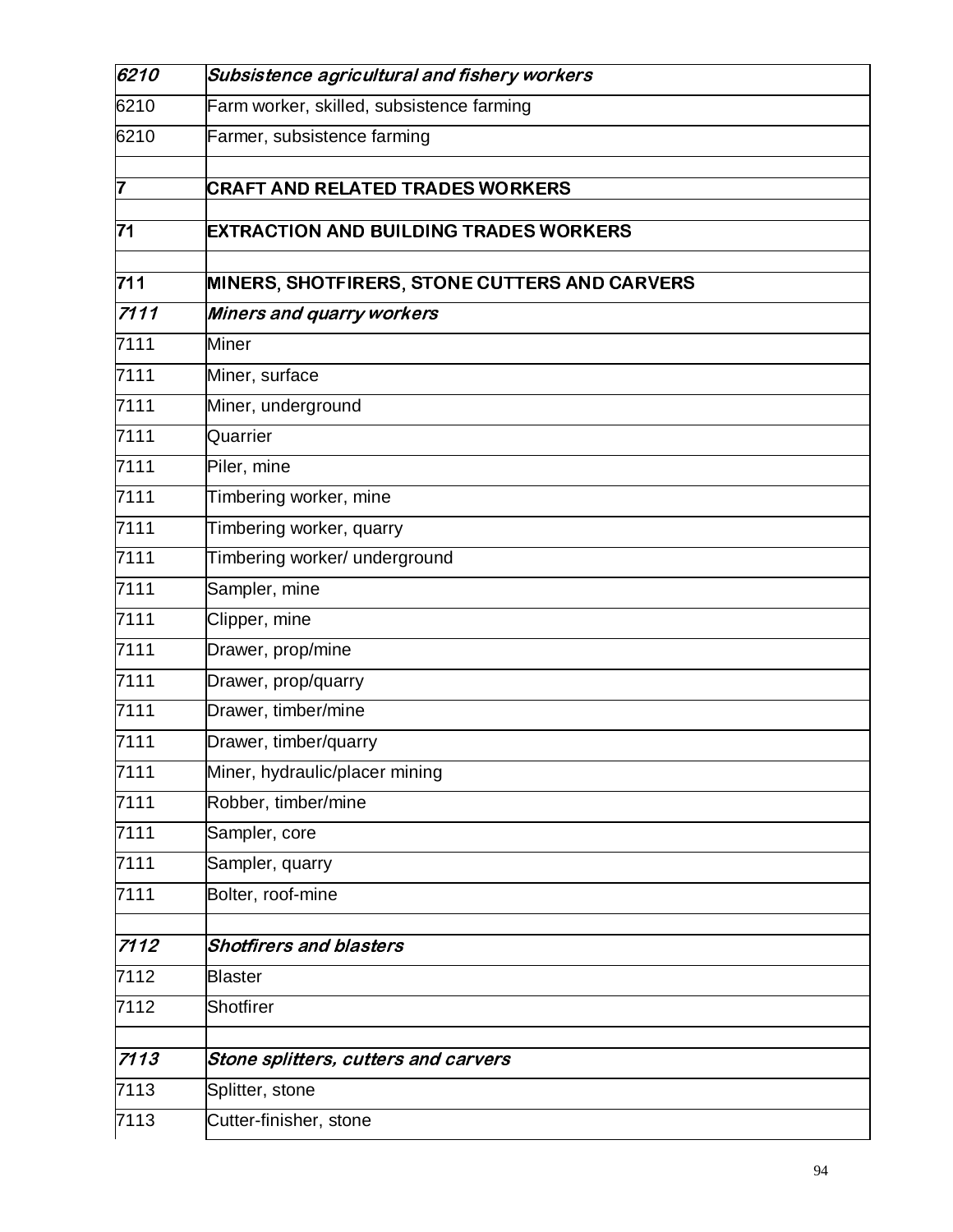| | |
|---|---|
| ***6210*** | ***Subsistence agricultural and fishery workers*** |
| 6210 | Farm worker, skilled, subsistence farming |
| 6210 | Farmer, subsistence farming |
| | |
| **7** | **CRAFT AND RELATED TRADES WORKERS** |
| | |
| **71** | **EXTRACTION AND BUILDING TRADES WORKERS** |
| | |
| **711** | **MINERS, SHOTFIRERS, STONE CUTTERS AND CARVERS** |
| ***7111*** | ***Miners and quarry workers*** |
| 7111 | Miner |
| 7111 | Miner, surface |
| 7111 | Miner, underground |
| 7111 | Quarrier |
| 7111 | Piler, mine |
| 7111 | Timbering worker, mine |
| 7111 | Timbering worker, quarry |
| 7111 | Timbering worker/ underground |
| 7111 | Sampler, mine |
| 7111 | Clipper, mine |
| 7111 | Drawer, prop/mine |
| 7111 | Drawer, prop/quarry |
| 7111 | Drawer, timber/mine |
| 7111 | Drawer, timber/quarry |
| 7111 | Miner, hydraulic/placer mining |
| 7111 | Robber, timber/mine |
| 7111 | Sampler, core |
| 7111 | Sampler, quarry |
| 7111 | Bolter, roof-mine |
| | |
| ***7112*** | ***Shotfirers and blasters*** |
| 7112 | Blaster |
| 7112 | Shotfirer |
| | |
| ***7113*** | ***Stone splitters, cutters and carvers*** |
| 7113 | Splitter, stone |
| 7113 | Cutter-finisher, stone |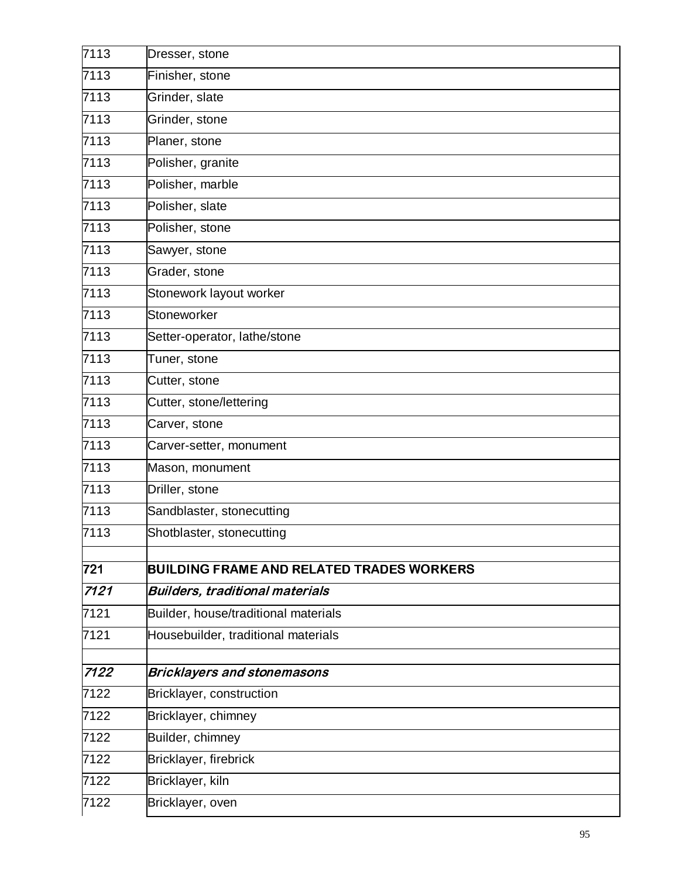| | |
|---|---|
| 7113 | Dresser, stone |
| 7113 | Finisher, stone |
| 7113 | Grinder, slate |
| 7113 | Grinder, stone |
| 7113 | Planer, stone |
| 7113 | Polisher, granite |
| 7113 | Polisher, marble |
| 7113 | Polisher, slate |
| 7113 | Polisher, stone |
| 7113 | Sawyer, stone |
| 7113 | Grader, stone |
| 7113 | Stonework layout worker |
| 7113 | Stoneworker |
| 7113 | Setter-operator, lathe/stone |
| 7113 | Tuner, stone |
| 7113 | Cutter, stone |
| 7113 | Cutter, stone/lettering |
| 7113 | Carver, stone |
| 7113 | Carver-setter, monument |
| 7113 | Mason, monument |
| 7113 | Driller, stone |
| 7113 | Sandblaster, stonecutting |
| 7113 | Shotblaster, stonecutting |
| | |
| **721** | **BUILDING FRAME AND RELATED TRADES WORKERS** |
| ***7121*** | ***Builders, traditional materials*** |
| 7121 | Builder, house/traditional materials |
| 7121 | Housebuilder, traditional materials |
| | |
| ***7122*** | ***Bricklayers and stonemasons*** |
| 7122 | Bricklayer, construction |
| 7122 | Bricklayer, chimney |
| 7122 | Builder, chimney |
| 7122 | Bricklayer, firebrick |
| 7122 | Bricklayer, kiln |
| 7122 | Bricklayer, oven |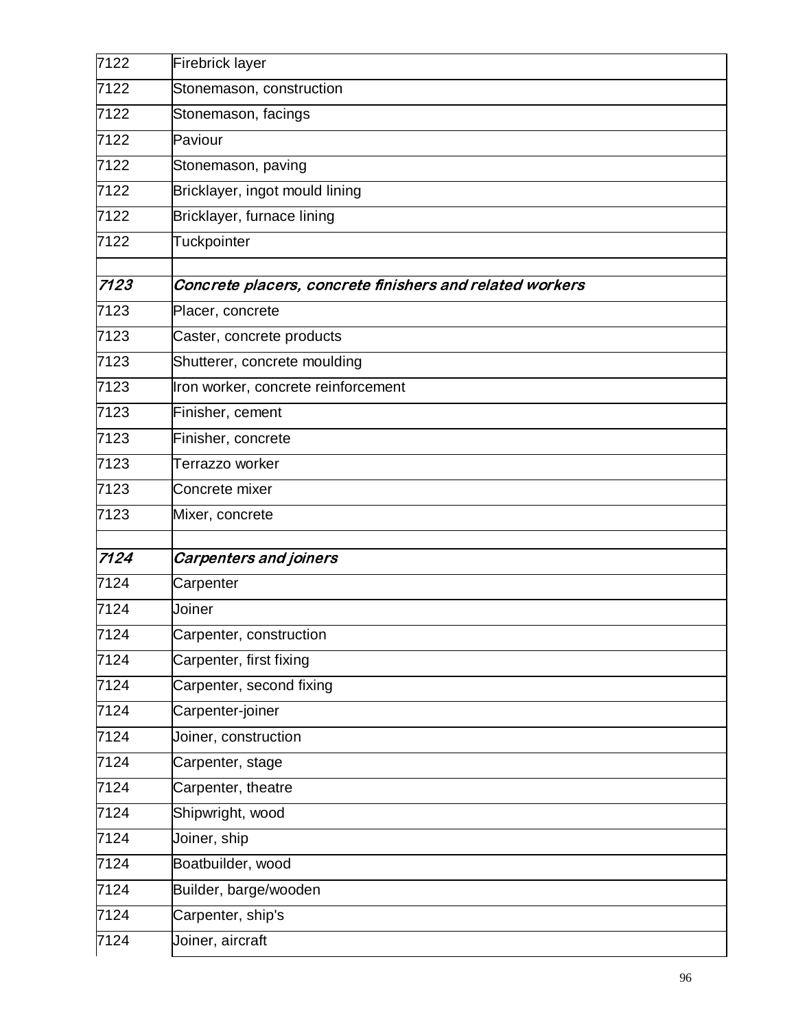| | |
|---|---|
| 7122 | Firebrick layer |
| 7122 | Stonemason, construction |
| 7122 | Stonemason, facings |
| 7122 | Paviour |
| 7122 | Stonemason, paving |
| 7122 | Bricklayer, ingot mould lining |
| 7122 | Bricklayer, furnace lining |
| 7122 | Tuckpointer |
| | |
| *7123* | *Concrete placers, concrete finishers and related workers* |
| 7123 | Placer, concrete |
| 7123 | Caster, concrete products |
| 7123 | Shutterer, concrete moulding |
| 7123 | Iron worker, concrete reinforcement |
| 7123 | Finisher, cement |
| 7123 | Finisher, concrete |
| 7123 | Terrazzo worker |
| 7123 | Concrete mixer |
| 7123 | Mixer, concrete |
| | |
| *7124* | *Carpenters and joiners* |
| 7124 | Carpenter |
| 7124 | Joiner |
| 7124 | Carpenter, construction |
| 7124 | Carpenter, first fixing |
| 7124 | Carpenter, second fixing |
| 7124 | Carpenter-joiner |
| 7124 | Joiner, construction |
| 7124 | Carpenter, stage |
| 7124 | Carpenter, theatre |
| 7124 | Shipwright, wood |
| 7124 | Joiner, ship |
| 7124 | Boatbuilder, wood |
| 7124 | Builder, barge/wooden |
| 7124 | Carpenter, ship's |
| 7124 | Joiner, aircraft |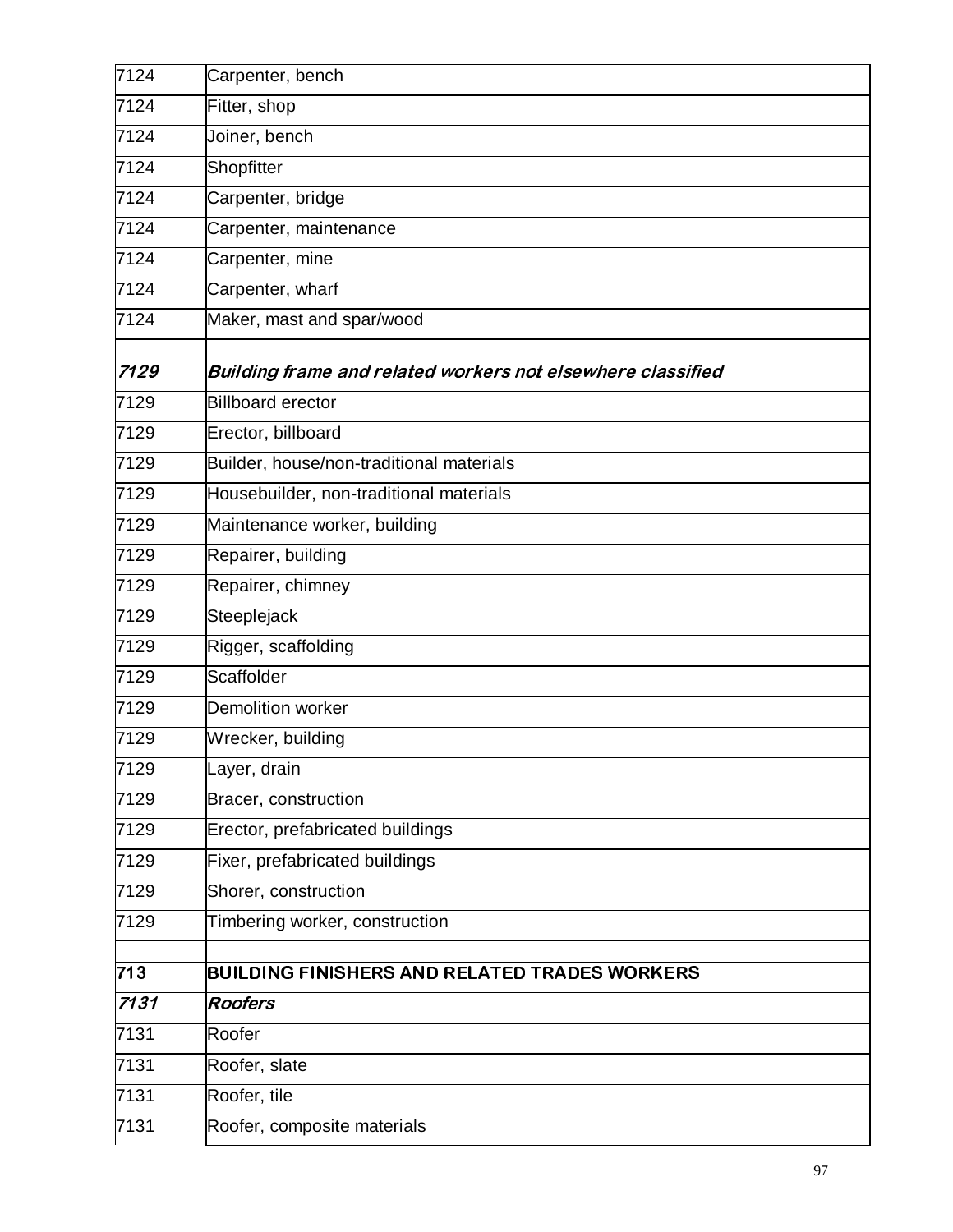| | |
|---|---|
| 7124 | Carpenter, bench |
| 7124 | Fitter, shop |
| 7124 | Joiner, bench |
| 7124 | Shopfitter |
| 7124 | Carpenter, bridge |
| 7124 | Carpenter, maintenance |
| 7124 | Carpenter, mine |
| 7124 | Carpenter, wharf |
| 7124 | Maker, mast and spar/wood |
| | |
| ***7129*** | ***Building frame and related workers not elsewhere classified*** |
| 7129 | Billboard erector |
| 7129 | Erector, billboard |
| 7129 | Builder, house/non-traditional materials |
| 7129 | Housebuilder, non-traditional materials |
| 7129 | Maintenance worker, building |
| 7129 | Repairer, building |
| 7129 | Repairer, chimney |
| 7129 | Steeplejack |
| 7129 | Rigger, scaffolding |
| 7129 | Scaffolder |
| 7129 | Demolition worker |
| 7129 | Wrecker, building |
| 7129 | Layer, drain |
| 7129 | Bracer, construction |
| 7129 | Erector, prefabricated buildings |
| 7129 | Fixer, prefabricated buildings |
| 7129 | Shorer, construction |
| 7129 | Timbering worker, construction |
| | |
| **713** | **BUILDING FINISHERS AND RELATED TRADES WORKERS** |
| ***7131*** | ***Roofers*** |
| 7131 | Roofer |
| 7131 | Roofer, slate |
| 7131 | Roofer, tile |
| 7131 | Roofer, composite materials |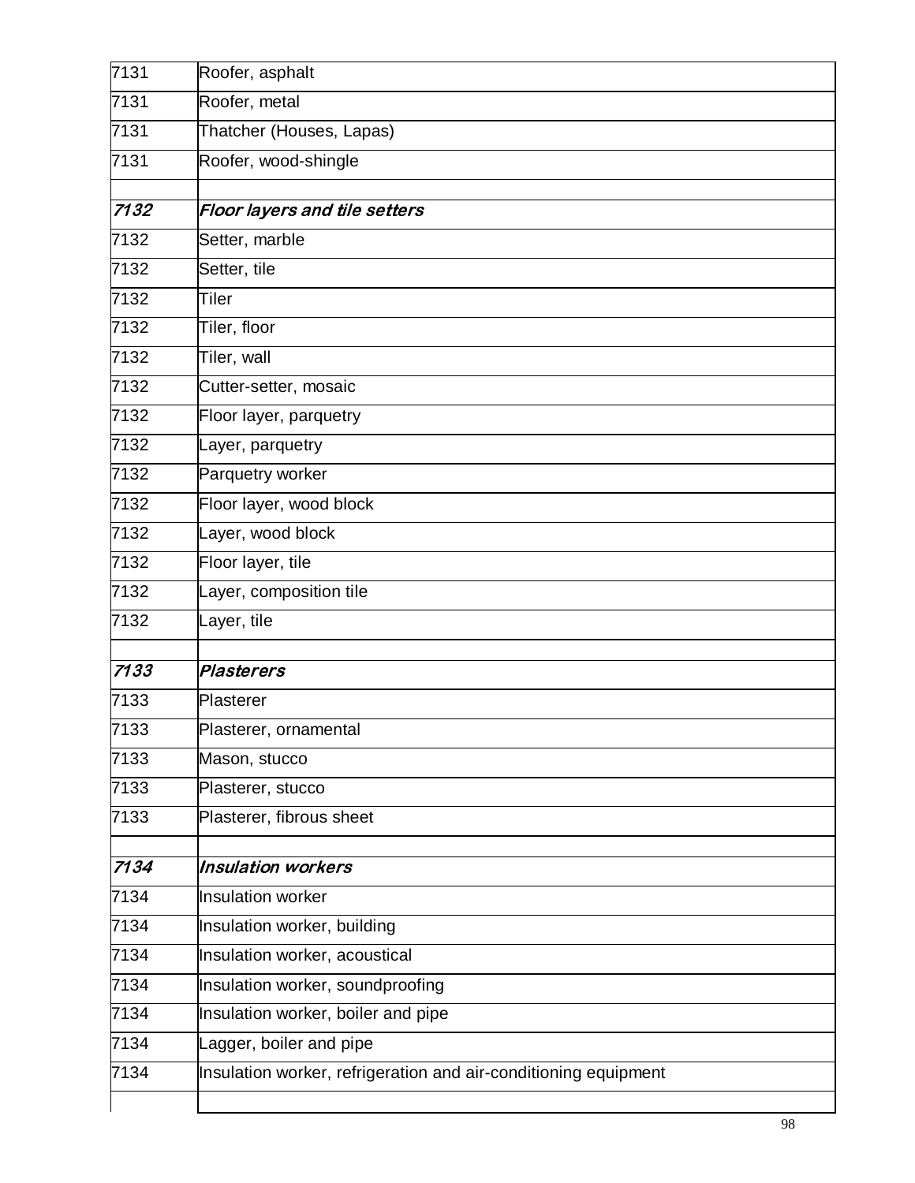| | |
|---|---|
| 7131 | Roofer, asphalt |
| 7131 | Roofer, metal |
| 7131 | Thatcher (Houses, Lapas) |
| 7131 | Roofer, wood-shingle |
| | |
| ***7132*** | ***Floor layers and tile setters*** |
| 7132 | Setter, marble |
| 7132 | Setter, tile |
| 7132 | Tiler |
| 7132 | Tiler, floor |
| 7132 | Tiler, wall |
| 7132 | Cutter-setter, mosaic |
| 7132 | Floor layer, parquetry |
| 7132 | Layer, parquetry |
| 7132 | Parquetry worker |
| 7132 | Floor layer, wood block |
| 7132 | Layer, wood block |
| 7132 | Floor layer, tile |
| 7132 | Layer, composition tile |
| 7132 | Layer, tile |
| | |
| ***7133*** | ***Plasterers*** |
| 7133 | Plasterer |
| 7133 | Plasterer, ornamental |
| 7133 | Mason, stucco |
| 7133 | Plasterer, stucco |
| 7133 | Plasterer, fibrous sheet |
| | |
| ***7134*** | ***Insulation workers*** |
| 7134 | Insulation worker |
| 7134 | Insulation worker, building |
| 7134 | Insulation worker, acoustical |
| 7134 | Insulation worker, soundproofing |
| 7134 | Insulation worker, boiler and pipe |
| 7134 | Lagger, boiler and pipe |
| 7134 | Insulation worker, refrigeration and air-conditioning equipment |
| | |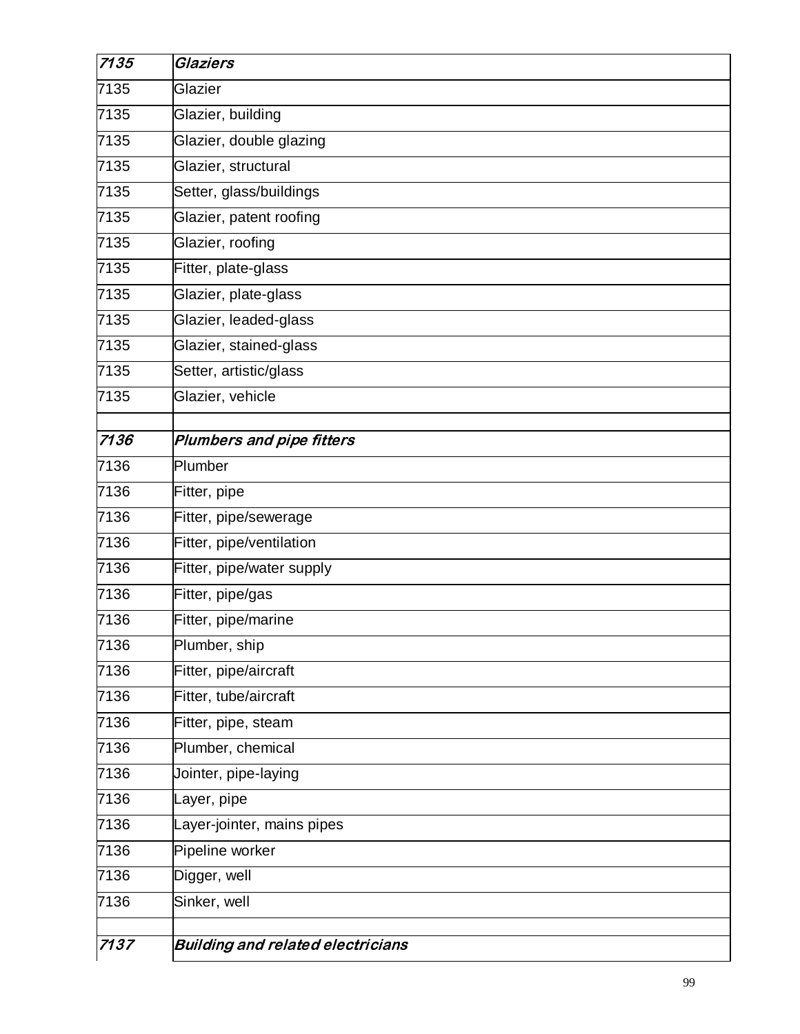| *7135* | ***Glaziers*** |
|---|---|
| 7135 | Glazier |
| 7135 | Glazier, building |
| 7135 | Glazier, double glazing |
| 7135 | Glazier, structural |
| 7135 | Setter, glass/buildings |
| 7135 | Glazier, patent roofing |
| 7135 | Glazier, roofing |
| 7135 | Fitter, plate-glass |
| 7135 | Glazier, plate-glass |
| 7135 | Glazier, leaded-glass |
| 7135 | Glazier, stained-glass |
| 7135 | Setter, artistic/glass |
| 7135 | Glazier, vehicle |
| | |
| *7136* | ***Plumbers and pipe fitters*** |
| 7136 | Plumber |
| 7136 | Fitter, pipe |
| 7136 | Fitter, pipe/sewerage |
| 7136 | Fitter, pipe/ventilation |
| 7136 | Fitter, pipe/water supply |
| 7136 | Fitter, pipe/gas |
| 7136 | Fitter, pipe/marine |
| 7136 | Plumber, ship |
| 7136 | Fitter, pipe/aircraft |
| 7136 | Fitter, tube/aircraft |
| 7136 | Fitter, pipe, steam |
| 7136 | Plumber, chemical |
| 7136 | Jointer, pipe-laying |
| 7136 | Layer, pipe |
| 7136 | Layer-jointer, mains pipes |
| 7136 | Pipeline worker |
| 7136 | Digger, well |
| 7136 | Sinker, well |
| | |
| *7137* | ***Building and related electricians*** |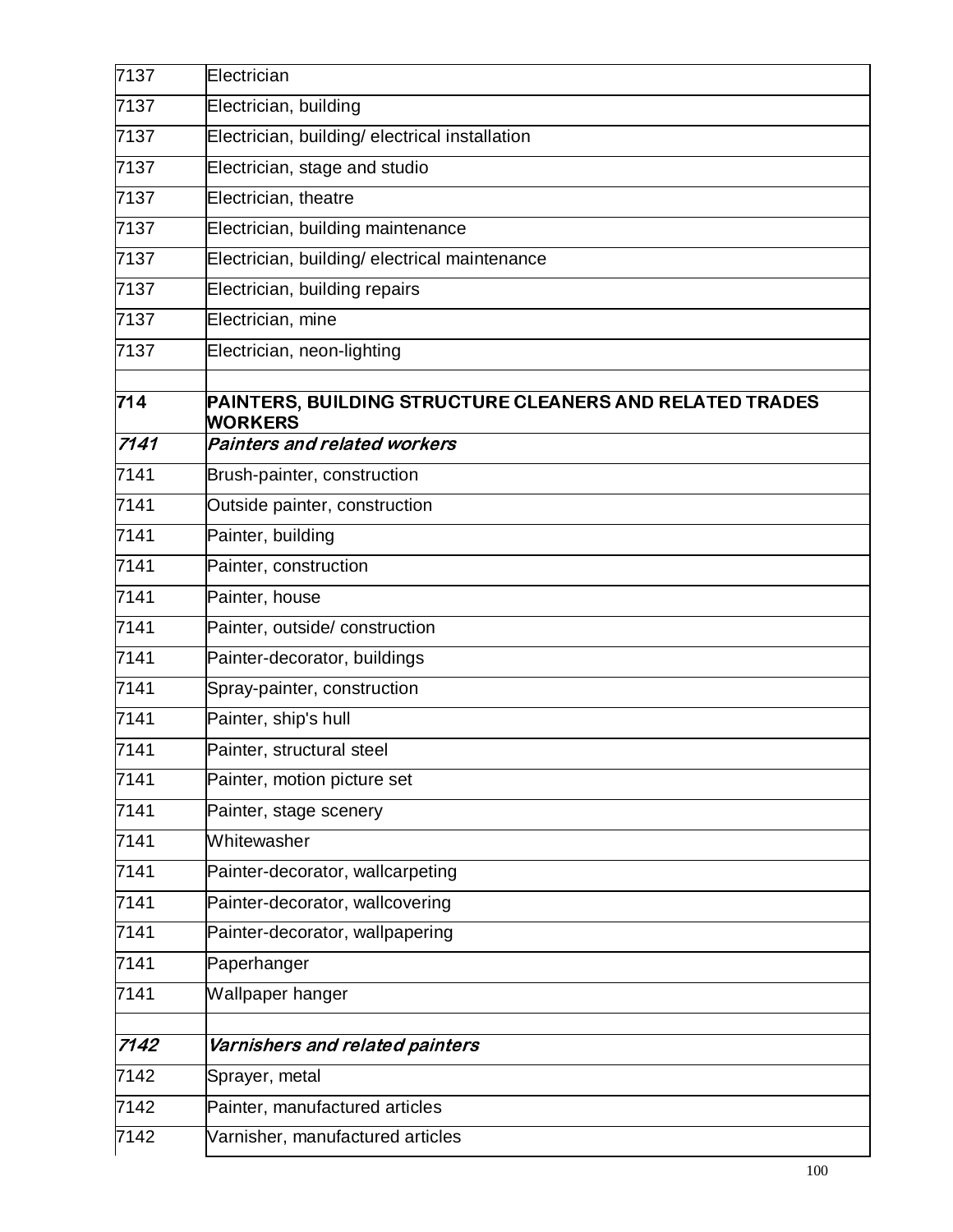| | |
|---|---|
| 7137 | Electrician |
| 7137 | Electrician, building |
| 7137 | Electrician, building/ electrical installation |
| 7137 | Electrician, stage and studio |
| 7137 | Electrician, theatre |
| 7137 | Electrician, building maintenance |
| 7137 | Electrician, building/ electrical maintenance |
| 7137 | Electrician, building repairs |
| 7137 | Electrician, mine |
| 7137 | Electrician, neon-lighting |
| | |
| **714** | **PAINTERS, BUILDING STRUCTURE CLEANERS AND RELATED TRADES WORKERS** |
| ***7141*** | ***Painters and related workers*** |
| 7141 | Brush-painter, construction |
| 7141 | Outside painter, construction |
| 7141 | Painter, building |
| 7141 | Painter, construction |
| 7141 | Painter, house |
| 7141 | Painter, outside/ construction |
| 7141 | Painter-decorator, buildings |
| 7141 | Spray-painter, construction |
| 7141 | Painter, ship's hull |
| 7141 | Painter, structural steel |
| 7141 | Painter, motion picture set |
| 7141 | Painter, stage scenery |
| 7141 | Whitewasher |
| 7141 | Painter-decorator, wallcarpeting |
| 7141 | Painter-decorator, wallcovering |
| 7141 | Painter-decorator, wallpapering |
| 7141 | Paperhanger |
| 7141 | Wallpaper hanger |
| | |
| ***7142*** | ***Varnishers and related painters*** |
| 7142 | Sprayer, metal |
| 7142 | Painter, manufactured articles |
| 7142 | Varnisher, manufactured articles |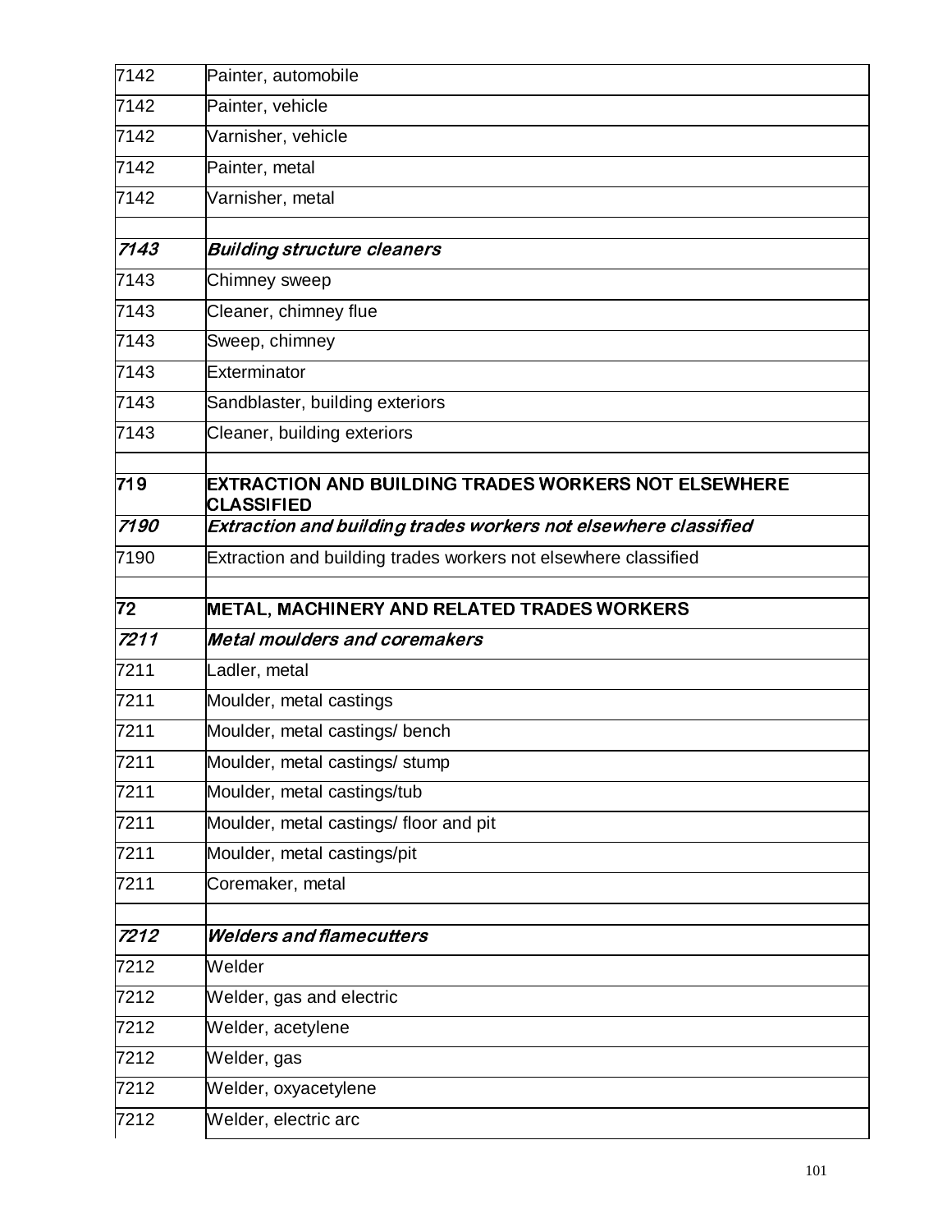| 7142 | Painter, automobile |
|---|---|
| 7142 | Painter, vehicle |
| 7142 | Varnisher, vehicle |
| 7142 | Painter, metal |
| 7142 | Varnisher, metal |
| | |
| ***7143*** | ***Building structure cleaners*** |
| 7143 | Chimney sweep |
| 7143 | Cleaner, chimney flue |
| 7143 | Sweep, chimney |
| 7143 | Exterminator |
| 7143 | Sandblaster, building exteriors |
| 7143 | Cleaner, building exteriors |
| | |
| **719** | **EXTRACTION AND BUILDING TRADES WORKERS NOT ELSEWHERE CLASSIFIED** |
| ***7190*** | ***Extraction and building trades workers not elsewhere classified*** |
| 7190 | Extraction and building trades workers not elsewhere classified |
| | |
| **72** | **METAL, MACHINERY AND RELATED TRADES WORKERS** |
| ***7211*** | ***Metal moulders and coremakers*** |
| 7211 | Ladler, metal |
| 7211 | Moulder, metal castings |
| 7211 | Moulder, metal castings/ bench |
| 7211 | Moulder, metal castings/ stump |
| 7211 | Moulder, metal castings/tub |
| 7211 | Moulder, metal castings/ floor and pit |
| 7211 | Moulder, metal castings/pit |
| 7211 | Coremaker, metal |
| | |
| ***7212*** | ***Welders and flamecutters*** |
| 7212 | Welder |
| 7212 | Welder, gas and electric |
| 7212 | Welder, acetylene |
| 7212 | Welder, gas |
| 7212 | Welder, oxyacetylene |
| 7212 | Welder, electric arc |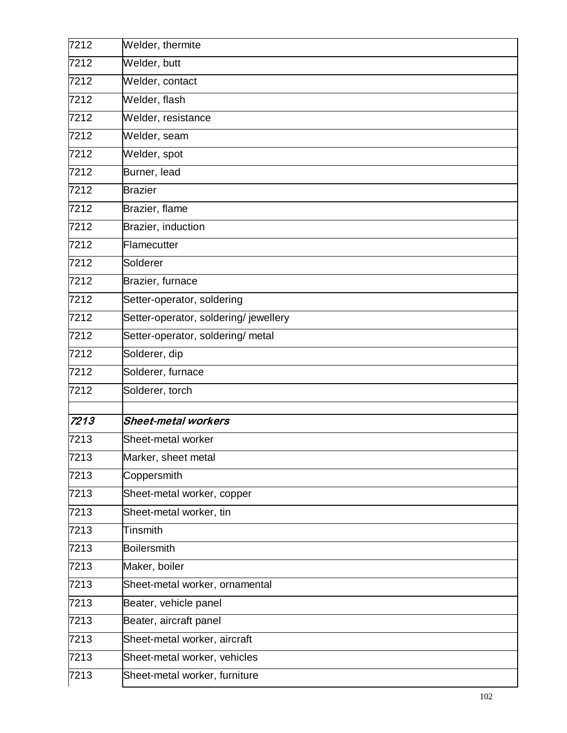| | |
|---|---|
| 7212 | Welder, thermite |
| 7212 | Welder, butt |
| 7212 | Welder, contact |
| 7212 | Welder, flash |
| 7212 | Welder, resistance |
| 7212 | Welder, seam |
| 7212 | Welder, spot |
| 7212 | Burner, lead |
| 7212 | Brazier |
| 7212 | Brazier, flame |
| 7212 | Brazier, induction |
| 7212 | Flamecutter |
| 7212 | Solderer |
| 7212 | Brazier, furnace |
| 7212 | Setter-operator, soldering |
| 7212 | Setter-operator, soldering/ jewellery |
| 7212 | Setter-operator, soldering/ metal |
| 7212 | Solderer, dip |
| 7212 | Solderer, furnace |
| 7212 | Solderer, torch |
| | |
| ***7213*** | ***Sheet-metal workers*** |
| 7213 | Sheet-metal worker |
| 7213 | Marker, sheet metal |
| 7213 | Coppersmith |
| 7213 | Sheet-metal worker, copper |
| 7213 | Sheet-metal worker, tin |
| 7213 | Tinsmith |
| 7213 | Boilersmith |
| 7213 | Maker, boiler |
| 7213 | Sheet-metal worker, ornamental |
| 7213 | Beater, vehicle panel |
| 7213 | Beater, aircraft panel |
| 7213 | Sheet-metal worker, aircraft |
| 7213 | Sheet-metal worker, vehicles |
| 7213 | Sheet-metal worker, furniture |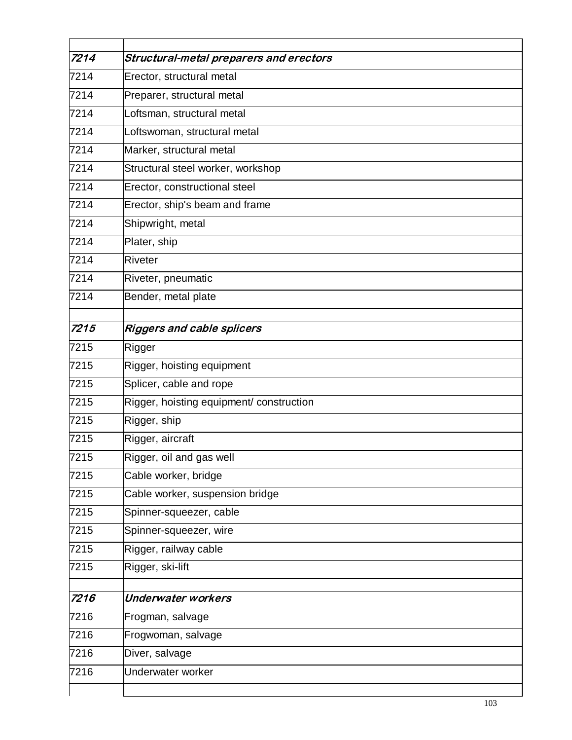| | |
|---|---|
| ***7214*** | ***Structural-metal preparers and erectors*** |
| 7214 | Erector, structural metal |
| 7214 | Preparer, structural metal |
| 7214 | Loftsman, structural metal |
| 7214 | Loftswoman, structural metal |
| 7214 | Marker, structural metal |
| 7214 | Structural steel worker, workshop |
| 7214 | Erector, constructional steel |
| 7214 | Erector, ship's beam and frame |
| 7214 | Shipwright, metal |
| 7214 | Plater, ship |
| 7214 | Riveter |
| 7214 | Riveter, pneumatic |
| 7214 | Bender, metal plate |
| | |
| ***7215*** | ***Riggers and cable splicers*** |
| 7215 | Rigger |
| 7215 | Rigger, hoisting equipment |
| 7215 | Splicer, cable and rope |
| 7215 | Rigger, hoisting equipment/ construction |
| 7215 | Rigger, ship |
| 7215 | Rigger, aircraft |
| 7215 | Rigger, oil and gas well |
| 7215 | Cable worker, bridge |
| 7215 | Cable worker, suspension bridge |
| 7215 | Spinner-squeezer, cable |
| 7215 | Spinner-squeezer, wire |
| 7215 | Rigger, railway cable |
| 7215 | Rigger, ski-lift |
| | |
| ***7216*** | ***Underwater workers*** |
| 7216 | Frogman, salvage |
| 7216 | Frogwoman, salvage |
| 7216 | Diver, salvage |
| 7216 | Underwater worker |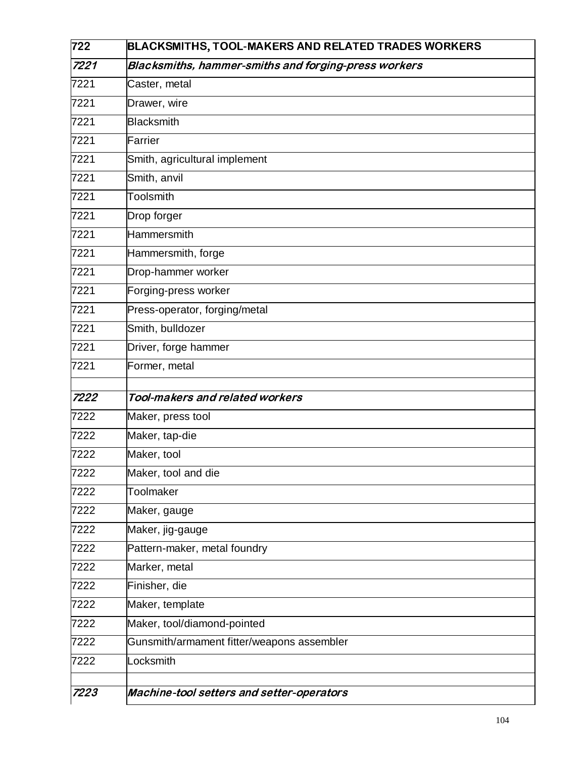| 722 | **BLACKSMITHS, TOOL-MAKERS AND RELATED TRADES WORKERS** |
|---|---|
| *7221* | ***Blacksmiths, hammer-smiths and forging-press workers*** |
| 7221 | Caster, metal |
| 7221 | Drawer, wire |
| 7221 | Blacksmith |
| 7221 | Farrier |
| 7221 | Smith, agricultural implement |
| 7221 | Smith, anvil |
| 7221 | Toolsmith |
| 7221 | Drop forger |
| 7221 | Hammersmith |
| 7221 | Hammersmith, forge |
| 7221 | Drop-hammer worker |
| 7221 | Forging-press worker |
| 7221 | Press-operator, forging/metal |
| 7221 | Smith, bulldozer |
| 7221 | Driver, forge hammer |
| 7221 | Former, metal |
| | |
| *7222* | ***Tool-makers and related workers*** |
| 7222 | Maker, press tool |
| 7222 | Maker, tap-die |
| 7222 | Maker, tool |
| 7222 | Maker, tool and die |
| 7222 | Toolmaker |
| 7222 | Maker, gauge |
| 7222 | Maker, jig-gauge |
| 7222 | Pattern-maker, metal foundry |
| 7222 | Marker, metal |
| 7222 | Finisher, die |
| 7222 | Maker, template |
| 7222 | Maker, tool/diamond-pointed |
| 7222 | Gunsmith/armament fitter/weapons assembler |
| 7222 | Locksmith |
| | |
| *7223* | ***Machine-tool setters and setter-operators*** |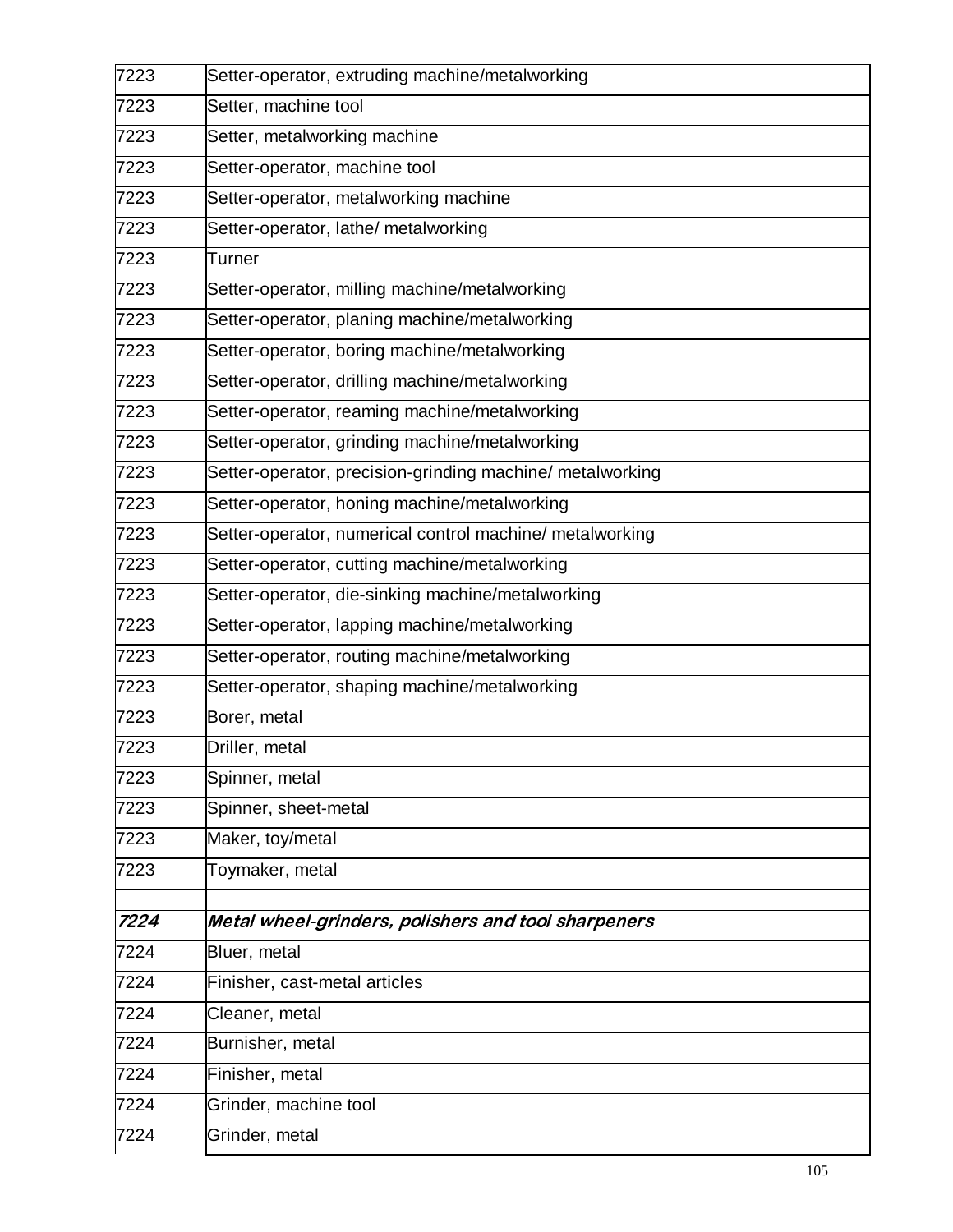| | |
|---|---|
| 7223 | Setter-operator, extruding machine/metalworking |
| 7223 | Setter, machine tool |
| 7223 | Setter, metalworking machine |
| 7223 | Setter-operator, machine tool |
| 7223 | Setter-operator, metalworking machine |
| 7223 | Setter-operator, lathe/ metalworking |
| 7223 | Turner |
| 7223 | Setter-operator, milling machine/metalworking |
| 7223 | Setter-operator, planing machine/metalworking |
| 7223 | Setter-operator, boring machine/metalworking |
| 7223 | Setter-operator, drilling machine/metalworking |
| 7223 | Setter-operator, reaming machine/metalworking |
| 7223 | Setter-operator, grinding machine/metalworking |
| 7223 | Setter-operator, precision-grinding machine/ metalworking |
| 7223 | Setter-operator, honing machine/metalworking |
| 7223 | Setter-operator, numerical control machine/ metalworking |
| 7223 | Setter-operator, cutting machine/metalworking |
| 7223 | Setter-operator, die-sinking machine/metalworking |
| 7223 | Setter-operator, lapping machine/metalworking |
| 7223 | Setter-operator, routing machine/metalworking |
| 7223 | Setter-operator, shaping machine/metalworking |
| 7223 | Borer, metal |
| 7223 | Driller, metal |
| 7223 | Spinner, metal |
| 7223 | Spinner, sheet-metal |
| 7223 | Maker, toy/metal |
| 7223 | Toymaker, metal |
| | |
| ***7224*** | ***Metal wheel-grinders, polishers and tool sharpeners*** |
| 7224 | Bluer, metal |
| 7224 | Finisher, cast-metal articles |
| 7224 | Cleaner, metal |
| 7224 | Burnisher, metal |
| 7224 | Finisher, metal |
| 7224 | Grinder, machine tool |
| 7224 | Grinder, metal |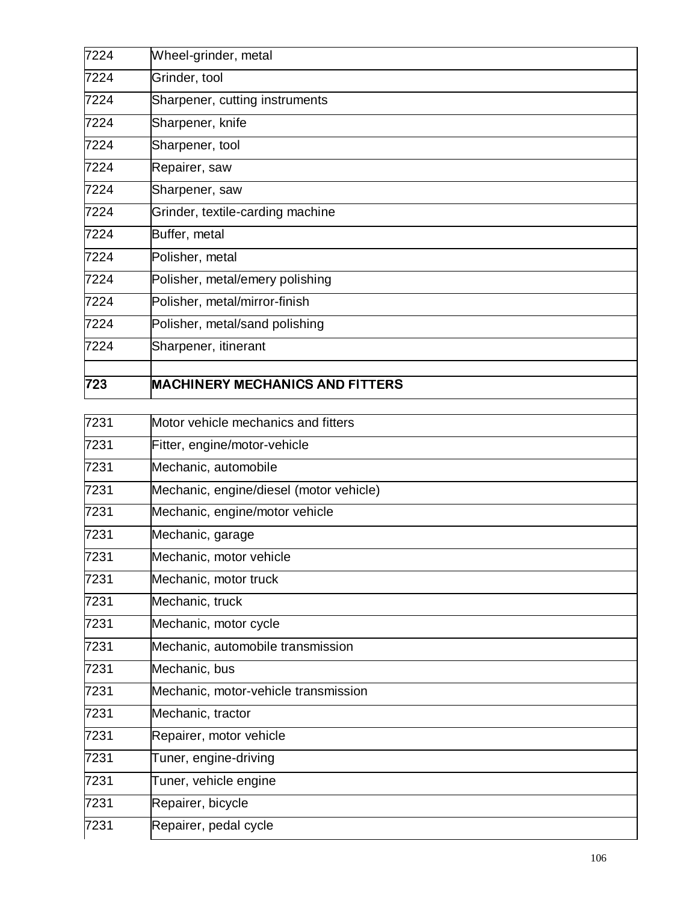| | |
|---|---|
| 7224 | Wheel-grinder, metal |
| 7224 | Grinder, tool |
| 7224 | Sharpener, cutting instruments |
| 7224 | Sharpener, knife |
| 7224 | Sharpener, tool |
| 7224 | Repairer, saw |
| 7224 | Sharpener, saw |
| 7224 | Grinder, textile-carding machine |
| 7224 | Buffer, metal |
| 7224 | Polisher, metal |
| 7224 | Polisher, metal/emery polishing |
| 7224 | Polisher, metal/mirror-finish |
| 7224 | Polisher, metal/sand polishing |
| 7224 | Sharpener, itinerant |
| | |
| **723** | **MACHINERY MECHANICS AND FITTERS** |
| | |
| 7231 | Motor vehicle mechanics and fitters |
| 7231 | Fitter, engine/motor-vehicle |
| 7231 | Mechanic, automobile |
| 7231 | Mechanic, engine/diesel (motor vehicle) |
| 7231 | Mechanic, engine/motor vehicle |
| 7231 | Mechanic, garage |
| 7231 | Mechanic, motor vehicle |
| 7231 | Mechanic, motor truck |
| 7231 | Mechanic, truck |
| 7231 | Mechanic, motor cycle |
| 7231 | Mechanic, automobile transmission |
| 7231 | Mechanic, bus |
| 7231 | Mechanic, motor-vehicle transmission |
| 7231 | Mechanic, tractor |
| 7231 | Repairer, motor vehicle |
| 7231 | Tuner, engine-driving |
| 7231 | Tuner, vehicle engine |
| 7231 | Repairer, bicycle |
| 7231 | Repairer, pedal cycle |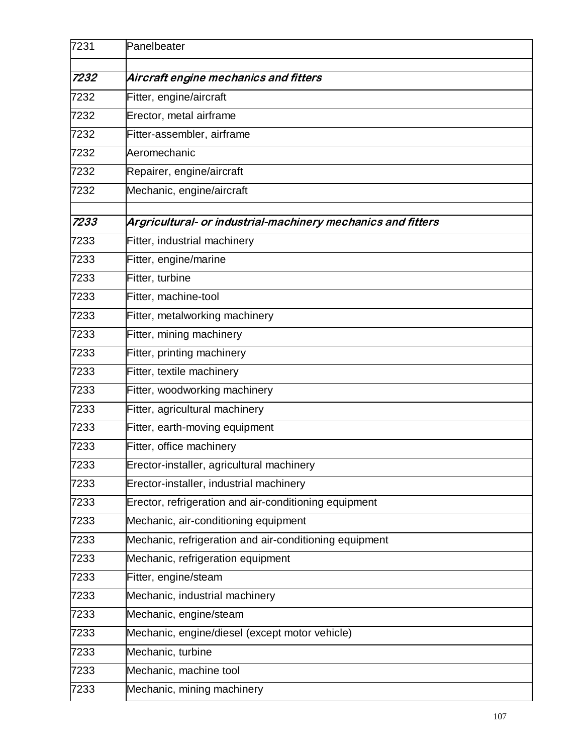| 7231 | Panelbeater |
|---|---|
| | |
| ***7232*** | ***Aircraft engine mechanics and fitters*** |
| 7232 | Fitter, engine/aircraft |
| 7232 | Erector, metal airframe |
| 7232 | Fitter-assembler, airframe |
| 7232 | Aeromechanic |
| 7232 | Repairer, engine/aircraft |
| 7232 | Mechanic, engine/aircraft |
| | |
| ***7233*** | ***Argricultural- or industrial-machinery mechanics and fitters*** |
| 7233 | Fitter, industrial machinery |
| 7233 | Fitter, engine/marine |
| 7233 | Fitter, turbine |
| 7233 | Fitter, machine-tool |
| 7233 | Fitter, metalworking machinery |
| 7233 | Fitter, mining machinery |
| 7233 | Fitter, printing machinery |
| 7233 | Fitter, textile machinery |
| 7233 | Fitter, woodworking machinery |
| 7233 | Fitter, agricultural machinery |
| 7233 | Fitter, earth-moving equipment |
| 7233 | Fitter, office machinery |
| 7233 | Erector-installer, agricultural machinery |
| 7233 | Erector-installer, industrial machinery |
| 7233 | Erector, refrigeration and air-conditioning equipment |
| 7233 | Mechanic, air-conditioning equipment |
| 7233 | Mechanic, refrigeration and air-conditioning equipment |
| 7233 | Mechanic, refrigeration equipment |
| 7233 | Fitter, engine/steam |
| 7233 | Mechanic, industrial machinery |
| 7233 | Mechanic, engine/steam |
| 7233 | Mechanic, engine/diesel (except motor vehicle) |
| 7233 | Mechanic, turbine |
| 7233 | Mechanic, machine tool |
| 7233 | Mechanic, mining machinery |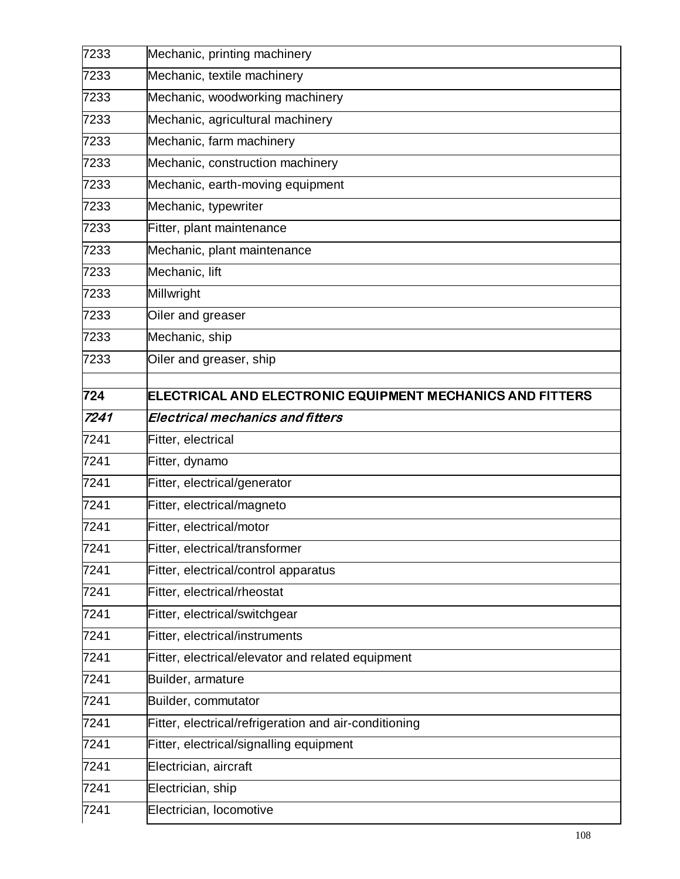| | |
|---|---|
| 7233 | Mechanic, printing machinery |
| 7233 | Mechanic, textile machinery |
| 7233 | Mechanic, woodworking machinery |
| 7233 | Mechanic, agricultural machinery |
| 7233 | Mechanic, farm machinery |
| 7233 | Mechanic, construction machinery |
| 7233 | Mechanic, earth-moving equipment |
| 7233 | Mechanic, typewriter |
| 7233 | Fitter, plant maintenance |
| 7233 | Mechanic, plant maintenance |
| 7233 | Mechanic, lift |
| 7233 | Millwright |
| 7233 | Oiler and greaser |
| 7233 | Mechanic, ship |
| 7233 | Oiler and greaser, ship |
| | |
| **724** | **ELECTRICAL AND ELECTRONIC EQUIPMENT MECHANICS AND FITTERS** |
| ***7241*** | ***Electrical mechanics and fitters*** |
| 7241 | Fitter, electrical |
| 7241 | Fitter, dynamo |
| 7241 | Fitter, electrical/generator |
| 7241 | Fitter, electrical/magneto |
| 7241 | Fitter, electrical/motor |
| 7241 | Fitter, electrical/transformer |
| 7241 | Fitter, electrical/control apparatus |
| 7241 | Fitter, electrical/rheostat |
| 7241 | Fitter, electrical/switchgear |
| 7241 | Fitter, electrical/instruments |
| 7241 | Fitter, electrical/elevator and related equipment |
| 7241 | Builder, armature |
| 7241 | Builder, commutator |
| 7241 | Fitter, electrical/refrigeration and air-conditioning |
| 7241 | Fitter, electrical/signalling equipment |
| 7241 | Electrician, aircraft |
| 7241 | Electrician, ship |
| 7241 | Electrician, locomotive |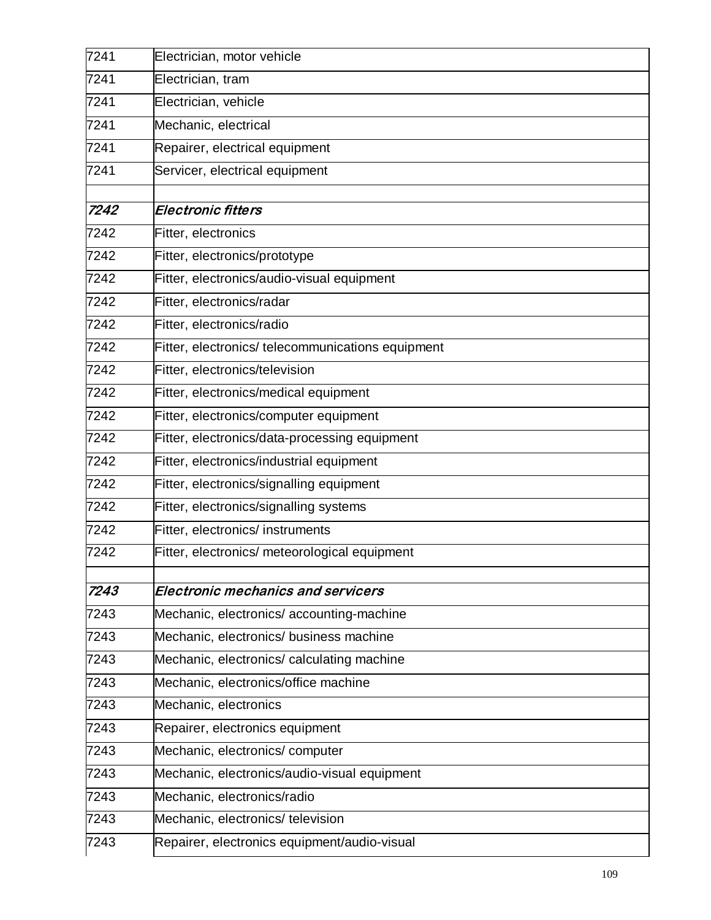| | |
|---|---|
| 7241 | Electrician, motor vehicle |
| 7241 | Electrician, tram |
| 7241 | Electrician, vehicle |
| 7241 | Mechanic, electrical |
| 7241 | Repairer, electrical equipment |
| 7241 | Servicer, electrical equipment |
| | |
| ***7242*** | ***Electronic fitters*** |
| 7242 | Fitter, electronics |
| 7242 | Fitter, electronics/prototype |
| 7242 | Fitter, electronics/audio-visual equipment |
| 7242 | Fitter, electronics/radar |
| 7242 | Fitter, electronics/radio |
| 7242 | Fitter, electronics/ telecommunications equipment |
| 7242 | Fitter, electronics/television |
| 7242 | Fitter, electronics/medical equipment |
| 7242 | Fitter, electronics/computer equipment |
| 7242 | Fitter, electronics/data-processing equipment |
| 7242 | Fitter, electronics/industrial equipment |
| 7242 | Fitter, electronics/signalling equipment |
| 7242 | Fitter, electronics/signalling systems |
| 7242 | Fitter, electronics/ instruments |
| 7242 | Fitter, electronics/ meteorological equipment |
| | |
| ***7243*** | ***Electronic mechanics and servicers*** |
| 7243 | Mechanic, electronics/ accounting-machine |
| 7243 | Mechanic, electronics/ business machine |
| 7243 | Mechanic, electronics/ calculating machine |
| 7243 | Mechanic, electronics/office machine |
| 7243 | Mechanic, electronics |
| 7243 | Repairer, electronics equipment |
| 7243 | Mechanic, electronics/ computer |
| 7243 | Mechanic, electronics/audio-visual equipment |
| 7243 | Mechanic, electronics/radio |
| 7243 | Mechanic, electronics/ television |
| 7243 | Repairer, electronics equipment/audio-visual |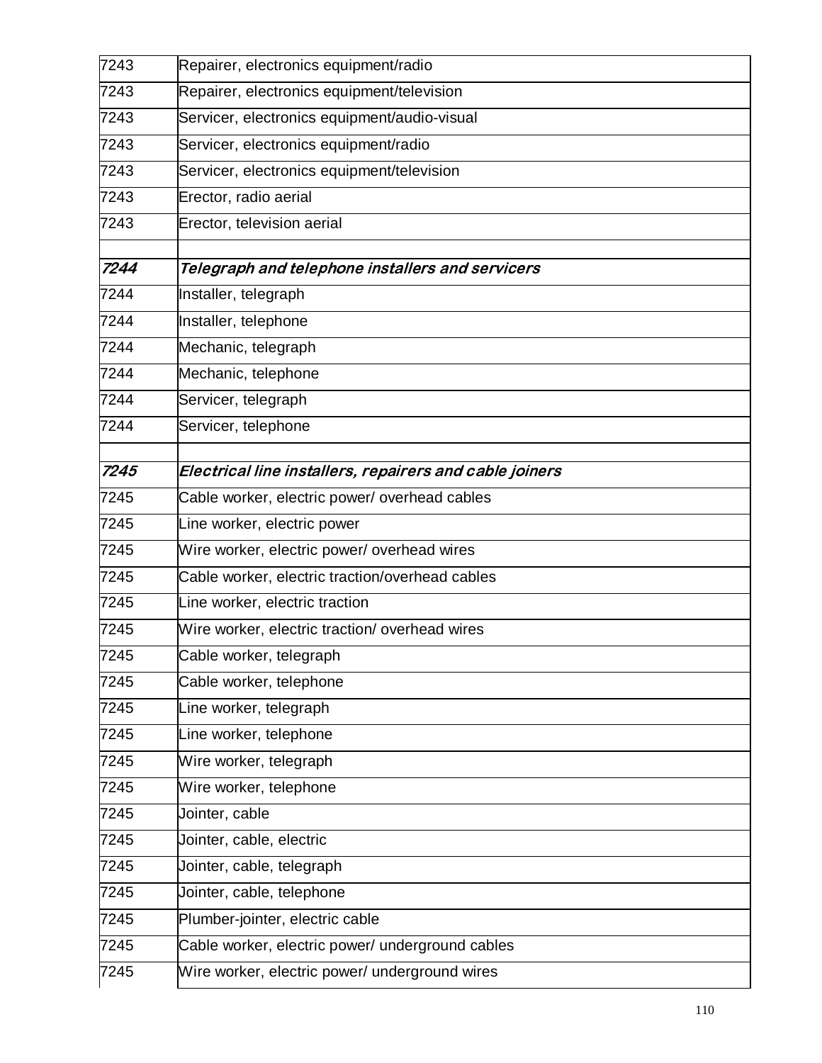| | |
|---|---|
| 7243 | Repairer, electronics equipment/radio |
| 7243 | Repairer, electronics equipment/television |
| 7243 | Servicer, electronics equipment/audio-visual |
| 7243 | Servicer, electronics equipment/radio |
| 7243 | Servicer, electronics equipment/television |
| 7243 | Erector, radio aerial |
| 7243 | Erector, television aerial |
| | |
| *7244* | *Telegraph and telephone installers and servicers* |
| 7244 | Installer, telegraph |
| 7244 | Installer, telephone |
| 7244 | Mechanic, telegraph |
| 7244 | Mechanic, telephone |
| 7244 | Servicer, telegraph |
| 7244 | Servicer, telephone |
| | |
| *7245* | *Electrical line installers, repairers and cable joiners* |
| 7245 | Cable worker, electric power/ overhead cables |
| 7245 | Line worker, electric power |
| 7245 | Wire worker, electric power/ overhead wires |
| 7245 | Cable worker, electric traction/overhead cables |
| 7245 | Line worker, electric traction |
| 7245 | Wire worker, electric traction/ overhead wires |
| 7245 | Cable worker, telegraph |
| 7245 | Cable worker, telephone |
| 7245 | Line worker, telegraph |
| 7245 | Line worker, telephone |
| 7245 | Wire worker, telegraph |
| 7245 | Wire worker, telephone |
| 7245 | Jointer, cable |
| 7245 | Jointer, cable, electric |
| 7245 | Jointer, cable, telegraph |
| 7245 | Jointer, cable, telephone |
| 7245 | Plumber-jointer, electric cable |
| 7245 | Cable worker, electric power/ underground cables |
| 7245 | Wire worker, electric power/ underground wires |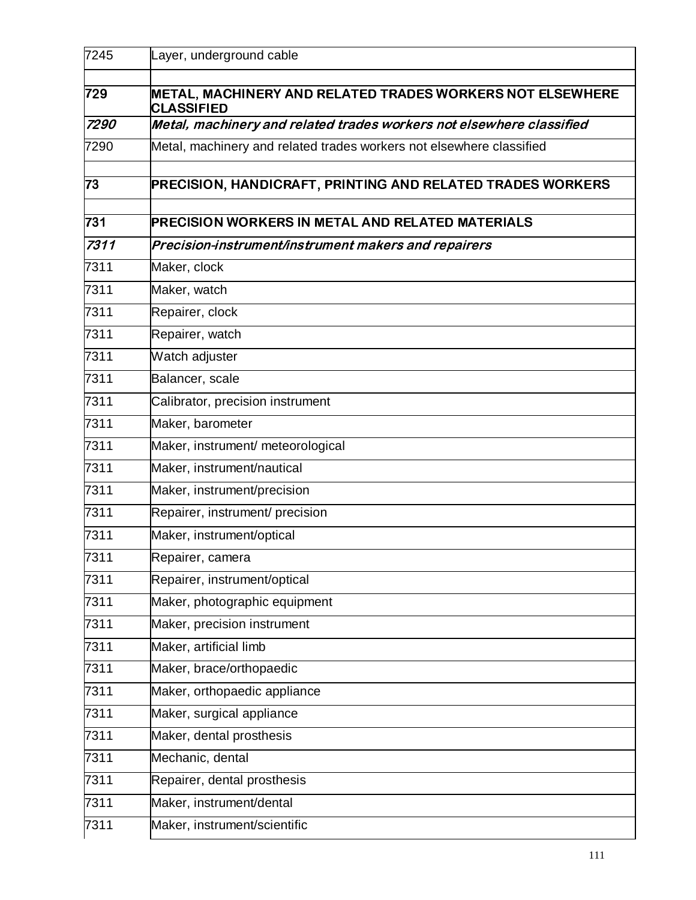| | |
|---|---|
| 7245 | Layer, underground cable |
| | |
| **729** | **METAL, MACHINERY AND RELATED TRADES WORKERS NOT ELSEWHERE CLASSIFIED** |
| ***7290*** | ***Metal, machinery and related trades workers not elsewhere classified*** |
| 7290 | Metal, machinery and related trades workers not elsewhere classified |
| | |
| **73** | **PRECISION, HANDICRAFT, PRINTING AND RELATED TRADES WORKERS** |
| | |
| **731** | **PRECISION WORKERS IN METAL AND RELATED MATERIALS** |
| ***7311*** | ***Precision-instrument/instrument makers and repairers*** |
| 7311 | Maker, clock |
| 7311 | Maker, watch |
| 7311 | Repairer, clock |
| 7311 | Repairer, watch |
| 7311 | Watch adjuster |
| 7311 | Balancer, scale |
| 7311 | Calibrator, precision instrument |
| 7311 | Maker, barometer |
| 7311 | Maker, instrument/ meteorological |
| 7311 | Maker, instrument/nautical |
| 7311 | Maker, instrument/precision |
| 7311 | Repairer, instrument/ precision |
| 7311 | Maker, instrument/optical |
| 7311 | Repairer, camera |
| 7311 | Repairer, instrument/optical |
| 7311 | Maker, photographic equipment |
| 7311 | Maker, precision instrument |
| 7311 | Maker, artificial limb |
| 7311 | Maker, brace/orthopaedic |
| 7311 | Maker, orthopaedic appliance |
| 7311 | Maker, surgical appliance |
| 7311 | Maker, dental prosthesis |
| 7311 | Mechanic, dental |
| 7311 | Repairer, dental prosthesis |
| 7311 | Maker, instrument/dental |
| 7311 | Maker, instrument/scientific |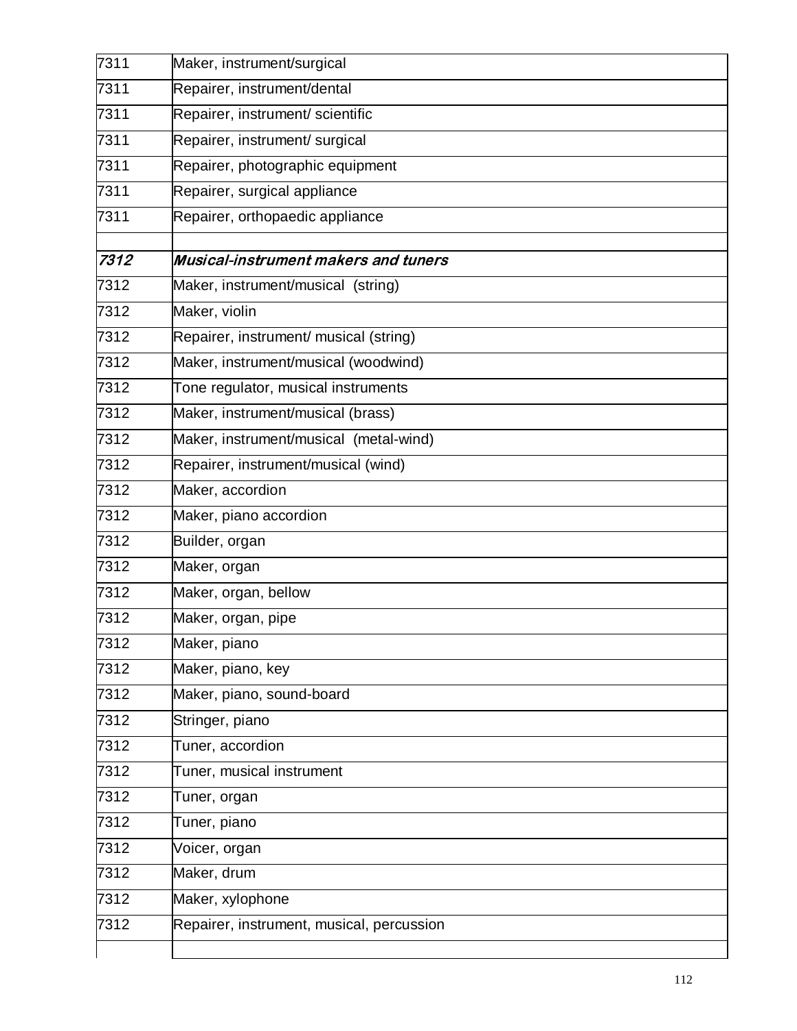| | |
|---|---|
| 7311 | Maker, instrument/surgical |
| 7311 | Repairer, instrument/dental |
| 7311 | Repairer, instrument/ scientific |
| 7311 | Repairer, instrument/ surgical |
| 7311 | Repairer, photographic equipment |
| 7311 | Repairer, surgical appliance |
| 7311 | Repairer, orthopaedic appliance |
| | |
| ***7312*** | ***Musical-instrument makers and tuners*** |
| 7312 | Maker, instrument/musical (string) |
| 7312 | Maker, violin |
| 7312 | Repairer, instrument/ musical (string) |
| 7312 | Maker, instrument/musical (woodwind) |
| 7312 | Tone regulator, musical instruments |
| 7312 | Maker, instrument/musical (brass) |
| 7312 | Maker, instrument/musical (metal-wind) |
| 7312 | Repairer, instrument/musical (wind) |
| 7312 | Maker, accordion |
| 7312 | Maker, piano accordion |
| 7312 | Builder, organ |
| 7312 | Maker, organ |
| 7312 | Maker, organ, bellow |
| 7312 | Maker, organ, pipe |
| 7312 | Maker, piano |
| 7312 | Maker, piano, key |
| 7312 | Maker, piano, sound-board |
| 7312 | Stringer, piano |
| 7312 | Tuner, accordion |
| 7312 | Tuner, musical instrument |
| 7312 | Tuner, organ |
| 7312 | Tuner, piano |
| 7312 | Voicer, organ |
| 7312 | Maker, drum |
| 7312 | Maker, xylophone |
| 7312 | Repairer, instrument, musical, percussion |
| | |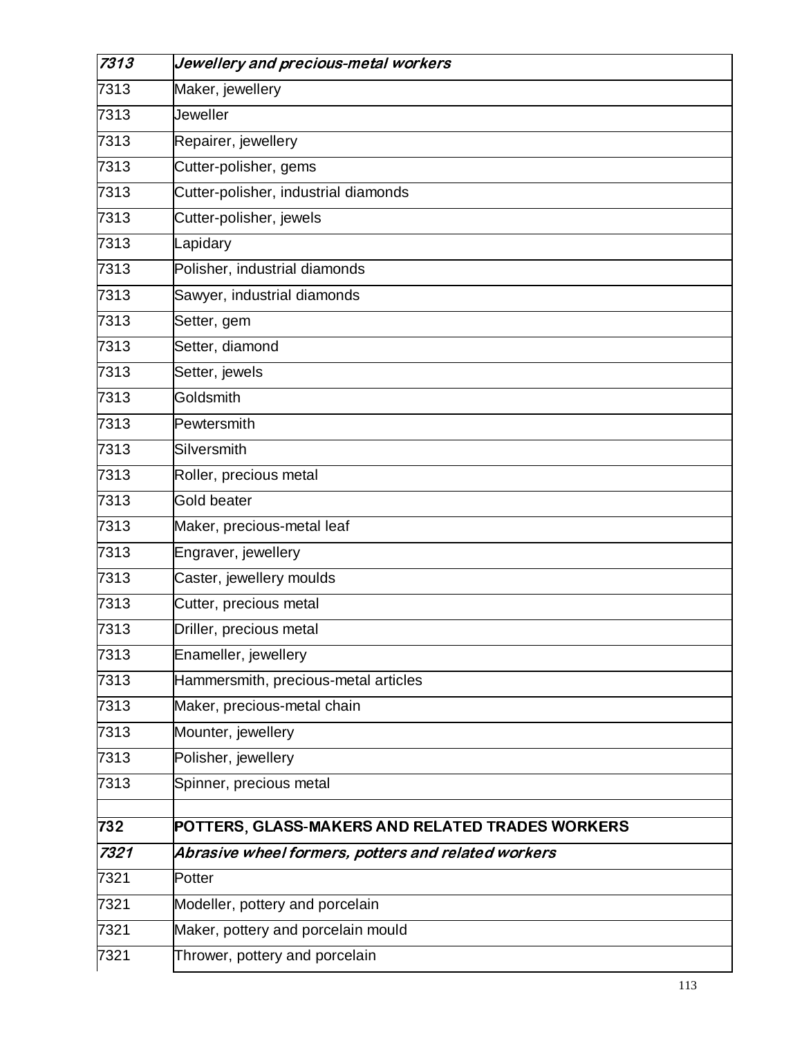| *7313* | *Jewellery and precious-metal workers* |
|---|---|
| 7313 | Maker, jewellery |
| 7313 | Jeweller |
| 7313 | Repairer, jewellery |
| 7313 | Cutter-polisher, gems |
| 7313 | Cutter-polisher, industrial diamonds |
| 7313 | Cutter-polisher, jewels |
| 7313 | Lapidary |
| 7313 | Polisher, industrial diamonds |
| 7313 | Sawyer, industrial diamonds |
| 7313 | Setter, gem |
| 7313 | Setter, diamond |
| 7313 | Setter, jewels |
| 7313 | Goldsmith |
| 7313 | Pewtersmith |
| 7313 | Silversmith |
| 7313 | Roller, precious metal |
| 7313 | Gold beater |
| 7313 | Maker, precious-metal leaf |
| 7313 | Engraver, jewellery |
| 7313 | Caster, jewellery moulds |
| 7313 | Cutter, precious metal |
| 7313 | Driller, precious metal |
| 7313 | Enameller, jewellery |
| 7313 | Hammersmith, precious-metal articles |
| 7313 | Maker, precious-metal chain |
| 7313 | Mounter, jewellery |
| 7313 | Polisher, jewellery |
| 7313 | Spinner, precious metal |
| | |
| **732** | **POTTERS, GLASS-MAKERS AND RELATED TRADES WORKERS** |
| *7321* | *Abrasive wheel formers, potters and related workers* |
| 7321 | Potter |
| 7321 | Modeller, pottery and porcelain |
| 7321 | Maker, pottery and porcelain mould |
| 7321 | Thrower, pottery and porcelain |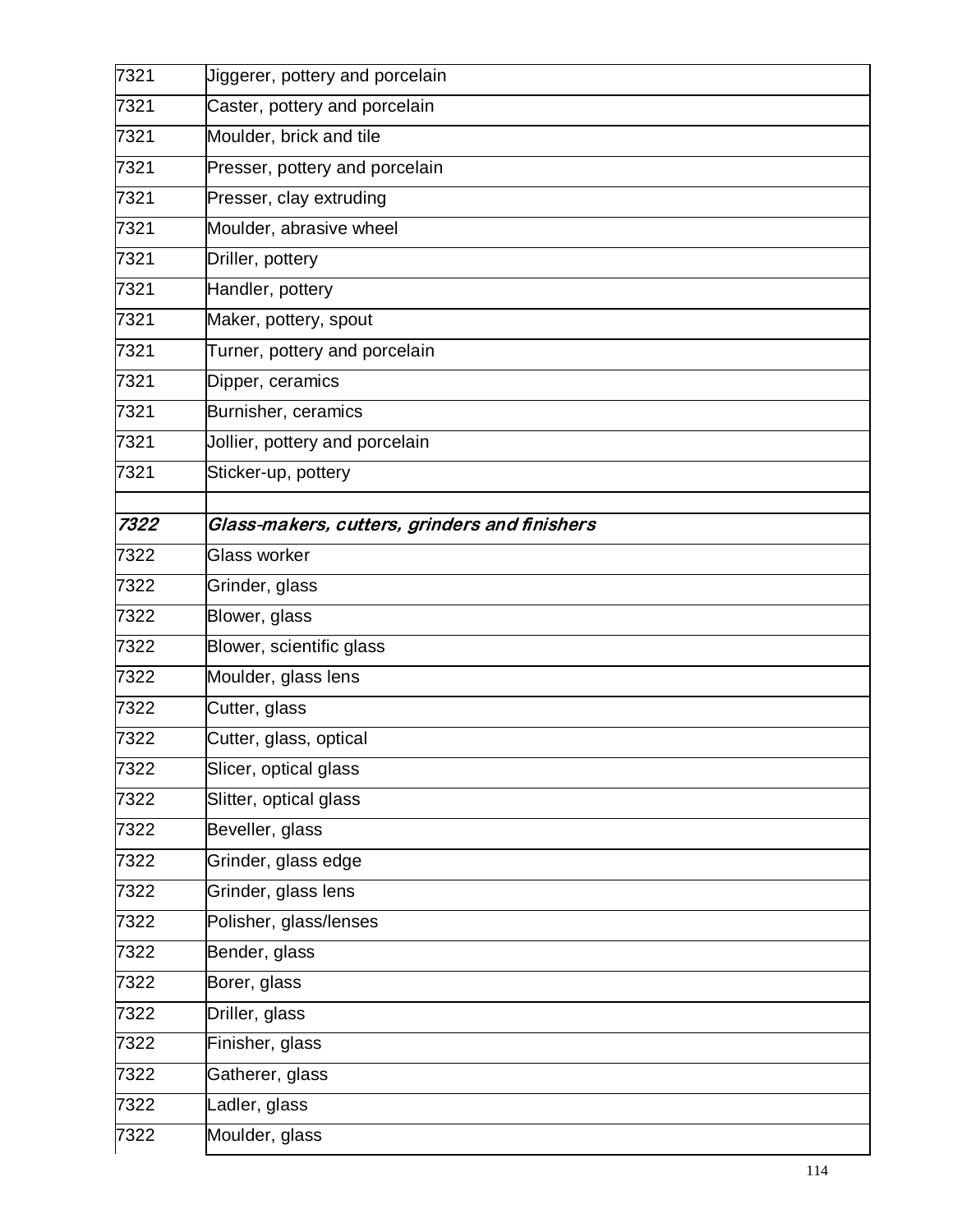| | |
|---|---|
| 7321 | Jiggerer, pottery and porcelain |
| 7321 | Caster, pottery and porcelain |
| 7321 | Moulder, brick and tile |
| 7321 | Presser, pottery and porcelain |
| 7321 | Presser, clay extruding |
| 7321 | Moulder, abrasive wheel |
| 7321 | Driller, pottery |
| 7321 | Handler, pottery |
| 7321 | Maker, pottery, spout |
| 7321 | Turner, pottery and porcelain |
| 7321 | Dipper, ceramics |
| 7321 | Burnisher, ceramics |
| 7321 | Jollier, pottery and porcelain |
| 7321 | Sticker-up, pottery |
| | |
| *7322* | *Glass-makers, cutters, grinders and finishers* |
| 7322 | Glass worker |
| 7322 | Grinder, glass |
| 7322 | Blower, glass |
| 7322 | Blower, scientific glass |
| 7322 | Moulder, glass lens |
| 7322 | Cutter, glass |
| 7322 | Cutter, glass, optical |
| 7322 | Slicer, optical glass |
| 7322 | Slitter, optical glass |
| 7322 | Beveller, glass |
| 7322 | Grinder, glass edge |
| 7322 | Grinder, glass lens |
| 7322 | Polisher, glass/lenses |
| 7322 | Bender, glass |
| 7322 | Borer, glass |
| 7322 | Driller, glass |
| 7322 | Finisher, glass |
| 7322 | Gatherer, glass |
| 7322 | Ladler, glass |
| 7322 | Moulder, glass |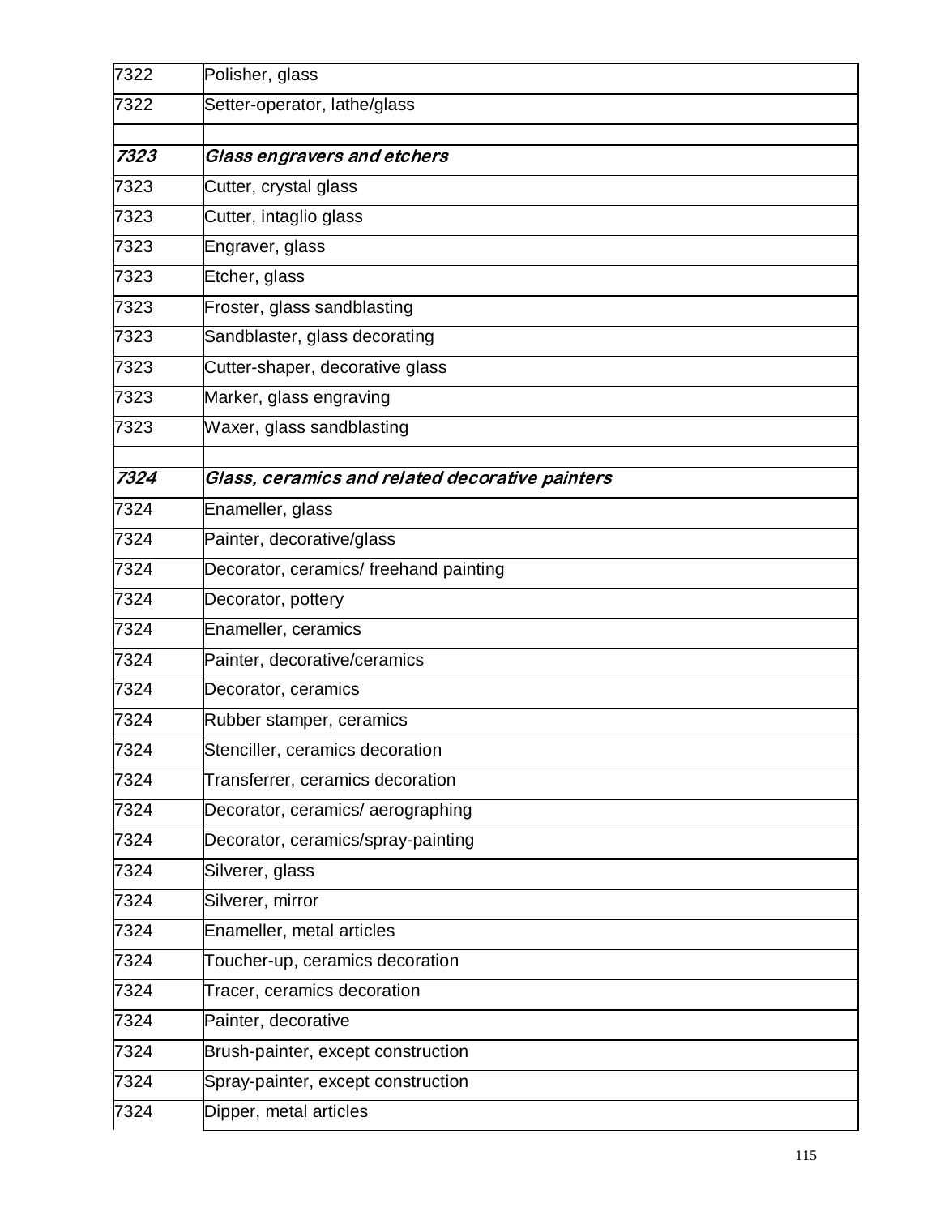| | |
|---|---|
| 7322 | Polisher, glass |
| 7322 | Setter-operator, lathe/glass |
| | |
| ***7323*** | ***Glass engravers and etchers*** |
| 7323 | Cutter, crystal glass |
| 7323 | Cutter, intaglio glass |
| 7323 | Engraver, glass |
| 7323 | Etcher, glass |
| 7323 | Froster, glass sandblasting |
| 7323 | Sandblaster, glass decorating |
| 7323 | Cutter-shaper, decorative glass |
| 7323 | Marker, glass engraving |
| 7323 | Waxer, glass sandblasting |
| | |
| ***7324*** | ***Glass, ceramics and related decorative painters*** |
| 7324 | Enameller, glass |
| 7324 | Painter, decorative/glass |
| 7324 | Decorator, ceramics/ freehand painting |
| 7324 | Decorator, pottery |
| 7324 | Enameller, ceramics |
| 7324 | Painter, decorative/ceramics |
| 7324 | Decorator, ceramics |
| 7324 | Rubber stamper, ceramics |
| 7324 | Stenciller, ceramics decoration |
| 7324 | Transferrer, ceramics decoration |
| 7324 | Decorator, ceramics/ aerographing |
| 7324 | Decorator, ceramics/spray-painting |
| 7324 | Silverer, glass |
| 7324 | Silverer, mirror |
| 7324 | Enameller, metal articles |
| 7324 | Toucher-up, ceramics decoration |
| 7324 | Tracer, ceramics decoration |
| 7324 | Painter, decorative |
| 7324 | Brush-painter, except construction |
| 7324 | Spray-painter, except construction |
| 7324 | Dipper, metal articles |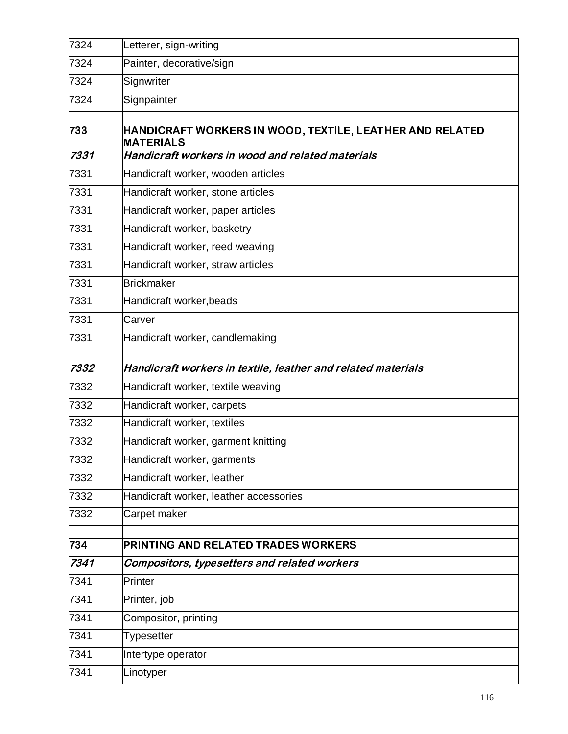| | |
|---|---|
| 7324 | Letterer, sign-writing |
| 7324 | Painter, decorative/sign |
| 7324 | Signwriter |
| 7324 | Signpainter |
| | |
| **733** | **HANDICRAFT WORKERS IN WOOD, TEXTILE, LEATHER AND RELATED MATERIALS** |
| ***7331*** | ***Handicraft workers in wood and related materials*** |
| 7331 | Handicraft worker, wooden articles |
| 7331 | Handicraft worker, stone articles |
| 7331 | Handicraft worker, paper articles |
| 7331 | Handicraft worker, basketry |
| 7331 | Handicraft worker, reed weaving |
| 7331 | Handicraft worker, straw articles |
| 7331 | Brickmaker |
| 7331 | Handicraft worker,beads |
| 7331 | Carver |
| 7331 | Handicraft worker, candlemaking |
| | |
| ***7332*** | ***Handicraft workers in textile, leather and related materials*** |
| 7332 | Handicraft worker, textile weaving |
| 7332 | Handicraft worker, carpets |
| 7332 | Handicraft worker, textiles |
| 7332 | Handicraft worker, garment knitting |
| 7332 | Handicraft worker, garments |
| 7332 | Handicraft worker, leather |
| 7332 | Handicraft worker, leather accessories |
| 7332 | Carpet maker |
| | |
| **734** | **PRINTING AND RELATED TRADES WORKERS** |
| ***7341*** | ***Compositors, typesetters and related workers*** |
| 7341 | Printer |
| 7341 | Printer, job |
| 7341 | Compositor, printing |
| 7341 | Typesetter |
| 7341 | Intertype operator |
| 7341 | Linotyper |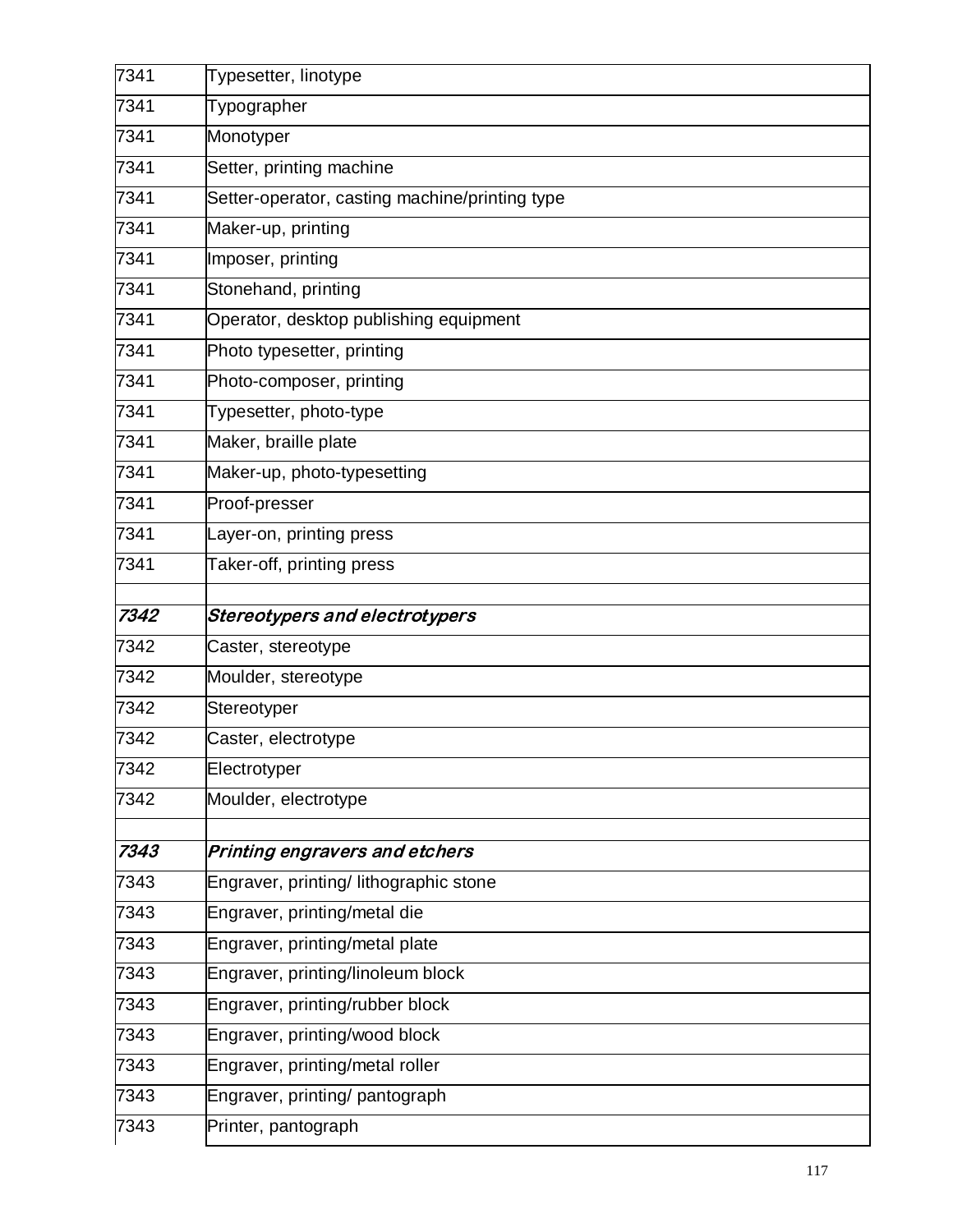| | |
|---|---|
| 7341 | Typesetter, linotype |
| 7341 | Typographer |
| 7341 | Monotyper |
| 7341 | Setter, printing machine |
| 7341 | Setter-operator, casting machine/printing type |
| 7341 | Maker-up, printing |
| 7341 | Imposer, printing |
| 7341 | Stonehand, printing |
| 7341 | Operator, desktop publishing equipment |
| 7341 | Photo typesetter, printing |
| 7341 | Photo-composer, printing |
| 7341 | Typesetter, photo-type |
| 7341 | Maker, braille plate |
| 7341 | Maker-up, photo-typesetting |
| 7341 | Proof-presser |
| 7341 | Layer-on, printing press |
| 7341 | Taker-off, printing press |
| | |
| ***7342*** | ***Stereotypers and electrotypers*** |
| 7342 | Caster, stereotype |
| 7342 | Moulder, stereotype |
| 7342 | Stereotyper |
| 7342 | Caster, electrotype |
| 7342 | Electrotyper |
| 7342 | Moulder, electrotype |
| | |
| ***7343*** | ***Printing engravers and etchers*** |
| 7343 | Engraver, printing/ lithographic stone |
| 7343 | Engraver, printing/metal die |
| 7343 | Engraver, printing/metal plate |
| 7343 | Engraver, printing/linoleum block |
| 7343 | Engraver, printing/rubber block |
| 7343 | Engraver, printing/wood block |
| 7343 | Engraver, printing/metal roller |
| 7343 | Engraver, printing/ pantograph |
| 7343 | Printer, pantograph |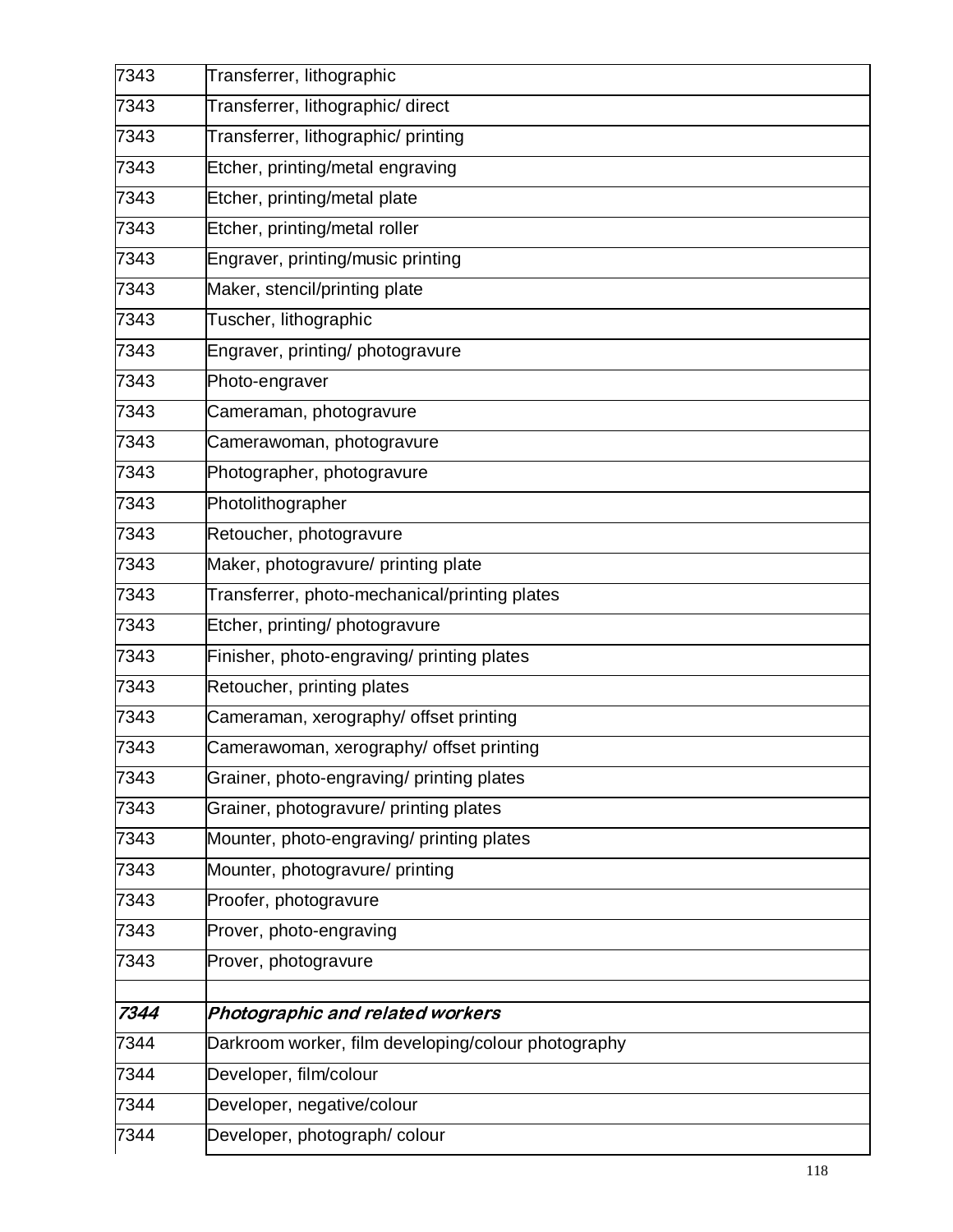| | |
|---|---|
| 7343 | Transferrer, lithographic |
| 7343 | Transferrer, lithographic/ direct |
| 7343 | Transferrer, lithographic/ printing |
| 7343 | Etcher, printing/metal engraving |
| 7343 | Etcher, printing/metal plate |
| 7343 | Etcher, printing/metal roller |
| 7343 | Engraver, printing/music printing |
| 7343 | Maker, stencil/printing plate |
| 7343 | Tuscher, lithographic |
| 7343 | Engraver, printing/ photogravure |
| 7343 | Photo-engraver |
| 7343 | Cameraman, photogravure |
| 7343 | Camerawoman, photogravure |
| 7343 | Photographer, photogravure |
| 7343 | Photolithographer |
| 7343 | Retoucher, photogravure |
| 7343 | Maker, photogravure/ printing plate |
| 7343 | Transferrer, photo-mechanical/printing plates |
| 7343 | Etcher, printing/ photogravure |
| 7343 | Finisher, photo-engraving/ printing plates |
| 7343 | Retoucher, printing plates |
| 7343 | Cameraman, xerography/ offset printing |
| 7343 | Camerawoman, xerography/ offset printing |
| 7343 | Grainer, photo-engraving/ printing plates |
| 7343 | Grainer, photogravure/ printing plates |
| 7343 | Mounter, photo-engraving/ printing plates |
| 7343 | Mounter, photogravure/ printing |
| 7343 | Proofer, photogravure |
| 7343 | Prover, photo-engraving |
| 7343 | Prover, photogravure |
| | |
| ***7344*** | ***Photographic and related workers*** |
| 7344 | Darkroom worker, film developing/colour photography |
| 7344 | Developer, film/colour |
| 7344 | Developer, negative/colour |
| 7344 | Developer, photograph/ colour |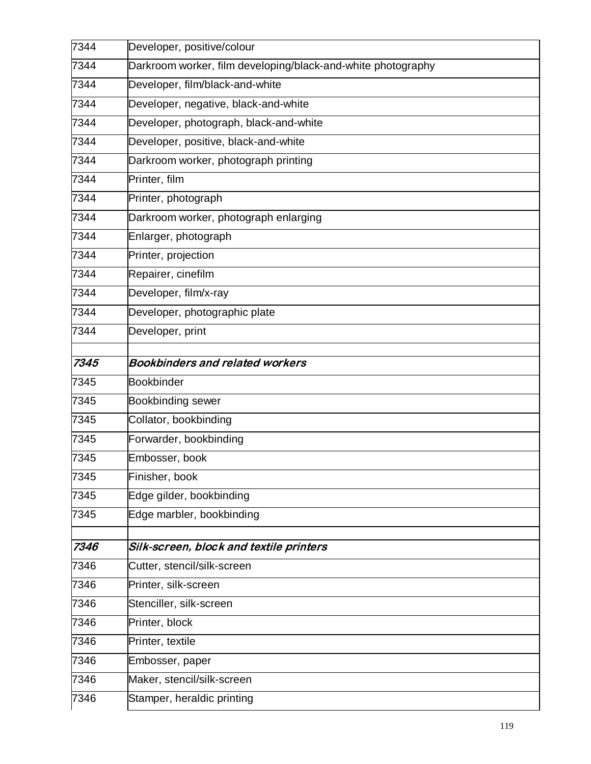| | |
|---|---|
| 7344 | Developer, positive/colour |
| 7344 | Darkroom worker, film developing/black-and-white photography |
| 7344 | Developer, film/black-and-white |
| 7344 | Developer, negative, black-and-white |
| 7344 | Developer, photograph, black-and-white |
| 7344 | Developer, positive, black-and-white |
| 7344 | Darkroom worker, photograph printing |
| 7344 | Printer, film |
| 7344 | Printer, photograph |
| 7344 | Darkroom worker, photograph enlarging |
| 7344 | Enlarger, photograph |
| 7344 | Printer, projection |
| 7344 | Repairer, cinefilm |
| 7344 | Developer, film/x-ray |
| 7344 | Developer, photographic plate |
| 7344 | Developer, print |
| | |
| ***7345*** | ***Bookbinders and related workers*** |
| 7345 | Bookbinder |
| 7345 | Bookbinding sewer |
| 7345 | Collator, bookbinding |
| 7345 | Forwarder, bookbinding |
| 7345 | Embosser, book |
| 7345 | Finisher, book |
| 7345 | Edge gilder, bookbinding |
| 7345 | Edge marbler, bookbinding |
| | |
| ***7346*** | ***Silk-screen, block and textile printers*** |
| 7346 | Cutter, stencil/silk-screen |
| 7346 | Printer, silk-screen |
| 7346 | Stenciller, silk-screen |
| 7346 | Printer, block |
| 7346 | Printer, textile |
| 7346 | Embosser, paper |
| 7346 | Maker, stencil/silk-screen |
| 7346 | Stamper, heraldic printing |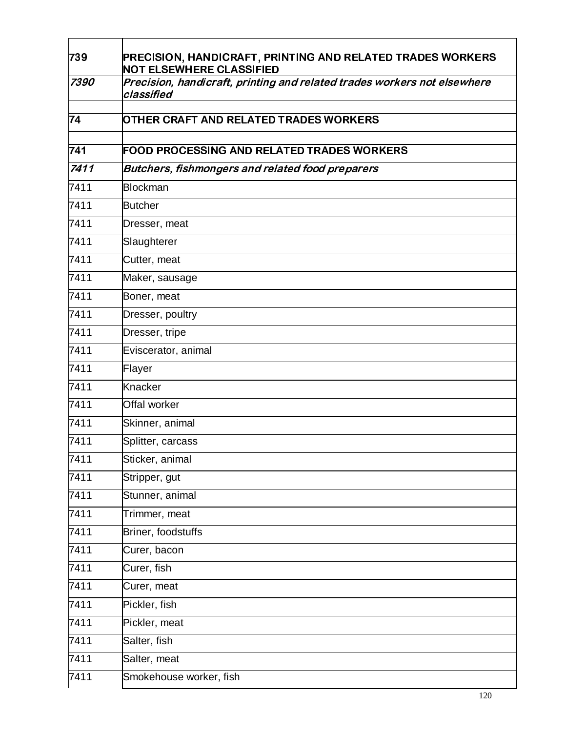| | |
|---|---|
| **739** | **PRECISION, HANDICRAFT, PRINTING AND RELATED TRADES WORKERS NOT ELSEWHERE CLASSIFIED** |
| ***7390*** | ***Precision, handicraft, printing and related trades workers not elsewhere classified*** |
| | |
| **74** | **OTHER CRAFT AND RELATED TRADES WORKERS** |
| | |
| **741** | **FOOD PROCESSING AND RELATED TRADES WORKERS** |
| ***7411*** | ***Butchers, fishmongers and related food preparers*** |
| 7411 | Blockman |
| 7411 | Butcher |
| 7411 | Dresser, meat |
| 7411 | Slaughterer |
| 7411 | Cutter, meat |
| 7411 | Maker, sausage |
| 7411 | Boner, meat |
| 7411 | Dresser, poultry |
| 7411 | Dresser, tripe |
| 7411 | Eviscerator, animal |
| 7411 | Flayer |
| 7411 | Knacker |
| 7411 | Offal worker |
| 7411 | Skinner, animal |
| 7411 | Splitter, carcass |
| 7411 | Sticker, animal |
| 7411 | Stripper, gut |
| 7411 | Stunner, animal |
| 7411 | Trimmer, meat |
| 7411 | Briner, foodstuffs |
| 7411 | Curer, bacon |
| 7411 | Curer, fish |
| 7411 | Curer, meat |
| 7411 | Pickler, fish |
| 7411 | Pickler, meat |
| 7411 | Salter, fish |
| 7411 | Salter, meat |
| 7411 | Smokehouse worker, fish |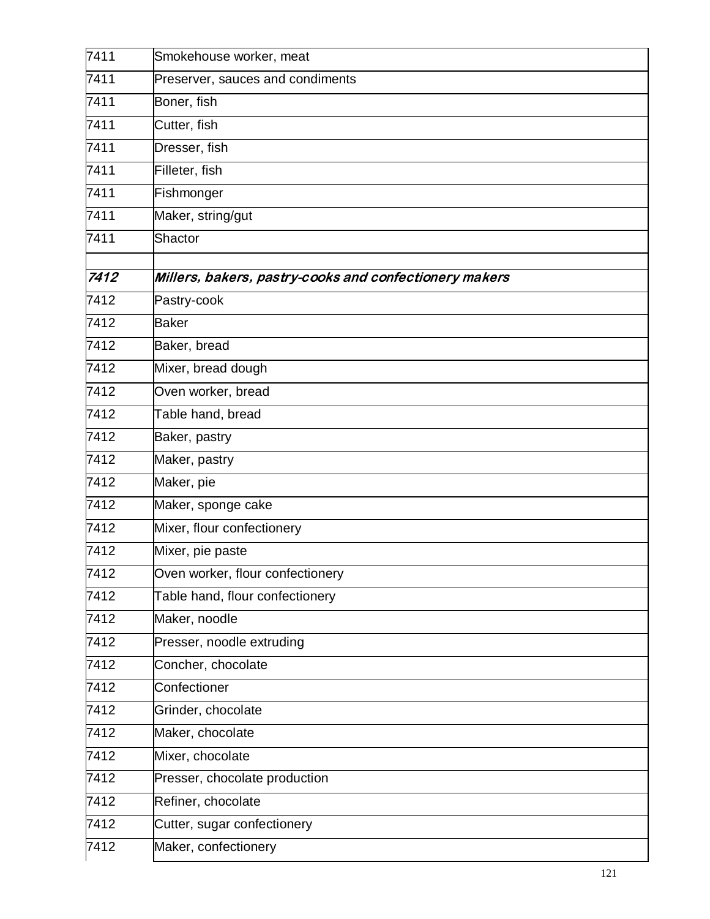| | |
|---|---|
| 7411 | Smokehouse worker, meat |
| 7411 | Preserver, sauces and condiments |
| 7411 | Boner, fish |
| 7411 | Cutter, fish |
| 7411 | Dresser, fish |
| 7411 | Filleter, fish |
| 7411 | Fishmonger |
| 7411 | Maker, string/gut |
| 7411 | Shactor |
| | |
| ***7412*** | ***Millers, bakers, pastry-cooks and confectionery makers*** |
| 7412 | Pastry-cook |
| 7412 | Baker |
| 7412 | Baker, bread |
| 7412 | Mixer, bread dough |
| 7412 | Oven worker, bread |
| 7412 | Table hand, bread |
| 7412 | Baker, pastry |
| 7412 | Maker, pastry |
| 7412 | Maker, pie |
| 7412 | Maker, sponge cake |
| 7412 | Mixer, flour confectionery |
| 7412 | Mixer, pie paste |
| 7412 | Oven worker, flour confectionery |
| 7412 | Table hand, flour confectionery |
| 7412 | Maker, noodle |
| 7412 | Presser, noodle extruding |
| 7412 | Concher, chocolate |
| 7412 | Confectioner |
| 7412 | Grinder, chocolate |
| 7412 | Maker, chocolate |
| 7412 | Mixer, chocolate |
| 7412 | Presser, chocolate production |
| 7412 | Refiner, chocolate |
| 7412 | Cutter, sugar confectionery |
| 7412 | Maker, confectionery |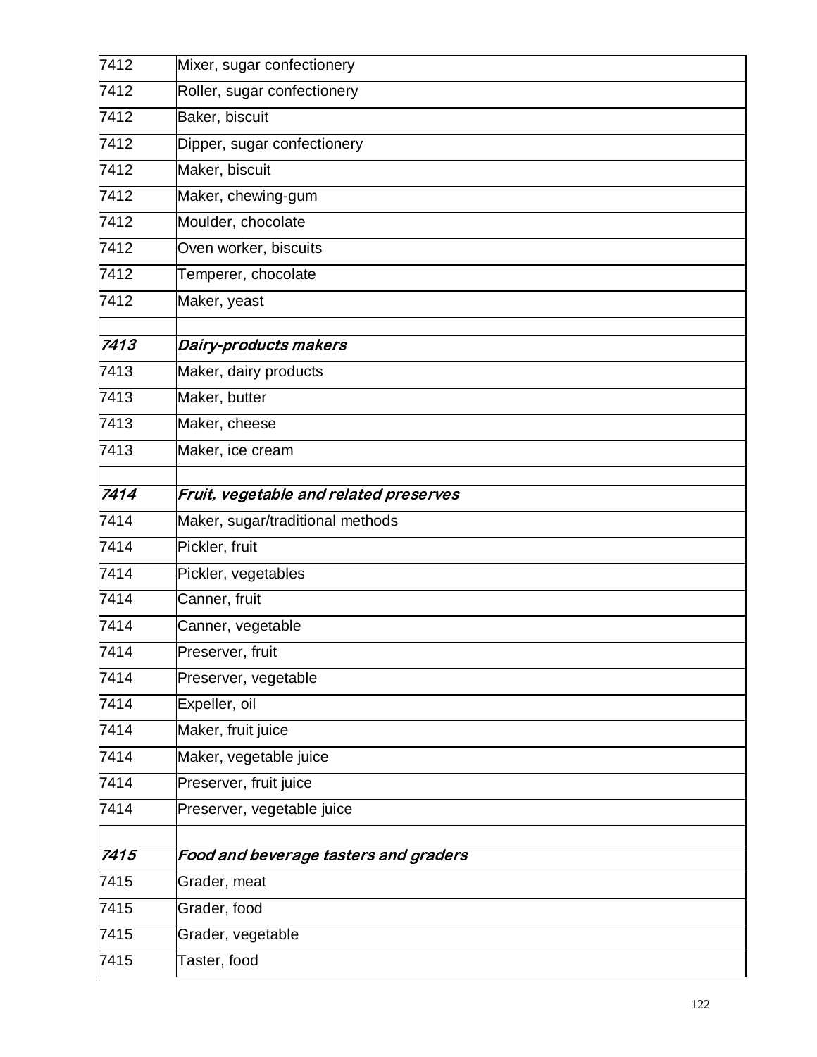| | |
|---|---|
| 7412 | Mixer, sugar confectionery |
| 7412 | Roller, sugar confectionery |
| 7412 | Baker, biscuit |
| 7412 | Dipper, sugar confectionery |
| 7412 | Maker, biscuit |
| 7412 | Maker, chewing-gum |
| 7412 | Moulder, chocolate |
| 7412 | Oven worker, biscuits |
| 7412 | Temperer, chocolate |
| 7412 | Maker, yeast |
| | |
| ***7413*** | ***Dairy-products makers*** |
| 7413 | Maker, dairy products |
| 7413 | Maker, butter |
| 7413 | Maker, cheese |
| 7413 | Maker, ice cream |
| | |
| ***7414*** | ***Fruit, vegetable and related preserves*** |
| 7414 | Maker, sugar/traditional methods |
| 7414 | Pickler, fruit |
| 7414 | Pickler, vegetables |
| 7414 | Canner, fruit |
| 7414 | Canner, vegetable |
| 7414 | Preserver, fruit |
| 7414 | Preserver, vegetable |
| 7414 | Expeller, oil |
| 7414 | Maker, fruit juice |
| 7414 | Maker, vegetable juice |
| 7414 | Preserver, fruit juice |
| 7414 | Preserver, vegetable juice |
| | |
| ***7415*** | ***Food and beverage tasters and graders*** |
| 7415 | Grader, meat |
| 7415 | Grader, food |
| 7415 | Grader, vegetable |
| 7415 | Taster, food |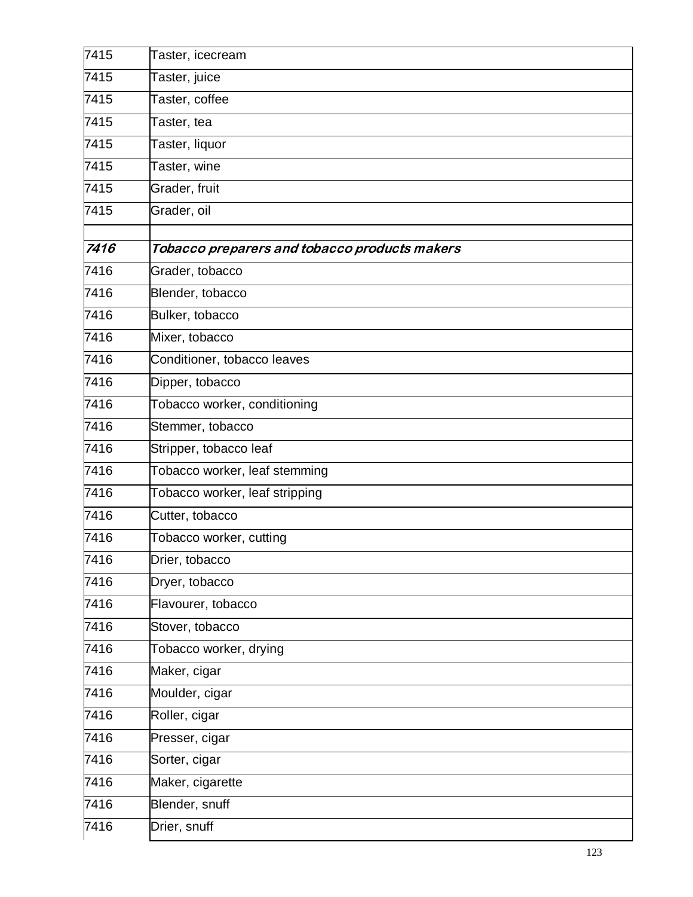| 7415 | Taster, icecream |
|---|---|
| 7415 | Taster, juice |
| 7415 | Taster, coffee |
| 7415 | Taster, tea |
| 7415 | Taster, liquor |
| 7415 | Taster, wine |
| 7415 | Grader, fruit |
| 7415 | Grader, oil |
| | |
| ***7416*** | ***Tobacco preparers and tobacco products makers*** |
| 7416 | Grader, tobacco |
| 7416 | Blender, tobacco |
| 7416 | Bulker, tobacco |
| 7416 | Mixer, tobacco |
| 7416 | Conditioner, tobacco leaves |
| 7416 | Dipper, tobacco |
| 7416 | Tobacco worker, conditioning |
| 7416 | Stemmer, tobacco |
| 7416 | Stripper, tobacco leaf |
| 7416 | Tobacco worker, leaf stemming |
| 7416 | Tobacco worker, leaf stripping |
| 7416 | Cutter, tobacco |
| 7416 | Tobacco worker, cutting |
| 7416 | Drier, tobacco |
| 7416 | Dryer, tobacco |
| 7416 | Flavourer, tobacco |
| 7416 | Stover, tobacco |
| 7416 | Tobacco worker, drying |
| 7416 | Maker, cigar |
| 7416 | Moulder, cigar |
| 7416 | Roller, cigar |
| 7416 | Presser, cigar |
| 7416 | Sorter, cigar |
| 7416 | Maker, cigarette |
| 7416 | Blender, snuff |
| 7416 | Drier, snuff |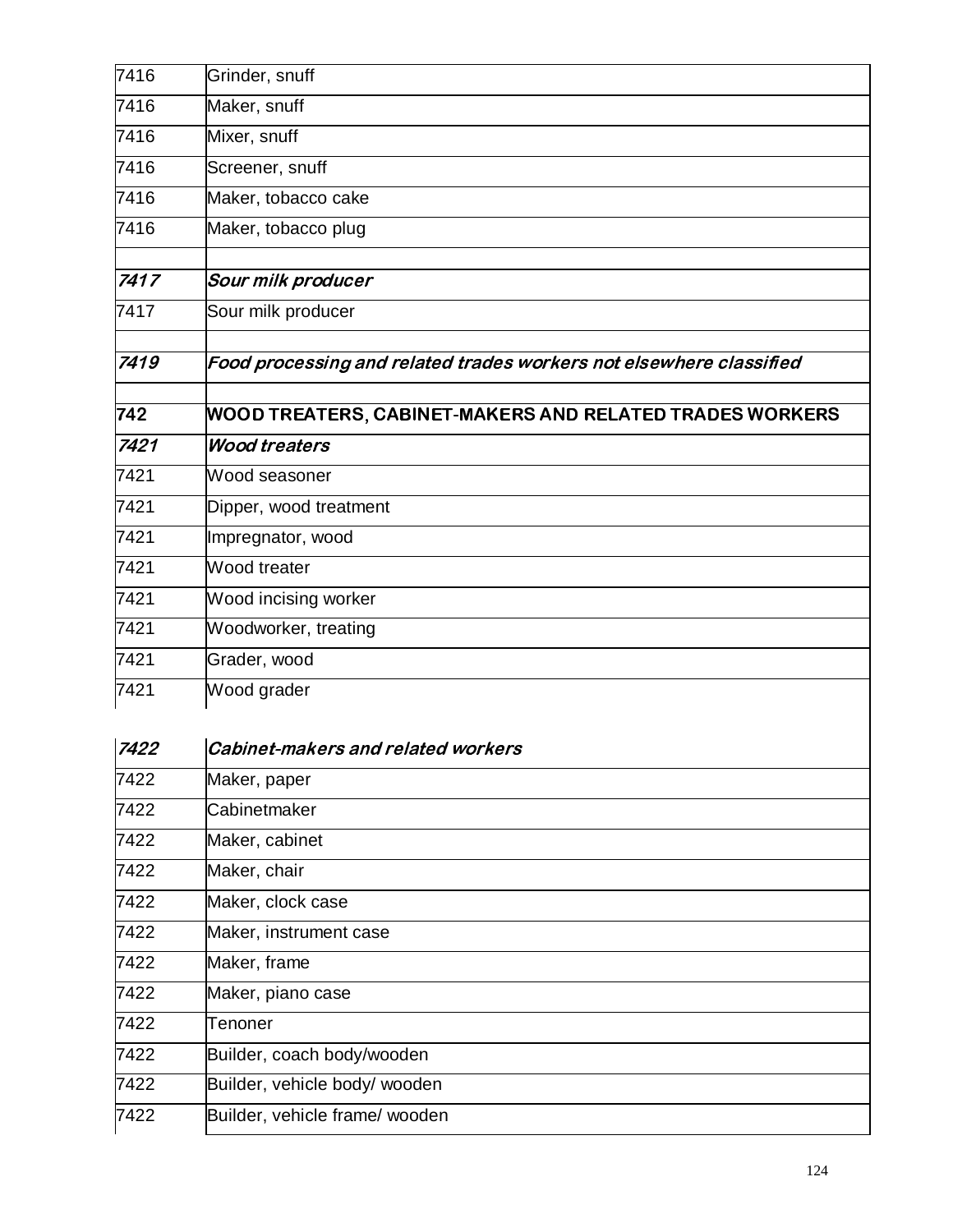| | |
|---|---|
| 7416 | Grinder, snuff |
| 7416 | Maker, snuff |
| 7416 | Mixer, snuff |
| 7416 | Screener, snuff |
| 7416 | Maker, tobacco cake |
| 7416 | Maker, tobacco plug |
| | |
| ***7417*** | ***Sour milk producer*** |
| 7417 | Sour milk producer |
| | |
| ***7419*** | ***Food processing and related trades workers not elsewhere classified*** |
| | |
| **742** | **WOOD TREATERS, CABINET-MAKERS AND RELATED TRADES WORKERS** |
| ***7421*** | ***Wood treaters*** |
| 7421 | Wood seasoner |
| 7421 | Dipper, wood treatment |
| 7421 | Impregnator, wood |
| 7421 | Wood treater |
| 7421 | Wood incising worker |
| 7421 | Woodworker, treating |
| 7421 | Grader, wood |
| 7421 | Wood grader |
| | |
| ***7422*** | ***Cabinet-makers and related workers*** |
| 7422 | Maker, paper |
| 7422 | Cabinetmaker |
| 7422 | Maker, cabinet |
| 7422 | Maker, chair |
| 7422 | Maker, clock case |
| 7422 | Maker, instrument case |
| 7422 | Maker, frame |
| 7422 | Maker, piano case |
| 7422 | Tenoner |
| 7422 | Builder, coach body/wooden |
| 7422 | Builder, vehicle body/ wooden |
| 7422 | Builder, vehicle frame/ wooden |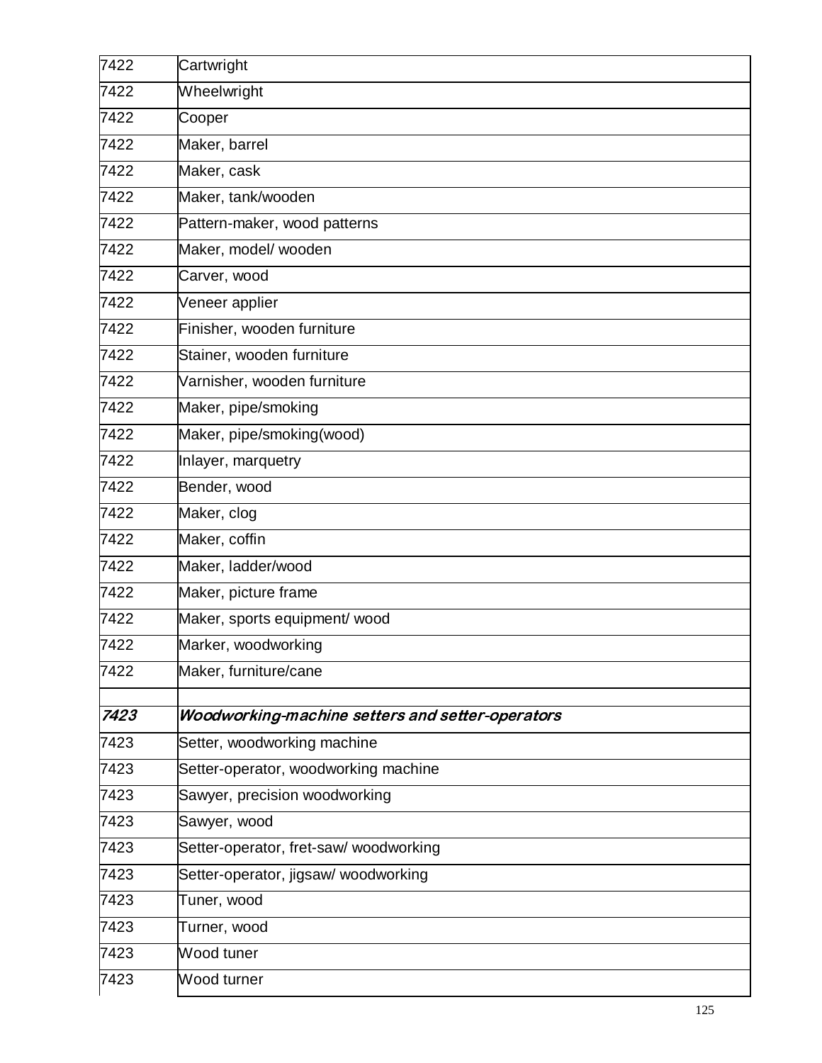| | |
|---|---|
| 7422 | Cartwright |
| 7422 | Wheelwright |
| 7422 | Cooper |
| 7422 | Maker, barrel |
| 7422 | Maker, cask |
| 7422 | Maker, tank/wooden |
| 7422 | Pattern-maker, wood patterns |
| 7422 | Maker, model/ wooden |
| 7422 | Carver, wood |
| 7422 | Veneer applier |
| 7422 | Finisher, wooden furniture |
| 7422 | Stainer, wooden furniture |
| 7422 | Varnisher, wooden furniture |
| 7422 | Maker, pipe/smoking |
| 7422 | Maker, pipe/smoking(wood) |
| 7422 | Inlayer, marquetry |
| 7422 | Bender, wood |
| 7422 | Maker, clog |
| 7422 | Maker, coffin |
| 7422 | Maker, ladder/wood |
| 7422 | Maker, picture frame |
| 7422 | Maker, sports equipment/ wood |
| 7422 | Marker, woodworking |
| 7422 | Maker, furniture/cane |
| | |
| ***7423*** | ***Woodworking-machine setters and setter-operators*** |
| 7423 | Setter, woodworking machine |
| 7423 | Setter-operator, woodworking machine |
| 7423 | Sawyer, precision woodworking |
| 7423 | Sawyer, wood |
| 7423 | Setter-operator, fret-saw/ woodworking |
| 7423 | Setter-operator, jigsaw/ woodworking |
| 7423 | Tuner, wood |
| 7423 | Turner, wood |
| 7423 | Wood tuner |
| 7423 | Wood turner |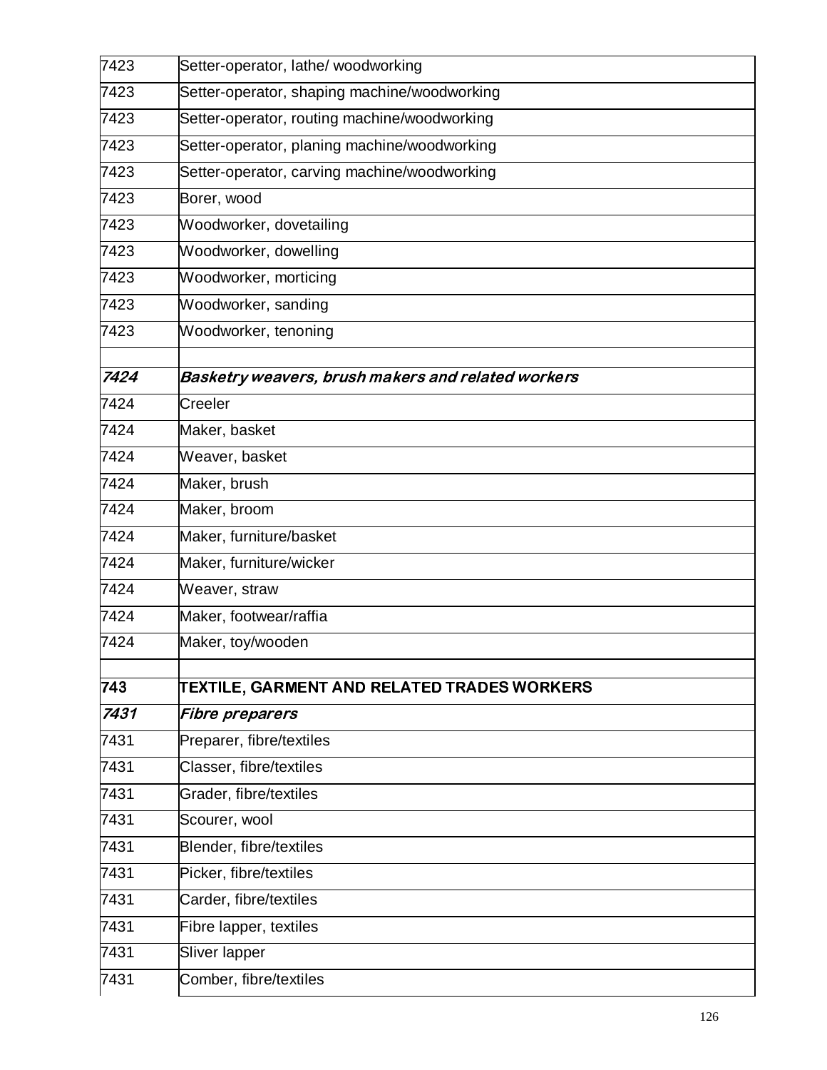| | |
|---|---|
| 7423 | Setter-operator, lathe/ woodworking |
| 7423 | Setter-operator, shaping machine/woodworking |
| 7423 | Setter-operator, routing machine/woodworking |
| 7423 | Setter-operator, planing machine/woodworking |
| 7423 | Setter-operator, carving machine/woodworking |
| 7423 | Borer, wood |
| 7423 | Woodworker, dovetailing |
| 7423 | Woodworker, dowelling |
| 7423 | Woodworker, morticing |
| 7423 | Woodworker, sanding |
| 7423 | Woodworker, tenoning |
| | |
| ***7424*** | ***Basketry weavers, brush makers and related workers*** |
| 7424 | Creeler |
| 7424 | Maker, basket |
| 7424 | Weaver, basket |
| 7424 | Maker, brush |
| 7424 | Maker, broom |
| 7424 | Maker, furniture/basket |
| 7424 | Maker, furniture/wicker |
| 7424 | Weaver, straw |
| 7424 | Maker, footwear/raffia |
| 7424 | Maker, toy/wooden |
| | |
| **743** | **TEXTILE, GARMENT AND RELATED TRADES WORKERS** |
| ***7431*** | ***Fibre preparers*** |
| 7431 | Preparer, fibre/textiles |
| 7431 | Classer, fibre/textiles |
| 7431 | Grader, fibre/textiles |
| 7431 | Scourer, wool |
| 7431 | Blender, fibre/textiles |
| 7431 | Picker, fibre/textiles |
| 7431 | Carder, fibre/textiles |
| 7431 | Fibre lapper, textiles |
| 7431 | Sliver lapper |
| 7431 | Comber, fibre/textiles |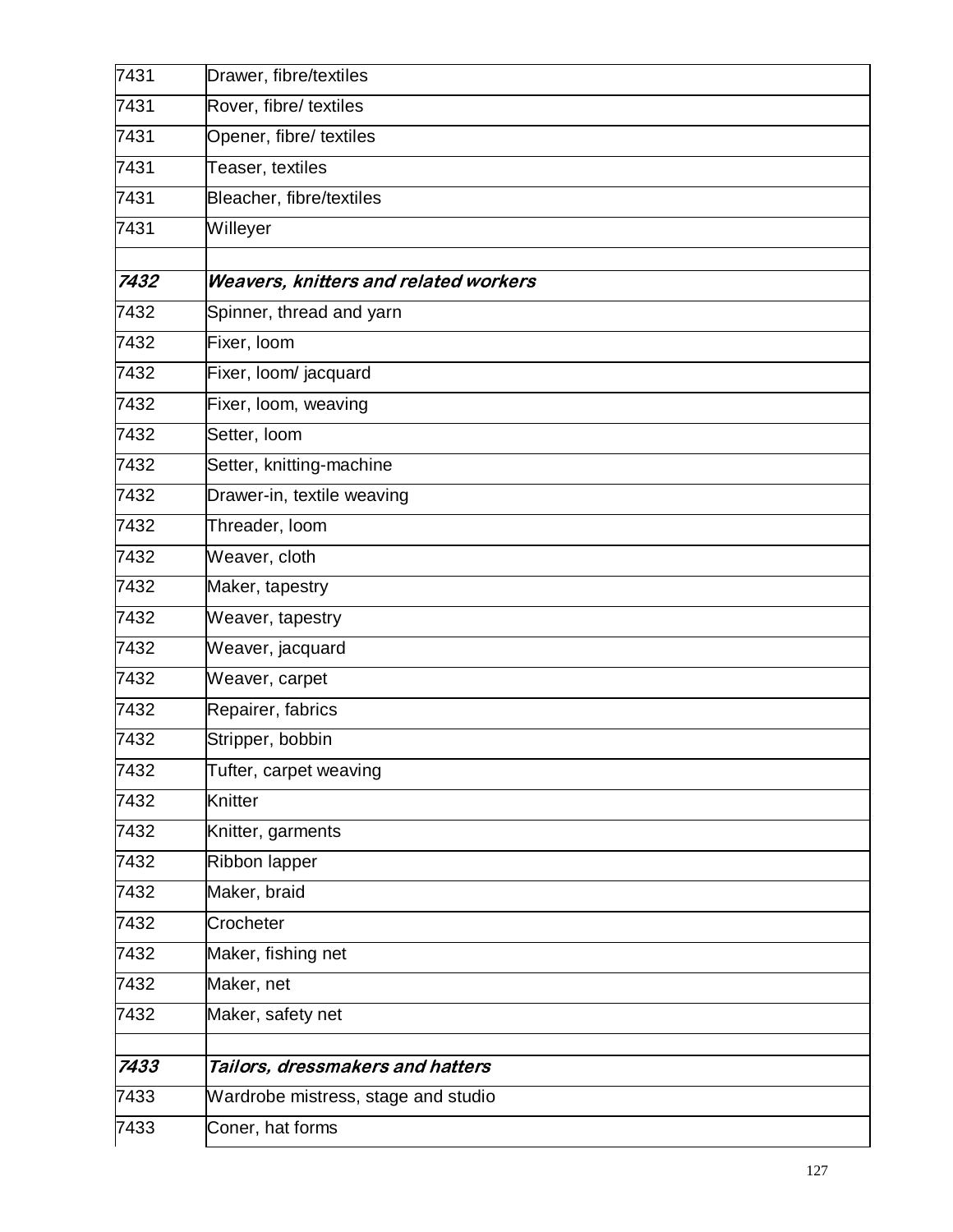| | |
|---|---|
| 7431 | Drawer, fibre/textiles |
| 7431 | Rover, fibre/ textiles |
| 7431 | Opener, fibre/ textiles |
| 7431 | Teaser, textiles |
| 7431 | Bleacher, fibre/textiles |
| 7431 | Willeyer |
| | |
| ***7432*** | ***Weavers, knitters and related workers*** |
| 7432 | Spinner, thread and yarn |
| 7432 | Fixer, loom |
| 7432 | Fixer, loom/ jacquard |
| 7432 | Fixer, loom, weaving |
| 7432 | Setter, loom |
| 7432 | Setter, knitting-machine |
| 7432 | Drawer-in, textile weaving |
| 7432 | Threader, loom |
| 7432 | Weaver, cloth |
| 7432 | Maker, tapestry |
| 7432 | Weaver, tapestry |
| 7432 | Weaver, jacquard |
| 7432 | Weaver, carpet |
| 7432 | Repairer, fabrics |
| 7432 | Stripper, bobbin |
| 7432 | Tufter, carpet weaving |
| 7432 | Knitter |
| 7432 | Knitter, garments |
| 7432 | Ribbon lapper |
| 7432 | Maker, braid |
| 7432 | Crocheter |
| 7432 | Maker, fishing net |
| 7432 | Maker, net |
| 7432 | Maker, safety net |
| | |
| ***7433*** | ***Tailors, dressmakers and hatters*** |
| 7433 | Wardrobe mistress, stage and studio |
| 7433 | Coner, hat forms |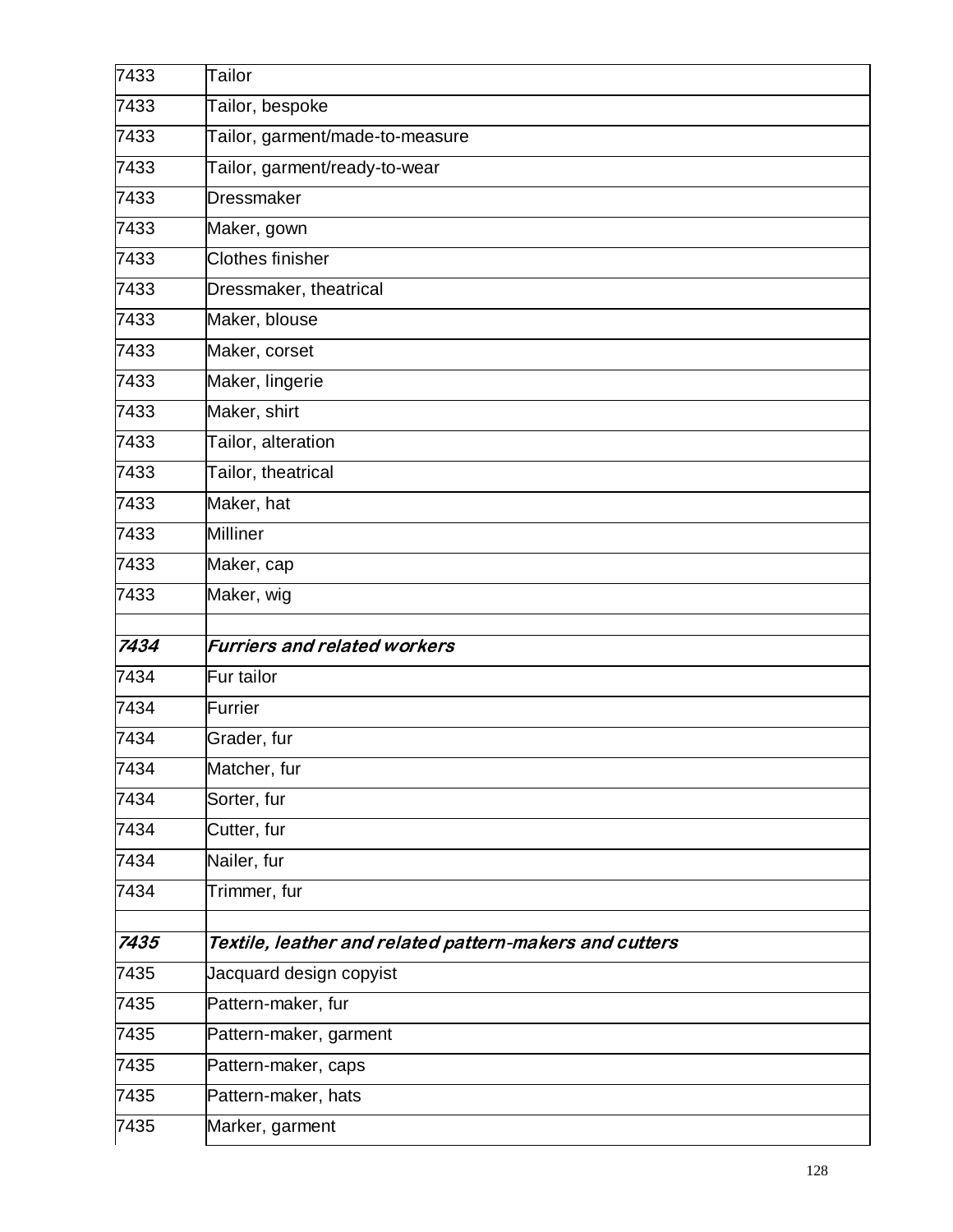| | |
|---|---|
| 7433 | Tailor |
| 7433 | Tailor, bespoke |
| 7433 | Tailor, garment/made-to-measure |
| 7433 | Tailor, garment/ready-to-wear |
| 7433 | Dressmaker |
| 7433 | Maker, gown |
| 7433 | Clothes finisher |
| 7433 | Dressmaker, theatrical |
| 7433 | Maker, blouse |
| 7433 | Maker, corset |
| 7433 | Maker, lingerie |
| 7433 | Maker, shirt |
| 7433 | Tailor, alteration |
| 7433 | Tailor, theatrical |
| 7433 | Maker, hat |
| 7433 | Milliner |
| 7433 | Maker, cap |
| 7433 | Maker, wig |
| | |
| ***7434*** | ***Furriers and related workers*** |
| 7434 | Fur tailor |
| 7434 | Furrier |
| 7434 | Grader, fur |
| 7434 | Matcher, fur |
| 7434 | Sorter, fur |
| 7434 | Cutter, fur |
| 7434 | Nailer, fur |
| 7434 | Trimmer, fur |
| | |
| ***7435*** | ***Textile, leather and related pattern-makers and cutters*** |
| 7435 | Jacquard design copyist |
| 7435 | Pattern-maker, fur |
| 7435 | Pattern-maker, garment |
| 7435 | Pattern-maker, caps |
| 7435 | Pattern-maker, hats |
| 7435 | Marker, garment |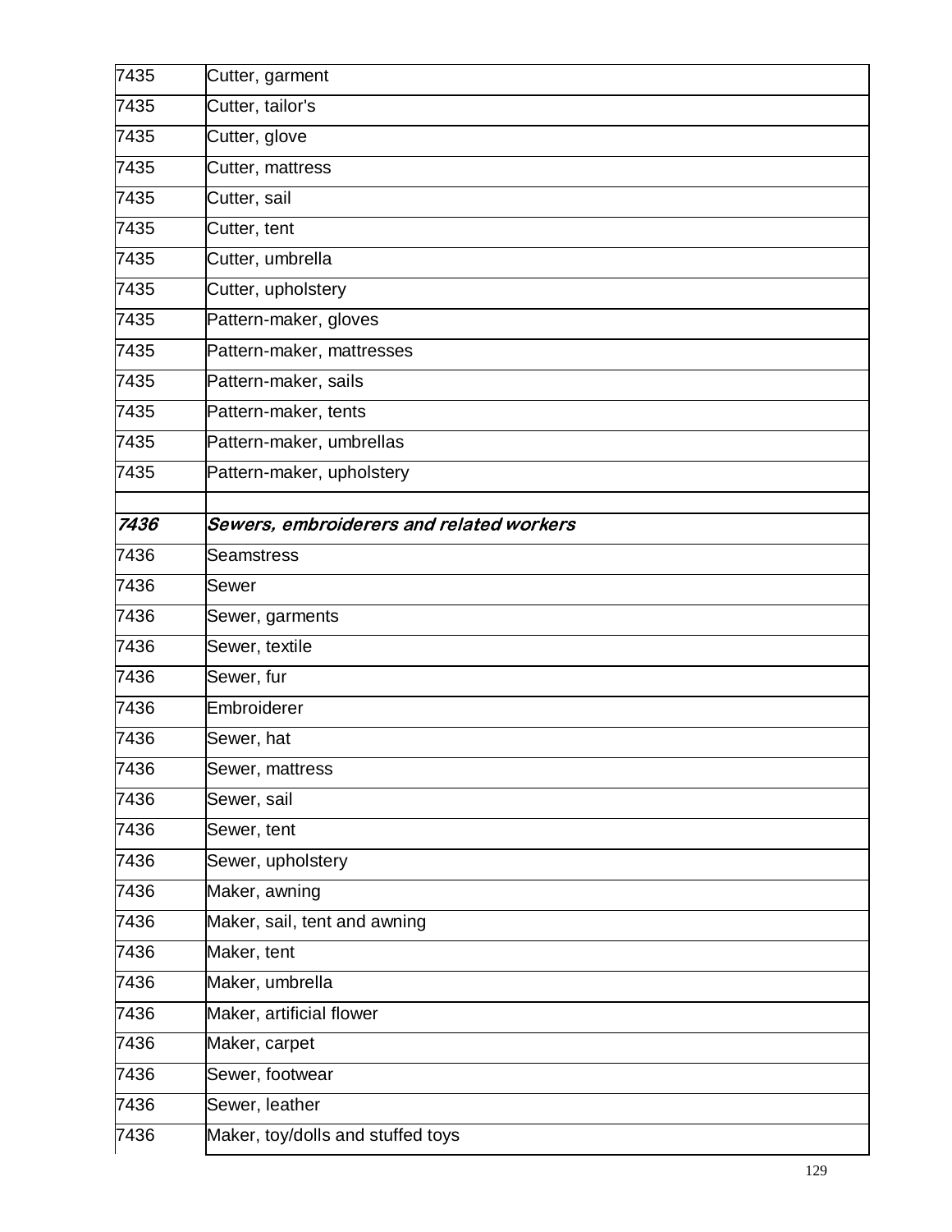| | |
|---|---|
| 7435 | Cutter, garment |
| 7435 | Cutter, tailor's |
| 7435 | Cutter, glove |
| 7435 | Cutter, mattress |
| 7435 | Cutter, sail |
| 7435 | Cutter, tent |
| 7435 | Cutter, umbrella |
| 7435 | Cutter, upholstery |
| 7435 | Pattern-maker, gloves |
| 7435 | Pattern-maker, mattresses |
| 7435 | Pattern-maker, sails |
| 7435 | Pattern-maker, tents |
| 7435 | Pattern-maker, umbrellas |
| 7435 | Pattern-maker, upholstery |
| | |
| ***7436*** | ***Sewers, embroiderers and related workers*** |
| 7436 | Seamstress |
| 7436 | Sewer |
| 7436 | Sewer, garments |
| 7436 | Sewer, textile |
| 7436 | Sewer, fur |
| 7436 | Embroiderer |
| 7436 | Sewer, hat |
| 7436 | Sewer, mattress |
| 7436 | Sewer, sail |
| 7436 | Sewer, tent |
| 7436 | Sewer, upholstery |
| 7436 | Maker, awning |
| 7436 | Maker, sail, tent and awning |
| 7436 | Maker, tent |
| 7436 | Maker, umbrella |
| 7436 | Maker, artificial flower |
| 7436 | Maker, carpet |
| 7436 | Sewer, footwear |
| 7436 | Sewer, leather |
| 7436 | Maker, toy/dolls and stuffed toys |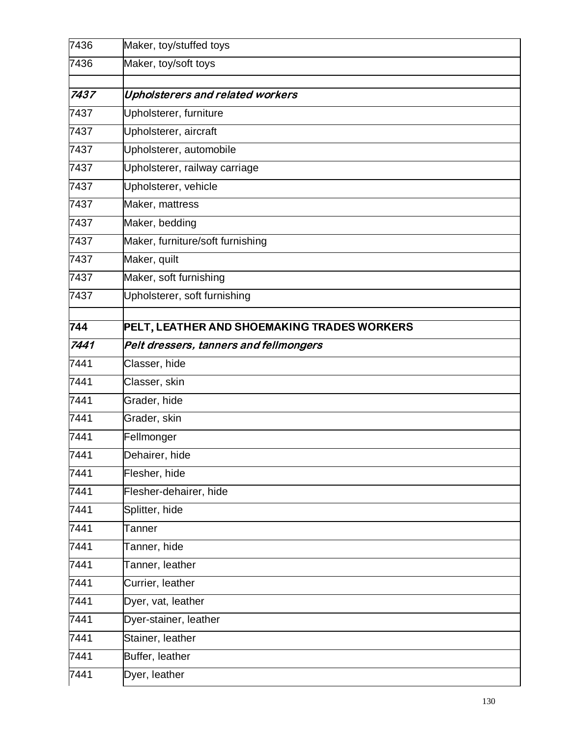| | |
|---|---|
| 7436 | Maker, toy/stuffed toys |
| 7436 | Maker, toy/soft toys |
| | |
| ***7437*** | ***Upholsterers and related workers*** |
| 7437 | Upholsterer, furniture |
| 7437 | Upholsterer, aircraft |
| 7437 | Upholsterer, automobile |
| 7437 | Upholsterer, railway carriage |
| 7437 | Upholsterer, vehicle |
| 7437 | Maker, mattress |
| 7437 | Maker, bedding |
| 7437 | Maker, furniture/soft furnishing |
| 7437 | Maker, quilt |
| 7437 | Maker, soft furnishing |
| 7437 | Upholsterer, soft furnishing |
| | |
| **744** | **PELT, LEATHER AND SHOEMAKING TRADES WORKERS** |
| ***7441*** | ***Pelt dressers, tanners and fellmongers*** |
| 7441 | Classer, hide |
| 7441 | Classer, skin |
| 7441 | Grader, hide |
| 7441 | Grader, skin |
| 7441 | Fellmonger |
| 7441 | Dehairer, hide |
| 7441 | Flesher, hide |
| 7441 | Flesher-dehairer, hide |
| 7441 | Splitter, hide |
| 7441 | Tanner |
| 7441 | Tanner, hide |
| 7441 | Tanner, leather |
| 7441 | Currier, leather |
| 7441 | Dyer, vat, leather |
| 7441 | Dyer-stainer, leather |
| 7441 | Stainer, leather |
| 7441 | Buffer, leather |
| 7441 | Dyer, leather |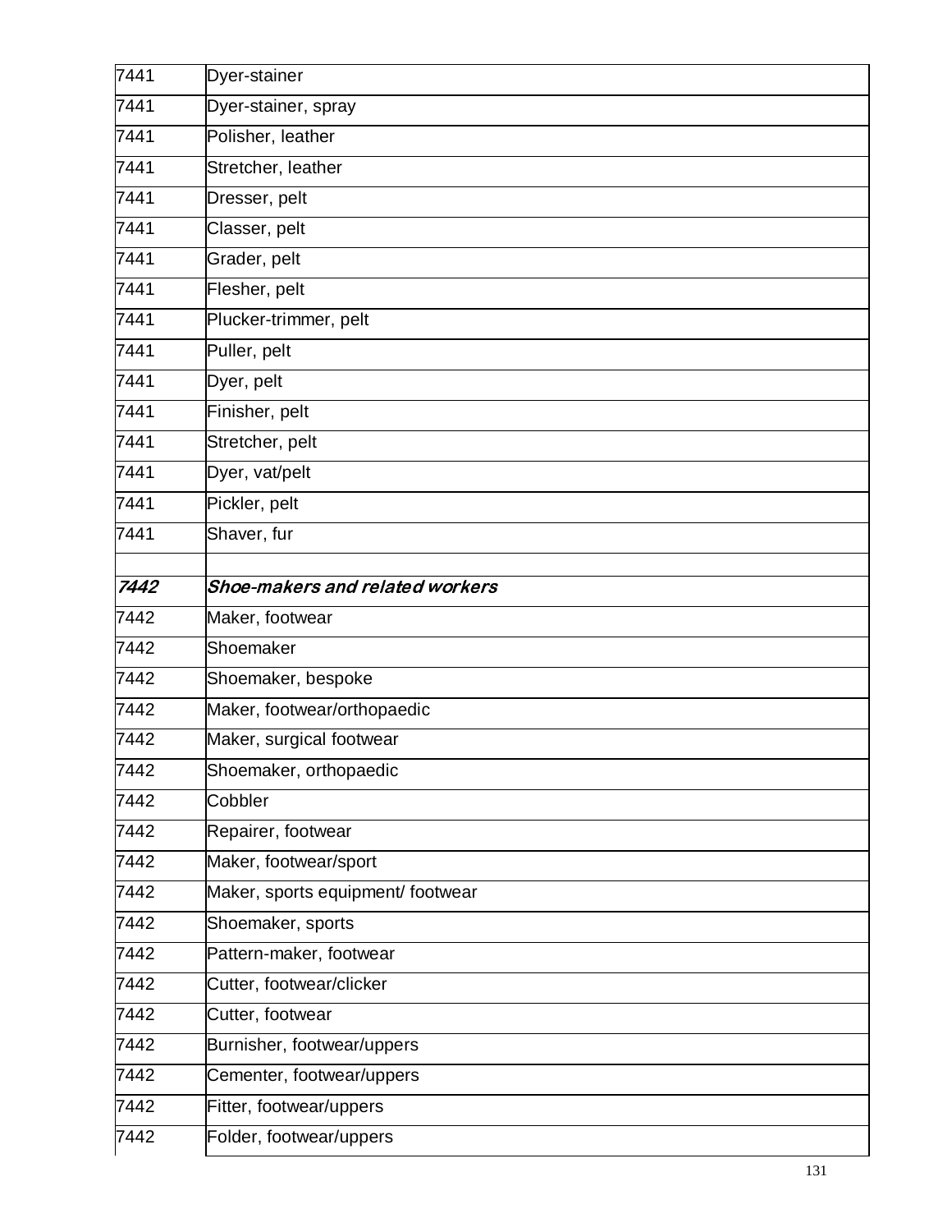| | |
|---|---|
| 7441 | Dyer-stainer |
| 7441 | Dyer-stainer, spray |
| 7441 | Polisher, leather |
| 7441 | Stretcher, leather |
| 7441 | Dresser, pelt |
| 7441 | Classer, pelt |
| 7441 | Grader, pelt |
| 7441 | Flesher, pelt |
| 7441 | Plucker-trimmer, pelt |
| 7441 | Puller, pelt |
| 7441 | Dyer, pelt |
| 7441 | Finisher, pelt |
| 7441 | Stretcher, pelt |
| 7441 | Dyer, vat/pelt |
| 7441 | Pickler, pelt |
| 7441 | Shaver, fur |
| | |
| ***7442*** | ***Shoe-makers and related workers*** |
| 7442 | Maker, footwear |
| 7442 | Shoemaker |
| 7442 | Shoemaker, bespoke |
| 7442 | Maker, footwear/orthopaedic |
| 7442 | Maker, surgical footwear |
| 7442 | Shoemaker, orthopaedic |
| 7442 | Cobbler |
| 7442 | Repairer, footwear |
| 7442 | Maker, footwear/sport |
| 7442 | Maker, sports equipment/ footwear |
| 7442 | Shoemaker, sports |
| 7442 | Pattern-maker, footwear |
| 7442 | Cutter, footwear/clicker |
| 7442 | Cutter, footwear |
| 7442 | Burnisher, footwear/uppers |
| 7442 | Cementer, footwear/uppers |
| 7442 | Fitter, footwear/uppers |
| 7442 | Folder, footwear/uppers |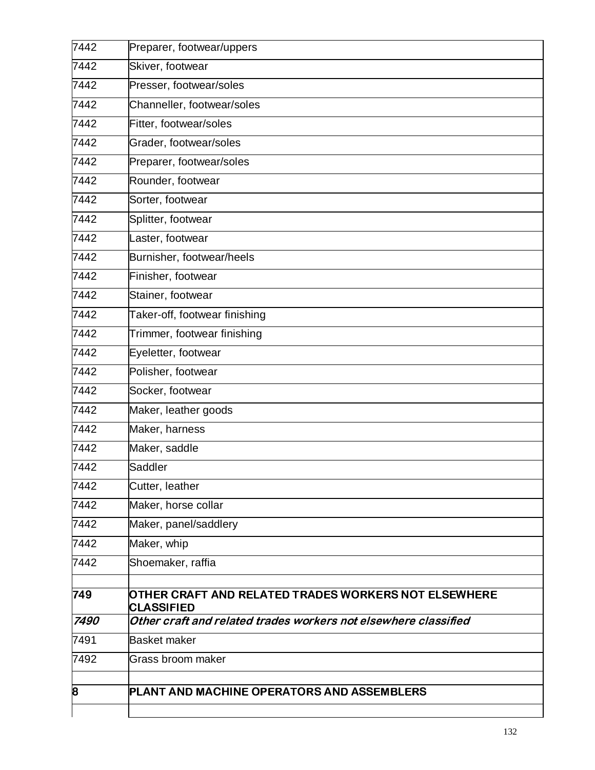| | |
|---|---|
| 7442 | Preparer, footwear/uppers |
| 7442 | Skiver, footwear |
| 7442 | Presser, footwear/soles |
| 7442 | Channeller, footwear/soles |
| 7442 | Fitter, footwear/soles |
| 7442 | Grader, footwear/soles |
| 7442 | Preparer, footwear/soles |
| 7442 | Rounder, footwear |
| 7442 | Sorter, footwear |
| 7442 | Splitter, footwear |
| 7442 | Laster, footwear |
| 7442 | Burnisher, footwear/heels |
| 7442 | Finisher, footwear |
| 7442 | Stainer, footwear |
| 7442 | Taker-off, footwear finishing |
| 7442 | Trimmer, footwear finishing |
| 7442 | Eyeletter, footwear |
| 7442 | Polisher, footwear |
| 7442 | Socker, footwear |
| 7442 | Maker, leather goods |
| 7442 | Maker, harness |
| 7442 | Maker, saddle |
| 7442 | Saddler |
| 7442 | Cutter, leather |
| 7442 | Maker, horse collar |
| 7442 | Maker, panel/saddlery |
| 7442 | Maker, whip |
| 7442 | Shoemaker, raffia |
| | |
| **749** | **OTHER CRAFT AND RELATED TRADES WORKERS NOT ELSEWHERE CLASSIFIED** |
| ***7490*** | ***Other craft and related trades workers not elsewhere classified*** |
| 7491 | Basket maker |
| 7492 | Grass broom maker |
| | |
| **8** | **PLANT AND MACHINE OPERATORS AND ASSEMBLERS** |
| | |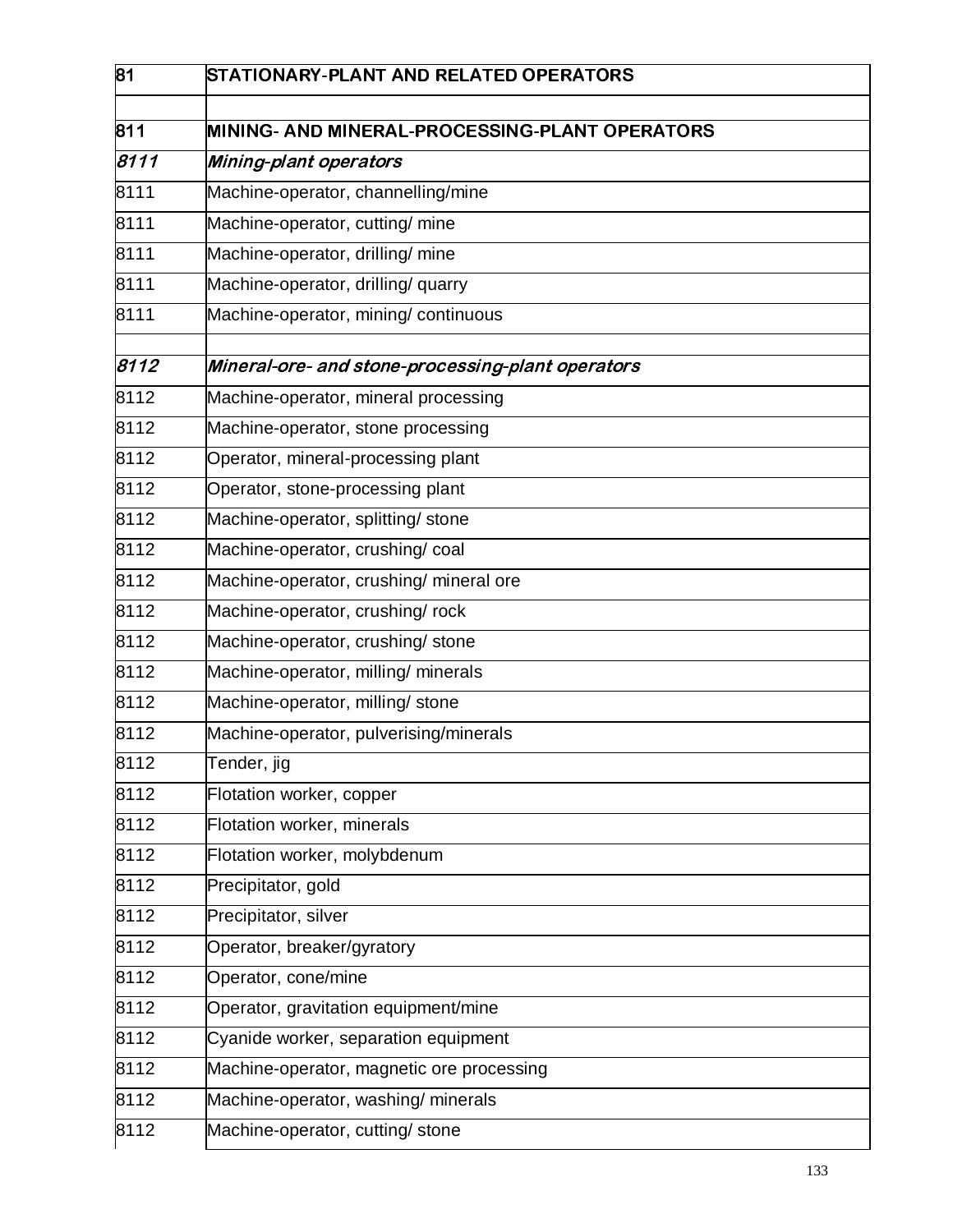| 81 | **STATIONARY-PLANT AND RELATED OPERATORS** |
|---|---|
| | |
| 811 | **MINING- AND MINERAL-PROCESSING-PLANT OPERATORS** |
| *8111* | ***Mining-plant operators*** |
| 8111 | Machine-operator, channelling/mine |
| 8111 | Machine-operator, cutting/ mine |
| 8111 | Machine-operator, drilling/ mine |
| 8111 | Machine-operator, drilling/ quarry |
| 8111 | Machine-operator, mining/ continuous |
| | |
| *8112* | ***Mineral-ore- and stone-processing-plant operators*** |
| 8112 | Machine-operator, mineral processing |
| 8112 | Machine-operator, stone processing |
| 8112 | Operator, mineral-processing plant |
| 8112 | Operator, stone-processing plant |
| 8112 | Machine-operator, splitting/ stone |
| 8112 | Machine-operator, crushing/ coal |
| 8112 | Machine-operator, crushing/ mineral ore |
| 8112 | Machine-operator, crushing/ rock |
| 8112 | Machine-operator, crushing/ stone |
| 8112 | Machine-operator, milling/ minerals |
| 8112 | Machine-operator, milling/ stone |
| 8112 | Machine-operator, pulverising/minerals |
| 8112 | Tender, jig |
| 8112 | Flotation worker, copper |
| 8112 | Flotation worker, minerals |
| 8112 | Flotation worker, molybdenum |
| 8112 | Precipitator, gold |
| 8112 | Precipitator, silver |
| 8112 | Operator, breaker/gyratory |
| 8112 | Operator, cone/mine |
| 8112 | Operator, gravitation equipment/mine |
| 8112 | Cyanide worker, separation equipment |
| 8112 | Machine-operator, magnetic ore processing |
| 8112 | Machine-operator, washing/ minerals |
| 8112 | Machine-operator, cutting/ stone |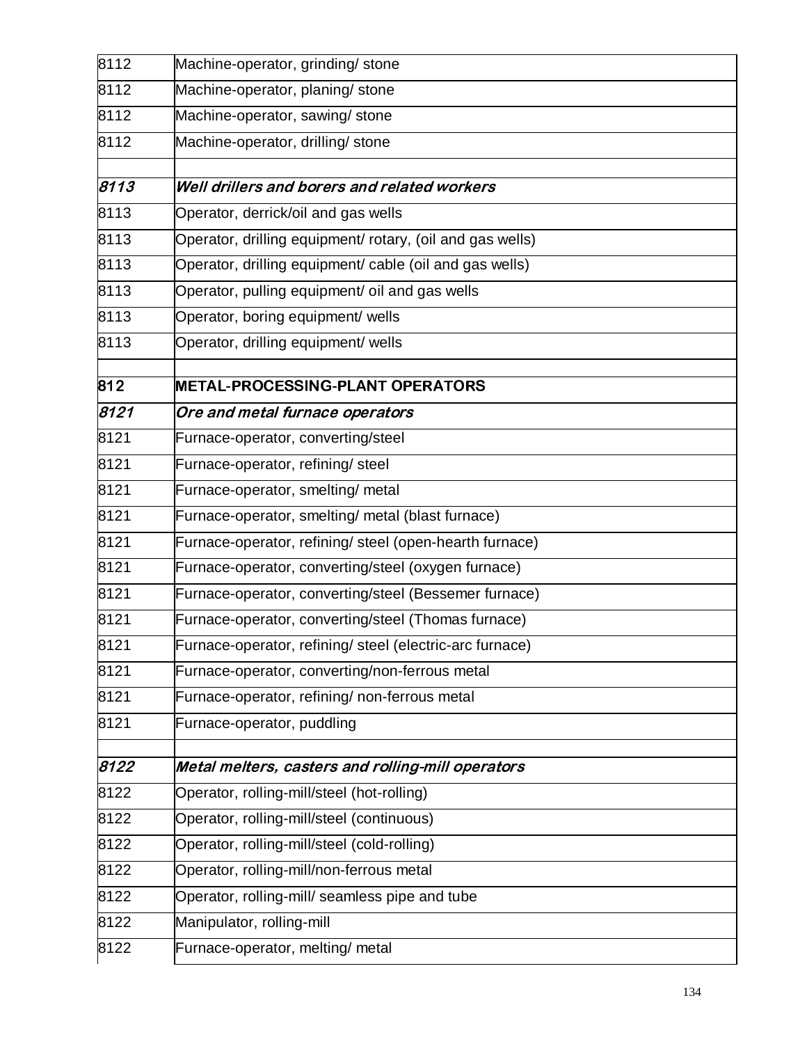| | |
|---|---|
| 8112 | Machine-operator, grinding/ stone |
| 8112 | Machine-operator, planing/ stone |
| 8112 | Machine-operator, sawing/ stone |
| 8112 | Machine-operator, drilling/ stone |
| | |
| *8113* | ***Well drillers and borers and related workers*** |
| 8113 | Operator, derrick/oil and gas wells |
| 8113 | Operator, drilling equipment/ rotary, (oil and gas wells) |
| 8113 | Operator, drilling equipment/ cable (oil and gas wells) |
| 8113 | Operator, pulling equipment/ oil and gas wells |
| 8113 | Operator, boring equipment/ wells |
| 8113 | Operator, drilling equipment/ wells |
| | |
| **812** | **METAL-PROCESSING-PLANT OPERATORS** |
| *8121* | ***Ore and metal furnace operators*** |
| 8121 | Furnace-operator, converting/steel |
| 8121 | Furnace-operator, refining/ steel |
| 8121 | Furnace-operator, smelting/ metal |
| 8121 | Furnace-operator, smelting/ metal (blast furnace) |
| 8121 | Furnace-operator, refining/ steel (open-hearth furnace) |
| 8121 | Furnace-operator, converting/steel (oxygen furnace) |
| 8121 | Furnace-operator, converting/steel (Bessemer furnace) |
| 8121 | Furnace-operator, converting/steel (Thomas furnace) |
| 8121 | Furnace-operator, refining/ steel (electric-arc furnace) |
| 8121 | Furnace-operator, converting/non-ferrous metal |
| 8121 | Furnace-operator, refining/ non-ferrous metal |
| 8121 | Furnace-operator, puddling |
| | |
| *8122* | ***Metal melters, casters and rolling-mill operators*** |
| 8122 | Operator, rolling-mill/steel (hot-rolling) |
| 8122 | Operator, rolling-mill/steel (continuous) |
| 8122 | Operator, rolling-mill/steel (cold-rolling) |
| 8122 | Operator, rolling-mill/non-ferrous metal |
| 8122 | Operator, rolling-mill/ seamless pipe and tube |
| 8122 | Manipulator, rolling-mill |
| 8122 | Furnace-operator, melting/ metal |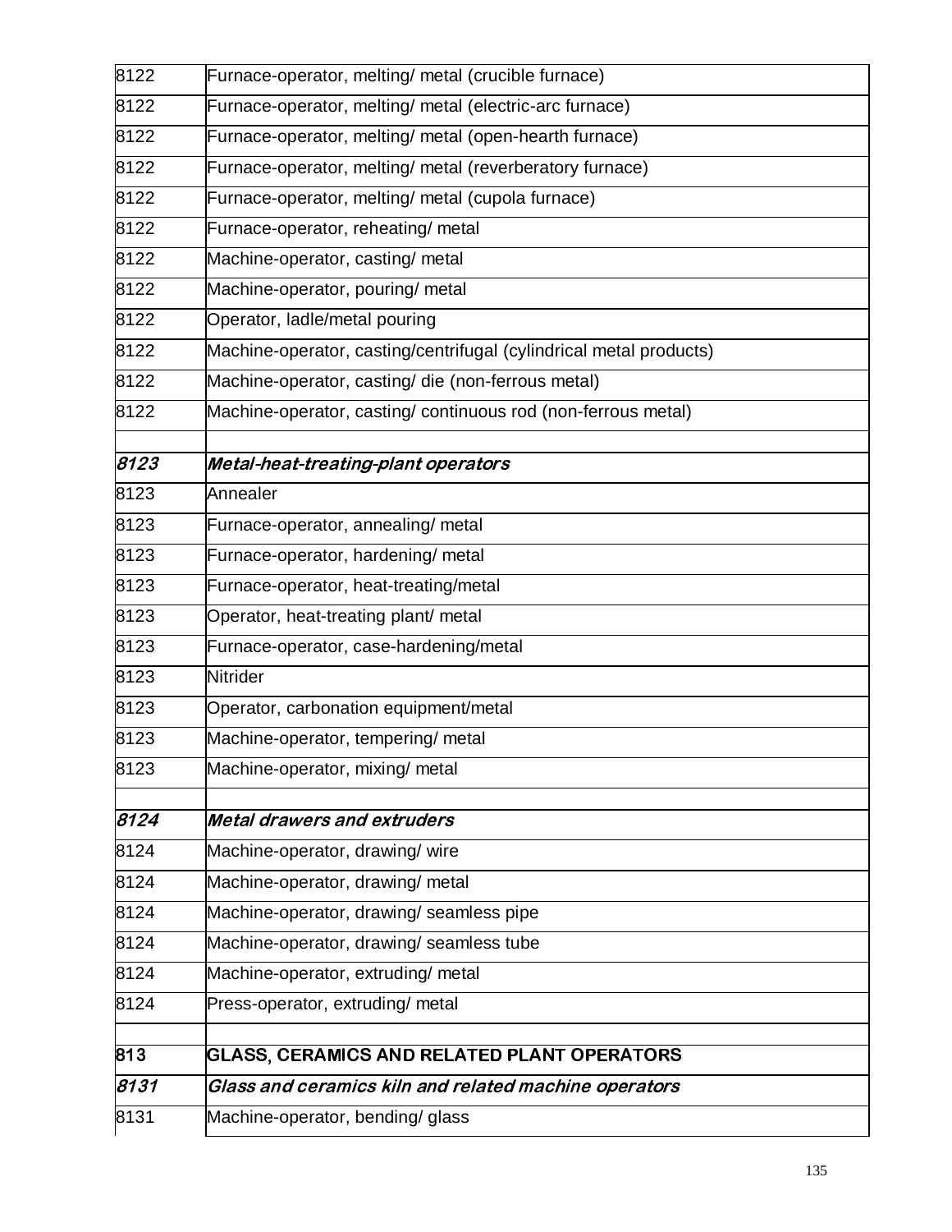| | |
|---|---|
| 8122 | Furnace-operator, melting/ metal (crucible furnace) |
| 8122 | Furnace-operator, melting/ metal (electric-arc furnace) |
| 8122 | Furnace-operator, melting/ metal (open-hearth furnace) |
| 8122 | Furnace-operator, melting/ metal (reverberatory furnace) |
| 8122 | Furnace-operator, melting/ metal (cupola furnace) |
| 8122 | Furnace-operator, reheating/ metal |
| 8122 | Machine-operator, casting/ metal |
| 8122 | Machine-operator, pouring/ metal |
| 8122 | Operator, ladle/metal pouring |
| 8122 | Machine-operator, casting/centrifugal (cylindrical metal products) |
| 8122 | Machine-operator, casting/ die (non-ferrous metal) |
| 8122 | Machine-operator, casting/ continuous rod (non-ferrous metal) |
| | |
| ***8123*** | ***Metal-heat-treating-plant operators*** |
| 8123 | Annealer |
| 8123 | Furnace-operator, annealing/ metal |
| 8123 | Furnace-operator, hardening/ metal |
| 8123 | Furnace-operator, heat-treating/metal |
| 8123 | Operator, heat-treating plant/ metal |
| 8123 | Furnace-operator, case-hardening/metal |
| 8123 | Nitrider |
| 8123 | Operator, carbonation equipment/metal |
| 8123 | Machine-operator, tempering/ metal |
| 8123 | Machine-operator, mixing/ metal |
| | |
| ***8124*** | ***Metal drawers and extruders*** |
| 8124 | Machine-operator, drawing/ wire |
| 8124 | Machine-operator, drawing/ metal |
| 8124 | Machine-operator, drawing/ seamless pipe |
| 8124 | Machine-operator, drawing/ seamless tube |
| 8124 | Machine-operator, extruding/ metal |
| 8124 | Press-operator, extruding/ metal |
| | |
| **813** | **GLASS, CERAMICS AND RELATED PLANT OPERATORS** |
| ***8131*** | ***Glass and ceramics kiln and related machine operators*** |
| 8131 | Machine-operator, bending/ glass |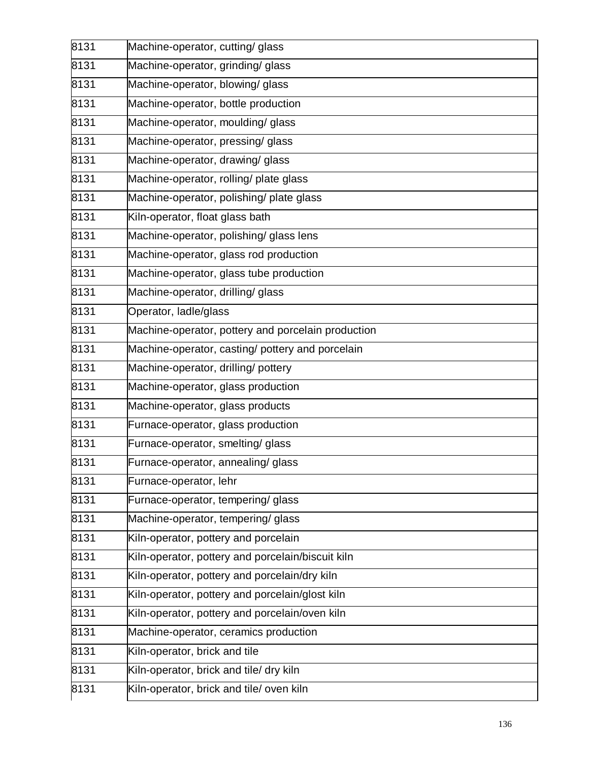| | |
|---|---|
| 8131 | Machine-operator, cutting/ glass |
| 8131 | Machine-operator, grinding/ glass |
| 8131 | Machine-operator, blowing/ glass |
| 8131 | Machine-operator, bottle production |
| 8131 | Machine-operator, moulding/ glass |
| 8131 | Machine-operator, pressing/ glass |
| 8131 | Machine-operator, drawing/ glass |
| 8131 | Machine-operator, rolling/ plate glass |
| 8131 | Machine-operator, polishing/ plate glass |
| 8131 | Kiln-operator, float glass bath |
| 8131 | Machine-operator, polishing/ glass lens |
| 8131 | Machine-operator, glass rod production |
| 8131 | Machine-operator, glass tube production |
| 8131 | Machine-operator, drilling/ glass |
| 8131 | Operator, ladle/glass |
| 8131 | Machine-operator, pottery and porcelain production |
| 8131 | Machine-operator, casting/ pottery and porcelain |
| 8131 | Machine-operator, drilling/ pottery |
| 8131 | Machine-operator, glass production |
| 8131 | Machine-operator, glass products |
| 8131 | Furnace-operator, glass production |
| 8131 | Furnace-operator, smelting/ glass |
| 8131 | Furnace-operator, annealing/ glass |
| 8131 | Furnace-operator, lehr |
| 8131 | Furnace-operator, tempering/ glass |
| 8131 | Machine-operator, tempering/ glass |
| 8131 | Kiln-operator, pottery and porcelain |
| 8131 | Kiln-operator, pottery and porcelain/biscuit kiln |
| 8131 | Kiln-operator, pottery and porcelain/dry kiln |
| 8131 | Kiln-operator, pottery and porcelain/glost kiln |
| 8131 | Kiln-operator, pottery and porcelain/oven kiln |
| 8131 | Machine-operator, ceramics production |
| 8131 | Kiln-operator, brick and tile |
| 8131 | Kiln-operator, brick and tile/ dry kiln |
| 8131 | Kiln-operator, brick and tile/ oven kiln |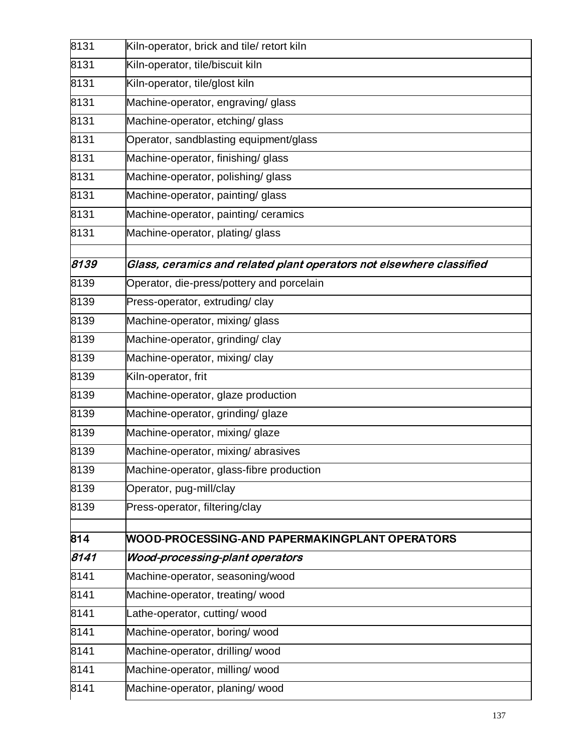| | |
|---|---|
| 8131 | Kiln-operator, brick and tile/ retort kiln |
| 8131 | Kiln-operator, tile/biscuit kiln |
| 8131 | Kiln-operator, tile/glost kiln |
| 8131 | Machine-operator, engraving/ glass |
| 8131 | Machine-operator, etching/ glass |
| 8131 | Operator, sandblasting equipment/glass |
| 8131 | Machine-operator, finishing/ glass |
| 8131 | Machine-operator, polishing/ glass |
| 8131 | Machine-operator, painting/ glass |
| 8131 | Machine-operator, painting/ ceramics |
| 8131 | Machine-operator, plating/ glass |
| | |
| ***8139*** | ***Glass, ceramics and related plant operators not elsewhere classified*** |
| 8139 | Operator, die-press/pottery and porcelain |
| 8139 | Press-operator, extruding/ clay |
| 8139 | Machine-operator, mixing/ glass |
| 8139 | Machine-operator, grinding/ clay |
| 8139 | Machine-operator, mixing/ clay |
| 8139 | Kiln-operator, frit |
| 8139 | Machine-operator, glaze production |
| 8139 | Machine-operator, grinding/ glaze |
| 8139 | Machine-operator, mixing/ glaze |
| 8139 | Machine-operator, mixing/ abrasives |
| 8139 | Machine-operator, glass-fibre production |
| 8139 | Operator, pug-mill/clay |
| 8139 | Press-operator, filtering/clay |
| | |
| **814** | **WOOD-PROCESSING-AND PAPERMAKINGPLANT OPERATORS** |
| ***8141*** | ***Wood-processing-plant operators*** |
| 8141 | Machine-operator, seasoning/wood |
| 8141 | Machine-operator, treating/ wood |
| 8141 | Lathe-operator, cutting/ wood |
| 8141 | Machine-operator, boring/ wood |
| 8141 | Machine-operator, drilling/ wood |
| 8141 | Machine-operator, milling/ wood |
| 8141 | Machine-operator, planing/ wood |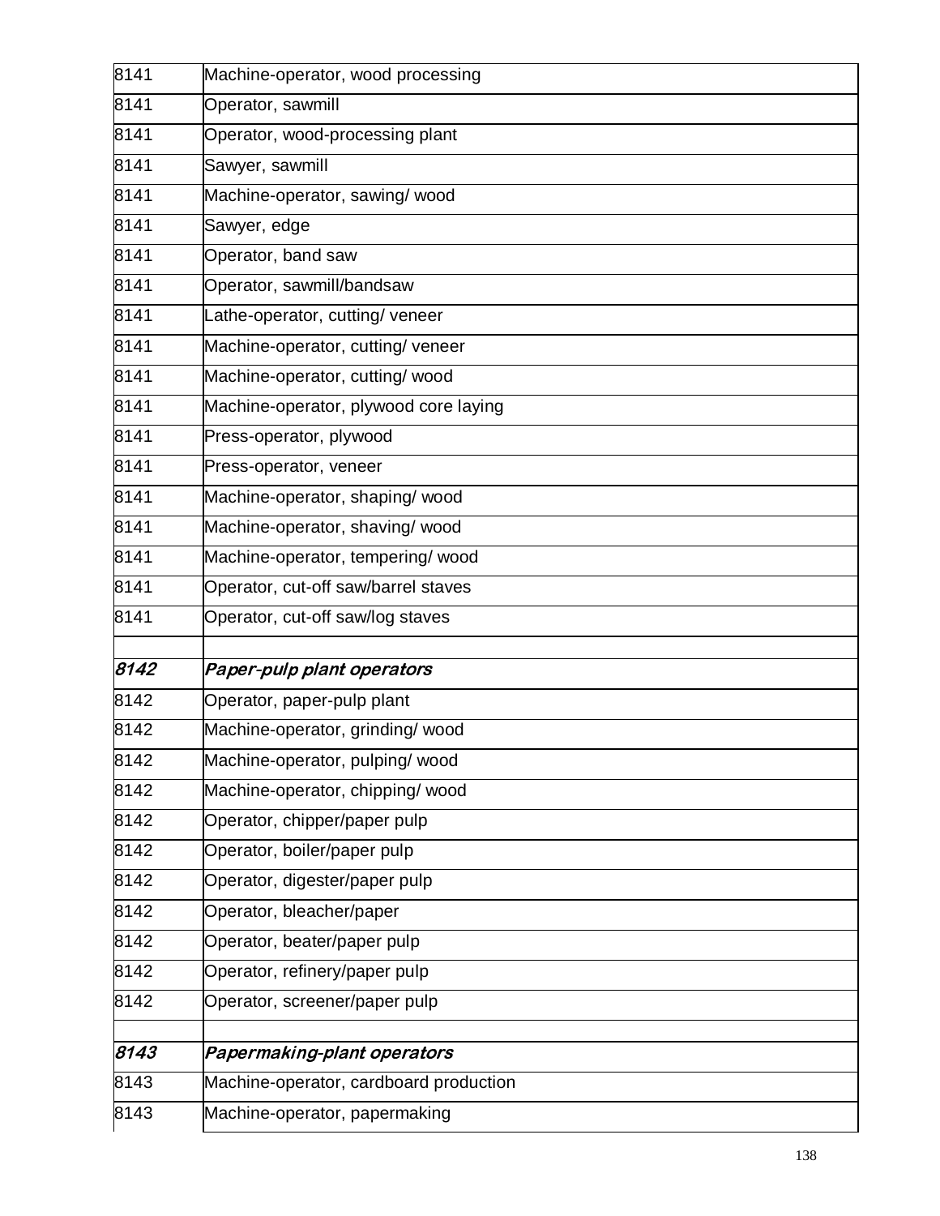| | |
|---|---|
| 8141 | Machine-operator, wood processing |
| 8141 | Operator, sawmill |
| 8141 | Operator, wood-processing plant |
| 8141 | Sawyer, sawmill |
| 8141 | Machine-operator, sawing/ wood |
| 8141 | Sawyer, edge |
| 8141 | Operator, band saw |
| 8141 | Operator, sawmill/bandsaw |
| 8141 | Lathe-operator, cutting/ veneer |
| 8141 | Machine-operator, cutting/ veneer |
| 8141 | Machine-operator, cutting/ wood |
| 8141 | Machine-operator, plywood core laying |
| 8141 | Press-operator, plywood |
| 8141 | Press-operator, veneer |
| 8141 | Machine-operator, shaping/ wood |
| 8141 | Machine-operator, shaving/ wood |
| 8141 | Machine-operator, tempering/ wood |
| 8141 | Operator, cut-off saw/barrel staves |
| 8141 | Operator, cut-off saw/log staves |
| | |
| ***8142*** | ***Paper-pulp plant operators*** |
| 8142 | Operator, paper-pulp plant |
| 8142 | Machine-operator, grinding/ wood |
| 8142 | Machine-operator, pulping/ wood |
| 8142 | Machine-operator, chipping/ wood |
| 8142 | Operator, chipper/paper pulp |
| 8142 | Operator, boiler/paper pulp |
| 8142 | Operator, digester/paper pulp |
| 8142 | Operator, bleacher/paper |
| 8142 | Operator, beater/paper pulp |
| 8142 | Operator, refinery/paper pulp |
| 8142 | Operator, screener/paper pulp |
| | |
| ***8143*** | ***Papermaking-plant operators*** |
| 8143 | Machine-operator, cardboard production |
| 8143 | Machine-operator, papermaking |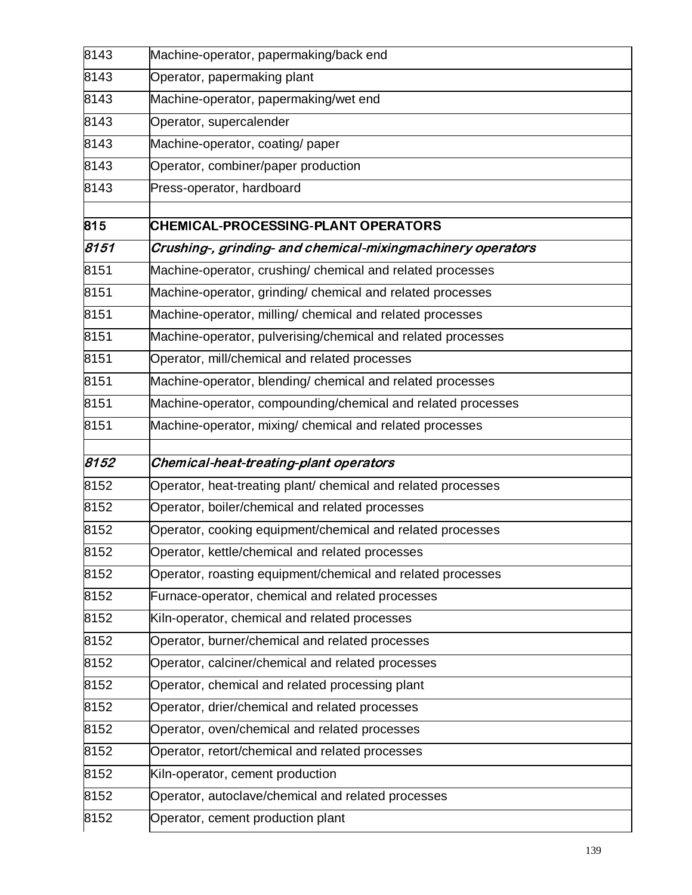| | |
|---|---|
| 8143 | Machine-operator, papermaking/back end |
| 8143 | Operator, papermaking plant |
| 8143 | Machine-operator, papermaking/wet end |
| 8143 | Operator, supercalender |
| 8143 | Machine-operator, coating/ paper |
| 8143 | Operator, combiner/paper production |
| 8143 | Press-operator, hardboard |
| | |
| **815** | **CHEMICAL-PROCESSING-PLANT OPERATORS** |
| ***8151*** | ***Crushing-, grinding- and chemical-mixingmachinery operators*** |
| 8151 | Machine-operator, crushing/ chemical and related processes |
| 8151 | Machine-operator, grinding/ chemical and related processes |
| 8151 | Machine-operator, milling/ chemical and related processes |
| 8151 | Machine-operator, pulverising/chemical and related processes |
| 8151 | Operator, mill/chemical and related processes |
| 8151 | Machine-operator, blending/ chemical and related processes |
| 8151 | Machine-operator, compounding/chemical and related processes |
| 8151 | Machine-operator, mixing/ chemical and related processes |
| | |
| ***8152*** | ***Chemical-heat-treating-plant operators*** |
| 8152 | Operator, heat-treating plant/ chemical and related processes |
| 8152 | Operator, boiler/chemical and related processes |
| 8152 | Operator, cooking equipment/chemical and related processes |
| 8152 | Operator, kettle/chemical and related processes |
| 8152 | Operator, roasting equipment/chemical and related processes |
| 8152 | Furnace-operator, chemical and related processes |
| 8152 | Kiln-operator, chemical and related processes |
| 8152 | Operator, burner/chemical and related processes |
| 8152 | Operator, calciner/chemical and related processes |
| 8152 | Operator, chemical and related processing plant |
| 8152 | Operator, drier/chemical and related processes |
| 8152 | Operator, oven/chemical and related processes |
| 8152 | Operator, retort/chemical and related processes |
| 8152 | Kiln-operator, cement production |
| 8152 | Operator, autoclave/chemical and related processes |
| 8152 | Operator, cement production plant |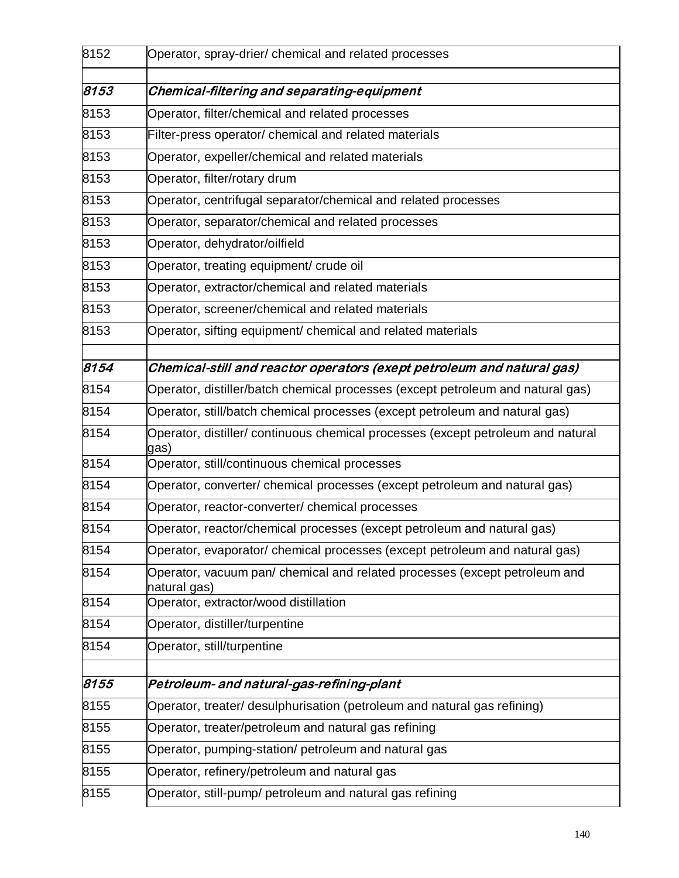| | |
|---|---|
| 8152 | Operator, spray-drier/ chemical and related processes |
| | |
| ***8153*** | ***Chemical-filtering and separating-equipment*** |
| 8153 | Operator, filter/chemical and related processes |
| 8153 | Filter-press operator/ chemical and related materials |
| 8153 | Operator, expeller/chemical and related materials |
| 8153 | Operator, filter/rotary drum |
| 8153 | Operator, centrifugal separator/chemical and related processes |
| 8153 | Operator, separator/chemical and related processes |
| 8153 | Operator, dehydrator/oilfield |
| 8153 | Operator, treating equipment/ crude oil |
| 8153 | Operator, extractor/chemical and related materials |
| 8153 | Operator, screener/chemical and related materials |
| 8153 | Operator, sifting equipment/ chemical and related materials |
| | |
| ***8154*** | ***Chemical-still and reactor operators (exept petroleum and natural gas)*** |
| 8154 | Operator, distiller/batch chemical processes (except petroleum and natural gas) |
| 8154 | Operator, still/batch chemical processes (except petroleum and natural gas) |
| 8154 | Operator, distiller/ continuous chemical processes (except petroleum and natural gas) |
| 8154 | Operator, still/continuous chemical processes |
| 8154 | Operator, converter/ chemical processes (except petroleum and natural gas) |
| 8154 | Operator, reactor-converter/ chemical processes |
| 8154 | Operator, reactor/chemical processes (except petroleum and natural gas) |
| 8154 | Operator, evaporator/ chemical processes (except petroleum and natural gas) |
| 8154 | Operator, vacuum pan/ chemical and related processes (except petroleum and natural gas) |
| 8154 | Operator, extractor/wood distillation |
| 8154 | Operator, distiller/turpentine |
| 8154 | Operator, still/turpentine |
| | |
| ***8155*** | ***Petroleum- and natural-gas-refining-plant*** |
| 8155 | Operator, treater/ desulphurisation (petroleum and natural gas refining) |
| 8155 | Operator, treater/petroleum and natural gas refining |
| 8155 | Operator, pumping-station/ petroleum and natural gas |
| 8155 | Operator, refinery/petroleum and natural gas |
| 8155 | Operator, still-pump/ petroleum and natural gas refining |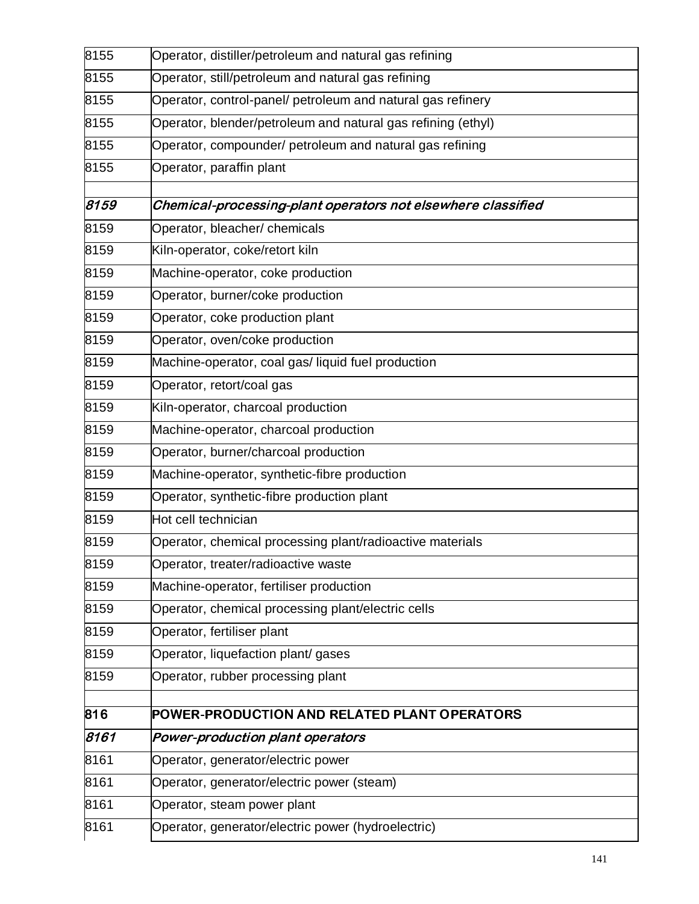| | |
|---|---|
| 8155 | Operator, distiller/petroleum and natural gas refining |
| 8155 | Operator, still/petroleum and natural gas refining |
| 8155 | Operator, control-panel/ petroleum and natural gas refinery |
| 8155 | Operator, blender/petroleum and natural gas refining (ethyl) |
| 8155 | Operator, compounder/ petroleum and natural gas refining |
| 8155 | Operator, paraffin plant |
| | |
| ***8159*** | ***Chemical-processing-plant operators not elsewhere classified*** |
| 8159 | Operator, bleacher/ chemicals |
| 8159 | Kiln-operator, coke/retort kiln |
| 8159 | Machine-operator, coke production |
| 8159 | Operator, burner/coke production |
| 8159 | Operator, coke production plant |
| 8159 | Operator, oven/coke production |
| 8159 | Machine-operator, coal gas/ liquid fuel production |
| 8159 | Operator, retort/coal gas |
| 8159 | Kiln-operator, charcoal production |
| 8159 | Machine-operator, charcoal production |
| 8159 | Operator, burner/charcoal production |
| 8159 | Machine-operator, synthetic-fibre production |
| 8159 | Operator, synthetic-fibre production plant |
| 8159 | Hot cell technician |
| 8159 | Operator, chemical processing plant/radioactive materials |
| 8159 | Operator, treater/radioactive waste |
| 8159 | Machine-operator, fertiliser production |
| 8159 | Operator, chemical processing plant/electric cells |
| 8159 | Operator, fertiliser plant |
| 8159 | Operator, liquefaction plant/ gases |
| 8159 | Operator, rubber processing plant |
| | |
| **816** | **POWER-PRODUCTION AND RELATED PLANT OPERATORS** |
| ***8161*** | ***Power-production plant operators*** |
| 8161 | Operator, generator/electric power |
| 8161 | Operator, generator/electric power (steam) |
| 8161 | Operator, steam power plant |
| 8161 | Operator, generator/electric power (hydroelectric) |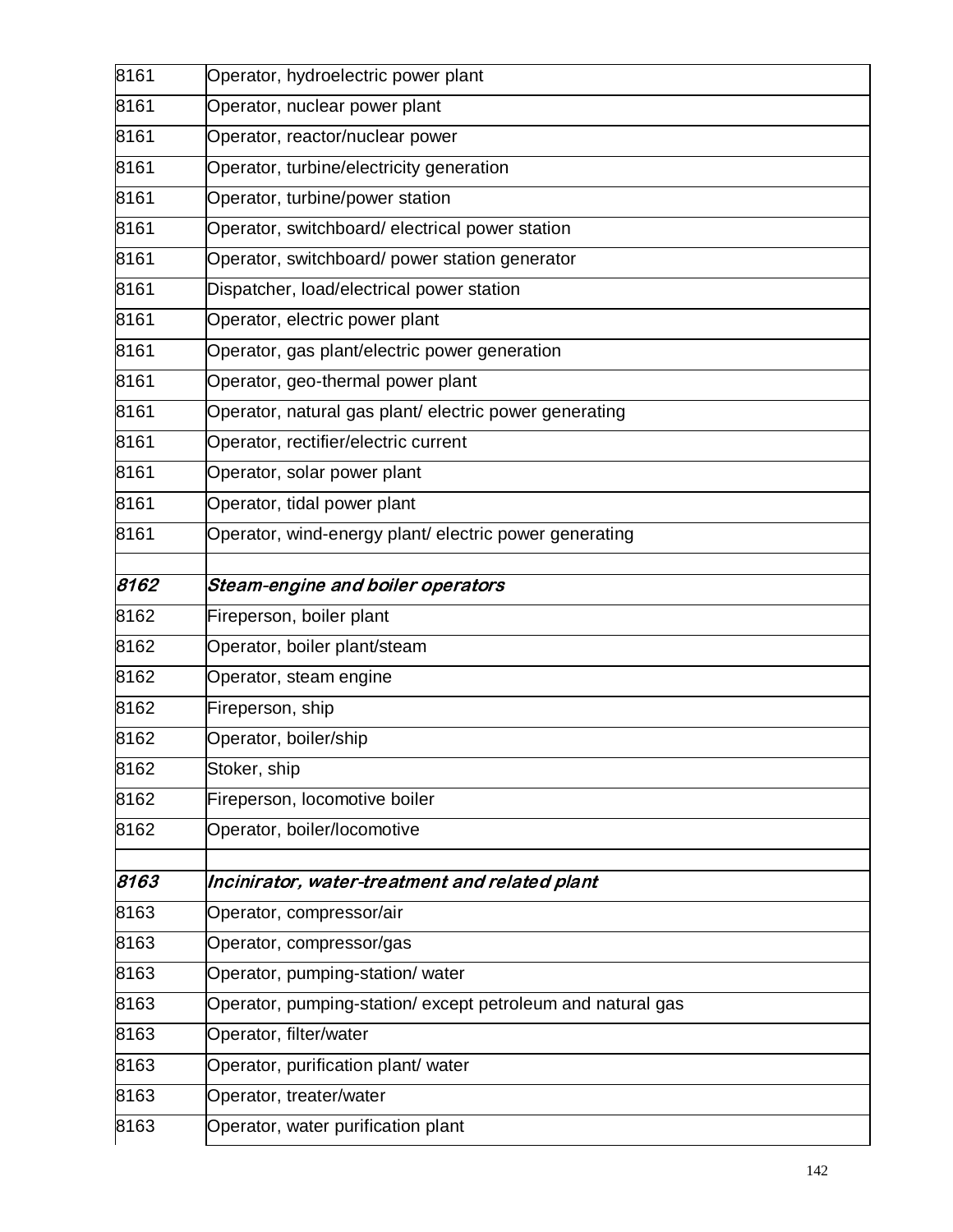| | |
|---|---|
| 8161 | Operator, hydroelectric power plant |
| 8161 | Operator, nuclear power plant |
| 8161 | Operator, reactor/nuclear power |
| 8161 | Operator, turbine/electricity generation |
| 8161 | Operator, turbine/power station |
| 8161 | Operator, switchboard/ electrical power station |
| 8161 | Operator, switchboard/ power station generator |
| 8161 | Dispatcher, load/electrical power station |
| 8161 | Operator, electric power plant |
| 8161 | Operator, gas plant/electric power generation |
| 8161 | Operator, geo-thermal power plant |
| 8161 | Operator, natural gas plant/ electric power generating |
| 8161 | Operator, rectifier/electric current |
| 8161 | Operator, solar power plant |
| 8161 | Operator, tidal power plant |
| 8161 | Operator, wind-energy plant/ electric power generating |
| | |
| ***8162*** | ***Steam-engine and boiler operators*** |
| 8162 | Fireperson, boiler plant |
| 8162 | Operator, boiler plant/steam |
| 8162 | Operator, steam engine |
| 8162 | Fireperson, ship |
| 8162 | Operator, boiler/ship |
| 8162 | Stoker, ship |
| 8162 | Fireperson, locomotive boiler |
| 8162 | Operator, boiler/locomotive |
| | |
| ***8163*** | ***Incinirator, water-treatment and related plant*** |
| 8163 | Operator, compressor/air |
| 8163 | Operator, compressor/gas |
| 8163 | Operator, pumping-station/ water |
| 8163 | Operator, pumping-station/ except petroleum and natural gas |
| 8163 | Operator, filter/water |
| 8163 | Operator, purification plant/ water |
| 8163 | Operator, treater/water |
| 8163 | Operator, water purification plant |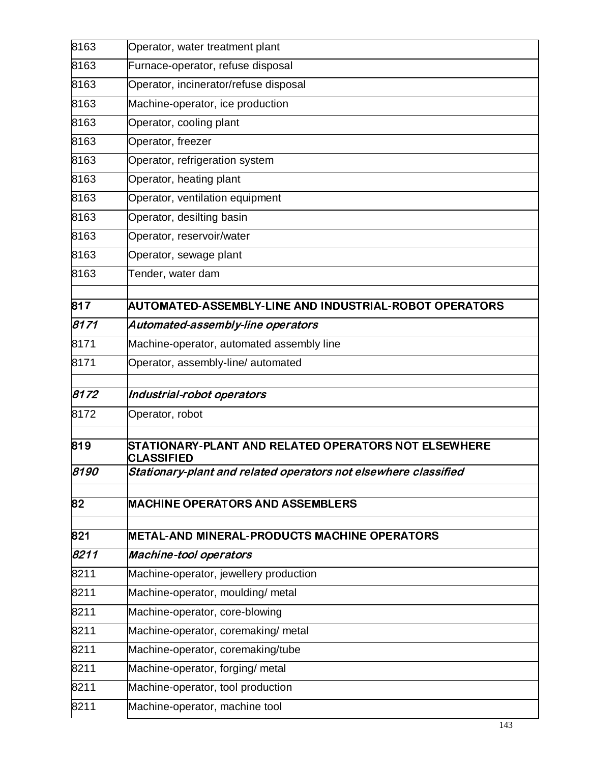| | |
|---|---|
| 8163 | Operator, water treatment plant |
| 8163 | Furnace-operator, refuse disposal |
| 8163 | Operator, incinerator/refuse disposal |
| 8163 | Machine-operator, ice production |
| 8163 | Operator, cooling plant |
| 8163 | Operator, freezer |
| 8163 | Operator, refrigeration system |
| 8163 | Operator, heating plant |
| 8163 | Operator, ventilation equipment |
| 8163 | Operator, desilting basin |
| 8163 | Operator, reservoir/water |
| 8163 | Operator, sewage plant |
| 8163 | Tender, water dam |
| | |
| **817** | **AUTOMATED-ASSEMBLY-LINE AND INDUSTRIAL-ROBOT OPERATORS** |
| ***8171*** | ***Automated-assembly-line operators*** |
| 8171 | Machine-operator, automated assembly line |
| 8171 | Operator, assembly-line/ automated |
| | |
| ***8172*** | ***Industrial-robot operators*** |
| 8172 | Operator, robot |
| | |
| **819** | **STATIONARY-PLANT AND RELATED OPERATORS NOT ELSEWHERE CLASSIFIED** |
| ***8190*** | ***Stationary-plant and related operators not elsewhere classified*** |
| | |
| **82** | **MACHINE OPERATORS AND ASSEMBLERS** |
| | |
| **821** | **METAL-AND MINERAL-PRODUCTS MACHINE OPERATORS** |
| ***8211*** | ***Machine-tool operators*** |
| 8211 | Machine-operator, jewellery production |
| 8211 | Machine-operator, moulding/ metal |
| 8211 | Machine-operator, core-blowing |
| 8211 | Machine-operator, coremaking/ metal |
| 8211 | Machine-operator, coremaking/tube |
| 8211 | Machine-operator, forging/ metal |
| 8211 | Machine-operator, tool production |
| 8211 | Machine-operator, machine tool |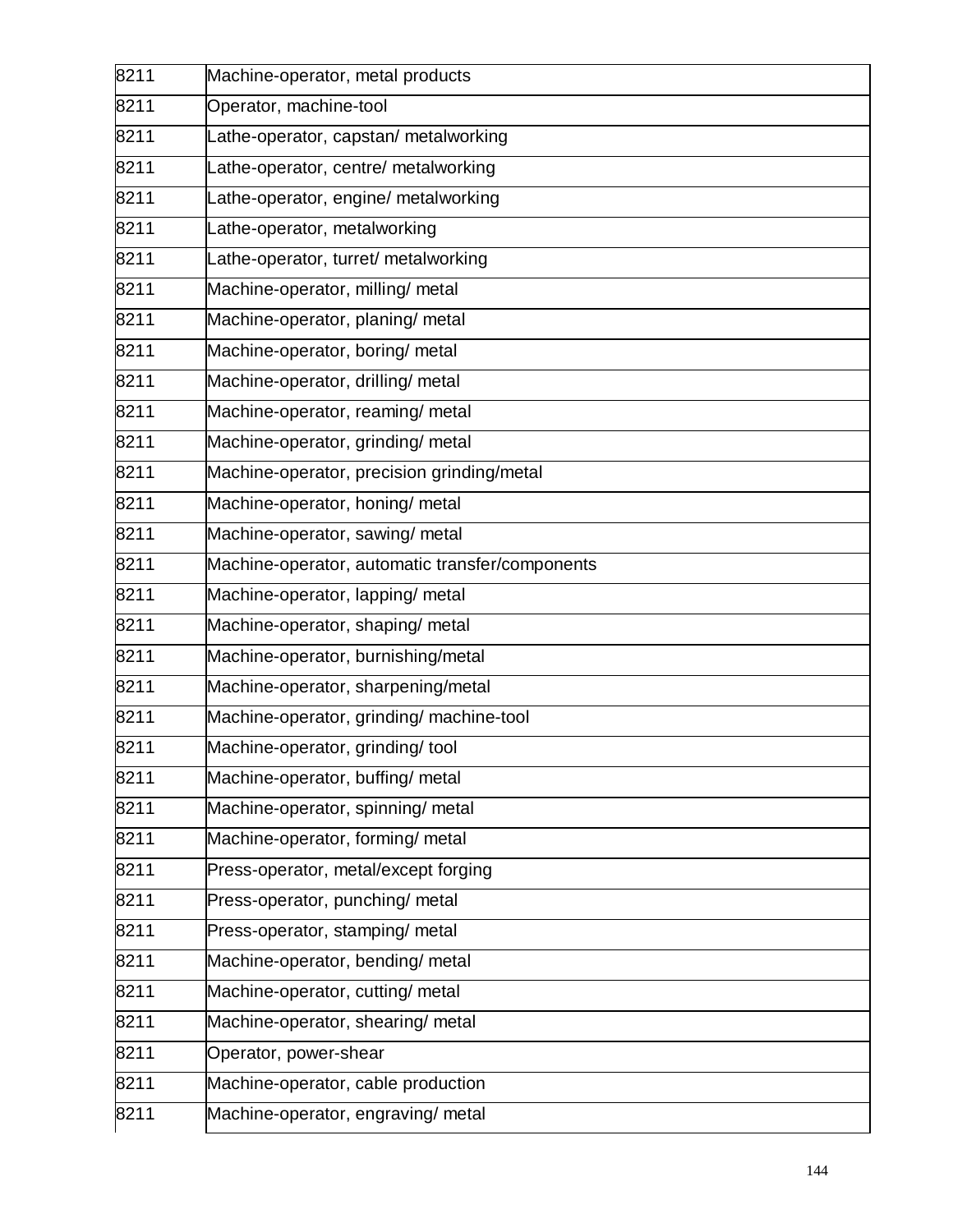| | |
|---|---|
| 8211 | Machine-operator, metal products |
| 8211 | Operator, machine-tool |
| 8211 | Lathe-operator, capstan/ metalworking |
| 8211 | Lathe-operator, centre/ metalworking |
| 8211 | Lathe-operator, engine/ metalworking |
| 8211 | Lathe-operator, metalworking |
| 8211 | Lathe-operator, turret/ metalworking |
| 8211 | Machine-operator, milling/ metal |
| 8211 | Machine-operator, planing/ metal |
| 8211 | Machine-operator, boring/ metal |
| 8211 | Machine-operator, drilling/ metal |
| 8211 | Machine-operator, reaming/ metal |
| 8211 | Machine-operator, grinding/ metal |
| 8211 | Machine-operator, precision grinding/metal |
| 8211 | Machine-operator, honing/ metal |
| 8211 | Machine-operator, sawing/ metal |
| 8211 | Machine-operator, automatic transfer/components |
| 8211 | Machine-operator, lapping/ metal |
| 8211 | Machine-operator, shaping/ metal |
| 8211 | Machine-operator, burnishing/metal |
| 8211 | Machine-operator, sharpening/metal |
| 8211 | Machine-operator, grinding/ machine-tool |
| 8211 | Machine-operator, grinding/ tool |
| 8211 | Machine-operator, buffing/ metal |
| 8211 | Machine-operator, spinning/ metal |
| 8211 | Machine-operator, forming/ metal |
| 8211 | Press-operator, metal/except forging |
| 8211 | Press-operator, punching/ metal |
| 8211 | Press-operator, stamping/ metal |
| 8211 | Machine-operator, bending/ metal |
| 8211 | Machine-operator, cutting/ metal |
| 8211 | Machine-operator, shearing/ metal |
| 8211 | Operator, power-shear |
| 8211 | Machine-operator, cable production |
| 8211 | Machine-operator, engraving/ metal |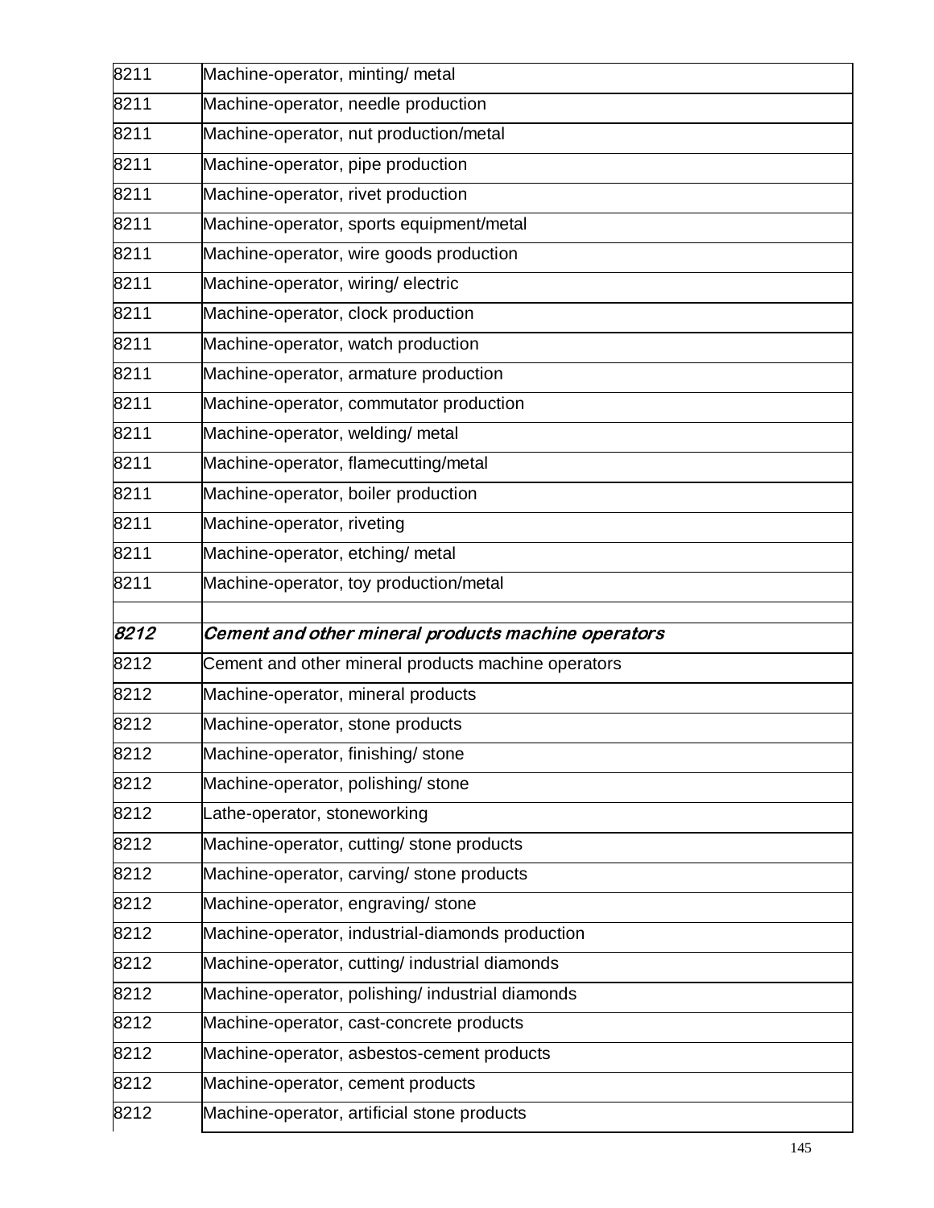| | |
|---|---|
| 8211 | Machine-operator, minting/ metal |
| 8211 | Machine-operator, needle production |
| 8211 | Machine-operator, nut production/metal |
| 8211 | Machine-operator, pipe production |
| 8211 | Machine-operator, rivet production |
| 8211 | Machine-operator, sports equipment/metal |
| 8211 | Machine-operator, wire goods production |
| 8211 | Machine-operator, wiring/ electric |
| 8211 | Machine-operator, clock production |
| 8211 | Machine-operator, watch production |
| 8211 | Machine-operator, armature production |
| 8211 | Machine-operator, commutator production |
| 8211 | Machine-operator, welding/ metal |
| 8211 | Machine-operator, flamecutting/metal |
| 8211 | Machine-operator, boiler production |
| 8211 | Machine-operator, riveting |
| 8211 | Machine-operator, etching/ metal |
| 8211 | Machine-operator, toy production/metal |
| | |
| ***8212*** | ***Cement and other mineral products machine operators*** |
| 8212 | Cement and other mineral products machine operators |
| 8212 | Machine-operator, mineral products |
| 8212 | Machine-operator, stone products |
| 8212 | Machine-operator, finishing/ stone |
| 8212 | Machine-operator, polishing/ stone |
| 8212 | Lathe-operator, stoneworking |
| 8212 | Machine-operator, cutting/ stone products |
| 8212 | Machine-operator, carving/ stone products |
| 8212 | Machine-operator, engraving/ stone |
| 8212 | Machine-operator, industrial-diamonds production |
| 8212 | Machine-operator, cutting/ industrial diamonds |
| 8212 | Machine-operator, polishing/ industrial diamonds |
| 8212 | Machine-operator, cast-concrete products |
| 8212 | Machine-operator, asbestos-cement products |
| 8212 | Machine-operator, cement products |
| 8212 | Machine-operator, artificial stone products |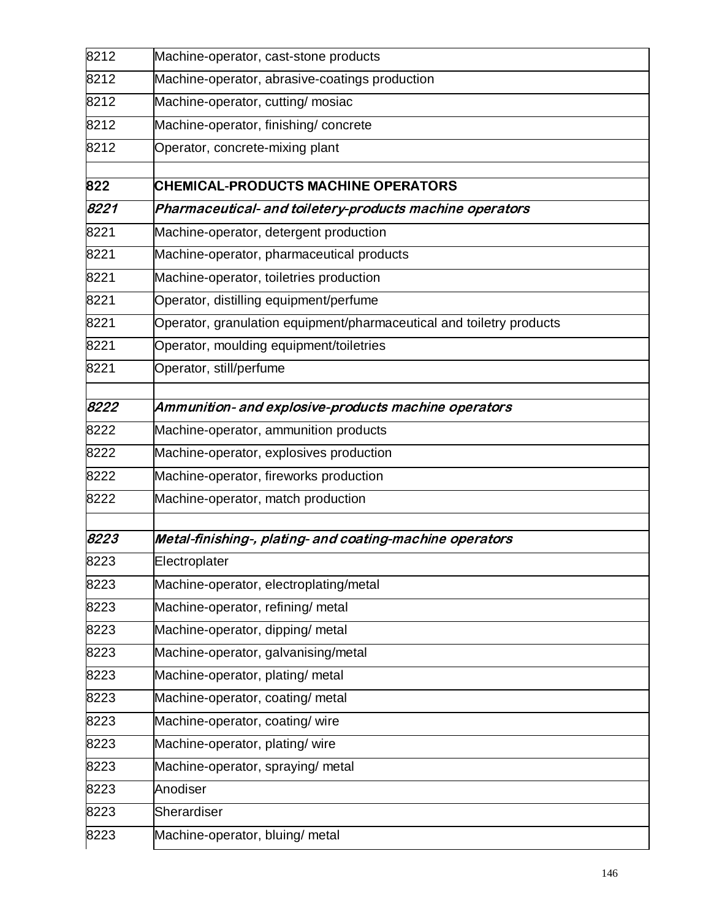| | |
|---|---|
| 8212 | Machine-operator, cast-stone products |
| 8212 | Machine-operator, abrasive-coatings production |
| 8212 | Machine-operator, cutting/ mosiac |
| 8212 | Machine-operator, finishing/ concrete |
| 8212 | Operator, concrete-mixing plant |
| | |
| **822** | **CHEMICAL-PRODUCTS MACHINE OPERATORS** |
| ***8221*** | ***Pharmaceutical- and toiletery-products machine operators*** |
| 8221 | Machine-operator, detergent production |
| 8221 | Machine-operator, pharmaceutical products |
| 8221 | Machine-operator, toiletries production |
| 8221 | Operator, distilling equipment/perfume |
| 8221 | Operator, granulation equipment/pharmaceutical and toiletry products |
| 8221 | Operator, moulding equipment/toiletries |
| 8221 | Operator, still/perfume |
| | |
| ***8222*** | ***Ammunition- and explosive-products machine operators*** |
| 8222 | Machine-operator, ammunition products |
| 8222 | Machine-operator, explosives production |
| 8222 | Machine-operator, fireworks production |
| 8222 | Machine-operator, match production |
| | |
| ***8223*** | ***Metal-finishing-, plating- and coating-machine operators*** |
| 8223 | Electroplater |
| 8223 | Machine-operator, electroplating/metal |
| 8223 | Machine-operator, refining/ metal |
| 8223 | Machine-operator, dipping/ metal |
| 8223 | Machine-operator, galvanising/metal |
| 8223 | Machine-operator, plating/ metal |
| 8223 | Machine-operator, coating/ metal |
| 8223 | Machine-operator, coating/ wire |
| 8223 | Machine-operator, plating/ wire |
| 8223 | Machine-operator, spraying/ metal |
| 8223 | Anodiser |
| 8223 | Sherardiser |
| 8223 | Machine-operator, bluing/ metal |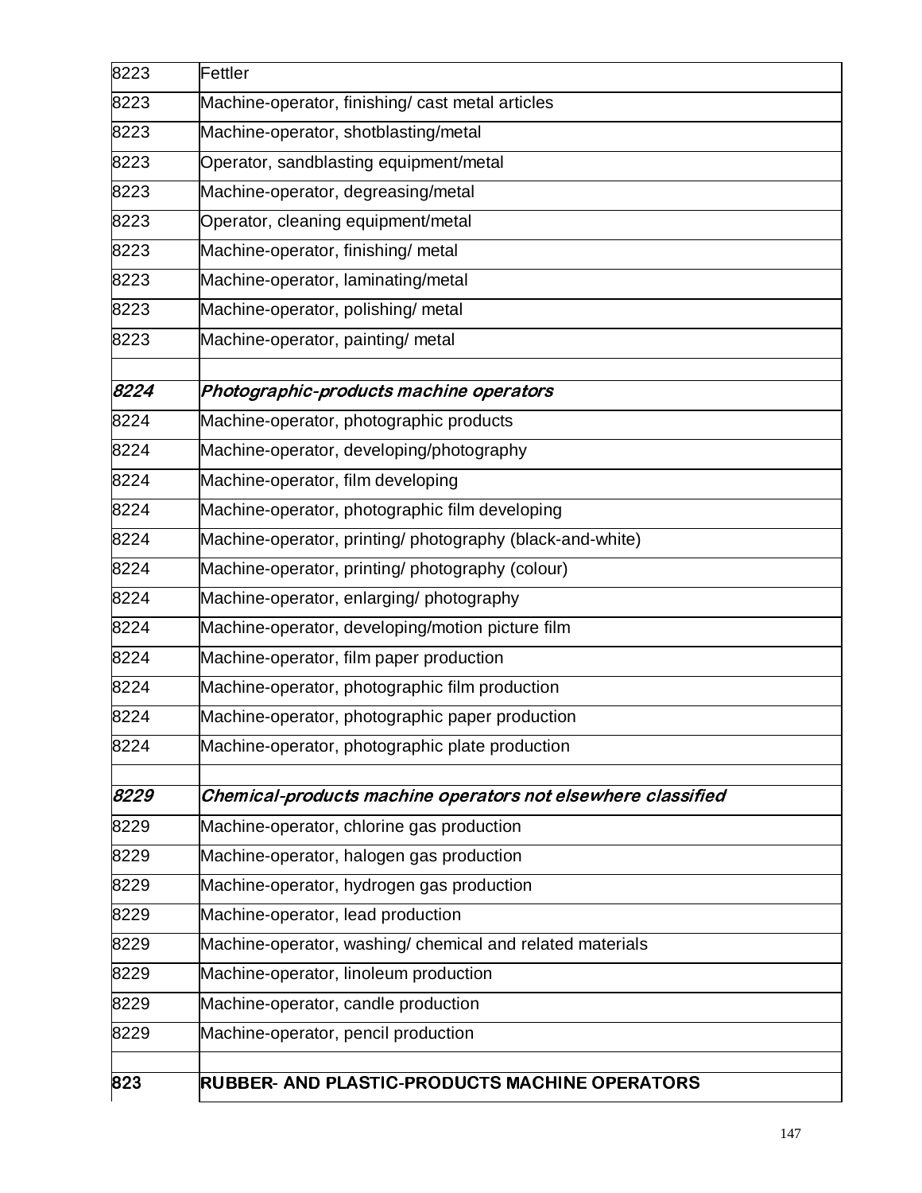| | |
|---|---|
| 8223 | Fettler |
| 8223 | Machine-operator, finishing/ cast metal articles |
| 8223 | Machine-operator, shotblasting/metal |
| 8223 | Operator, sandblasting equipment/metal |
| 8223 | Machine-operator, degreasing/metal |
| 8223 | Operator, cleaning equipment/metal |
| 8223 | Machine-operator, finishing/ metal |
| 8223 | Machine-operator, laminating/metal |
| 8223 | Machine-operator, polishing/ metal |
| 8223 | Machine-operator, painting/ metal |
| | |
| ***8224*** | ***Photographic-products machine operators*** |
| 8224 | Machine-operator, photographic products |
| 8224 | Machine-operator, developing/photography |
| 8224 | Machine-operator, film developing |
| 8224 | Machine-operator, photographic film developing |
| 8224 | Machine-operator, printing/ photography (black-and-white) |
| 8224 | Machine-operator, printing/ photography (colour) |
| 8224 | Machine-operator, enlarging/ photography |
| 8224 | Machine-operator, developing/motion picture film |
| 8224 | Machine-operator, film paper production |
| 8224 | Machine-operator, photographic film production |
| 8224 | Machine-operator, photographic paper production |
| 8224 | Machine-operator, photographic plate production |
| | |
| ***8229*** | ***Chemical-products machine operators not elsewhere classified*** |
| 8229 | Machine-operator, chlorine gas production |
| 8229 | Machine-operator, halogen gas production |
| 8229 | Machine-operator, hydrogen gas production |
| 8229 | Machine-operator, lead production |
| 8229 | Machine-operator, washing/ chemical and related materials |
| 8229 | Machine-operator, linoleum production |
| 8229 | Machine-operator, candle production |
| 8229 | Machine-operator, pencil production |
| | |
| **823** | **RUBBER- AND PLASTIC-PRODUCTS MACHINE OPERATORS** |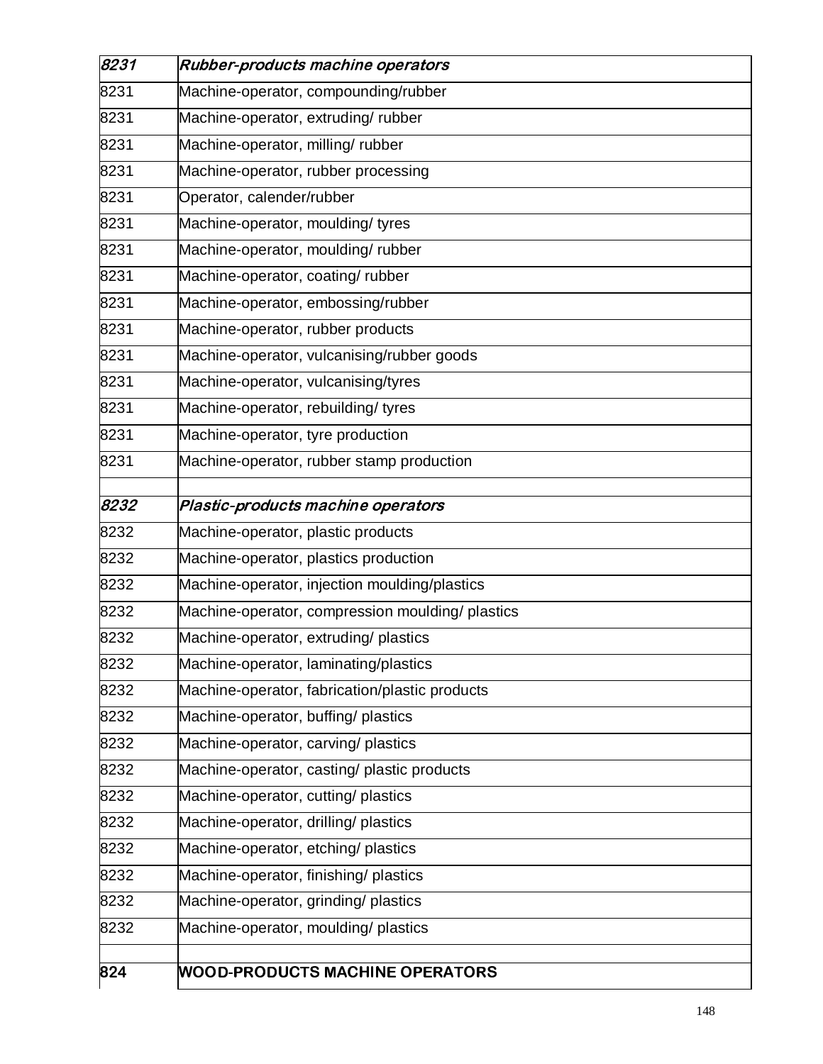| *8231* | ***Rubber-products machine operators*** |
|---|---|
| 8231 | Machine-operator, compounding/rubber |
| 8231 | Machine-operator, extruding/ rubber |
| 8231 | Machine-operator, milling/ rubber |
| 8231 | Machine-operator, rubber processing |
| 8231 | Operator, calender/rubber |
| 8231 | Machine-operator, moulding/ tyres |
| 8231 | Machine-operator, moulding/ rubber |
| 8231 | Machine-operator, coating/ rubber |
| 8231 | Machine-operator, embossing/rubber |
| 8231 | Machine-operator, rubber products |
| 8231 | Machine-operator, vulcanising/rubber goods |
| 8231 | Machine-operator, vulcanising/tyres |
| 8231 | Machine-operator, rebuilding/ tyres |
| 8231 | Machine-operator, tyre production |
| 8231 | Machine-operator, rubber stamp production |
| | |
| ***8232*** | ***Plastic-products machine operators*** |
| 8232 | Machine-operator, plastic products |
| 8232 | Machine-operator, plastics production |
| 8232 | Machine-operator, injection moulding/plastics |
| 8232 | Machine-operator, compression moulding/ plastics |
| 8232 | Machine-operator, extruding/ plastics |
| 8232 | Machine-operator, laminating/plastics |
| 8232 | Machine-operator, fabrication/plastic products |
| 8232 | Machine-operator, buffing/ plastics |
| 8232 | Machine-operator, carving/ plastics |
| 8232 | Machine-operator, casting/ plastic products |
| 8232 | Machine-operator, cutting/ plastics |
| 8232 | Machine-operator, drilling/ plastics |
| 8232 | Machine-operator, etching/ plastics |
| 8232 | Machine-operator, finishing/ plastics |
| 8232 | Machine-operator, grinding/ plastics |
| 8232 | Machine-operator, moulding/ plastics |
| | |
| **824** | **WOOD-PRODUCTS MACHINE OPERATORS** |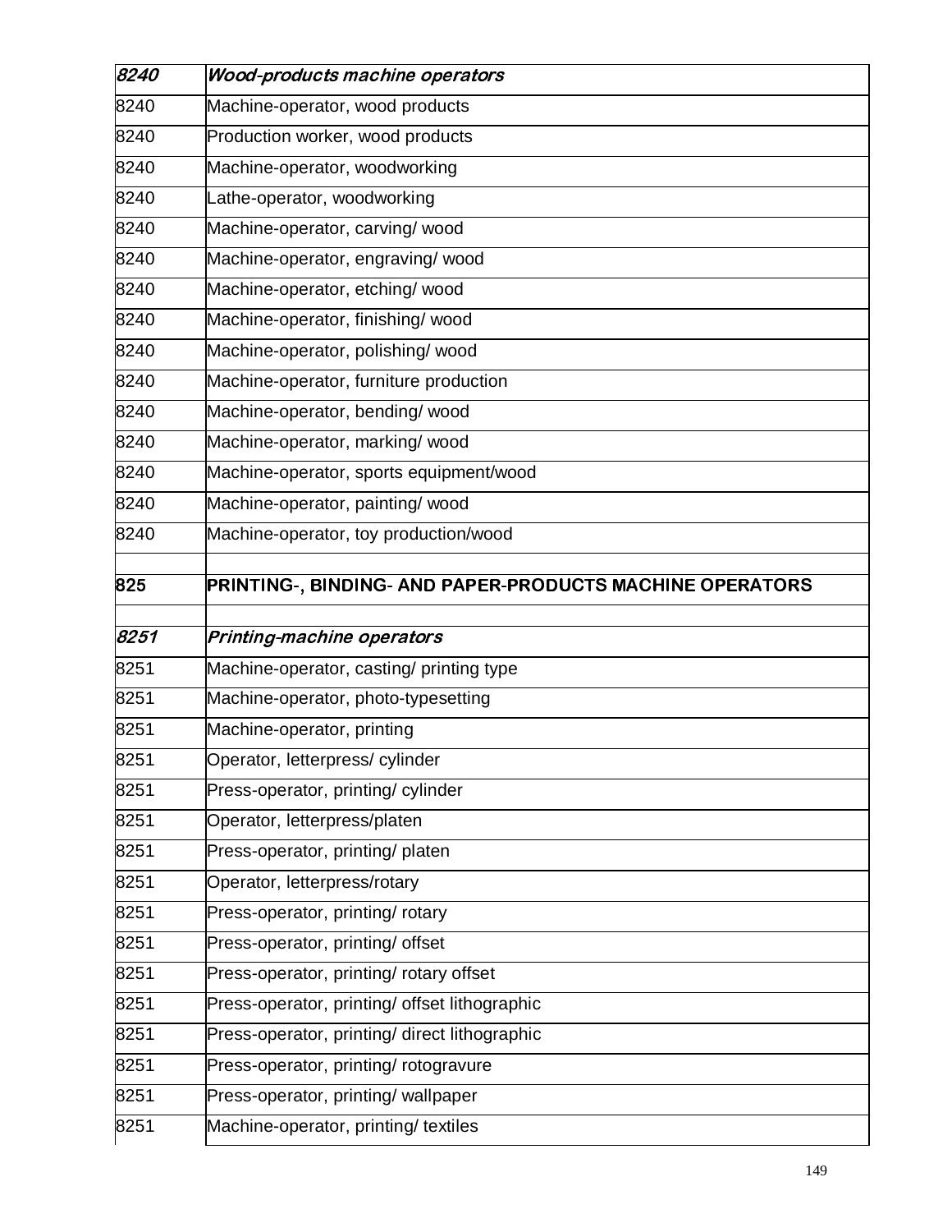| *8240* | ***Wood-products machine operators*** |
|---|---|
| 8240 | Machine-operator, wood products |
| 8240 | Production worker, wood products |
| 8240 | Machine-operator, woodworking |
| 8240 | Lathe-operator, woodworking |
| 8240 | Machine-operator, carving/ wood |
| 8240 | Machine-operator, engraving/ wood |
| 8240 | Machine-operator, etching/ wood |
| 8240 | Machine-operator, finishing/ wood |
| 8240 | Machine-operator, polishing/ wood |
| 8240 | Machine-operator, furniture production |
| 8240 | Machine-operator, bending/ wood |
| 8240 | Machine-operator, marking/ wood |
| 8240 | Machine-operator, sports equipment/wood |
| 8240 | Machine-operator, painting/ wood |
| 8240 | Machine-operator, toy production/wood |
| | |
| **825** | **PRINTING-, BINDING- AND PAPER-PRODUCTS MACHINE OPERATORS** |
| | |
| *8251* | ***Printing-machine operators*** |
| 8251 | Machine-operator, casting/ printing type |
| 8251 | Machine-operator, photo-typesetting |
| 8251 | Machine-operator, printing |
| 8251 | Operator, letterpress/ cylinder |
| 8251 | Press-operator, printing/ cylinder |
| 8251 | Operator, letterpress/platen |
| 8251 | Press-operator, printing/ platen |
| 8251 | Operator, letterpress/rotary |
| 8251 | Press-operator, printing/ rotary |
| 8251 | Press-operator, printing/ offset |
| 8251 | Press-operator, printing/ rotary offset |
| 8251 | Press-operator, printing/ offset lithographic |
| 8251 | Press-operator, printing/ direct lithographic |
| 8251 | Press-operator, printing/ rotogravure |
| 8251 | Press-operator, printing/ wallpaper |
| 8251 | Machine-operator, printing/ textiles |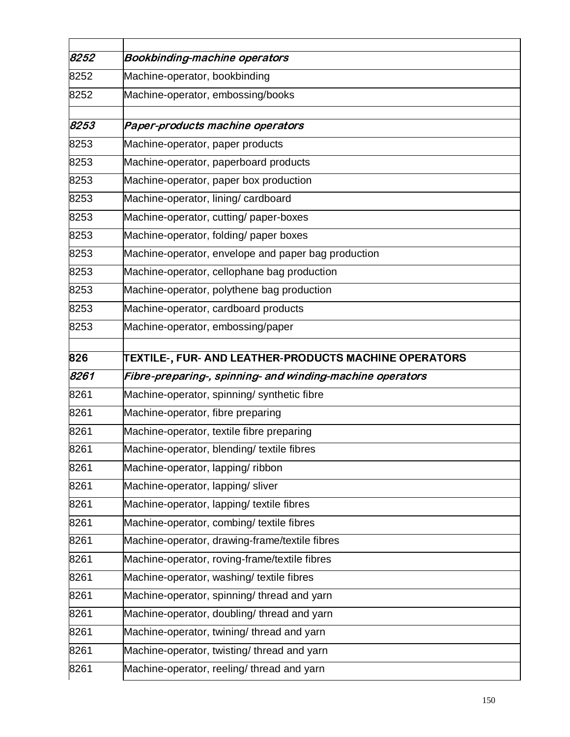| | |
|---|---|
| *8252* | ***Bookbinding-machine operators*** |
| 8252 | Machine-operator, bookbinding |
| 8252 | Machine-operator, embossing/books |
| | |
| *8253* | ***Paper-products machine operators*** |
| 8253 | Machine-operator, paper products |
| 8253 | Machine-operator, paperboard products |
| 8253 | Machine-operator, paper box production |
| 8253 | Machine-operator, lining/ cardboard |
| 8253 | Machine-operator, cutting/ paper-boxes |
| 8253 | Machine-operator, folding/ paper boxes |
| 8253 | Machine-operator, envelope and paper bag production |
| 8253 | Machine-operator, cellophane bag production |
| 8253 | Machine-operator, polythene bag production |
| 8253 | Machine-operator, cardboard products |
| 8253 | Machine-operator, embossing/paper |
| | |
| **826** | **TEXTILE-, FUR- AND LEATHER-PRODUCTS MACHINE OPERATORS** |
| *8261* | ***Fibre-preparing-, spinning- and winding-machine operators*** |
| 8261 | Machine-operator, spinning/ synthetic fibre |
| 8261 | Machine-operator, fibre preparing |
| 8261 | Machine-operator, textile fibre preparing |
| 8261 | Machine-operator, blending/ textile fibres |
| 8261 | Machine-operator, lapping/ ribbon |
| 8261 | Machine-operator, lapping/ sliver |
| 8261 | Machine-operator, lapping/ textile fibres |
| 8261 | Machine-operator, combing/ textile fibres |
| 8261 | Machine-operator, drawing-frame/textile fibres |
| 8261 | Machine-operator, roving-frame/textile fibres |
| 8261 | Machine-operator, washing/ textile fibres |
| 8261 | Machine-operator, spinning/ thread and yarn |
| 8261 | Machine-operator, doubling/ thread and yarn |
| 8261 | Machine-operator, twining/ thread and yarn |
| 8261 | Machine-operator, twisting/ thread and yarn |
| 8261 | Machine-operator, reeling/ thread and yarn |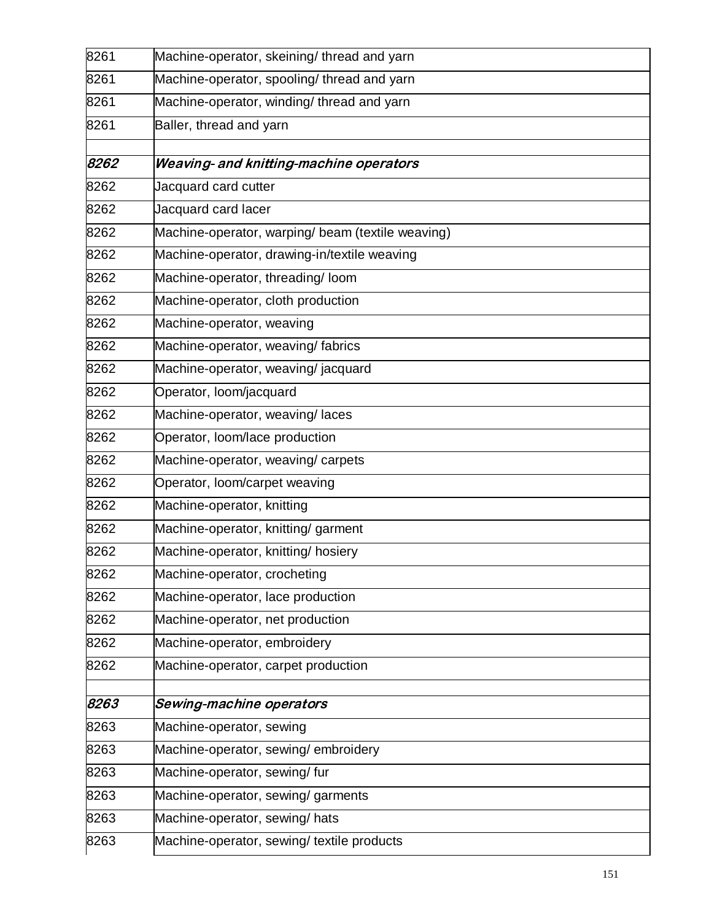| | |
|---|---|
| 8261 | Machine-operator, skeining/ thread and yarn |
| 8261 | Machine-operator, spooling/ thread and yarn |
| 8261 | Machine-operator, winding/ thread and yarn |
| 8261 | Baller, thread and yarn |
| | |
| ***8262*** | ***Weaving- and knitting-machine operators*** |
| 8262 | Jacquard card cutter |
| 8262 | Jacquard card lacer |
| 8262 | Machine-operator, warping/ beam (textile weaving) |
| 8262 | Machine-operator, drawing-in/textile weaving |
| 8262 | Machine-operator, threading/ loom |
| 8262 | Machine-operator, cloth production |
| 8262 | Machine-operator, weaving |
| 8262 | Machine-operator, weaving/ fabrics |
| 8262 | Machine-operator, weaving/ jacquard |
| 8262 | Operator, loom/jacquard |
| 8262 | Machine-operator, weaving/ laces |
| 8262 | Operator, loom/lace production |
| 8262 | Machine-operator, weaving/ carpets |
| 8262 | Operator, loom/carpet weaving |
| 8262 | Machine-operator, knitting |
| 8262 | Machine-operator, knitting/ garment |
| 8262 | Machine-operator, knitting/ hosiery |
| 8262 | Machine-operator, crocheting |
| 8262 | Machine-operator, lace production |
| 8262 | Machine-operator, net production |
| 8262 | Machine-operator, embroidery |
| 8262 | Machine-operator, carpet production |
| | |
| ***8263*** | ***Sewing-machine operators*** |
| 8263 | Machine-operator, sewing |
| 8263 | Machine-operator, sewing/ embroidery |
| 8263 | Machine-operator, sewing/ fur |
| 8263 | Machine-operator, sewing/ garments |
| 8263 | Machine-operator, sewing/ hats |
| 8263 | Machine-operator, sewing/ textile products |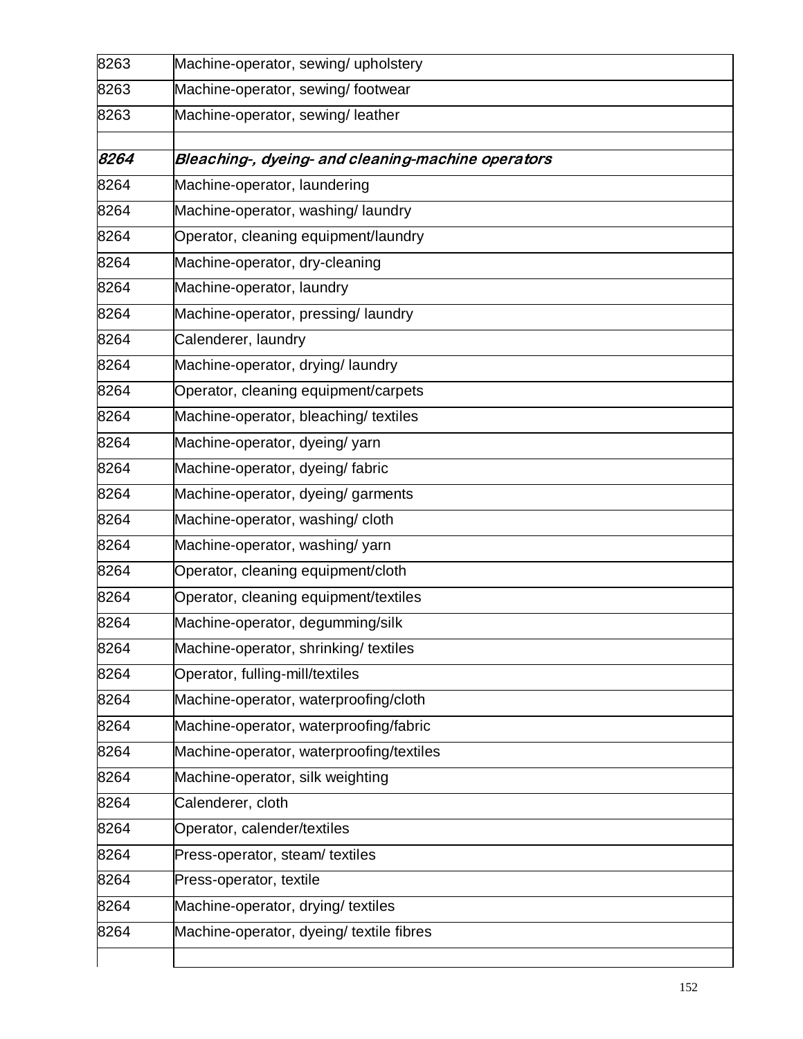| | |
|---|---|
| 8263 | Machine-operator, sewing/ upholstery |
| 8263 | Machine-operator, sewing/ footwear |
| 8263 | Machine-operator, sewing/ leather |
| | |
| ***8264*** | ***Bleaching-, dyeing- and cleaning-machine operators*** |
| 8264 | Machine-operator, laundering |
| 8264 | Machine-operator, washing/ laundry |
| 8264 | Operator, cleaning equipment/laundry |
| 8264 | Machine-operator, dry-cleaning |
| 8264 | Machine-operator, laundry |
| 8264 | Machine-operator, pressing/ laundry |
| 8264 | Calenderer, laundry |
| 8264 | Machine-operator, drying/ laundry |
| 8264 | Operator, cleaning equipment/carpets |
| 8264 | Machine-operator, bleaching/ textiles |
| 8264 | Machine-operator, dyeing/ yarn |
| 8264 | Machine-operator, dyeing/ fabric |
| 8264 | Machine-operator, dyeing/ garments |
| 8264 | Machine-operator, washing/ cloth |
| 8264 | Machine-operator, washing/ yarn |
| 8264 | Operator, cleaning equipment/cloth |
| 8264 | Operator, cleaning equipment/textiles |
| 8264 | Machine-operator, degumming/silk |
| 8264 | Machine-operator, shrinking/ textiles |
| 8264 | Operator, fulling-mill/textiles |
| 8264 | Machine-operator, waterproofing/cloth |
| 8264 | Machine-operator, waterproofing/fabric |
| 8264 | Machine-operator, waterproofing/textiles |
| 8264 | Machine-operator, silk weighting |
| 8264 | Calenderer, cloth |
| 8264 | Operator, calender/textiles |
| 8264 | Press-operator, steam/ textiles |
| 8264 | Press-operator, textile |
| 8264 | Machine-operator, drying/ textiles |
| 8264 | Machine-operator, dyeing/ textile fibres |
| | |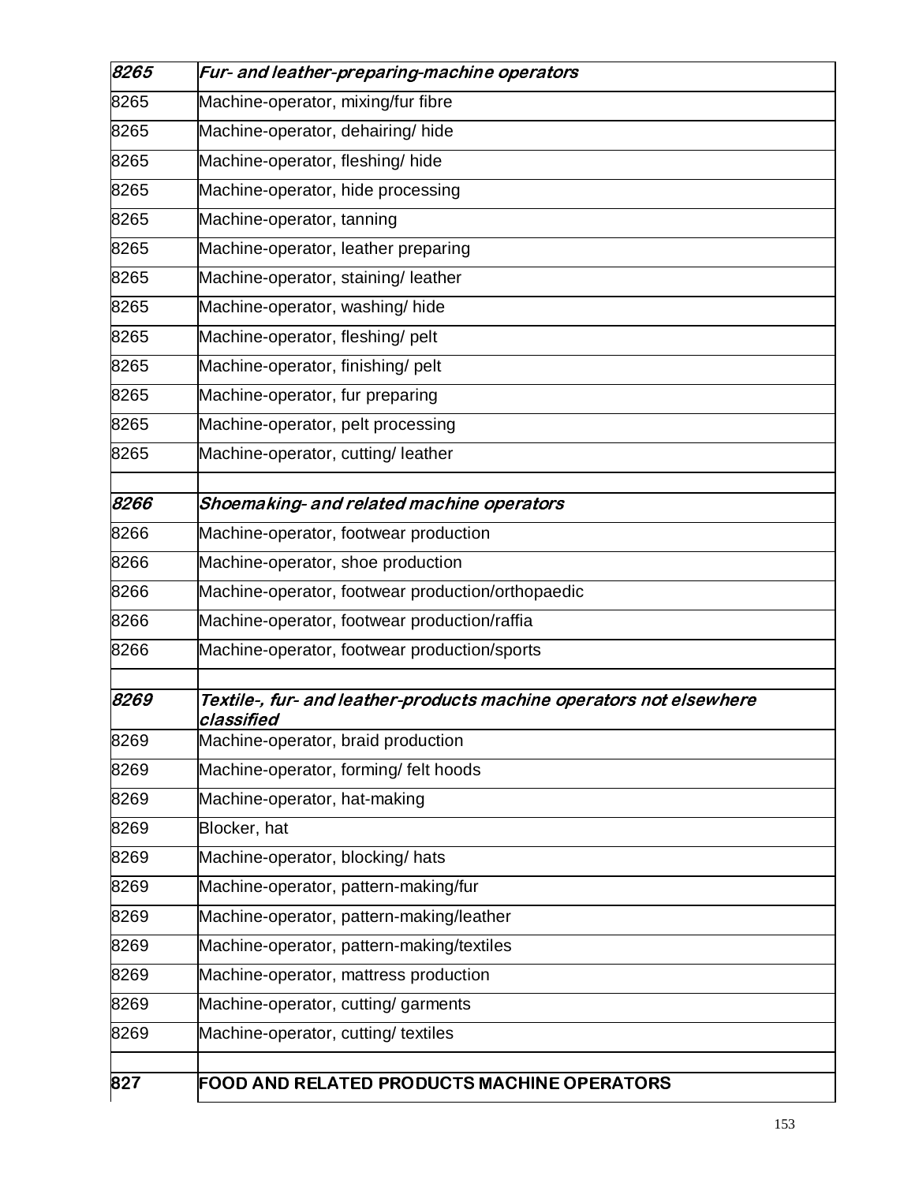| | |
|---|---|
| ***8265*** | ***Fur- and leather-preparing-machine operators*** |
| 8265 | Machine-operator, mixing/fur fibre |
| 8265 | Machine-operator, dehairing/ hide |
| 8265 | Machine-operator, fleshing/ hide |
| 8265 | Machine-operator, hide processing |
| 8265 | Machine-operator, tanning |
| 8265 | Machine-operator, leather preparing |
| 8265 | Machine-operator, staining/ leather |
| 8265 | Machine-operator, washing/ hide |
| 8265 | Machine-operator, fleshing/ pelt |
| 8265 | Machine-operator, finishing/ pelt |
| 8265 | Machine-operator, fur preparing |
| 8265 | Machine-operator, pelt processing |
| 8265 | Machine-operator, cutting/ leather |
| | |
| ***8266*** | ***Shoemaking- and related machine operators*** |
| 8266 | Machine-operator, footwear production |
| 8266 | Machine-operator, shoe production |
| 8266 | Machine-operator, footwear production/orthopaedic |
| 8266 | Machine-operator, footwear production/raffia |
| 8266 | Machine-operator, footwear production/sports |
| | |
| ***8269*** | ***Textile-, fur- and leather-products machine operators not elsewhere classified*** |
| 8269 | Machine-operator, braid production |
| 8269 | Machine-operator, forming/ felt hoods |
| 8269 | Machine-operator, hat-making |
| 8269 | Blocker, hat |
| 8269 | Machine-operator, blocking/ hats |
| 8269 | Machine-operator, pattern-making/fur |
| 8269 | Machine-operator, pattern-making/leather |
| 8269 | Machine-operator, pattern-making/textiles |
| 8269 | Machine-operator, mattress production |
| 8269 | Machine-operator, cutting/ garments |
| 8269 | Machine-operator, cutting/ textiles |
| | |
| **827** | **FOOD AND RELATED PRODUCTS MACHINE OPERATORS** |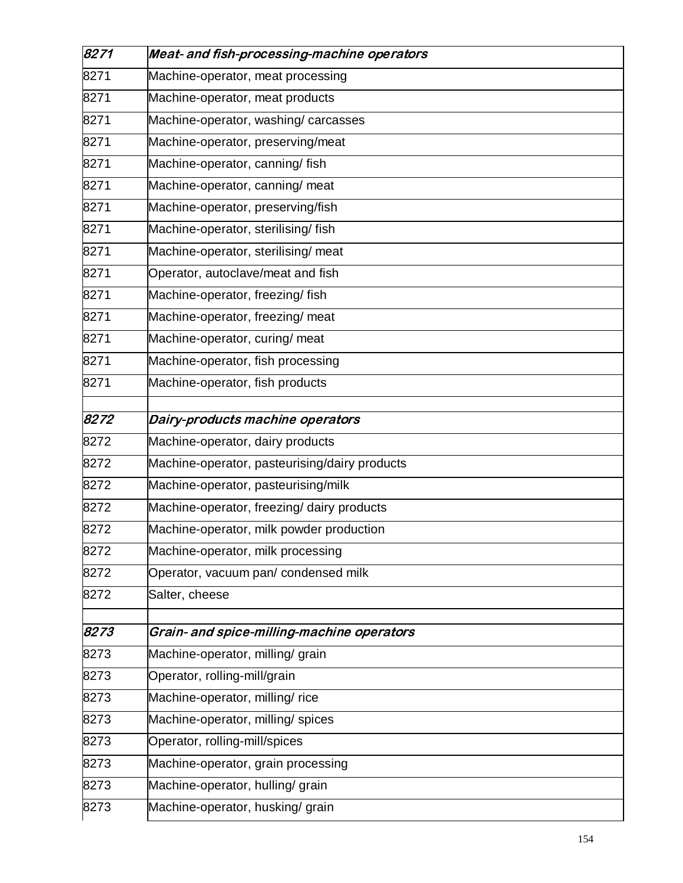| | |
|---|---|
| ***8271*** | ***Meat- and fish-processing-machine operators*** |
| 8271 | Machine-operator, meat processing |
| 8271 | Machine-operator, meat products |
| 8271 | Machine-operator, washing/ carcasses |
| 8271 | Machine-operator, preserving/meat |
| 8271 | Machine-operator, canning/ fish |
| 8271 | Machine-operator, canning/ meat |
| 8271 | Machine-operator, preserving/fish |
| 8271 | Machine-operator, sterilising/ fish |
| 8271 | Machine-operator, sterilising/ meat |
| 8271 | Operator, autoclave/meat and fish |
| 8271 | Machine-operator, freezing/ fish |
| 8271 | Machine-operator, freezing/ meat |
| 8271 | Machine-operator, curing/ meat |
| 8271 | Machine-operator, fish processing |
| 8271 | Machine-operator, fish products |
| | |
| ***8272*** | ***Dairy-products machine operators*** |
| 8272 | Machine-operator, dairy products |
| 8272 | Machine-operator, pasteurising/dairy products |
| 8272 | Machine-operator, pasteurising/milk |
| 8272 | Machine-operator, freezing/ dairy products |
| 8272 | Machine-operator, milk powder production |
| 8272 | Machine-operator, milk processing |
| 8272 | Operator, vacuum pan/ condensed milk |
| 8272 | Salter, cheese |
| | |
| ***8273*** | ***Grain- and spice-milling-machine operators*** |
| 8273 | Machine-operator, milling/ grain |
| 8273 | Operator, rolling-mill/grain |
| 8273 | Machine-operator, milling/ rice |
| 8273 | Machine-operator, milling/ spices |
| 8273 | Operator, rolling-mill/spices |
| 8273 | Machine-operator, grain processing |
| 8273 | Machine-operator, hulling/ grain |
| 8273 | Machine-operator, husking/ grain |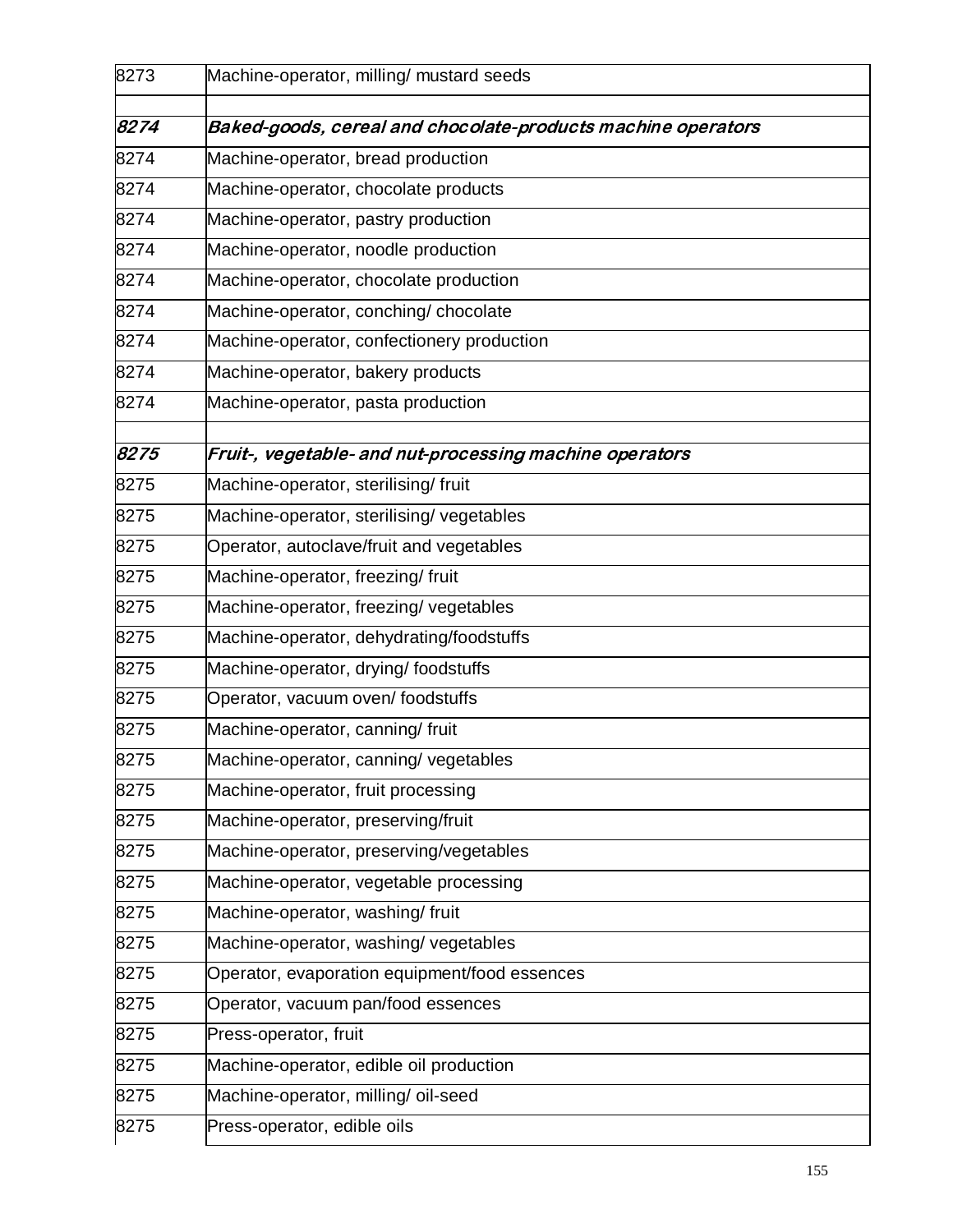| | |
|---|---|
| 8273 | Machine-operator, milling/ mustard seeds |
| | |
| *8274* | *Baked-goods, cereal and chocolate-products machine operators* |
| 8274 | Machine-operator, bread production |
| 8274 | Machine-operator, chocolate products |
| 8274 | Machine-operator, pastry production |
| 8274 | Machine-operator, noodle production |
| 8274 | Machine-operator, chocolate production |
| 8274 | Machine-operator, conching/ chocolate |
| 8274 | Machine-operator, confectionery production |
| 8274 | Machine-operator, bakery products |
| 8274 | Machine-operator, pasta production |
| | |
| *8275* | *Fruit-, vegetable- and nut-processing machine operators* |
| 8275 | Machine-operator, sterilising/ fruit |
| 8275 | Machine-operator, sterilising/ vegetables |
| 8275 | Operator, autoclave/fruit and vegetables |
| 8275 | Machine-operator, freezing/ fruit |
| 8275 | Machine-operator, freezing/ vegetables |
| 8275 | Machine-operator, dehydrating/foodstuffs |
| 8275 | Machine-operator, drying/ foodstuffs |
| 8275 | Operator, vacuum oven/ foodstuffs |
| 8275 | Machine-operator, canning/ fruit |
| 8275 | Machine-operator, canning/ vegetables |
| 8275 | Machine-operator, fruit processing |
| 8275 | Machine-operator, preserving/fruit |
| 8275 | Machine-operator, preserving/vegetables |
| 8275 | Machine-operator, vegetable processing |
| 8275 | Machine-operator, washing/ fruit |
| 8275 | Machine-operator, washing/ vegetables |
| 8275 | Operator, evaporation equipment/food essences |
| 8275 | Operator, vacuum pan/food essences |
| 8275 | Press-operator, fruit |
| 8275 | Machine-operator, edible oil production |
| 8275 | Machine-operator, milling/ oil-seed |
| 8275 | Press-operator, edible oils |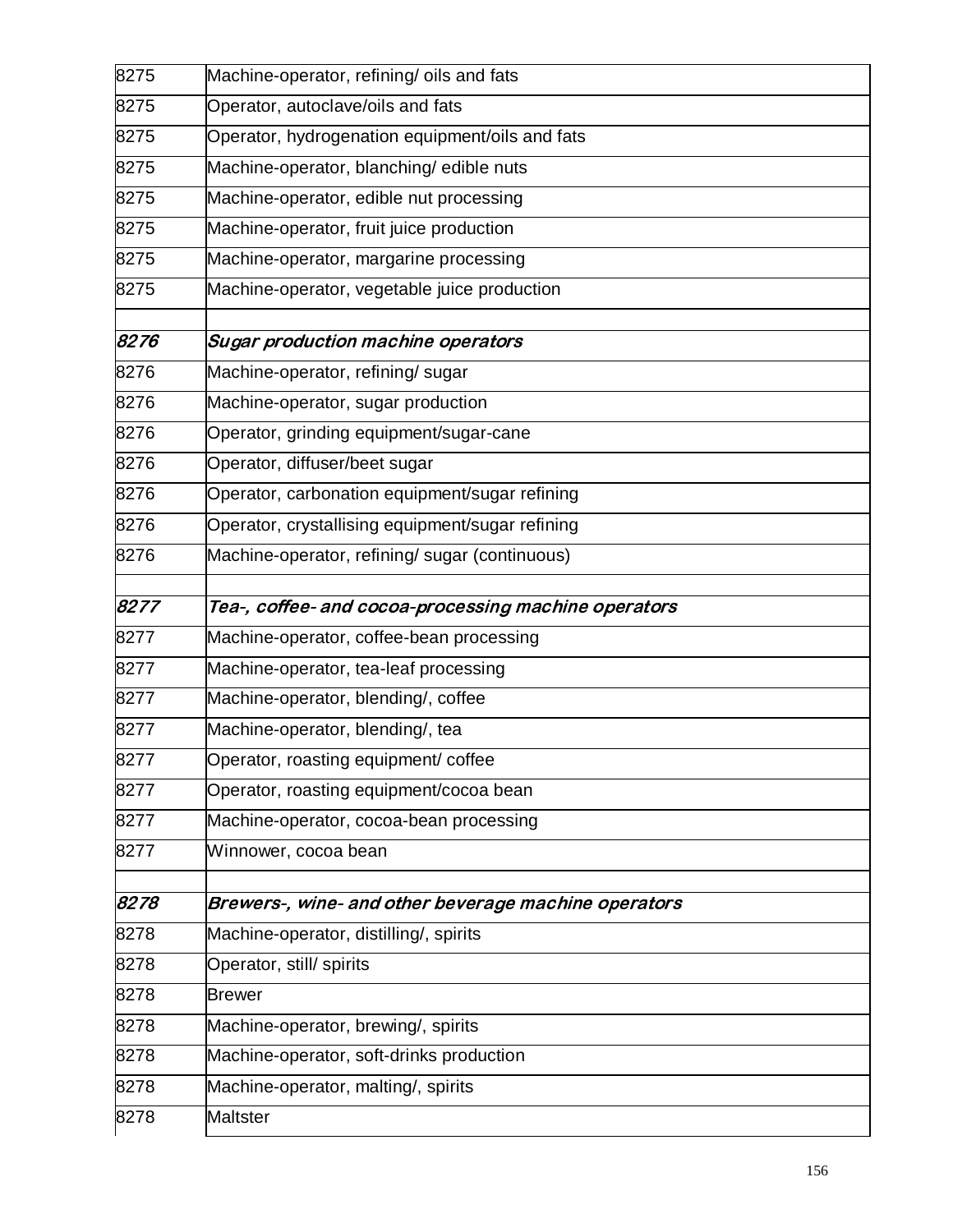| | |
|---|---|
| 8275 | Machine-operator, refining/ oils and fats |
| 8275 | Operator, autoclave/oils and fats |
| 8275 | Operator, hydrogenation equipment/oils and fats |
| 8275 | Machine-operator, blanching/ edible nuts |
| 8275 | Machine-operator, edible nut processing |
| 8275 | Machine-operator, fruit juice production |
| 8275 | Machine-operator, margarine processing |
| 8275 | Machine-operator, vegetable juice production |
| | |
| *8276* | *Sugar production machine operators* |
| 8276 | Machine-operator, refining/ sugar |
| 8276 | Machine-operator, sugar production |
| 8276 | Operator, grinding equipment/sugar-cane |
| 8276 | Operator, diffuser/beet sugar |
| 8276 | Operator, carbonation equipment/sugar refining |
| 8276 | Operator, crystallising equipment/sugar refining |
| 8276 | Machine-operator, refining/ sugar (continuous) |
| | |
| *8277* | *Tea-, coffee- and cocoa-processing machine operators* |
| 8277 | Machine-operator, coffee-bean processing |
| 8277 | Machine-operator, tea-leaf processing |
| 8277 | Machine-operator, blending/, coffee |
| 8277 | Machine-operator, blending/, tea |
| 8277 | Operator, roasting equipment/ coffee |
| 8277 | Operator, roasting equipment/cocoa bean |
| 8277 | Machine-operator, cocoa-bean processing |
| 8277 | Winnower, cocoa bean |
| | |
| *8278* | *Brewers-, wine- and other beverage machine operators* |
| 8278 | Machine-operator, distilling/, spirits |
| 8278 | Operator, still/ spirits |
| 8278 | Brewer |
| 8278 | Machine-operator, brewing/, spirits |
| 8278 | Machine-operator, soft-drinks production |
| 8278 | Machine-operator, malting/, spirits |
| 8278 | Maltster |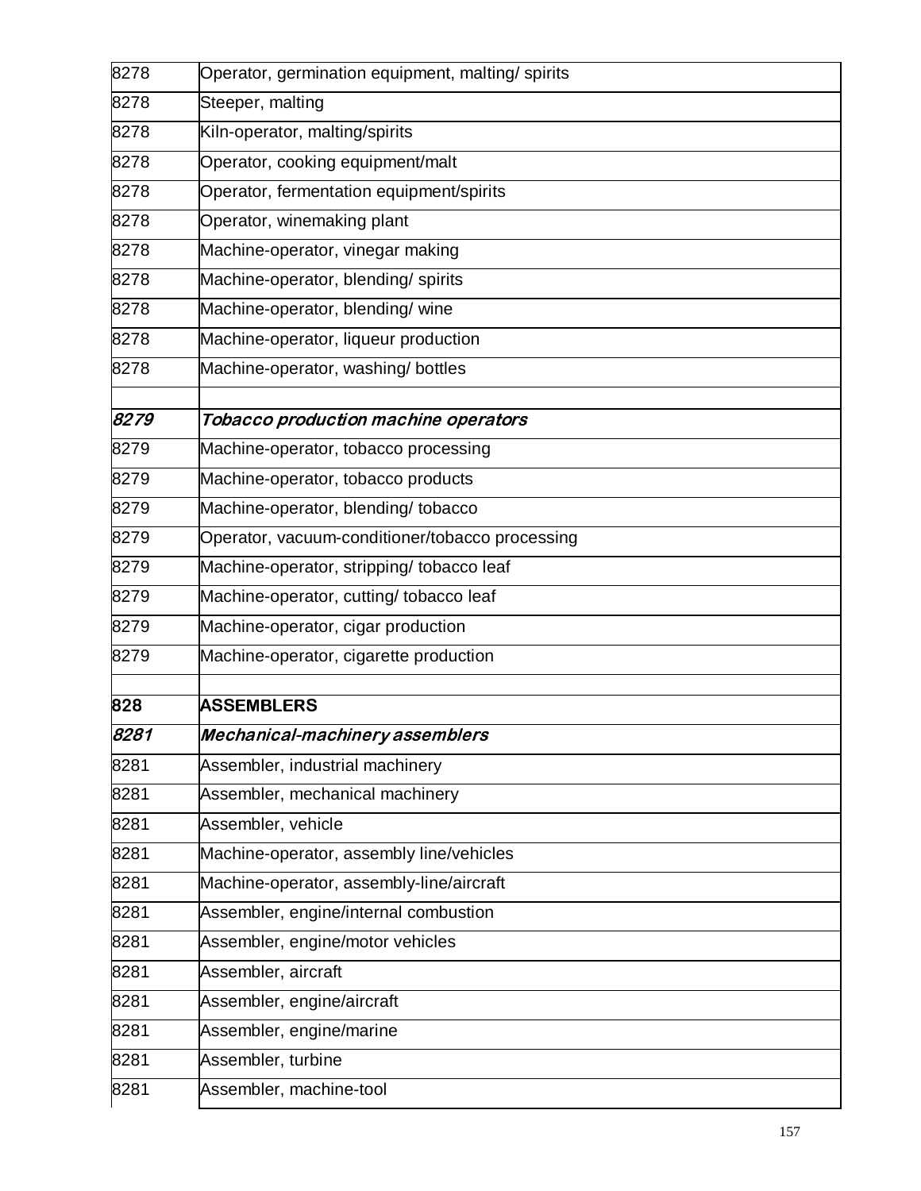| | |
|---|---|
| 8278 | Operator, germination equipment, malting/ spirits |
| 8278 | Steeper, malting |
| 8278 | Kiln-operator, malting/spirits |
| 8278 | Operator, cooking equipment/malt |
| 8278 | Operator, fermentation equipment/spirits |
| 8278 | Operator, winemaking plant |
| 8278 | Machine-operator, vinegar making |
| 8278 | Machine-operator, blending/ spirits |
| 8278 | Machine-operator, blending/ wine |
| 8278 | Machine-operator, liqueur production |
| 8278 | Machine-operator, washing/ bottles |
| | |
| ***8279*** | ***Tobacco production machine operators*** |
| 8279 | Machine-operator, tobacco processing |
| 8279 | Machine-operator, tobacco products |
| 8279 | Machine-operator, blending/ tobacco |
| 8279 | Operator, vacuum-conditioner/tobacco processing |
| 8279 | Machine-operator, stripping/ tobacco leaf |
| 8279 | Machine-operator, cutting/ tobacco leaf |
| 8279 | Machine-operator, cigar production |
| 8279 | Machine-operator, cigarette production |
| | |
| **828** | **ASSEMBLERS** |
| ***8281*** | ***Mechanical-machinery assemblers*** |
| 8281 | Assembler, industrial machinery |
| 8281 | Assembler, mechanical machinery |
| 8281 | Assembler, vehicle |
| 8281 | Machine-operator, assembly line/vehicles |
| 8281 | Machine-operator, assembly-line/aircraft |
| 8281 | Assembler, engine/internal combustion |
| 8281 | Assembler, engine/motor vehicles |
| 8281 | Assembler, aircraft |
| 8281 | Assembler, engine/aircraft |
| 8281 | Assembler, engine/marine |
| 8281 | Assembler, turbine |
| 8281 | Assembler, machine-tool |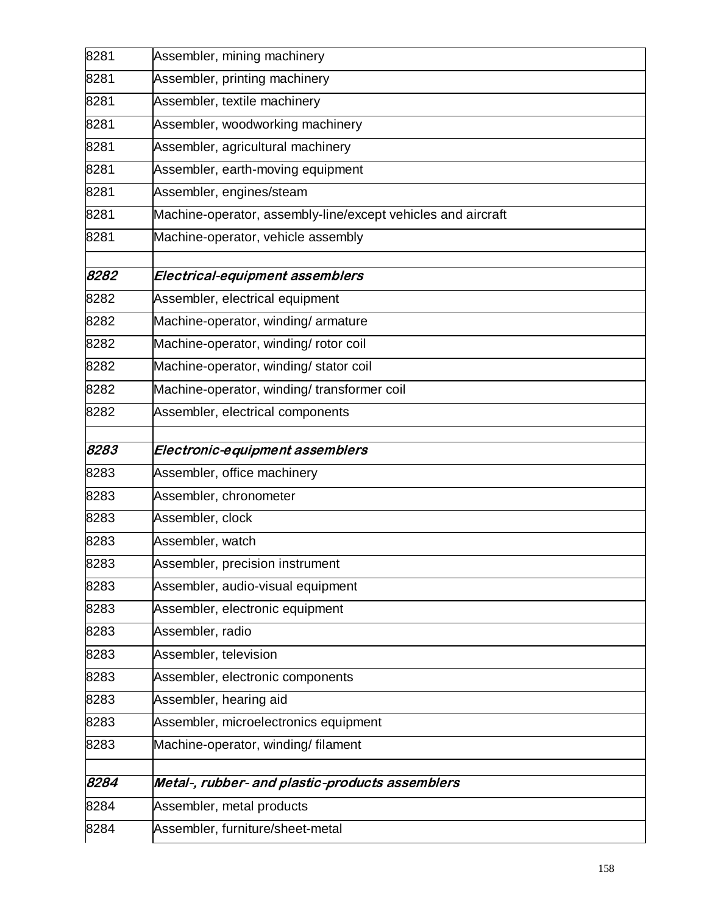| | |
|---|---|
| 8281 | Assembler, mining machinery |
| 8281 | Assembler, printing machinery |
| 8281 | Assembler, textile machinery |
| 8281 | Assembler, woodworking machinery |
| 8281 | Assembler, agricultural machinery |
| 8281 | Assembler, earth-moving equipment |
| 8281 | Assembler, engines/steam |
| 8281 | Machine-operator, assembly-line/except vehicles and aircraft |
| 8281 | Machine-operator, vehicle assembly |
| | |
| ***8282*** | ***Electrical-equipment assemblers*** |
| 8282 | Assembler, electrical equipment |
| 8282 | Machine-operator, winding/ armature |
| 8282 | Machine-operator, winding/ rotor coil |
| 8282 | Machine-operator, winding/ stator coil |
| 8282 | Machine-operator, winding/ transformer coil |
| 8282 | Assembler, electrical components |
| | |
| ***8283*** | ***Electronic-equipment assemblers*** |
| 8283 | Assembler, office machinery |
| 8283 | Assembler, chronometer |
| 8283 | Assembler, clock |
| 8283 | Assembler, watch |
| 8283 | Assembler, precision instrument |
| 8283 | Assembler, audio-visual equipment |
| 8283 | Assembler, electronic equipment |
| 8283 | Assembler, radio |
| 8283 | Assembler, television |
| 8283 | Assembler, electronic components |
| 8283 | Assembler, hearing aid |
| 8283 | Assembler, microelectronics equipment |
| 8283 | Machine-operator, winding/ filament |
| | |
| ***8284*** | ***Metal-, rubber- and plastic-products assemblers*** |
| 8284 | Assembler, metal products |
| 8284 | Assembler, furniture/sheet-metal |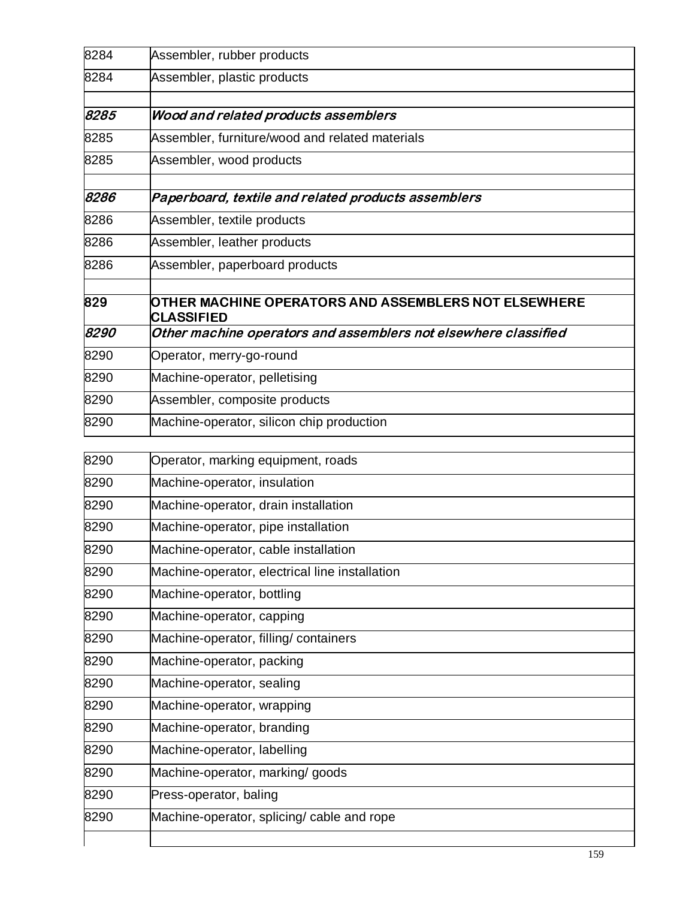| | |
|---|---|
| 8284 | Assembler, rubber products |
| 8284 | Assembler, plastic products |
| | |
| ***8285*** | ***Wood and related products assemblers*** |
| 8285 | Assembler, furniture/wood and related materials |
| 8285 | Assembler, wood products |
| | |
| ***8286*** | ***Paperboard, textile and related products assemblers*** |
| 8286 | Assembler, textile products |
| 8286 | Assembler, leather products |
| 8286 | Assembler, paperboard products |
| | |
| **829** | **OTHER MACHINE OPERATORS AND ASSEMBLERS NOT ELSEWHERE CLASSIFIED** |
| ***8290*** | ***Other machine operators and assemblers not elsewhere classified*** |
| 8290 | Operator, merry-go-round |
| 8290 | Machine-operator, pelletising |
| 8290 | Assembler, composite products |
| 8290 | Machine-operator, silicon chip production |
| | |
| 8290 | Operator, marking equipment, roads |
| 8290 | Machine-operator, insulation |
| 8290 | Machine-operator, drain installation |
| 8290 | Machine-operator, pipe installation |
| 8290 | Machine-operator, cable installation |
| 8290 | Machine-operator, electrical line installation |
| 8290 | Machine-operator, bottling |
| 8290 | Machine-operator, capping |
| 8290 | Machine-operator, filling/ containers |
| 8290 | Machine-operator, packing |
| 8290 | Machine-operator, sealing |
| 8290 | Machine-operator, wrapping |
| 8290 | Machine-operator, branding |
| 8290 | Machine-operator, labelling |
| 8290 | Machine-operator, marking/ goods |
| 8290 | Press-operator, baling |
| 8290 | Machine-operator, splicing/ cable and rope |
| | |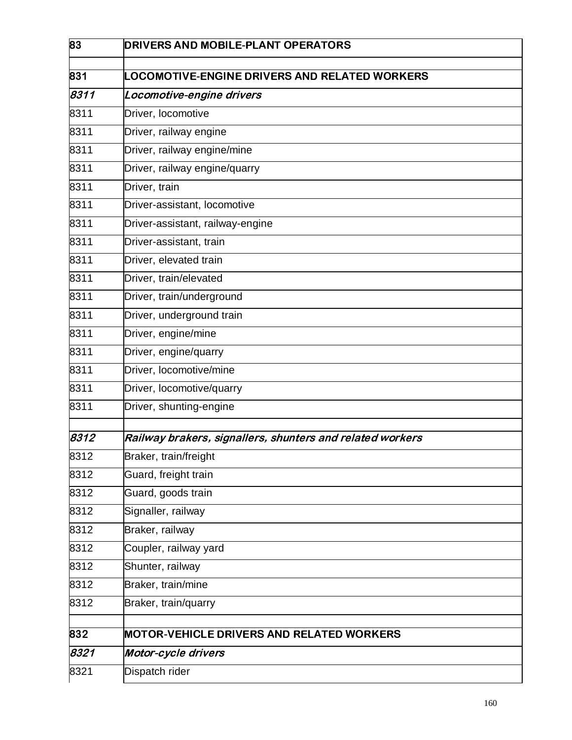| 83 | **DRIVERS AND MOBILE-PLANT OPERATORS** |
|---|---|
| | |
| 831 | **LOCOMOTIVE-ENGINE DRIVERS AND RELATED WORKERS** |
| ***8311*** | ***Locomotive-engine drivers*** |
| 8311 | Driver, locomotive |
| 8311 | Driver, railway engine |
| 8311 | Driver, railway engine/mine |
| 8311 | Driver, railway engine/quarry |
| 8311 | Driver, train |
| 8311 | Driver-assistant, locomotive |
| 8311 | Driver-assistant, railway-engine |
| 8311 | Driver-assistant, train |
| 8311 | Driver, elevated train |
| 8311 | Driver, train/elevated |
| 8311 | Driver, train/underground |
| 8311 | Driver, underground train |
| 8311 | Driver, engine/mine |
| 8311 | Driver, engine/quarry |
| 8311 | Driver, locomotive/mine |
| 8311 | Driver, locomotive/quarry |
| 8311 | Driver, shunting-engine |
| | |
| ***8312*** | ***Railway brakers, signallers, shunters and related workers*** |
| 8312 | Braker, train/freight |
| 8312 | Guard, freight train |
| 8312 | Guard, goods train |
| 8312 | Signaller, railway |
| 8312 | Braker, railway |
| 8312 | Coupler, railway yard |
| 8312 | Shunter, railway |
| 8312 | Braker, train/mine |
| 8312 | Braker, train/quarry |
| | |
| 832 | **MOTOR-VEHICLE DRIVERS AND RELATED WORKERS** |
| ***8321*** | ***Motor-cycle drivers*** |
| 8321 | Dispatch rider |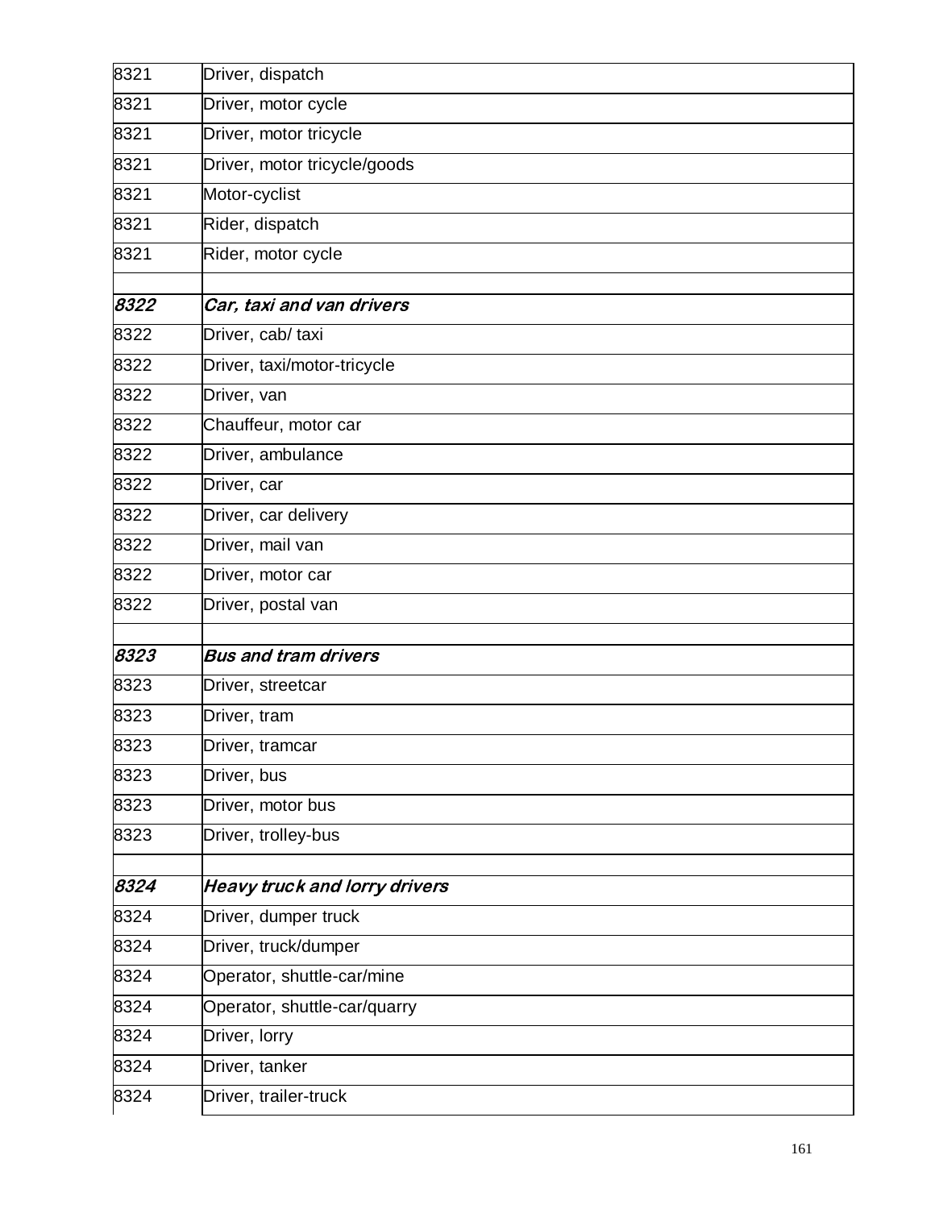| | |
|---|---|
| 8321 | Driver, dispatch |
| 8321 | Driver, motor cycle |
| 8321 | Driver, motor tricycle |
| 8321 | Driver, motor tricycle/goods |
| 8321 | Motor-cyclist |
| 8321 | Rider, dispatch |
| 8321 | Rider, motor cycle |
| | |
| ***8322*** | ***Car, taxi and van drivers*** |
| 8322 | Driver, cab/ taxi |
| 8322 | Driver, taxi/motor-tricycle |
| 8322 | Driver, van |
| 8322 | Chauffeur, motor car |
| 8322 | Driver, ambulance |
| 8322 | Driver, car |
| 8322 | Driver, car delivery |
| 8322 | Driver, mail van |
| 8322 | Driver, motor car |
| 8322 | Driver, postal van |
| | |
| ***8323*** | ***Bus and tram drivers*** |
| 8323 | Driver, streetcar |
| 8323 | Driver, tram |
| 8323 | Driver, tramcar |
| 8323 | Driver, bus |
| 8323 | Driver, motor bus |
| 8323 | Driver, trolley-bus |
| | |
| ***8324*** | ***Heavy truck and lorry drivers*** |
| 8324 | Driver, dumper truck |
| 8324 | Driver, truck/dumper |
| 8324 | Operator, shuttle-car/mine |
| 8324 | Operator, shuttle-car/quarry |
| 8324 | Driver, lorry |
| 8324 | Driver, tanker |
| 8324 | Driver, trailer-truck |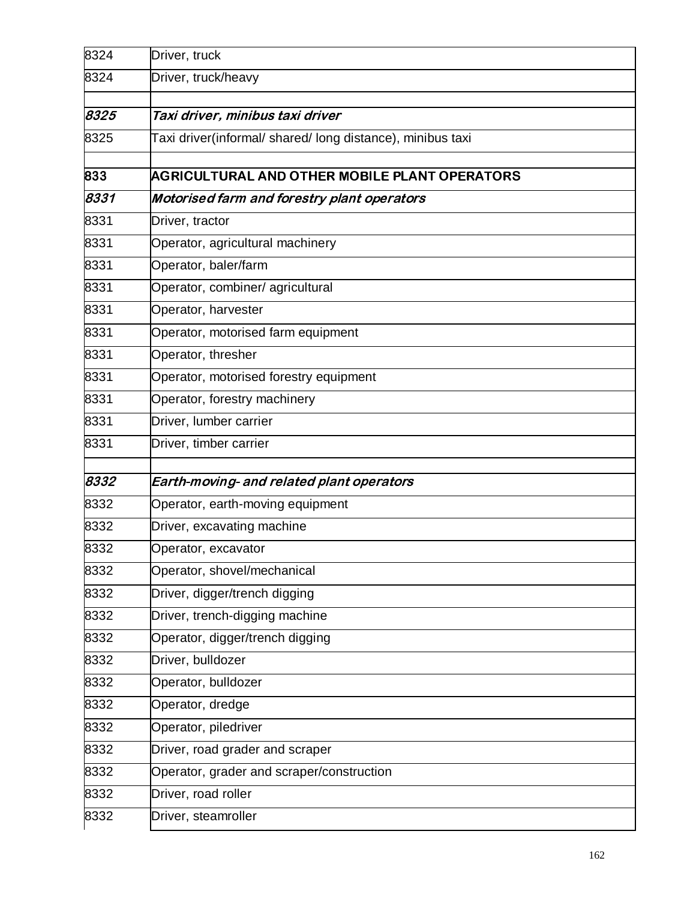| | |
|---|---|
| 8324 | Driver, truck |
| 8324 | Driver, truck/heavy |
| | |
| ***8325*** | ***Taxi driver, minibus taxi driver*** |
| 8325 | Taxi driver(informal/ shared/ long distance), minibus taxi |
| | |
| **833** | **AGRICULTURAL AND OTHER MOBILE PLANT OPERATORS** |
| ***8331*** | ***Motorised farm and forestry plant operators*** |
| 8331 | Driver, tractor |
| 8331 | Operator, agricultural machinery |
| 8331 | Operator, baler/farm |
| 8331 | Operator, combiner/ agricultural |
| 8331 | Operator, harvester |
| 8331 | Operator, motorised farm equipment |
| 8331 | Operator, thresher |
| 8331 | Operator, motorised forestry equipment |
| 8331 | Operator, forestry machinery |
| 8331 | Driver, lumber carrier |
| 8331 | Driver, timber carrier |
| | |
| ***8332*** | ***Earth-moving- and related plant operators*** |
| 8332 | Operator, earth-moving equipment |
| 8332 | Driver, excavating machine |
| 8332 | Operator, excavator |
| 8332 | Operator, shovel/mechanical |
| 8332 | Driver, digger/trench digging |
| 8332 | Driver, trench-digging machine |
| 8332 | Operator, digger/trench digging |
| 8332 | Driver, bulldozer |
| 8332 | Operator, bulldozer |
| 8332 | Operator, dredge |
| 8332 | Operator, piledriver |
| 8332 | Driver, road grader and scraper |
| 8332 | Operator, grader and scraper/construction |
| 8332 | Driver, road roller |
| 8332 | Driver, steamroller |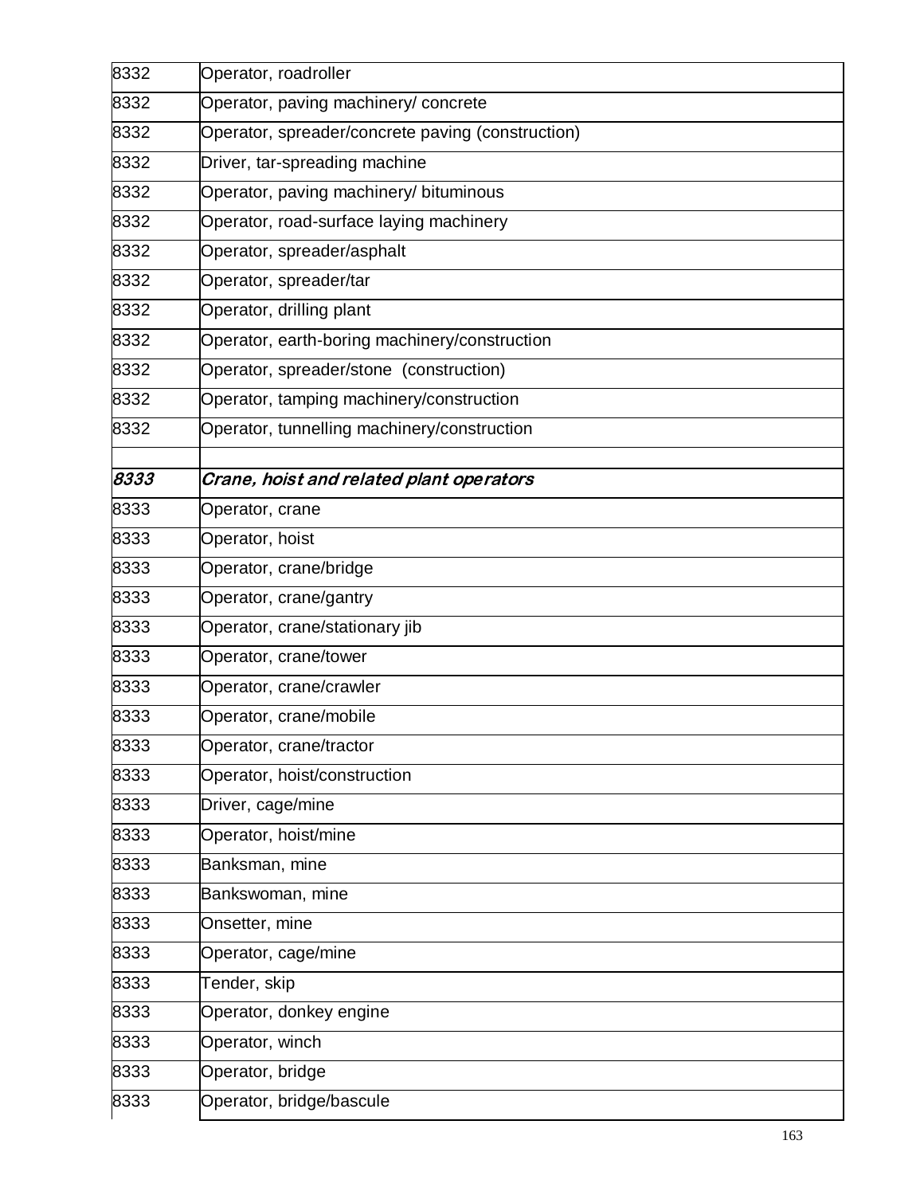| | |
|---|---|
| 8332 | Operator, roadroller |
| 8332 | Operator, paving machinery/ concrete |
| 8332 | Operator, spreader/concrete paving (construction) |
| 8332 | Driver, tar-spreading machine |
| 8332 | Operator, paving machinery/ bituminous |
| 8332 | Operator, road-surface laying machinery |
| 8332 | Operator, spreader/asphalt |
| 8332 | Operator, spreader/tar |
| 8332 | Operator, drilling plant |
| 8332 | Operator, earth-boring machinery/construction |
| 8332 | Operator, spreader/stone (construction) |
| 8332 | Operator, tamping machinery/construction |
| 8332 | Operator, tunnelling machinery/construction |
| | |
| *8333* | *Crane, hoist and related plant operators* |
| 8333 | Operator, crane |
| 8333 | Operator, hoist |
| 8333 | Operator, crane/bridge |
| 8333 | Operator, crane/gantry |
| 8333 | Operator, crane/stationary jib |
| 8333 | Operator, crane/tower |
| 8333 | Operator, crane/crawler |
| 8333 | Operator, crane/mobile |
| 8333 | Operator, crane/tractor |
| 8333 | Operator, hoist/construction |
| 8333 | Driver, cage/mine |
| 8333 | Operator, hoist/mine |
| 8333 | Banksman, mine |
| 8333 | Bankswoman, mine |
| 8333 | Onsetter, mine |
| 8333 | Operator, cage/mine |
| 8333 | Tender, skip |
| 8333 | Operator, donkey engine |
| 8333 | Operator, winch |
| 8333 | Operator, bridge |
| 8333 | Operator, bridge/bascule |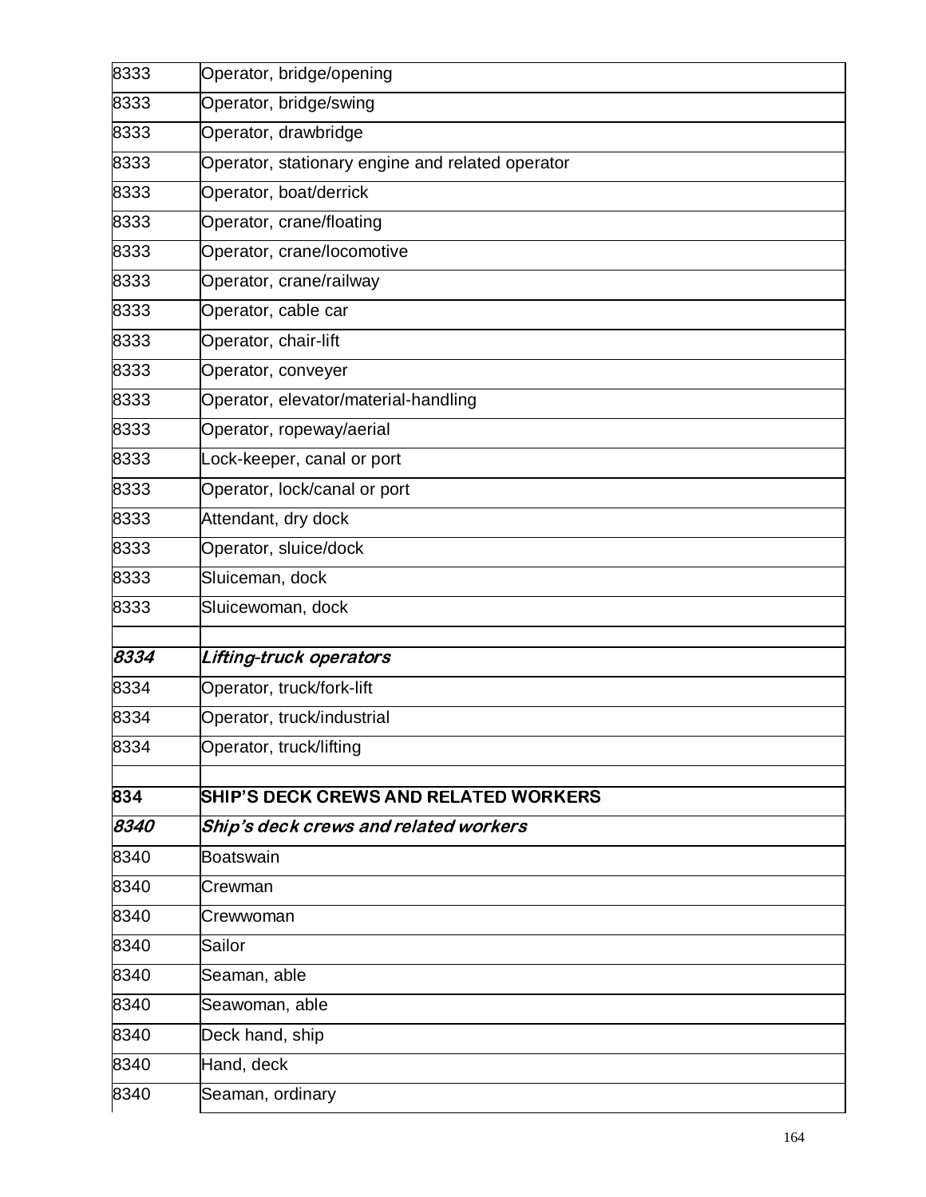| | |
|---|---|
| 8333 | Operator, bridge/opening |
| 8333 | Operator, bridge/swing |
| 8333 | Operator, drawbridge |
| 8333 | Operator, stationary engine and related operator |
| 8333 | Operator, boat/derrick |
| 8333 | Operator, crane/floating |
| 8333 | Operator, crane/locomotive |
| 8333 | Operator, crane/railway |
| 8333 | Operator, cable car |
| 8333 | Operator, chair-lift |
| 8333 | Operator, conveyer |
| 8333 | Operator, elevator/material-handling |
| 8333 | Operator, ropeway/aerial |
| 8333 | Lock-keeper, canal or port |
| 8333 | Operator, lock/canal or port |
| 8333 | Attendant, dry dock |
| 8333 | Operator, sluice/dock |
| 8333 | Sluiceman, dock |
| 8333 | Sluicewoman, dock |
| | |
| ***8334*** | ***Lifting-truck operators*** |
| 8334 | Operator, truck/fork-lift |
| 8334 | Operator, truck/industrial |
| 8334 | Operator, truck/lifting |
| | |
| **834** | **SHIP'S DECK CREWS AND RELATED WORKERS** |
| ***8340*** | ***Ship's deck crews and related workers*** |
| 8340 | Boatswain |
| 8340 | Crewman |
| 8340 | Crewwoman |
| 8340 | Sailor |
| 8340 | Seaman, able |
| 8340 | Seawoman, able |
| 8340 | Deck hand, ship |
| 8340 | Hand, deck |
| 8340 | Seaman, ordinary |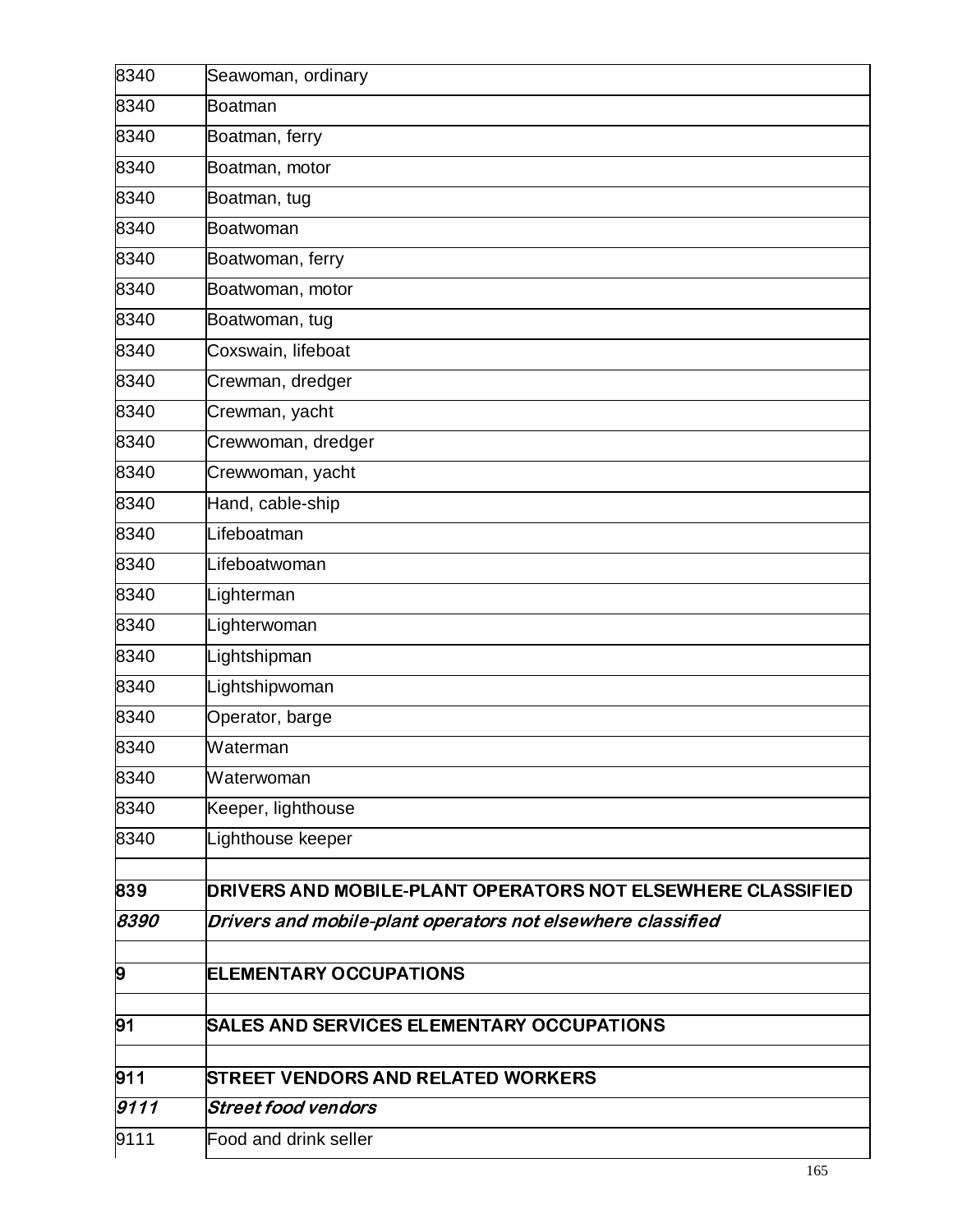| | |
|---|---|
| 8340 | Seawoman, ordinary |
| 8340 | Boatman |
| 8340 | Boatman, ferry |
| 8340 | Boatman, motor |
| 8340 | Boatman, tug |
| 8340 | Boatwoman |
| 8340 | Boatwoman, ferry |
| 8340 | Boatwoman, motor |
| 8340 | Boatwoman, tug |
| 8340 | Coxswain, lifeboat |
| 8340 | Crewman, dredger |
| 8340 | Crewman, yacht |
| 8340 | Crewwoman, dredger |
| 8340 | Crewwoman, yacht |
| 8340 | Hand, cable-ship |
| 8340 | Lifeboatman |
| 8340 | Lifeboatwoman |
| 8340 | Lighterman |
| 8340 | Lighterwoman |
| 8340 | Lightshipman |
| 8340 | Lightshipwoman |
| 8340 | Operator, barge |
| 8340 | Waterman |
| 8340 | Waterwoman |
| 8340 | Keeper, lighthouse |
| 8340 | Lighthouse keeper |
| | |
| **839** | **DRIVERS AND MOBILE-PLANT OPERATORS NOT ELSEWHERE CLASSIFIED** |
| ***8390*** | ***Drivers and mobile-plant operators not elsewhere classified*** |
| | |
| **9** | **ELEMENTARY OCCUPATIONS** |
| | |
| **91** | **SALES AND SERVICES ELEMENTARY OCCUPATIONS** |
| | |
| **911** | **STREET VENDORS AND RELATED WORKERS** |
| ***9111*** | ***Street food vendors*** |
| 9111 | Food and drink seller |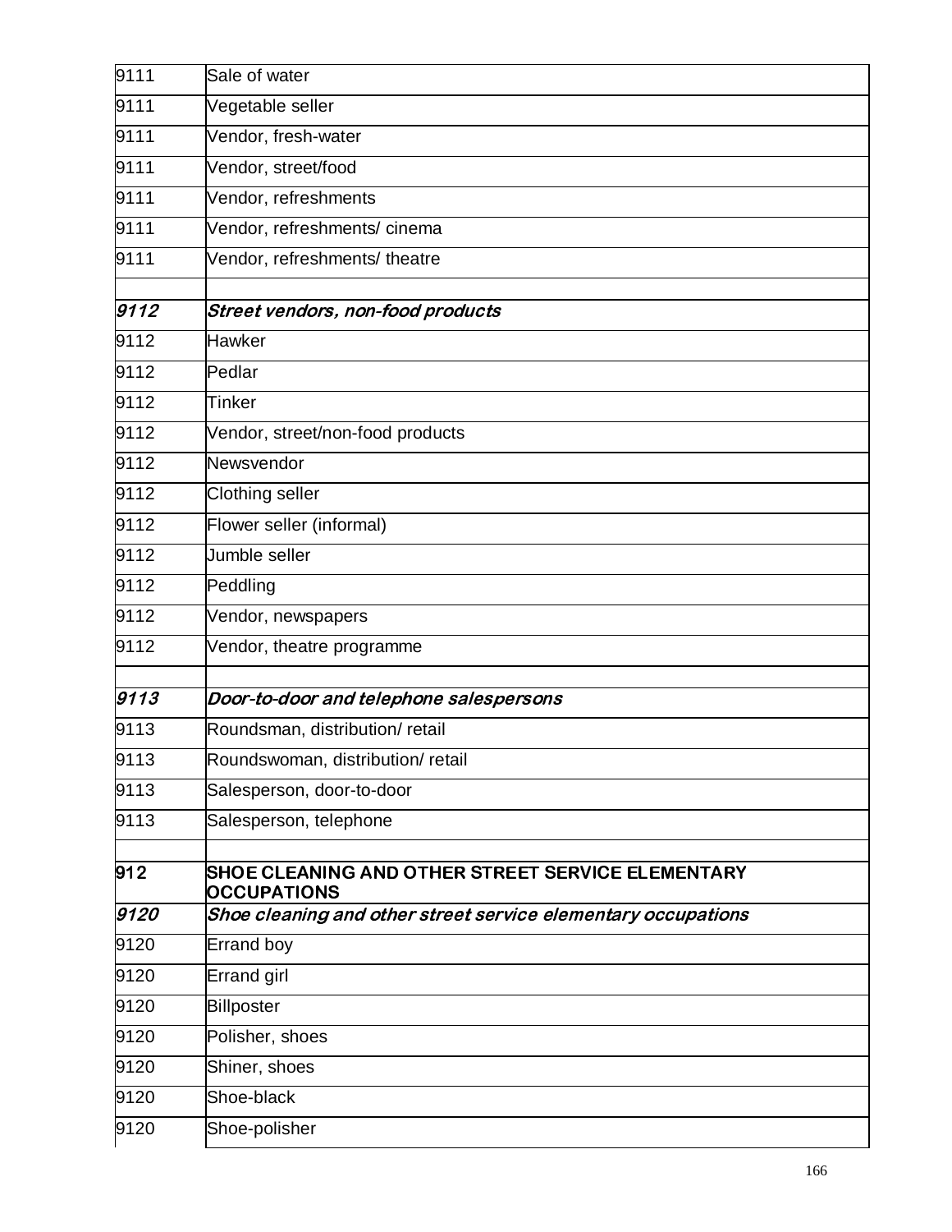| | |
|---|---|
| 9111 | Sale of water |
| 9111 | Vegetable seller |
| 9111 | Vendor, fresh-water |
| 9111 | Vendor, street/food |
| 9111 | Vendor, refreshments |
| 9111 | Vendor, refreshments/ cinema |
| 9111 | Vendor, refreshments/ theatre |
| | |
| ***9112*** | ***Street vendors, non-food products*** |
| 9112 | Hawker |
| 9112 | Pedlar |
| 9112 | Tinker |
| 9112 | Vendor, street/non-food products |
| 9112 | Newsvendor |
| 9112 | Clothing seller |
| 9112 | Flower seller (informal) |
| 9112 | Jumble seller |
| 9112 | Peddling |
| 9112 | Vendor, newspapers |
| 9112 | Vendor, theatre programme |
| | |
| ***9113*** | ***Door-to-door and telephone salespersons*** |
| 9113 | Roundsman, distribution/ retail |
| 9113 | Roundswoman, distribution/ retail |
| 9113 | Salesperson, door-to-door |
| 9113 | Salesperson, telephone |
| | |
| **912** | **SHOE CLEANING AND OTHER STREET SERVICE ELEMENTARY OCCUPATIONS** |
| ***9120*** | ***Shoe cleaning and other street service elementary occupations*** |
| 9120 | Errand boy |
| 9120 | Errand girl |
| 9120 | Billposter |
| 9120 | Polisher, shoes |
| 9120 | Shiner, shoes |
| 9120 | Shoe-black |
| 9120 | Shoe-polisher |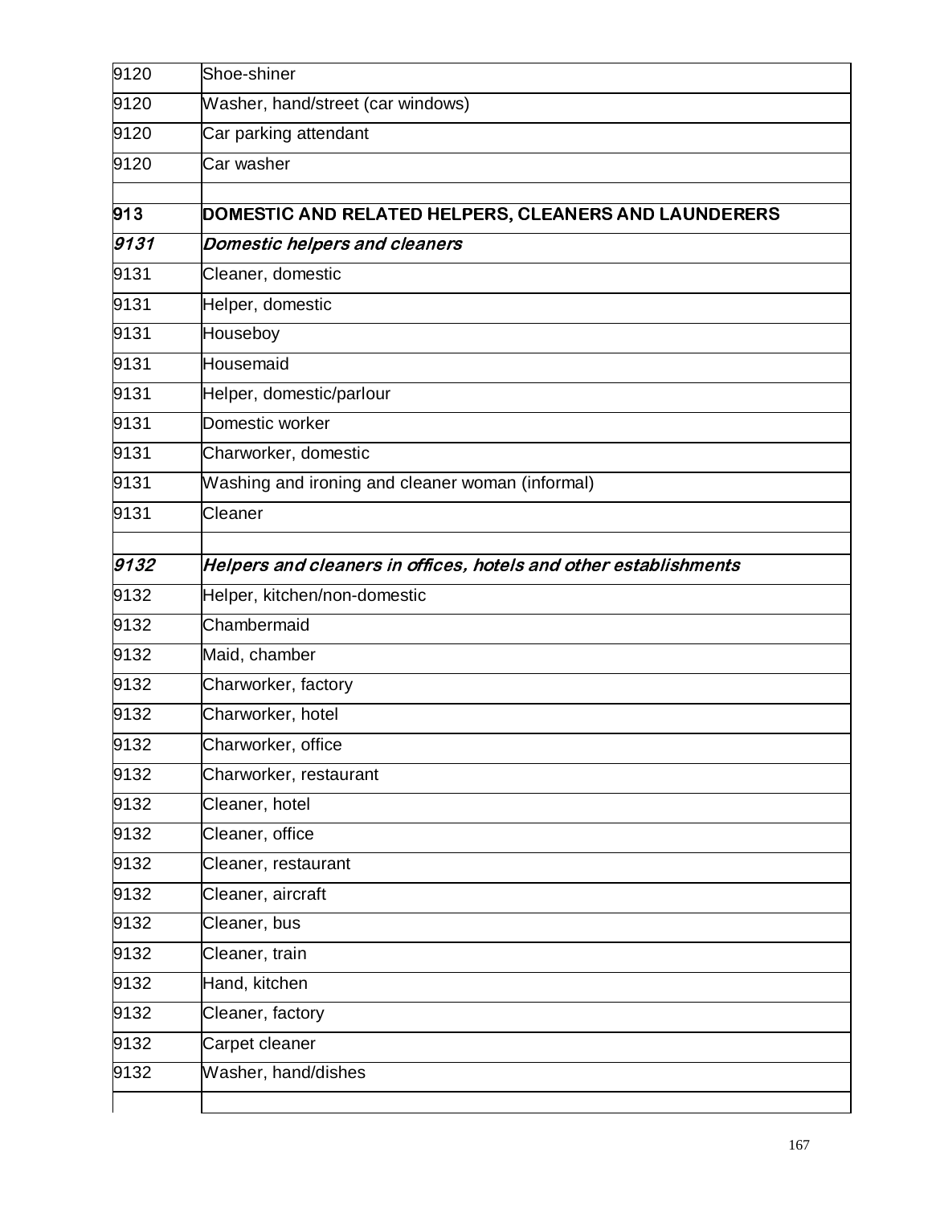| | |
|---|---|
| 9120 | Shoe-shiner |
| 9120 | Washer, hand/street (car windows) |
| 9120 | Car parking attendant |
| 9120 | Car washer |
| | |
| **913** | **DOMESTIC AND RELATED HELPERS, CLEANERS AND LAUNDERERS** |
| ***9131*** | ***Domestic helpers and cleaners*** |
| 9131 | Cleaner, domestic |
| 9131 | Helper, domestic |
| 9131 | Houseboy |
| 9131 | Housemaid |
| 9131 | Helper, domestic/parlour |
| 9131 | Domestic worker |
| 9131 | Charworker, domestic |
| 9131 | Washing and ironing and cleaner woman (informal) |
| 9131 | Cleaner |
| | |
| ***9132*** | ***Helpers and cleaners in offices, hotels and other establishments*** |
| 9132 | Helper, kitchen/non-domestic |
| 9132 | Chambermaid |
| 9132 | Maid, chamber |
| 9132 | Charworker, factory |
| 9132 | Charworker, hotel |
| 9132 | Charworker, office |
| 9132 | Charworker, restaurant |
| 9132 | Cleaner, hotel |
| 9132 | Cleaner, office |
| 9132 | Cleaner, restaurant |
| 9132 | Cleaner, aircraft |
| 9132 | Cleaner, bus |
| 9132 | Cleaner, train |
| 9132 | Hand, kitchen |
| 9132 | Cleaner, factory |
| 9132 | Carpet cleaner |
| 9132 | Washer, hand/dishes |
| | |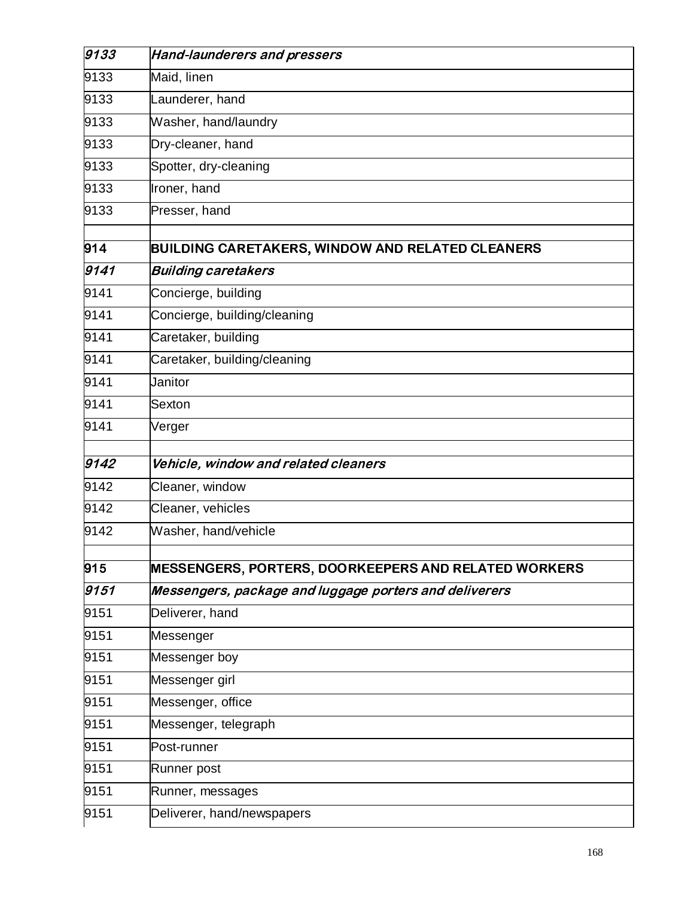| | |
|---|---|
| ***9133*** | ***Hand-launderers and pressers*** |
| 9133 | Maid, linen |
| 9133 | Launderer, hand |
| 9133 | Washer, hand/laundry |
| 9133 | Dry-cleaner, hand |
| 9133 | Spotter, dry-cleaning |
| 9133 | Ironer, hand |
| 9133 | Presser, hand |
| | |
| **914** | **BUILDING CARETAKERS, WINDOW AND RELATED CLEANERS** |
| ***9141*** | ***Building caretakers*** |
| 9141 | Concierge, building |
| 9141 | Concierge, building/cleaning |
| 9141 | Caretaker, building |
| 9141 | Caretaker, building/cleaning |
| 9141 | Janitor |
| 9141 | Sexton |
| 9141 | Verger |
| | |
| ***9142*** | ***Vehicle, window and related cleaners*** |
| 9142 | Cleaner, window |
| 9142 | Cleaner, vehicles |
| 9142 | Washer, hand/vehicle |
| | |
| **915** | **MESSENGERS, PORTERS, DOORKEEPERS AND RELATED WORKERS** |
| ***9151*** | ***Messengers, package and luggage porters and deliverers*** |
| 9151 | Deliverer, hand |
| 9151 | Messenger |
| 9151 | Messenger boy |
| 9151 | Messenger girl |
| 9151 | Messenger, office |
| 9151 | Messenger, telegraph |
| 9151 | Post-runner |
| 9151 | Runner post |
| 9151 | Runner, messages |
| 9151 | Deliverer, hand/newspapers |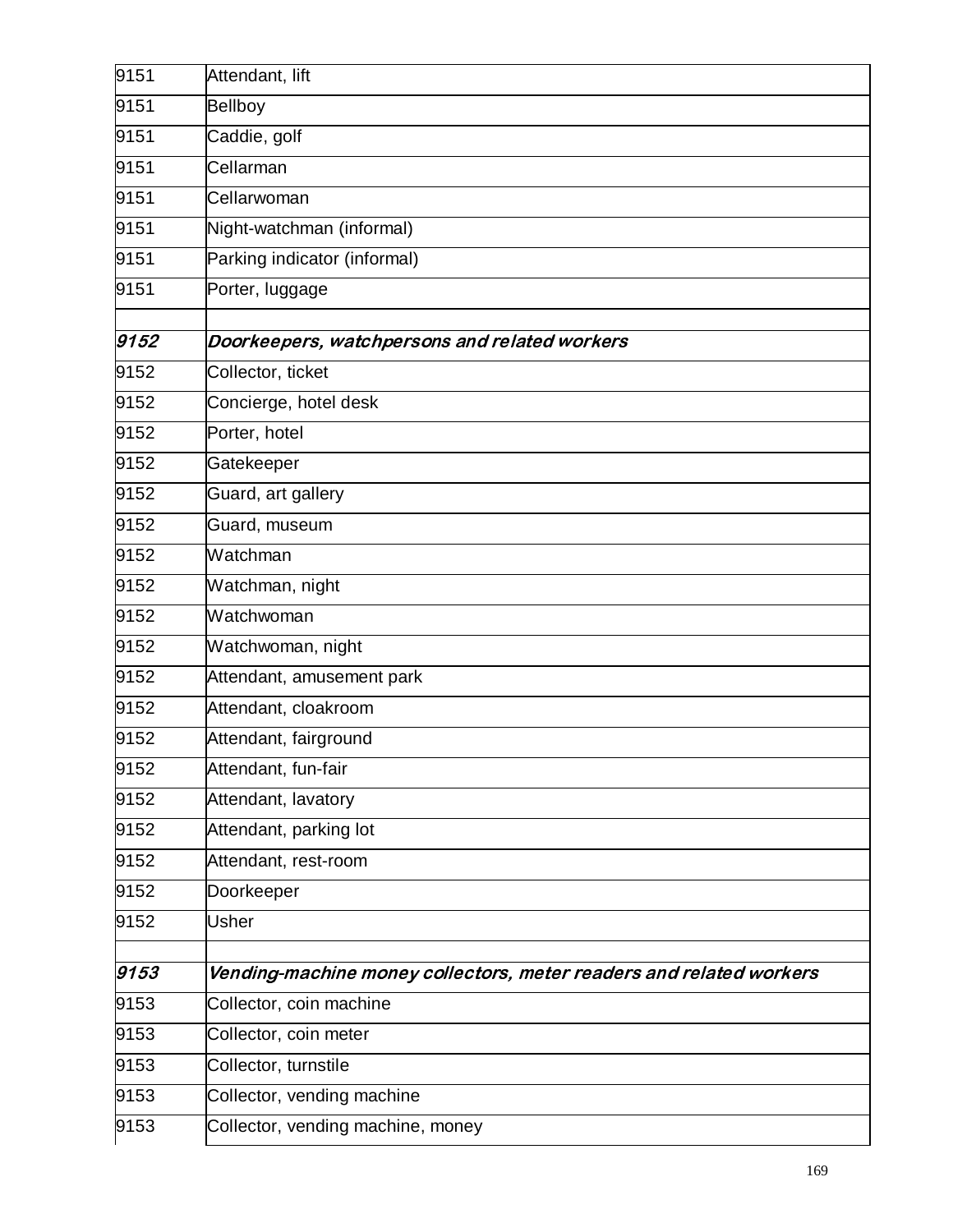| | |
|---|---|
| 9151 | Attendant, lift |
| 9151 | Bellboy |
| 9151 | Caddie, golf |
| 9151 | Cellarman |
| 9151 | Cellarwoman |
| 9151 | Night-watchman (informal) |
| 9151 | Parking indicator (informal) |
| 9151 | Porter, luggage |
| | |
| *9152* | ***Doorkeepers, watchpersons and related workers*** |
| 9152 | Collector, ticket |
| 9152 | Concierge, hotel desk |
| 9152 | Porter, hotel |
| 9152 | Gatekeeper |
| 9152 | Guard, art gallery |
| 9152 | Guard, museum |
| 9152 | Watchman |
| 9152 | Watchman, night |
| 9152 | Watchwoman |
| 9152 | Watchwoman, night |
| 9152 | Attendant, amusement park |
| 9152 | Attendant, cloakroom |
| 9152 | Attendant, fairground |
| 9152 | Attendant, fun-fair |
| 9152 | Attendant, lavatory |
| 9152 | Attendant, parking lot |
| 9152 | Attendant, rest-room |
| 9152 | Doorkeeper |
| 9152 | Usher |
| | |
| *9153* | ***Vending-machine money collectors, meter readers and related workers*** |
| 9153 | Collector, coin machine |
| 9153 | Collector, coin meter |
| 9153 | Collector, turnstile |
| 9153 | Collector, vending machine |
| 9153 | Collector, vending machine, money |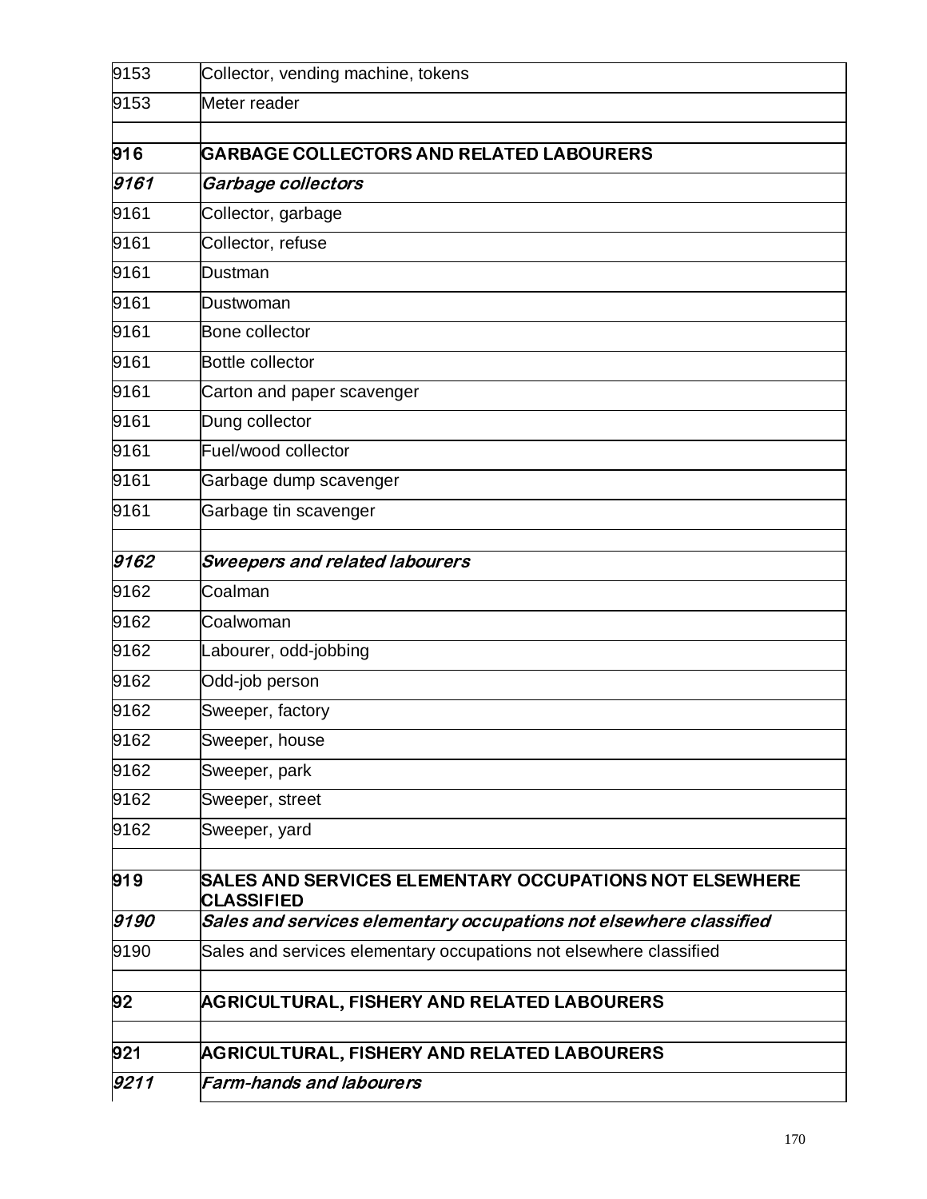| | |
|---|---|
| 9153 | Collector, vending machine, tokens |
| 9153 | Meter reader |
| | |
| **916** | **GARBAGE COLLECTORS AND RELATED LABOURERS** |
| ***9161*** | ***Garbage collectors*** |
| 9161 | Collector, garbage |
| 9161 | Collector, refuse |
| 9161 | Dustman |
| 9161 | Dustwoman |
| 9161 | Bone collector |
| 9161 | Bottle collector |
| 9161 | Carton and paper scavenger |
| 9161 | Dung collector |
| 9161 | Fuel/wood collector |
| 9161 | Garbage dump scavenger |
| 9161 | Garbage tin scavenger |
| | |
| ***9162*** | ***Sweepers and related labourers*** |
| 9162 | Coalman |
| 9162 | Coalwoman |
| 9162 | Labourer, odd-jobbing |
| 9162 | Odd-job person |
| 9162 | Sweeper, factory |
| 9162 | Sweeper, house |
| 9162 | Sweeper, park |
| 9162 | Sweeper, street |
| 9162 | Sweeper, yard |
| | |
| **919** | **SALES AND SERVICES ELEMENTARY OCCUPATIONS NOT ELSEWHERE CLASSIFIED** |
| ***9190*** | ***Sales and services elementary occupations not elsewhere classified*** |
| 9190 | Sales and services elementary occupations not elsewhere classified |
| | |
| **92** | **AGRICULTURAL, FISHERY AND RELATED LABOURERS** |
| | |
| **921** | **AGRICULTURAL, FISHERY AND RELATED LABOURERS** |
| ***9211*** | ***Farm-hands and labourers*** |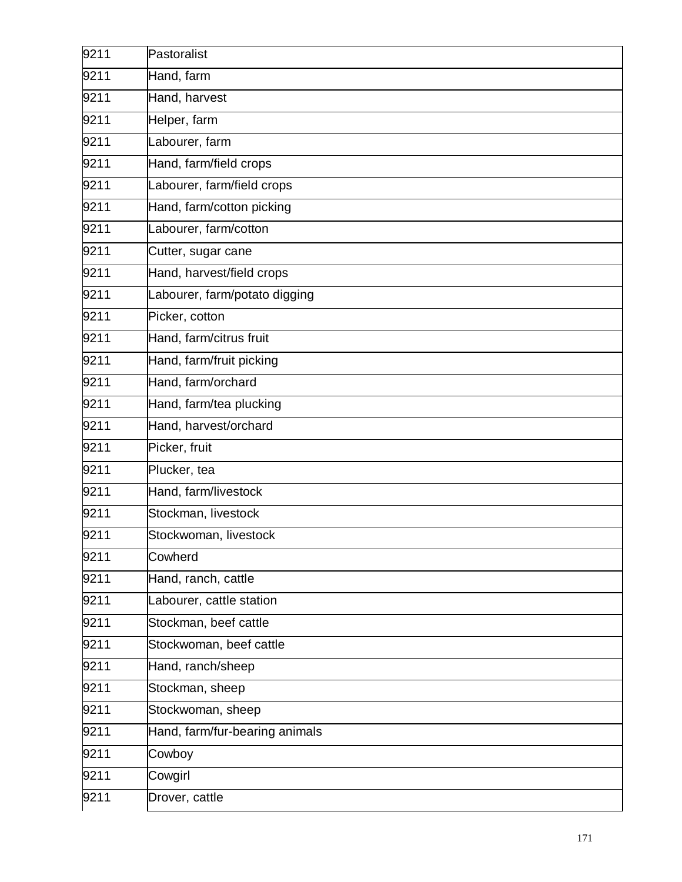| | |
|---|---|
| 9211 | Pastoralist |
| 9211 | Hand, farm |
| 9211 | Hand, harvest |
| 9211 | Helper, farm |
| 9211 | Labourer, farm |
| 9211 | Hand, farm/field crops |
| 9211 | Labourer, farm/field crops |
| 9211 | Hand, farm/cotton picking |
| 9211 | Labourer, farm/cotton |
| 9211 | Cutter, sugar cane |
| 9211 | Hand, harvest/field crops |
| 9211 | Labourer, farm/potato digging |
| 9211 | Picker, cotton |
| 9211 | Hand, farm/citrus fruit |
| 9211 | Hand, farm/fruit picking |
| 9211 | Hand, farm/orchard |
| 9211 | Hand, farm/tea plucking |
| 9211 | Hand, harvest/orchard |
| 9211 | Picker, fruit |
| 9211 | Plucker, tea |
| 9211 | Hand, farm/livestock |
| 9211 | Stockman, livestock |
| 9211 | Stockwoman, livestock |
| 9211 | Cowherd |
| 9211 | Hand, ranch, cattle |
| 9211 | Labourer, cattle station |
| 9211 | Stockman, beef cattle |
| 9211 | Stockwoman, beef cattle |
| 9211 | Hand, ranch/sheep |
| 9211 | Stockman, sheep |
| 9211 | Stockwoman, sheep |
| 9211 | Hand, farm/fur-bearing animals |
| 9211 | Cowboy |
| 9211 | Cowgirl |
| 9211 | Drover, cattle |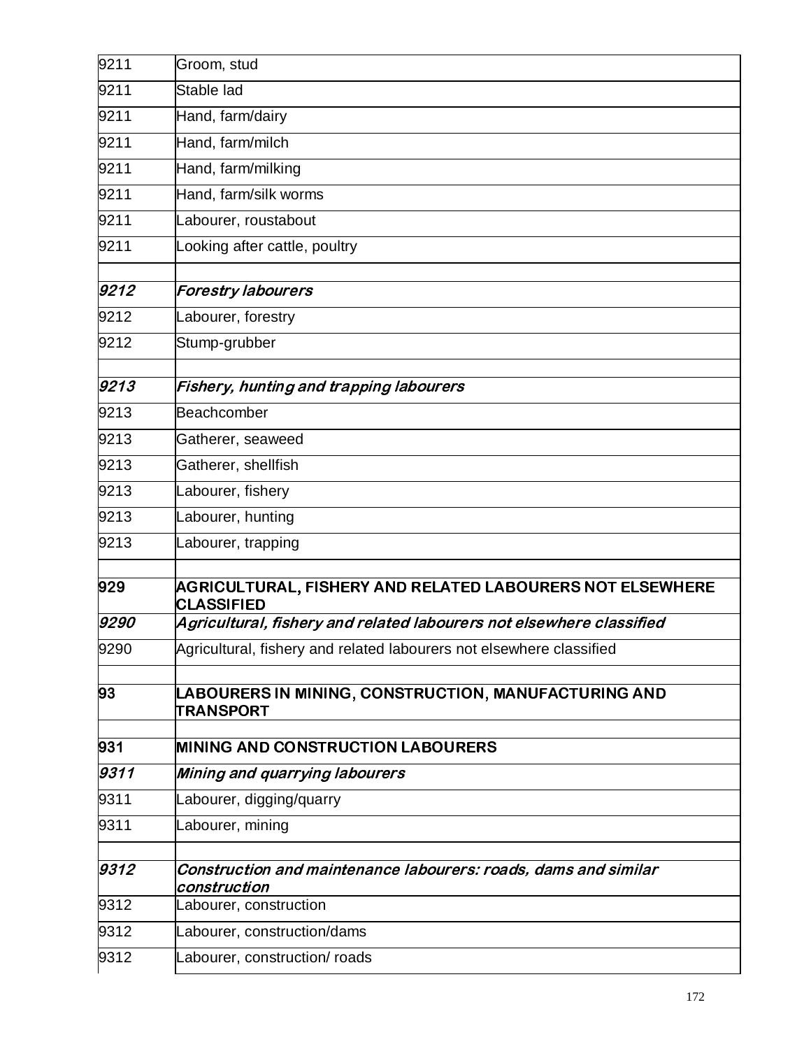| | |
|---|---|
| 9211 | Groom, stud |
| 9211 | Stable lad |
| 9211 | Hand, farm/dairy |
| 9211 | Hand, farm/milch |
| 9211 | Hand, farm/milking |
| 9211 | Hand, farm/silk worms |
| 9211 | Labourer, roustabout |
| 9211 | Looking after cattle, poultry |
| | |
| *9212* | *Forestry labourers* |
| 9212 | Labourer, forestry |
| 9212 | Stump-grubber |
| | |
| *9213* | *Fishery, hunting and trapping labourers* |
| 9213 | Beachcomber |
| 9213 | Gatherer, seaweed |
| 9213 | Gatherer, shellfish |
| 9213 | Labourer, fishery |
| 9213 | Labourer, hunting |
| 9213 | Labourer, trapping |
| | |
| **929** | **AGRICULTURAL, FISHERY AND RELATED LABOURERS NOT ELSEWHERE CLASSIFIED** |
| *9290* | *Agricultural, fishery and related labourers not elsewhere classified* |
| 9290 | Agricultural, fishery and related labourers not elsewhere classified |
| | |
| **93** | **LABOURERS IN MINING, CONSTRUCTION, MANUFACTURING AND TRANSPORT** |
| | |
| **931** | **MINING AND CONSTRUCTION LABOURERS** |
| *9311* | *Mining and quarrying labourers* |
| 9311 | Labourer, digging/quarry |
| 9311 | Labourer, mining |
| | |
| *9312* | *Construction and maintenance labourers: roads, dams and similar construction* |
| 9312 | Labourer, construction |
| 9312 | Labourer, construction/dams |
| 9312 | Labourer, construction/ roads |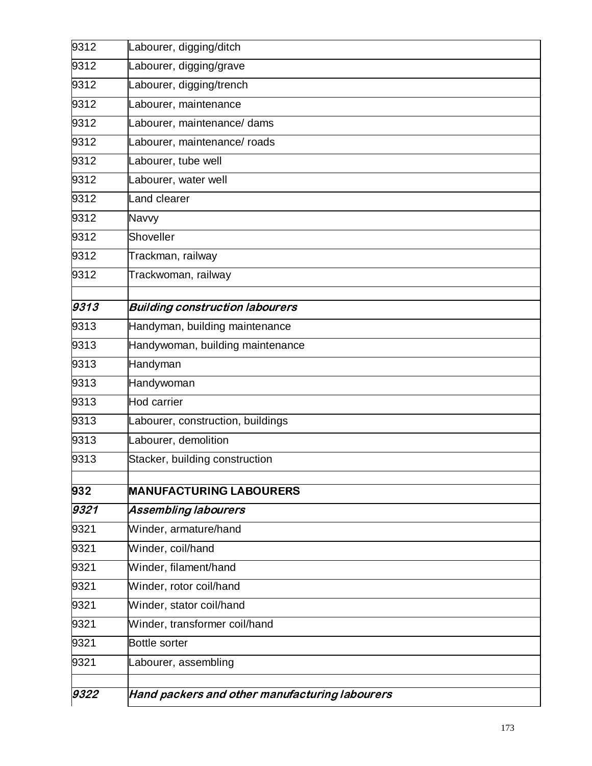| | |
|---|---|
| 9312 | Labourer, digging/ditch |
| 9312 | Labourer, digging/grave |
| 9312 | Labourer, digging/trench |
| 9312 | Labourer, maintenance |
| 9312 | Labourer, maintenance/ dams |
| 9312 | Labourer, maintenance/ roads |
| 9312 | Labourer, tube well |
| 9312 | Labourer, water well |
| 9312 | Land clearer |
| 9312 | Navvy |
| 9312 | Shoveller |
| 9312 | Trackman, railway |
| 9312 | Trackwoman, railway |
| | |
| ***9313*** | ***Building construction labourers*** |
| 9313 | Handyman, building maintenance |
| 9313 | Handywoman, building maintenance |
| 9313 | Handyman |
| 9313 | Handywoman |
| 9313 | Hod carrier |
| 9313 | Labourer, construction, buildings |
| 9313 | Labourer, demolition |
| 9313 | Stacker, building construction |
| | |
| **932** | **MANUFACTURING LABOURERS** |
| ***9321*** | ***Assembling labourers*** |
| 9321 | Winder, armature/hand |
| 9321 | Winder, coil/hand |
| 9321 | Winder, filament/hand |
| 9321 | Winder, rotor coil/hand |
| 9321 | Winder, stator coil/hand |
| 9321 | Winder, transformer coil/hand |
| 9321 | Bottle sorter |
| 9321 | Labourer, assembling |
| | |
| ***9322*** | ***Hand packers and other manufacturing labourers*** |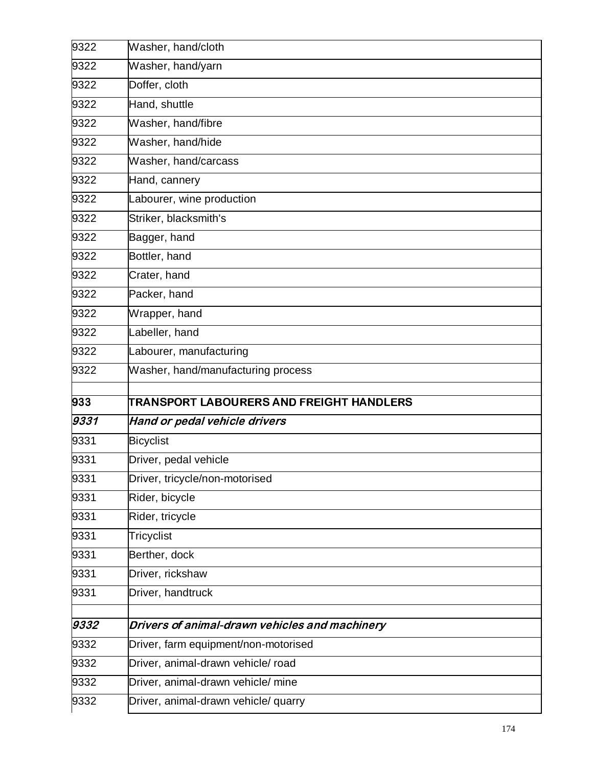| | |
|---|---|
| 9322 | Washer, hand/cloth |
| 9322 | Washer, hand/yarn |
| 9322 | Doffer, cloth |
| 9322 | Hand, shuttle |
| 9322 | Washer, hand/fibre |
| 9322 | Washer, hand/hide |
| 9322 | Washer, hand/carcass |
| 9322 | Hand, cannery |
| 9322 | Labourer, wine production |
| 9322 | Striker, blacksmith's |
| 9322 | Bagger, hand |
| 9322 | Bottler, hand |
| 9322 | Crater, hand |
| 9322 | Packer, hand |
| 9322 | Wrapper, hand |
| 9322 | Labeller, hand |
| 9322 | Labourer, manufacturing |
| 9322 | Washer, hand/manufacturing process |
| | |
| **933** | **TRANSPORT LABOURERS AND FREIGHT HANDLERS** |
| ***9331*** | ***Hand or pedal vehicle drivers*** |
| 9331 | Bicyclist |
| 9331 | Driver, pedal vehicle |
| 9331 | Driver, tricycle/non-motorised |
| 9331 | Rider, bicycle |
| 9331 | Rider, tricycle |
| 9331 | Tricyclist |
| 9331 | Berther, dock |
| 9331 | Driver, rickshaw |
| 9331 | Driver, handtruck |
| | |
| ***9332*** | ***Drivers of animal-drawn vehicles and machinery*** |
| 9332 | Driver, farm equipment/non-motorised |
| 9332 | Driver, animal-drawn vehicle/ road |
| 9332 | Driver, animal-drawn vehicle/ mine |
| 9332 | Driver, animal-drawn vehicle/ quarry |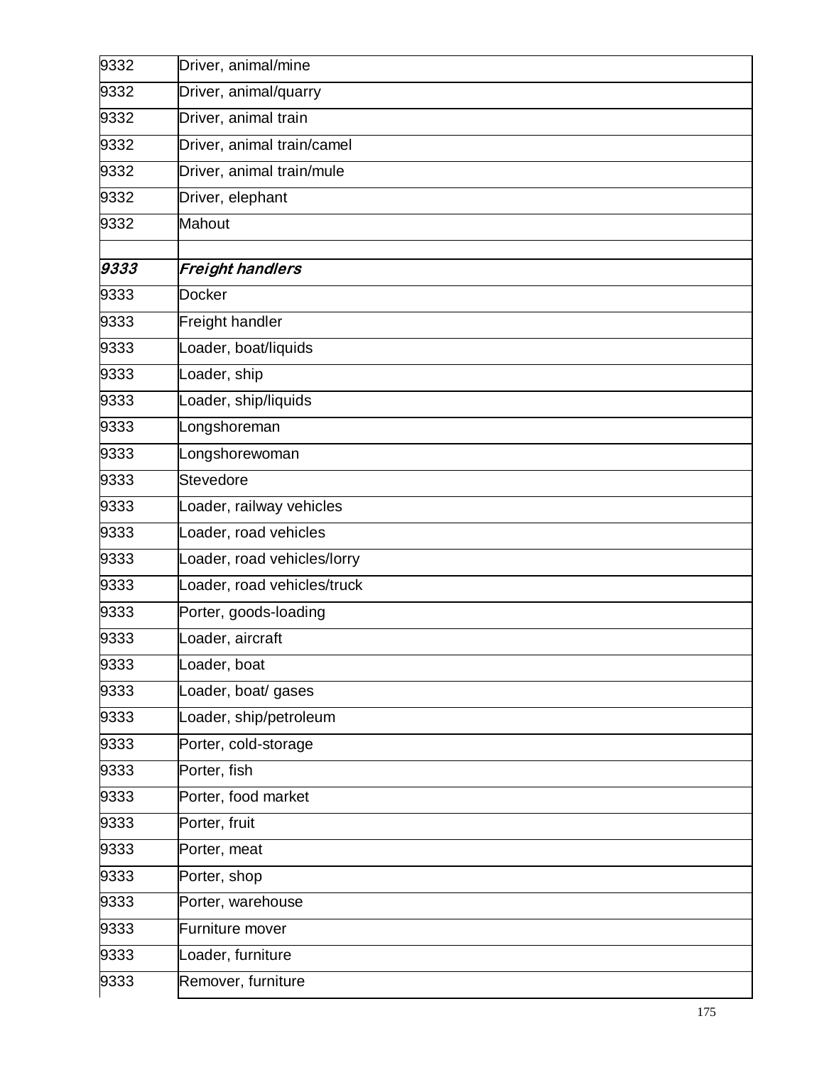| | |
|---|---|
| 9332 | Driver, animal/mine |
| 9332 | Driver, animal/quarry |
| 9332 | Driver, animal train |
| 9332 | Driver, animal train/camel |
| 9332 | Driver, animal train/mule |
| 9332 | Driver, elephant |
| 9332 | Mahout |
| | |
| ***9333*** | ***Freight handlers*** |
| 9333 | Docker |
| 9333 | Freight handler |
| 9333 | Loader, boat/liquids |
| 9333 | Loader, ship |
| 9333 | Loader, ship/liquids |
| 9333 | Longshoreman |
| 9333 | Longshorewoman |
| 9333 | Stevedore |
| 9333 | Loader, railway vehicles |
| 9333 | Loader, road vehicles |
| 9333 | Loader, road vehicles/lorry |
| 9333 | Loader, road vehicles/truck |
| 9333 | Porter, goods-loading |
| 9333 | Loader, aircraft |
| 9333 | Loader, boat |
| 9333 | Loader, boat/ gases |
| 9333 | Loader, ship/petroleum |
| 9333 | Porter, cold-storage |
| 9333 | Porter, fish |
| 9333 | Porter, food market |
| 9333 | Porter, fruit |
| 9333 | Porter, meat |
| 9333 | Porter, shop |
| 9333 | Porter, warehouse |
| 9333 | Furniture mover |
| 9333 | Loader, furniture |
| 9333 | Remover, furniture |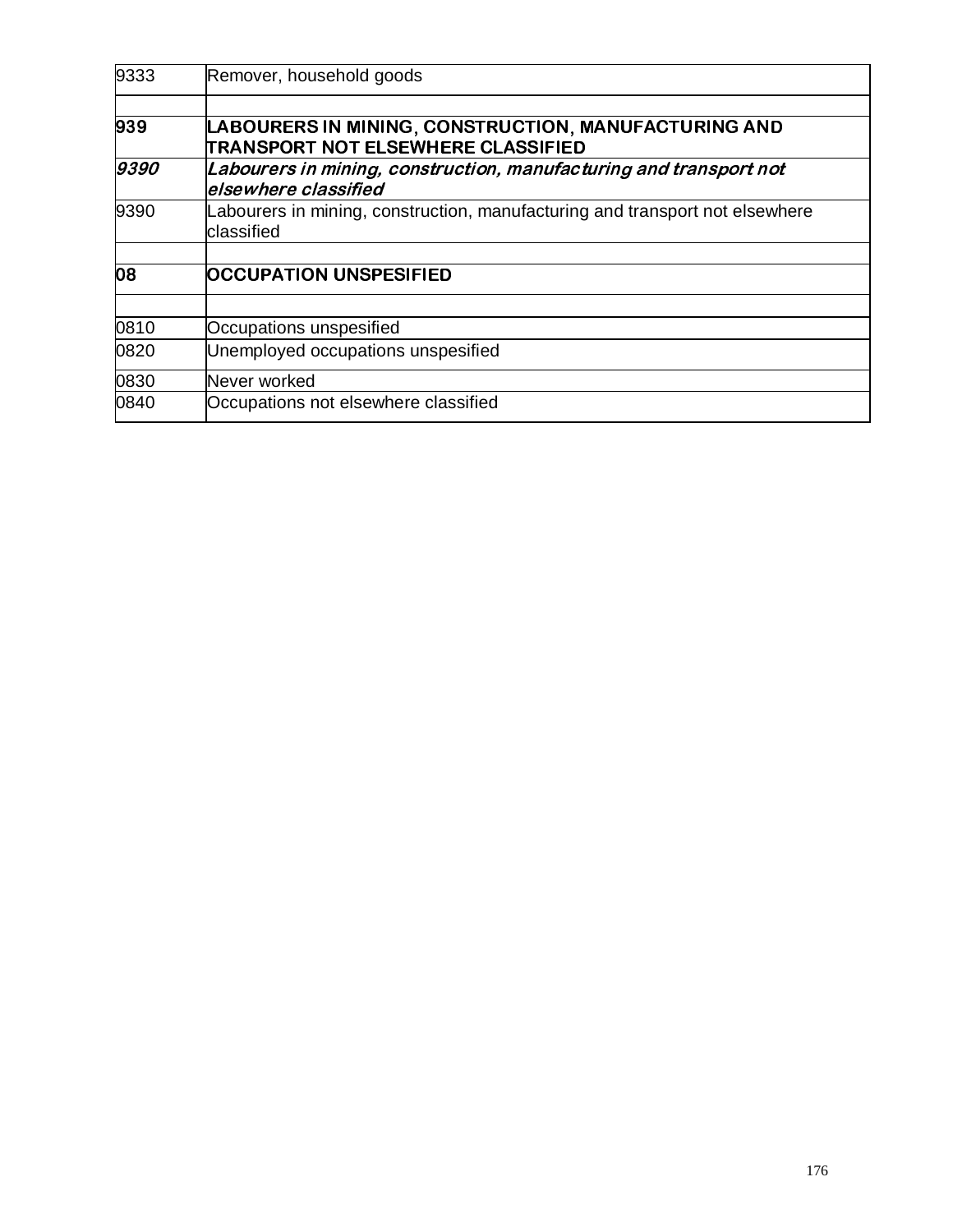| | |
|---|---|
| 9333 | Remover, household goods |
| | |
| **939** | **LABOURERS IN MINING, CONSTRUCTION, MANUFACTURING AND TRANSPORT NOT ELSEWHERE CLASSIFIED** |
| ***9390*** | ***Labourers in mining, construction, manufacturing and transport not elsewhere classified*** |
| 9390 | Labourers in mining, construction, manufacturing and transport not elsewhere classified |
| | |
| **08** | **OCCUPATION UNSPESIFIED** |
| | |
| 0810 | Occupations unspesified |
| 0820 | Unemployed occupations unspesified |
| 0830 | Never worked |
| 0840 | Occupations not elsewhere classified |